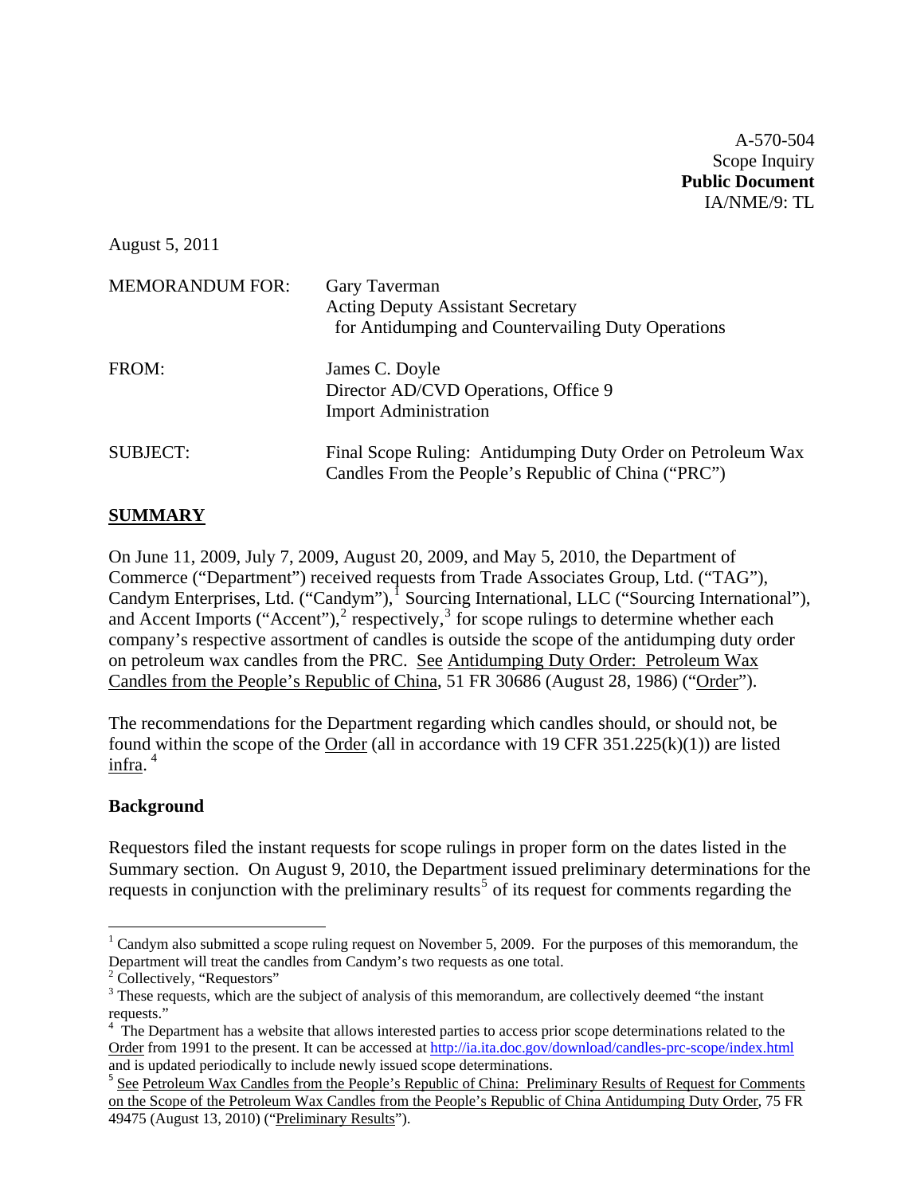A-570-504
Scope Inquiry
**Public Document**
IA/NME/9: TL

August 5, 2011

MEMORANDUM FOR: Gary Taverman
Acting Deputy Assistant Secretary
for Antidumping and Countervailing Duty Operations

FROM: James C. Doyle
Director AD/CVD Operations, Office 9
Import Administration

SUBJECT: Final Scope Ruling: Antidumping Duty Order on Petroleum Wax Candles From the People's Republic of China ("PRC")

## SUMMARY

On June 11, 2009, July 7, 2009, August 20, 2009, and May 5, 2010, the Department of Commerce ("Department") received requests from Trade Associates Group, Ltd. ("TAG"), Candym Enterprises, Ltd. ("Candym"),[1] Sourcing International, LLC ("Sourcing International"), and Accent Imports ("Accent"),[2] respectively,[3] for scope rulings to determine whether each company's respective assortment of candles is outside the scope of the antidumping duty order on petroleum wax candles from the PRC. See Antidumping Duty Order: Petroleum Wax Candles from the People's Republic of China, 51 FR 30686 (August 28, 1986) ("Order").

The recommendations for the Department regarding which candles should, or should not, be found within the scope of the Order (all in accordance with 19 CFR 351.225(k)(1)) are listed infra.[4]

### Background

Requestors filed the instant requests for scope rulings in proper form on the dates listed in the Summary section. On August 9, 2010, the Department issued preliminary determinations for the requests in conjunction with the preliminary results[5] of its request for comments regarding the

---

[1] Candym also submitted a scope ruling request on November 5, 2009. For the purposes of this memorandum, the Department will treat the candles from Candym's two requests as one total.

[2] Collectively, "Requestors"

[3] These requests, which are the subject of analysis of this memorandum, are collectively deemed "the instant requests."

[4] The Department has a website that allows interested parties to access prior scope determinations related to the Order from 1991 to the present. It can be accessed at http://ia.ita.doc.gov/download/candles-prc-scope/index.html and is updated periodically to include newly issued scope determinations.

[5] See Petroleum Wax Candles from the People's Republic of China: Preliminary Results of Request for Comments on the Scope of the Petroleum Wax Candles from the People's Republic of China Antidumping Duty Order, 75 FR 49475 (August 13, 2010) ("Preliminary Results").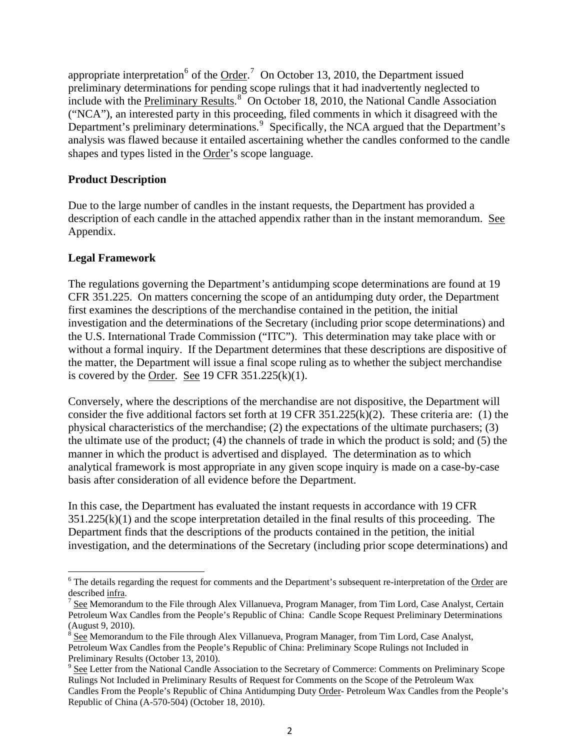appropriate interpretation[6] of the Order.[7] On October 13, 2010, the Department issued preliminary determinations for pending scope rulings that it had inadvertently neglected to include with the Preliminary Results.[8] On October 18, 2010, the National Candle Association ("NCA"), an interested party in this proceeding, filed comments in which it disagreed with the Department's preliminary determinations.[9] Specifically, the NCA argued that the Department's analysis was flawed because it entailed ascertaining whether the candles conformed to the candle shapes and types listed in the Order's scope language.

**Product Description**

Due to the large number of candles in the instant requests, the Department has provided a description of each candle in the attached appendix rather than in the instant memorandum. See Appendix.

**Legal Framework**

The regulations governing the Department's antidumping scope determinations are found at 19 CFR 351.225. On matters concerning the scope of an antidumping duty order, the Department first examines the descriptions of the merchandise contained in the petition, the initial investigation and the determinations of the Secretary (including prior scope determinations) and the U.S. International Trade Commission ("ITC"). This determination may take place with or without a formal inquiry. If the Department determines that these descriptions are dispositive of the matter, the Department will issue a final scope ruling as to whether the subject merchandise is covered by the Order. See 19 CFR 351.225(k)(1).

Conversely, where the descriptions of the merchandise are not dispositive, the Department will consider the five additional factors set forth at 19 CFR 351.225(k)(2). These criteria are: (1) the physical characteristics of the merchandise; (2) the expectations of the ultimate purchasers; (3) the ultimate use of the product; (4) the channels of trade in which the product is sold; and (5) the manner in which the product is advertised and displayed. The determination as to which analytical framework is most appropriate in any given scope inquiry is made on a case-by-case basis after consideration of all evidence before the Department.

In this case, the Department has evaluated the instant requests in accordance with 19 CFR 351.225(k)(1) and the scope interpretation detailed in the final results of this proceeding. The Department finds that the descriptions of the products contained in the petition, the initial investigation, and the determinations of the Secretary (including prior scope determinations) and

---

[6] The details regarding the request for comments and the Department's subsequent re-interpretation of the Order are described infra.

[7] See Memorandum to the File through Alex Villanueva, Program Manager, from Tim Lord, Case Analyst, Certain Petroleum Wax Candles from the People's Republic of China: Candle Scope Request Preliminary Determinations (August 9, 2010).

[8] See Memorandum to the File through Alex Villanueva, Program Manager, from Tim Lord, Case Analyst, Petroleum Wax Candles from the People's Republic of China: Preliminary Scope Rulings not Included in Preliminary Results (October 13, 2010).

[9] See Letter from the National Candle Association to the Secretary of Commerce: Comments on Preliminary Scope Rulings Not Included in Preliminary Results of Request for Comments on the Scope of the Petroleum Wax Candles From the People's Republic of China Antidumping Duty Order- Petroleum Wax Candles from the People's Republic of China (A-570-504) (October 18, 2010).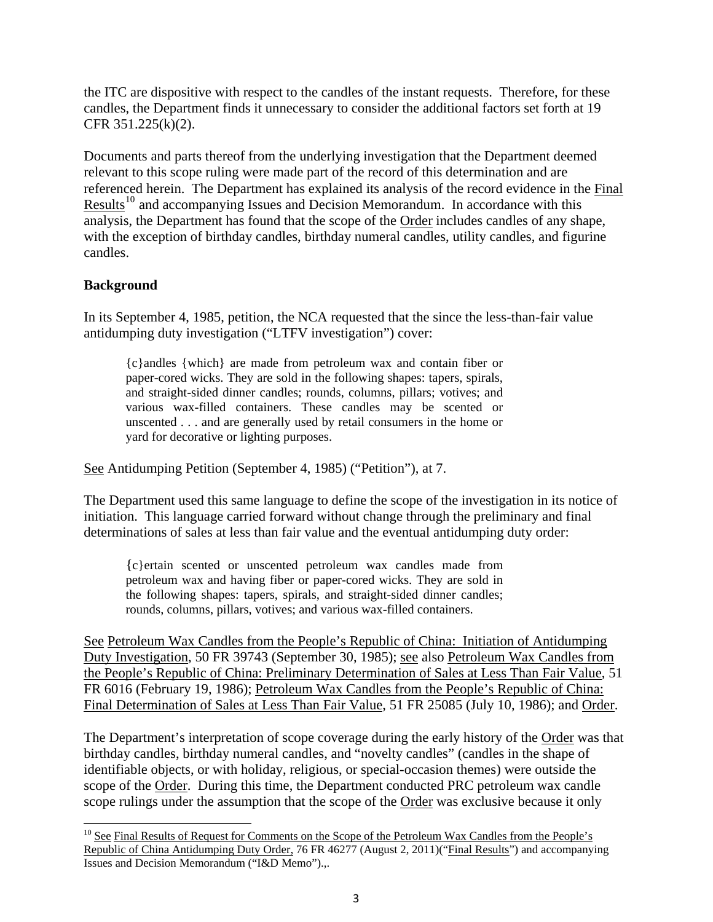the ITC are dispositive with respect to the candles of the instant requests. Therefore, for these candles, the Department finds it unnecessary to consider the additional factors set forth at 19 CFR 351.225(k)(2).

Documents and parts thereof from the underlying investigation that the Department deemed relevant to this scope ruling were made part of the record of this determination and are referenced herein. The Department has explained its analysis of the record evidence in the Final Results[10] and accompanying Issues and Decision Memorandum. In accordance with this analysis, the Department has found that the scope of the Order includes candles of any shape, with the exception of birthday candles, birthday numeral candles, utility candles, and figurine candles.

**Background**

In its September 4, 1985, petition, the NCA requested that the since the less-than-fair value antidumping duty investigation ("LTFV investigation") cover:

> {c}andles {which} are made from petroleum wax and contain fiber or paper-cored wicks. They are sold in the following shapes: tapers, spirals, and straight-sided dinner candles; rounds, columns, pillars; votives; and various wax-filled containers. These candles may be scented or unscented . . . and are generally used by retail consumers in the home or yard for decorative or lighting purposes.

See Antidumping Petition (September 4, 1985) ("Petition"), at 7.

The Department used this same language to define the scope of the investigation in its notice of initiation. This language carried forward without change through the preliminary and final determinations of sales at less than fair value and the eventual antidumping duty order:

> {c}ertain scented or unscented petroleum wax candles made from petroleum wax and having fiber or paper-cored wicks. They are sold in the following shapes: tapers, spirals, and straight-sided dinner candles; rounds, columns, pillars, votives; and various wax-filled containers.

See Petroleum Wax Candles from the People's Republic of China: Initiation of Antidumping Duty Investigation, 50 FR 39743 (September 30, 1985); see also Petroleum Wax Candles from the People's Republic of China: Preliminary Determination of Sales at Less Than Fair Value, 51 FR 6016 (February 19, 1986); Petroleum Wax Candles from the People's Republic of China: Final Determination of Sales at Less Than Fair Value, 51 FR 25085 (July 10, 1986); and Order.

The Department's interpretation of scope coverage during the early history of the Order was that birthday candles, birthday numeral candles, and "novelty candles" (candles in the shape of identifiable objects, or with holiday, religious, or special-occasion themes) were outside the scope of the Order. During this time, the Department conducted PRC petroleum wax candle scope rulings under the assumption that the scope of the Order was exclusive because it only

[10] See Final Results of Request for Comments on the Scope of the Petroleum Wax Candles from the People's Republic of China Antidumping Duty Order, 76 FR 46277 (August 2, 2011)("Final Results") and accompanying Issues and Decision Memorandum ("I&D Memo").,.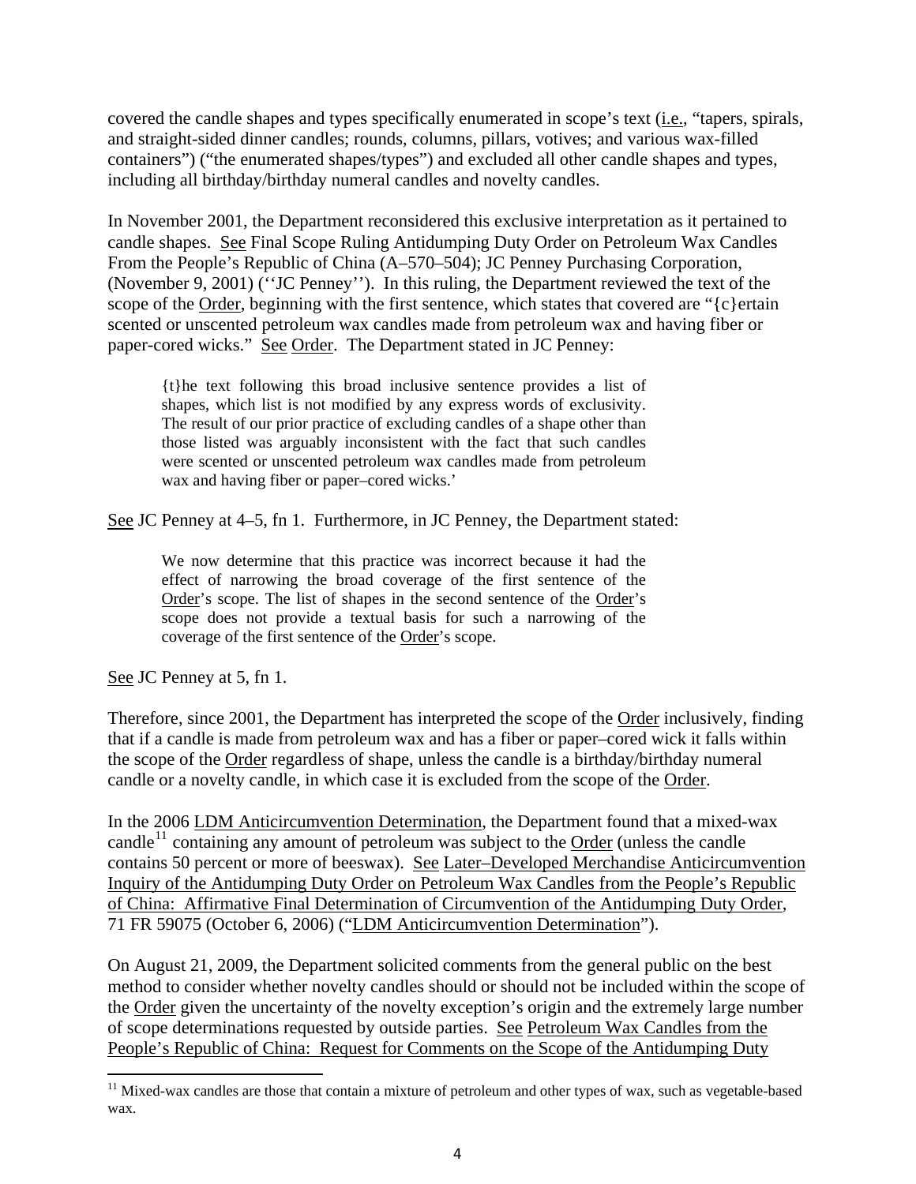covered the candle shapes and types specifically enumerated in scope's text (i.e., "tapers, spirals, and straight-sided dinner candles; rounds, columns, pillars, votives; and various wax-filled containers") ("the enumerated shapes/types") and excluded all other candle shapes and types, including all birthday/birthday numeral candles and novelty candles.

In November 2001, the Department reconsidered this exclusive interpretation as it pertained to candle shapes. See Final Scope Ruling Antidumping Duty Order on Petroleum Wax Candles From the People's Republic of China (A–570–504); JC Penney Purchasing Corporation, (November 9, 2001) (''JC Penney''). In this ruling, the Department reviewed the text of the scope of the Order, beginning with the first sentence, which states that covered are "{c}ertain scented or unscented petroleum wax candles made from petroleum wax and having fiber or paper-cored wicks." See Order. The Department stated in JC Penney:

> {t}he text following this broad inclusive sentence provides a list of shapes, which list is not modified by any express words of exclusivity. The result of our prior practice of excluding candles of a shape other than those listed was arguably inconsistent with the fact that such candles were scented or unscented petroleum wax candles made from petroleum wax and having fiber or paper–cored wicks.'

See JC Penney at 4–5, fn 1. Furthermore, in JC Penney, the Department stated:

> We now determine that this practice was incorrect because it had the effect of narrowing the broad coverage of the first sentence of the Order's scope. The list of shapes in the second sentence of the Order's scope does not provide a textual basis for such a narrowing of the coverage of the first sentence of the Order's scope.

See JC Penney at 5, fn 1.

Therefore, since 2001, the Department has interpreted the scope of the Order inclusively, finding that if a candle is made from petroleum wax and has a fiber or paper–cored wick it falls within the scope of the Order regardless of shape, unless the candle is a birthday/birthday numeral candle or a novelty candle, in which case it is excluded from the scope of the Order.

In the 2006 LDM Anticircumvention Determination, the Department found that a mixed-wax candle[11] containing any amount of petroleum was subject to the Order (unless the candle contains 50 percent or more of beeswax). See Later–Developed Merchandise Anticircumvention Inquiry of the Antidumping Duty Order on Petroleum Wax Candles from the People's Republic of China: Affirmative Final Determination of Circumvention of the Antidumping Duty Order, 71 FR 59075 (October 6, 2006) ("LDM Anticircumvention Determination").

On August 21, 2009, the Department solicited comments from the general public on the best method to consider whether novelty candles should or should not be included within the scope of the Order given the uncertainty of the novelty exception's origin and the extremely large number of scope determinations requested by outside parties. See Petroleum Wax Candles from the People's Republic of China: Request for Comments on the Scope of the Antidumping Duty

[11] Mixed-wax candles are those that contain a mixture of petroleum and other types of wax, such as vegetable-based wax.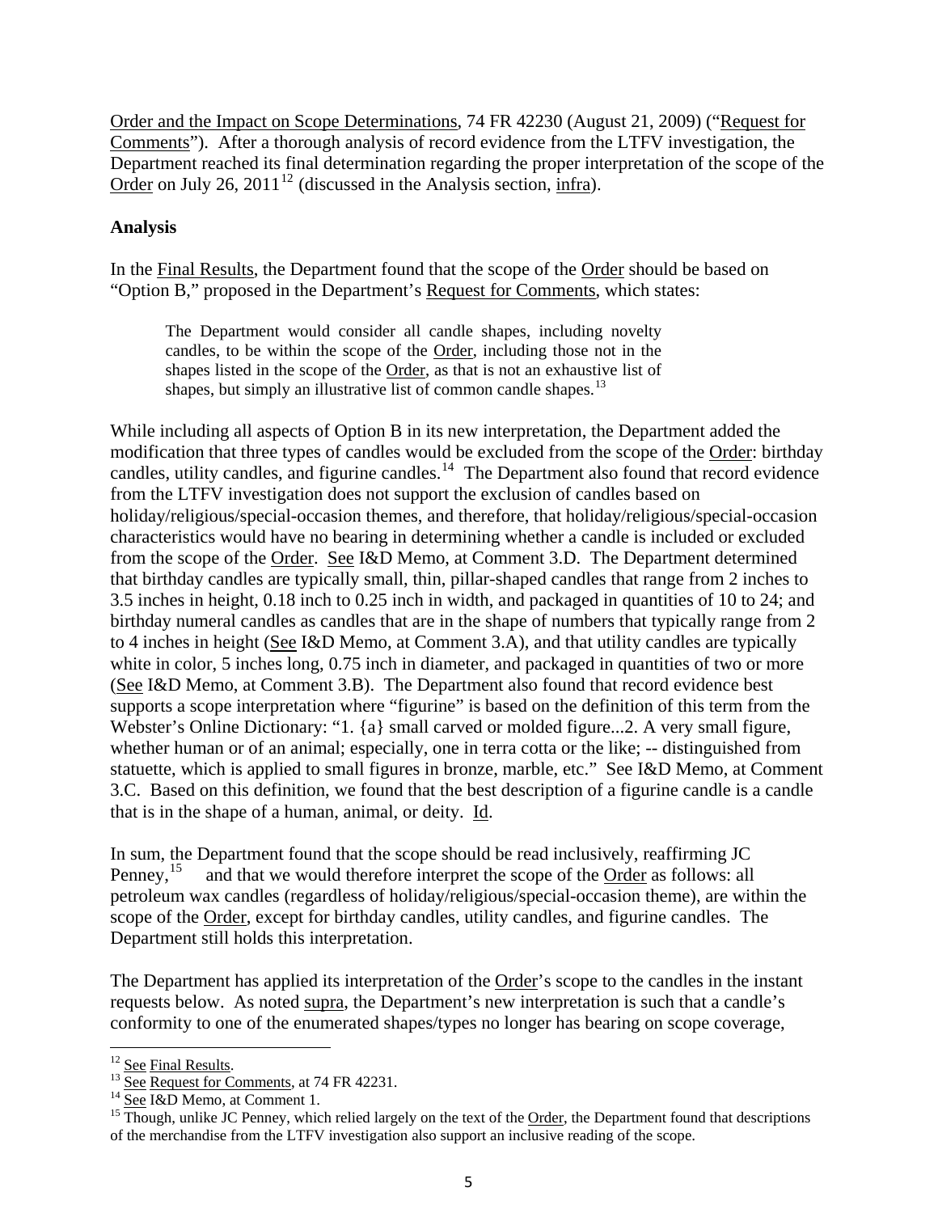Order and the Impact on Scope Determinations, 74 FR 42230 (August 21, 2009) ("Request for Comments"). After a thorough analysis of record evidence from the LTFV investigation, the Department reached its final determination regarding the proper interpretation of the scope of the Order on July 26, 2011[12] (discussed in the Analysis section, infra).

**Analysis**

In the Final Results, the Department found that the scope of the Order should be based on "Option B," proposed in the Department's Request for Comments, which states:

> The Department would consider all candle shapes, including novelty candles, to be within the scope of the Order, including those not in the shapes listed in the scope of the Order, as that is not an exhaustive list of shapes, but simply an illustrative list of common candle shapes.[13]

While including all aspects of Option B in its new interpretation, the Department added the modification that three types of candles would be excluded from the scope of the Order: birthday candles, utility candles, and figurine candles.[14] The Department also found that record evidence from the LTFV investigation does not support the exclusion of candles based on holiday/religious/special-occasion themes, and therefore, that holiday/religious/special-occasion characteristics would have no bearing in determining whether a candle is included or excluded from the scope of the Order. See I&D Memo, at Comment 3.D. The Department determined that birthday candles are typically small, thin, pillar-shaped candles that range from 2 inches to 3.5 inches in height, 0.18 inch to 0.25 inch in width, and packaged in quantities of 10 to 24; and birthday numeral candles as candles that are in the shape of numbers that typically range from 2 to 4 inches in height (See I&D Memo, at Comment 3.A), and that utility candles are typically white in color, 5 inches long, 0.75 inch in diameter, and packaged in quantities of two or more (See I&D Memo, at Comment 3.B). The Department also found that record evidence best supports a scope interpretation where "figurine" is based on the definition of this term from the Webster's Online Dictionary: "1. {a} small carved or molded figure...2. A very small figure, whether human or of an animal; especially, one in terra cotta or the like; -- distinguished from statuette, which is applied to small figures in bronze, marble, etc." See I&D Memo, at Comment 3.C. Based on this definition, we found that the best description of a figurine candle is a candle that is in the shape of a human, animal, or deity. Id.

In sum, the Department found that the scope should be read inclusively, reaffirming JC Penney,[15] and that we would therefore interpret the scope of the Order as follows: all petroleum wax candles (regardless of holiday/religious/special-occasion theme), are within the scope of the Order, except for birthday candles, utility candles, and figurine candles. The Department still holds this interpretation.

The Department has applied its interpretation of the Order's scope to the candles in the instant requests below. As noted supra, the Department's new interpretation is such that a candle's conformity to one of the enumerated shapes/types no longer has bearing on scope coverage,

---

[12] See Final Results.

[13] See Request for Comments, at 74 FR 42231.

[14] See I&D Memo, at Comment 1.

[15] Though, unlike JC Penney, which relied largely on the text of the Order, the Department found that descriptions of the merchandise from the LTFV investigation also support an inclusive reading of the scope.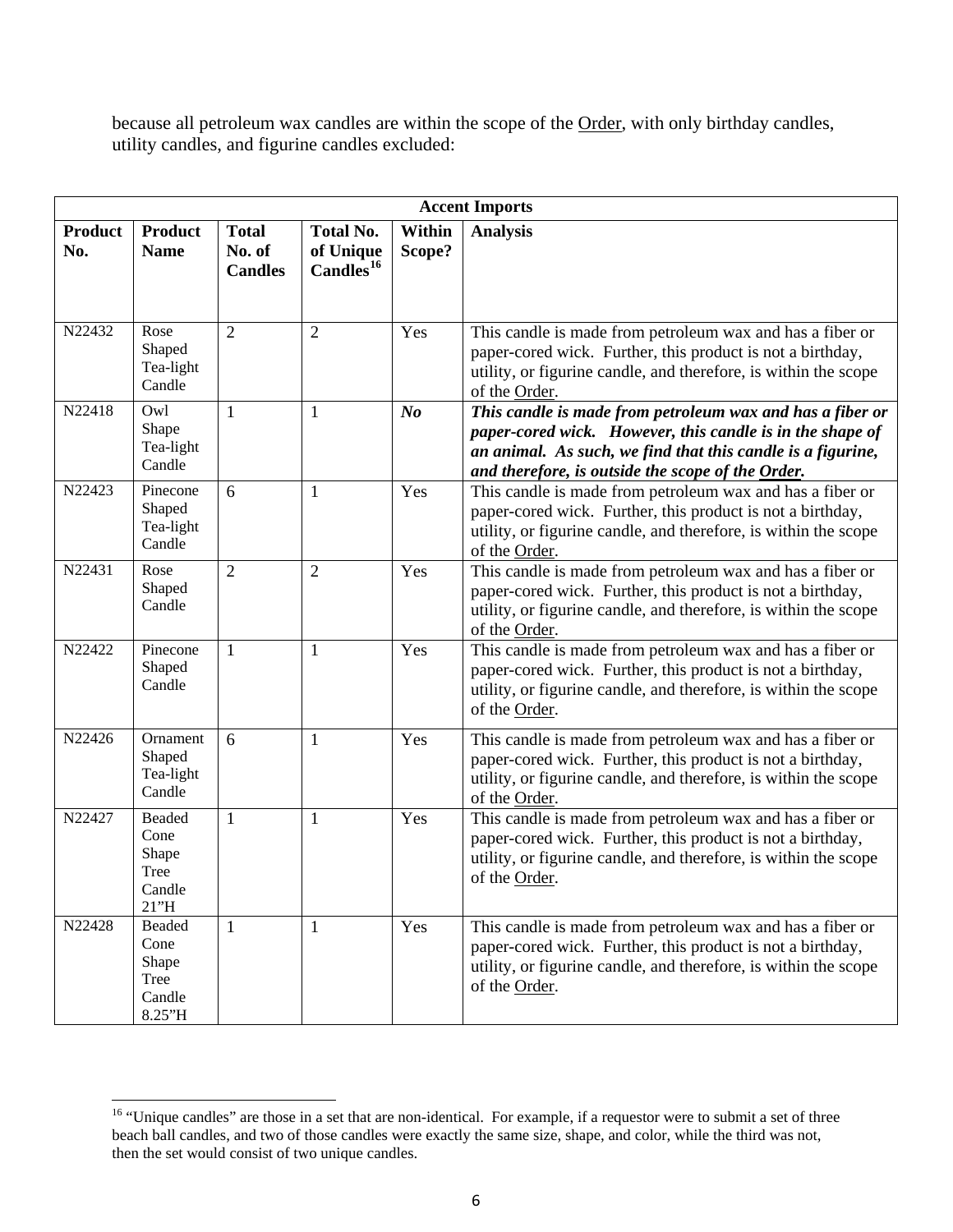because all petroleum wax candles are within the scope of the Order, with only birthday candles, utility candles, and figurine candles excluded:

| Accent Imports | | | | | |
|---|---|---|---|---|---|
| **Product No.** | **Product Name** | **Total No. of Candles** | **Total No. of Unique Candles**[16] | **Within Scope?** | **Analysis** |
| N22432 | Rose Shaped Tea-light Candle | 2 | 2 | Yes | This candle is made from petroleum wax and has a fiber or paper-cored wick. Further, this product is not a birthday, utility, or figurine candle, and therefore, is within the scope of the Order. |
| N22418 | Owl Shape Tea-light Candle | 1 | 1 | ***No*** | ***This candle is made from petroleum wax and has a fiber or paper-cored wick. However, this candle is in the shape of an animal. As such, we find that this candle is a figurine, and therefore, is outside the scope of the Order.*** |
| N22423 | Pinecone Shaped Tea-light Candle | 6 | 1 | Yes | This candle is made from petroleum wax and has a fiber or paper-cored wick. Further, this product is not a birthday, utility, or figurine candle, and therefore, is within the scope of the Order. |
| N22431 | Rose Shaped Candle | 2 | 2 | Yes | This candle is made from petroleum wax and has a fiber or paper-cored wick. Further, this product is not a birthday, utility, or figurine candle, and therefore, is within the scope of the Order. |
| N22422 | Pinecone Shaped Candle | 1 | 1 | Yes | This candle is made from petroleum wax and has a fiber or paper-cored wick. Further, this product is not a birthday, utility, or figurine candle, and therefore, is within the scope of the Order. |
| N22426 | Ornament Shaped Tea-light Candle | 6 | 1 | Yes | This candle is made from petroleum wax and has a fiber or paper-cored wick. Further, this product is not a birthday, utility, or figurine candle, and therefore, is within the scope of the Order. |
| N22427 | Beaded Cone Shape Tree Candle 21"H | 1 | 1 | Yes | This candle is made from petroleum wax and has a fiber or paper-cored wick. Further, this product is not a birthday, utility, or figurine candle, and therefore, is within the scope of the Order. |
| N22428 | Beaded Cone Shape Tree Candle 8.25"H | 1 | 1 | Yes | This candle is made from petroleum wax and has a fiber or paper-cored wick. Further, this product is not a birthday, utility, or figurine candle, and therefore, is within the scope of the Order. |

[16] "Unique candles" are those in a set that are non-identical. For example, if a requestor were to submit a set of three beach ball candles, and two of those candles were exactly the same size, shape, and color, while the third was not, then the set would consist of two unique candles.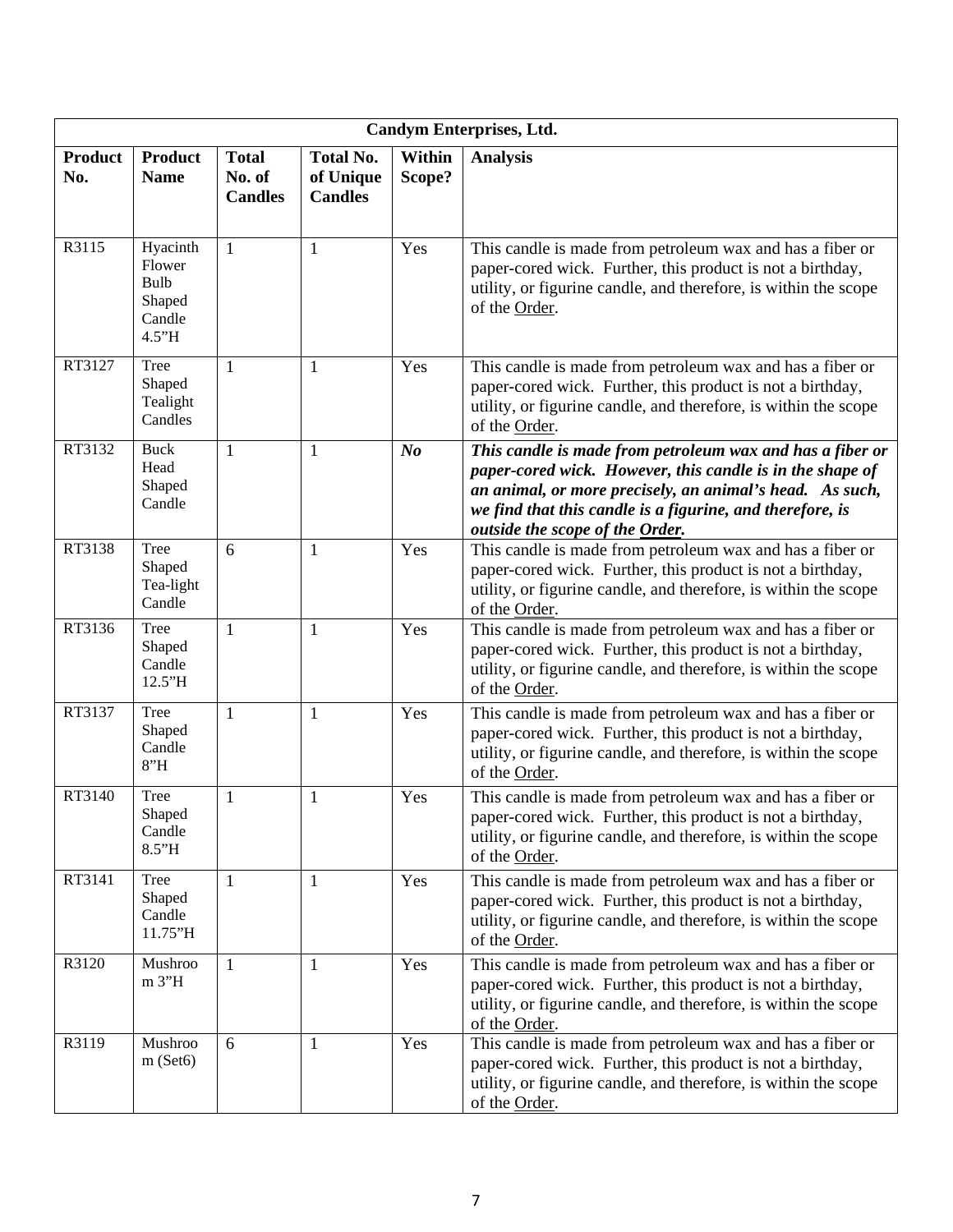| Candym Enterprises, Ltd. | | | | | |
|---|---|---|---|---|---|
| **Product No.** | **Product Name** | **Total No. of Candles** | **Total No. of Unique Candles** | **Within Scope?** | **Analysis** |
| R3115 | Hyacinth Flower Bulb Shaped Candle 4.5"H | 1 | 1 | Yes | This candle is made from petroleum wax and has a fiber or paper-cored wick. Further, this product is not a birthday, utility, or figurine candle, and therefore, is within the scope of the Order. |
| RT3127 | Tree Shaped Tealight Candles | 1 | 1 | Yes | This candle is made from petroleum wax and has a fiber or paper-cored wick. Further, this product is not a birthday, utility, or figurine candle, and therefore, is within the scope of the Order. |
| RT3132 | Buck Head Shaped Candle | 1 | 1 | ***No*** | ***This candle is made from petroleum wax and has a fiber or paper-cored wick. However, this candle is in the shape of an animal, or more precisely, an animal's head. As such, we find that this candle is a figurine, and therefore, is outside the scope of the Order.*** |
| RT3138 | Tree Shaped Tea-light Candle | 6 | 1 | Yes | This candle is made from petroleum wax and has a fiber or paper-cored wick. Further, this product is not a birthday, utility, or figurine candle, and therefore, is within the scope of the Order. |
| RT3136 | Tree Shaped Candle 12.5"H | 1 | 1 | Yes | This candle is made from petroleum wax and has a fiber or paper-cored wick. Further, this product is not a birthday, utility, or figurine candle, and therefore, is within the scope of the Order. |
| RT3137 | Tree Shaped Candle 8"H | 1 | 1 | Yes | This candle is made from petroleum wax and has a fiber or paper-cored wick. Further, this product is not a birthday, utility, or figurine candle, and therefore, is within the scope of the Order. |
| RT3140 | Tree Shaped Candle 8.5"H | 1 | 1 | Yes | This candle is made from petroleum wax and has a fiber or paper-cored wick. Further, this product is not a birthday, utility, or figurine candle, and therefore, is within the scope of the Order. |
| RT3141 | Tree Shaped Candle 11.75"H | 1 | 1 | Yes | This candle is made from petroleum wax and has a fiber or paper-cored wick. Further, this product is not a birthday, utility, or figurine candle, and therefore, is within the scope of the Order. |
| R3120 | Mushroom 3"H | 1 | 1 | Yes | This candle is made from petroleum wax and has a fiber or paper-cored wick. Further, this product is not a birthday, utility, or figurine candle, and therefore, is within the scope of the Order. |
| R3119 | Mushroom (Set6) | 6 | 1 | Yes | This candle is made from petroleum wax and has a fiber or paper-cored wick. Further, this product is not a birthday, utility, or figurine candle, and therefore, is within the scope of the Order. |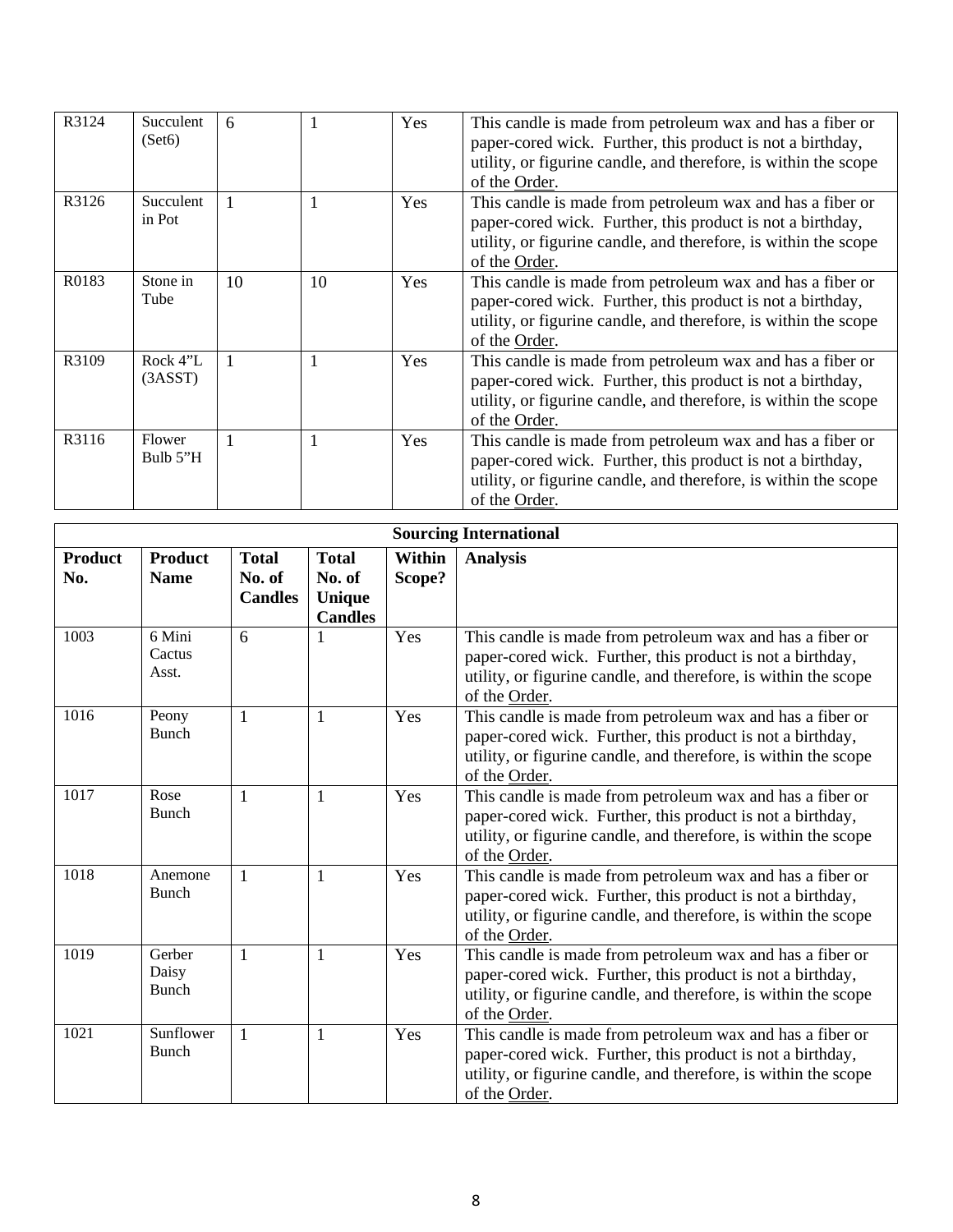| | | | | | |
|---|---|---|---|---|---|
| R3124 | Succulent (Set6) | 6 | 1 | Yes | This candle is made from petroleum wax and has a fiber or paper-cored wick. Further, this product is not a birthday, utility, or figurine candle, and therefore, is within the scope of the Order. |
| R3126 | Succulent in Pot | 1 | 1 | Yes | This candle is made from petroleum wax and has a fiber or paper-cored wick. Further, this product is not a birthday, utility, or figurine candle, and therefore, is within the scope of the Order. |
| R0183 | Stone in Tube | 10 | 10 | Yes | This candle is made from petroleum wax and has a fiber or paper-cored wick. Further, this product is not a birthday, utility, or figurine candle, and therefore, is within the scope of the Order. |
| R3109 | Rock 4"L (3ASST) | 1 | 1 | Yes | This candle is made from petroleum wax and has a fiber or paper-cored wick. Further, this product is not a birthday, utility, or figurine candle, and therefore, is within the scope of the Order. |
| R3116 | Flower Bulb 5"H | 1 | 1 | Yes | This candle is made from petroleum wax and has a fiber or paper-cored wick. Further, this product is not a birthday, utility, or figurine candle, and therefore, is within the scope of the Order. |

| Sourcing International | | | | | |
|---|---|---|---|---|---|
| **Product No.** | **Product Name** | **Total No. of Candles** | **Total No. of Unique Candles** | **Within Scope?** | **Analysis** |
| 1003 | 6 Mini Cactus Asst. | 6 | 1 | Yes | This candle is made from petroleum wax and has a fiber or paper-cored wick. Further, this product is not a birthday, utility, or figurine candle, and therefore, is within the scope of the Order. |
| 1016 | Peony Bunch | 1 | 1 | Yes | This candle is made from petroleum wax and has a fiber or paper-cored wick. Further, this product is not a birthday, utility, or figurine candle, and therefore, is within the scope of the Order. |
| 1017 | Rose Bunch | 1 | 1 | Yes | This candle is made from petroleum wax and has a fiber or paper-cored wick. Further, this product is not a birthday, utility, or figurine candle, and therefore, is within the scope of the Order. |
| 1018 | Anemone Bunch | 1 | 1 | Yes | This candle is made from petroleum wax and has a fiber or paper-cored wick. Further, this product is not a birthday, utility, or figurine candle, and therefore, is within the scope of the Order. |
| 1019 | Gerber Daisy Bunch | 1 | 1 | Yes | This candle is made from petroleum wax and has a fiber or paper-cored wick. Further, this product is not a birthday, utility, or figurine candle, and therefore, is within the scope of the Order. |
| 1021 | Sunflower Bunch | 1 | 1 | Yes | This candle is made from petroleum wax and has a fiber or paper-cored wick. Further, this product is not a birthday, utility, or figurine candle, and therefore, is within the scope of the Order. |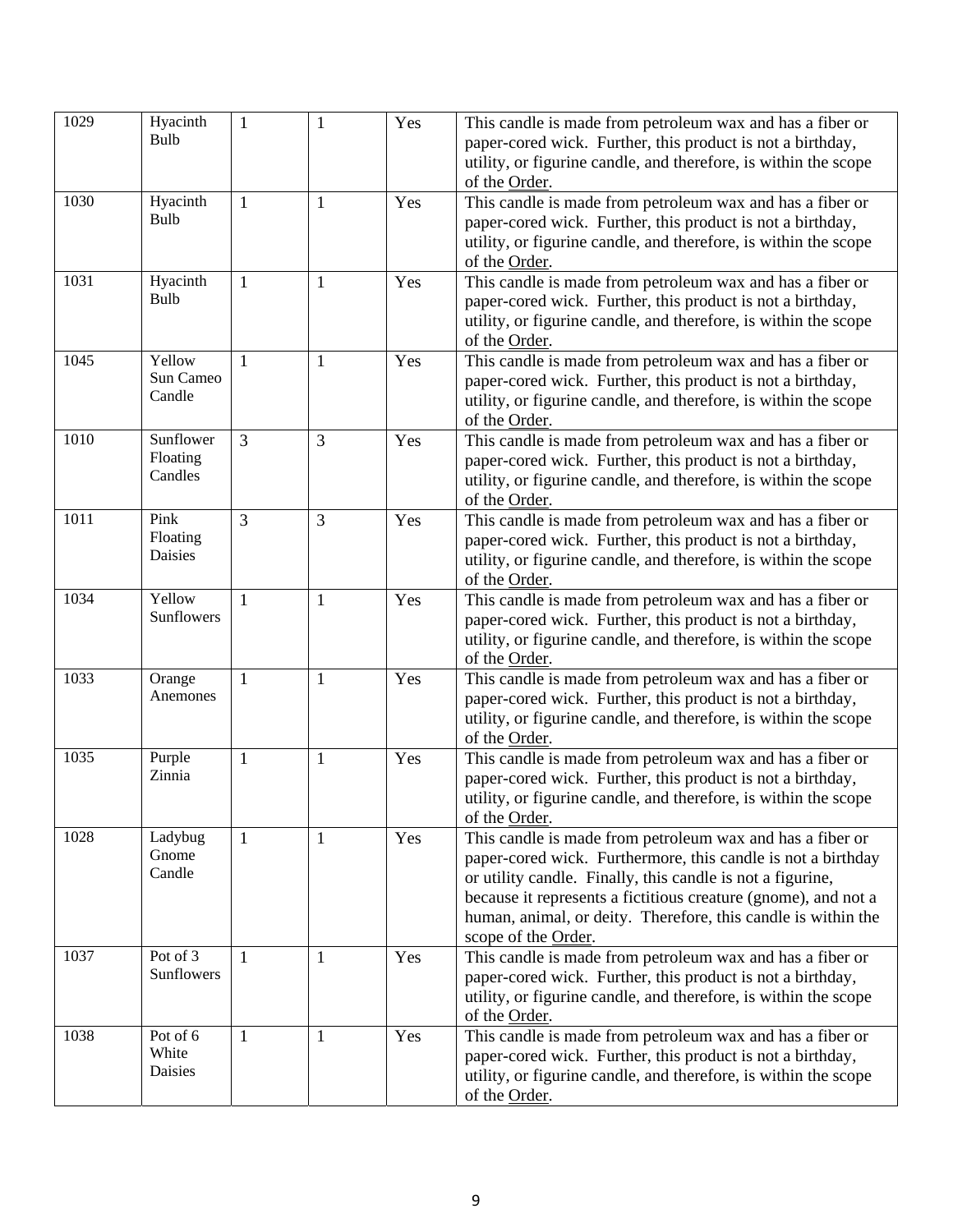| | | | | | |
|---|---|---|---|---|---|
| 1029 | Hyacinth Bulb | 1 | 1 | Yes | This candle is made from petroleum wax and has a fiber or paper-cored wick. Further, this product is not a birthday, utility, or figurine candle, and therefore, is within the scope of the Order. |
| 1030 | Hyacinth Bulb | 1 | 1 | Yes | This candle is made from petroleum wax and has a fiber or paper-cored wick. Further, this product is not a birthday, utility, or figurine candle, and therefore, is within the scope of the Order. |
| 1031 | Hyacinth Bulb | 1 | 1 | Yes | This candle is made from petroleum wax and has a fiber or paper-cored wick. Further, this product is not a birthday, utility, or figurine candle, and therefore, is within the scope of the Order. |
| 1045 | Yellow Sun Cameo Candle | 1 | 1 | Yes | This candle is made from petroleum wax and has a fiber or paper-cored wick. Further, this product is not a birthday, utility, or figurine candle, and therefore, is within the scope of the Order. |
| 1010 | Sunflower Floating Candles | 3 | 3 | Yes | This candle is made from petroleum wax and has a fiber or paper-cored wick. Further, this product is not a birthday, utility, or figurine candle, and therefore, is within the scope of the Order. |
| 1011 | Pink Floating Daisies | 3 | 3 | Yes | This candle is made from petroleum wax and has a fiber or paper-cored wick. Further, this product is not a birthday, utility, or figurine candle, and therefore, is within the scope of the Order. |
| 1034 | Yellow Sunflowers | 1 | 1 | Yes | This candle is made from petroleum wax and has a fiber or paper-cored wick. Further, this product is not a birthday, utility, or figurine candle, and therefore, is within the scope of the Order. |
| 1033 | Orange Anemones | 1 | 1 | Yes | This candle is made from petroleum wax and has a fiber or paper-cored wick. Further, this product is not a birthday, utility, or figurine candle, and therefore, is within the scope of the Order. |
| 1035 | Purple Zinnia | 1 | 1 | Yes | This candle is made from petroleum wax and has a fiber or paper-cored wick. Further, this product is not a birthday, utility, or figurine candle, and therefore, is within the scope of the Order. |
| 1028 | Ladybug Gnome Candle | 1 | 1 | Yes | This candle is made from petroleum wax and has a fiber or paper-cored wick. Furthermore, this candle is not a birthday or utility candle. Finally, this candle is not a figurine, because it represents a fictitious creature (gnome), and not a human, animal, or deity. Therefore, this candle is within the scope of the Order. |
| 1037 | Pot of 3 Sunflowers | 1 | 1 | Yes | This candle is made from petroleum wax and has a fiber or paper-cored wick. Further, this product is not a birthday, utility, or figurine candle, and therefore, is within the scope of the Order. |
| 1038 | Pot of 6 White Daisies | 1 | 1 | Yes | This candle is made from petroleum wax and has a fiber or paper-cored wick. Further, this product is not a birthday, utility, or figurine candle, and therefore, is within the scope of the Order. |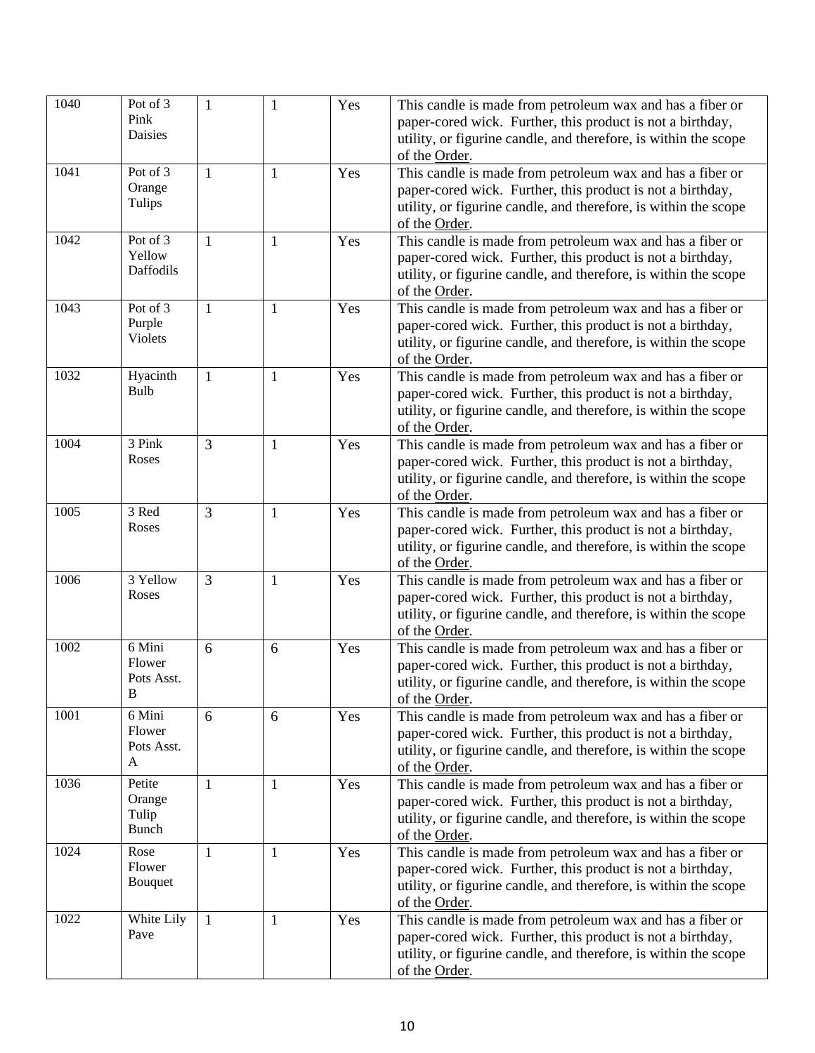| | | | | | |
|---|---|---|---|---|---|
| 1040 | Pot of 3 Pink Daisies | 1 | 1 | Yes | This candle is made from petroleum wax and has a fiber or paper-cored wick. Further, this product is not a birthday, utility, or figurine candle, and therefore, is within the scope of the Order. |
| 1041 | Pot of 3 Orange Tulips | 1 | 1 | Yes | This candle is made from petroleum wax and has a fiber or paper-cored wick. Further, this product is not a birthday, utility, or figurine candle, and therefore, is within the scope of the Order. |
| 1042 | Pot of 3 Yellow Daffodils | 1 | 1 | Yes | This candle is made from petroleum wax and has a fiber or paper-cored wick. Further, this product is not a birthday, utility, or figurine candle, and therefore, is within the scope of the Order. |
| 1043 | Pot of 3 Purple Violets | 1 | 1 | Yes | This candle is made from petroleum wax and has a fiber or paper-cored wick. Further, this product is not a birthday, utility, or figurine candle, and therefore, is within the scope of the Order. |
| 1032 | Hyacinth Bulb | 1 | 1 | Yes | This candle is made from petroleum wax and has a fiber or paper-cored wick. Further, this product is not a birthday, utility, or figurine candle, and therefore, is within the scope of the Order. |
| 1004 | 3 Pink Roses | 3 | 1 | Yes | This candle is made from petroleum wax and has a fiber or paper-cored wick. Further, this product is not a birthday, utility, or figurine candle, and therefore, is within the scope of the Order. |
| 1005 | 3 Red Roses | 3 | 1 | Yes | This candle is made from petroleum wax and has a fiber or paper-cored wick. Further, this product is not a birthday, utility, or figurine candle, and therefore, is within the scope of the Order. |
| 1006 | 3 Yellow Roses | 3 | 1 | Yes | This candle is made from petroleum wax and has a fiber or paper-cored wick. Further, this product is not a birthday, utility, or figurine candle, and therefore, is within the scope of the Order. |
| 1002 | 6 Mini Flower Pots Asst. B | 6 | 6 | Yes | This candle is made from petroleum wax and has a fiber or paper-cored wick. Further, this product is not a birthday, utility, or figurine candle, and therefore, is within the scope of the Order. |
| 1001 | 6 Mini Flower Pots Asst. A | 6 | 6 | Yes | This candle is made from petroleum wax and has a fiber or paper-cored wick. Further, this product is not a birthday, utility, or figurine candle, and therefore, is within the scope of the Order. |
| 1036 | Petite Orange Tulip Bunch | 1 | 1 | Yes | This candle is made from petroleum wax and has a fiber or paper-cored wick. Further, this product is not a birthday, utility, or figurine candle, and therefore, is within the scope of the Order. |
| 1024 | Rose Flower Bouquet | 1 | 1 | Yes | This candle is made from petroleum wax and has a fiber or paper-cored wick. Further, this product is not a birthday, utility, or figurine candle, and therefore, is within the scope of the Order. |
| 1022 | White Lily Pave | 1 | 1 | Yes | This candle is made from petroleum wax and has a fiber or paper-cored wick. Further, this product is not a birthday, utility, or figurine candle, and therefore, is within the scope of the Order. |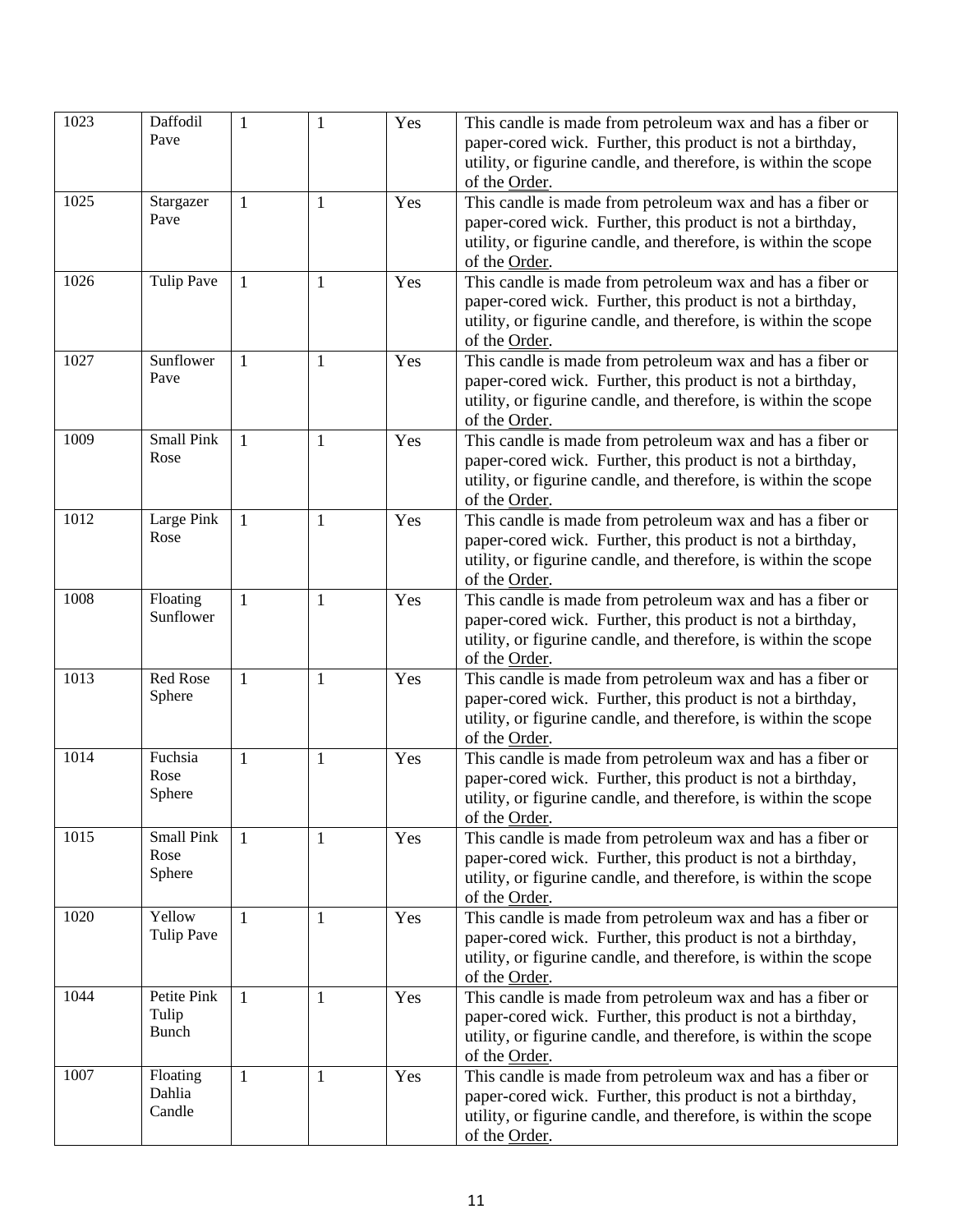| 1023 | Daffodil Pave | 1 | 1 | Yes | This candle is made from petroleum wax and has a fiber or paper-cored wick. Further, this product is not a birthday, utility, or figurine candle, and therefore, is within the scope of the Order. |
|---|---|---|---|---|---|
| 1025 | Stargazer Pave | 1 | 1 | Yes | This candle is made from petroleum wax and has a fiber or paper-cored wick. Further, this product is not a birthday, utility, or figurine candle, and therefore, is within the scope of the Order. |
| 1026 | Tulip Pave | 1 | 1 | Yes | This candle is made from petroleum wax and has a fiber or paper-cored wick. Further, this product is not a birthday, utility, or figurine candle, and therefore, is within the scope of the Order. |
| 1027 | Sunflower Pave | 1 | 1 | Yes | This candle is made from petroleum wax and has a fiber or paper-cored wick. Further, this product is not a birthday, utility, or figurine candle, and therefore, is within the scope of the Order. |
| 1009 | Small Pink Rose | 1 | 1 | Yes | This candle is made from petroleum wax and has a fiber or paper-cored wick. Further, this product is not a birthday, utility, or figurine candle, and therefore, is within the scope of the Order. |
| 1012 | Large Pink Rose | 1 | 1 | Yes | This candle is made from petroleum wax and has a fiber or paper-cored wick. Further, this product is not a birthday, utility, or figurine candle, and therefore, is within the scope of the Order. |
| 1008 | Floating Sunflower | 1 | 1 | Yes | This candle is made from petroleum wax and has a fiber or paper-cored wick. Further, this product is not a birthday, utility, or figurine candle, and therefore, is within the scope of the Order. |
| 1013 | Red Rose Sphere | 1 | 1 | Yes | This candle is made from petroleum wax and has a fiber or paper-cored wick. Further, this product is not a birthday, utility, or figurine candle, and therefore, is within the scope of the Order. |
| 1014 | Fuchsia Rose Sphere | 1 | 1 | Yes | This candle is made from petroleum wax and has a fiber or paper-cored wick. Further, this product is not a birthday, utility, or figurine candle, and therefore, is within the scope of the Order. |
| 1015 | Small Pink Rose Sphere | 1 | 1 | Yes | This candle is made from petroleum wax and has a fiber or paper-cored wick. Further, this product is not a birthday, utility, or figurine candle, and therefore, is within the scope of the Order. |
| 1020 | Yellow Tulip Pave | 1 | 1 | Yes | This candle is made from petroleum wax and has a fiber or paper-cored wick. Further, this product is not a birthday, utility, or figurine candle, and therefore, is within the scope of the Order. |
| 1044 | Petite Pink Tulip Bunch | 1 | 1 | Yes | This candle is made from petroleum wax and has a fiber or paper-cored wick. Further, this product is not a birthday, utility, or figurine candle, and therefore, is within the scope of the Order. |
| 1007 | Floating Dahlia Candle | 1 | 1 | Yes | This candle is made from petroleum wax and has a fiber or paper-cored wick. Further, this product is not a birthday, utility, or figurine candle, and therefore, is within the scope of the Order. |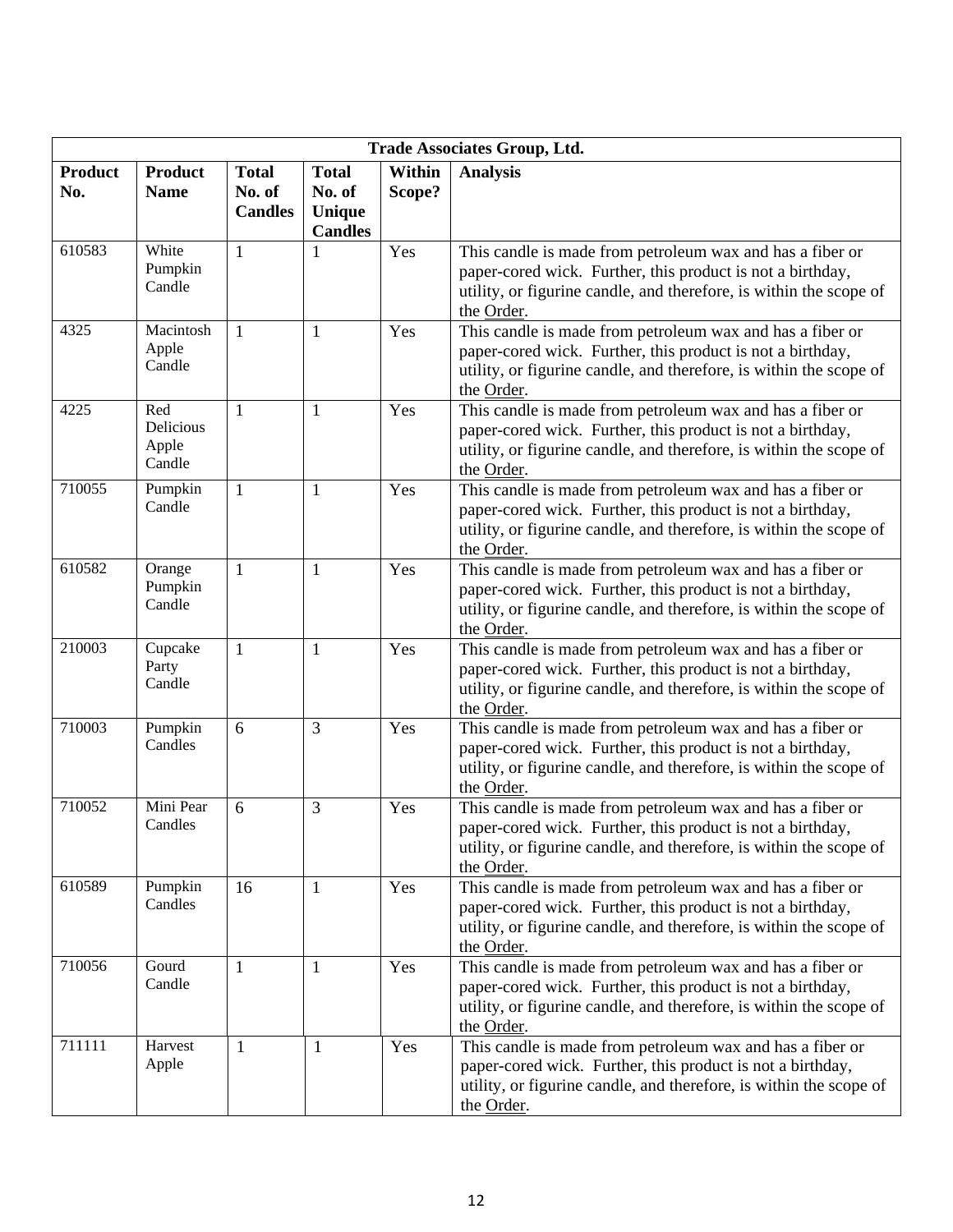| Trade Associates Group, Ltd. | | | | | |
|---|---|---|---|---|---|
| **Product No.** | **Product Name** | **Total No. of Candles** | **Total No. of Unique Candles** | **Within Scope?** | **Analysis** |
| 610583 | White Pumpkin Candle | 1 | 1 | Yes | This candle is made from petroleum wax and has a fiber or paper-cored wick. Further, this product is not a birthday, utility, or figurine candle, and therefore, is within the scope of the Order. |
| 4325 | Macintosh Apple Candle | 1 | 1 | Yes | This candle is made from petroleum wax and has a fiber or paper-cored wick. Further, this product is not a birthday, utility, or figurine candle, and therefore, is within the scope of the Order. |
| 4225 | Red Delicious Apple Candle | 1 | 1 | Yes | This candle is made from petroleum wax and has a fiber or paper-cored wick. Further, this product is not a birthday, utility, or figurine candle, and therefore, is within the scope of the Order. |
| 710055 | Pumpkin Candle | 1 | 1 | Yes | This candle is made from petroleum wax and has a fiber or paper-cored wick. Further, this product is not a birthday, utility, or figurine candle, and therefore, is within the scope of the Order. |
| 610582 | Orange Pumpkin Candle | 1 | 1 | Yes | This candle is made from petroleum wax and has a fiber or paper-cored wick. Further, this product is not a birthday, utility, or figurine candle, and therefore, is within the scope of the Order. |
| 210003 | Cupcake Party Candle | 1 | 1 | Yes | This candle is made from petroleum wax and has a fiber or paper-cored wick. Further, this product is not a birthday, utility, or figurine candle, and therefore, is within the scope of the Order. |
| 710003 | Pumpkin Candles | 6 | 3 | Yes | This candle is made from petroleum wax and has a fiber or paper-cored wick. Further, this product is not a birthday, utility, or figurine candle, and therefore, is within the scope of the Order. |
| 710052 | Mini Pear Candles | 6 | 3 | Yes | This candle is made from petroleum wax and has a fiber or paper-cored wick. Further, this product is not a birthday, utility, or figurine candle, and therefore, is within the scope of the Order. |
| 610589 | Pumpkin Candles | 16 | 1 | Yes | This candle is made from petroleum wax and has a fiber or paper-cored wick. Further, this product is not a birthday, utility, or figurine candle, and therefore, is within the scope of the Order. |
| 710056 | Gourd Candle | 1 | 1 | Yes | This candle is made from petroleum wax and has a fiber or paper-cored wick. Further, this product is not a birthday, utility, or figurine candle, and therefore, is within the scope of the Order. |
| 711111 | Harvest Apple | 1 | 1 | Yes | This candle is made from petroleum wax and has a fiber or paper-cored wick. Further, this product is not a birthday, utility, or figurine candle, and therefore, is within the scope of the Order. |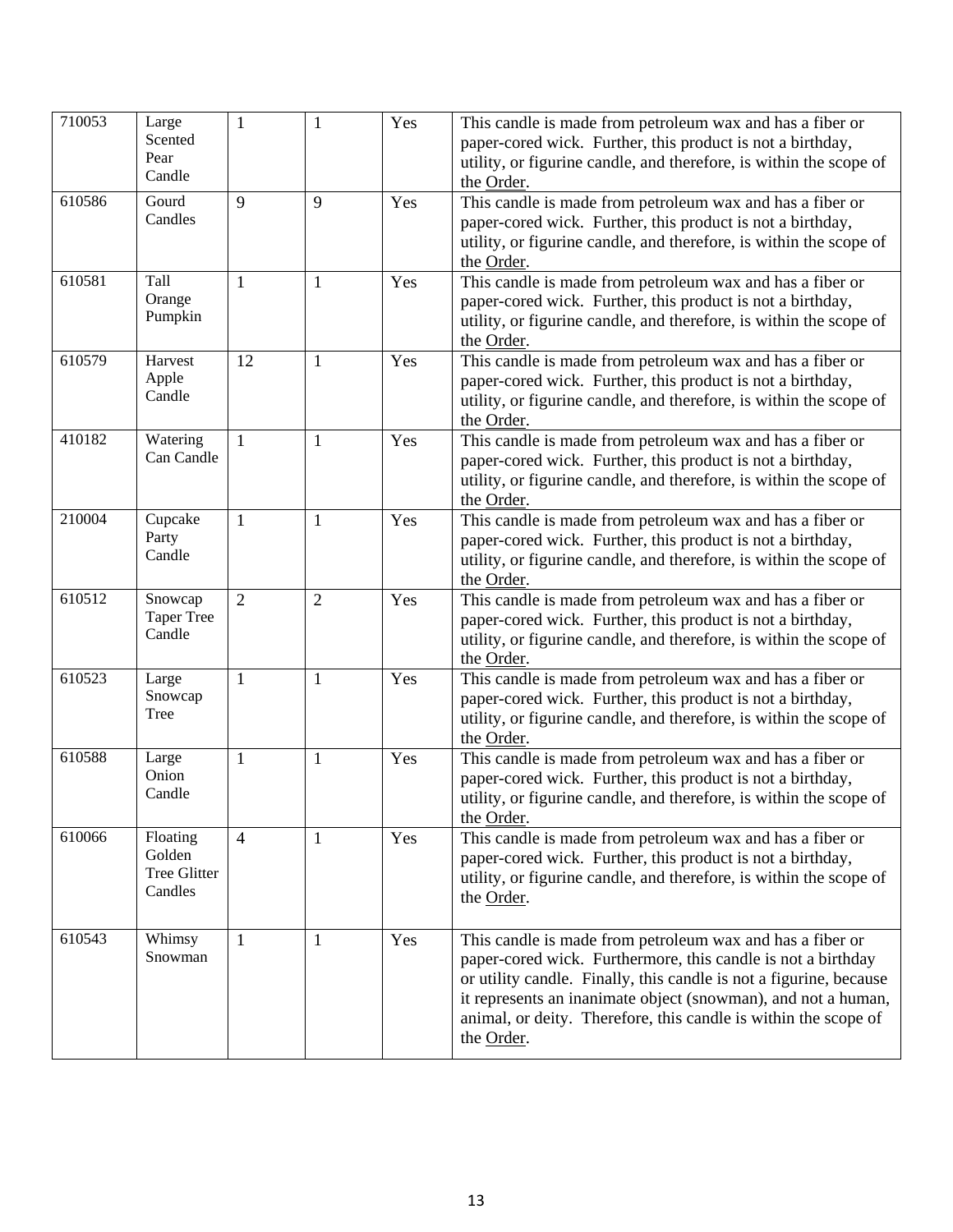| 710053 | Large Scented Pear Candle | 1 | 1 | Yes | This candle is made from petroleum wax and has a fiber or paper-cored wick. Further, this product is not a birthday, utility, or figurine candle, and therefore, is within the scope of the Order. |
|---|---|---|---|---|---|
| 610586 | Gourd Candles | 9 | 9 | Yes | This candle is made from petroleum wax and has a fiber or paper-cored wick. Further, this product is not a birthday, utility, or figurine candle, and therefore, is within the scope of the Order. |
| 610581 | Tall Orange Pumpkin | 1 | 1 | Yes | This candle is made from petroleum wax and has a fiber or paper-cored wick. Further, this product is not a birthday, utility, or figurine candle, and therefore, is within the scope of the Order. |
| 610579 | Harvest Apple Candle | 12 | 1 | Yes | This candle is made from petroleum wax and has a fiber or paper-cored wick. Further, this product is not a birthday, utility, or figurine candle, and therefore, is within the scope of the Order. |
| 410182 | Watering Can Candle | 1 | 1 | Yes | This candle is made from petroleum wax and has a fiber or paper-cored wick. Further, this product is not a birthday, utility, or figurine candle, and therefore, is within the scope of the Order. |
| 210004 | Cupcake Party Candle | 1 | 1 | Yes | This candle is made from petroleum wax and has a fiber or paper-cored wick. Further, this product is not a birthday, utility, or figurine candle, and therefore, is within the scope of the Order. |
| 610512 | Snowcap Taper Tree Candle | 2 | 2 | Yes | This candle is made from petroleum wax and has a fiber or paper-cored wick. Further, this product is not a birthday, utility, or figurine candle, and therefore, is within the scope of the Order. |
| 610523 | Large Snowcap Tree | 1 | 1 | Yes | This candle is made from petroleum wax and has a fiber or paper-cored wick. Further, this product is not a birthday, utility, or figurine candle, and therefore, is within the scope of the Order. |
| 610588 | Large Onion Candle | 1 | 1 | Yes | This candle is made from petroleum wax and has a fiber or paper-cored wick. Further, this product is not a birthday, utility, or figurine candle, and therefore, is within the scope of the Order. |
| 610066 | Floating Golden Tree Glitter Candles | 4 | 1 | Yes | This candle is made from petroleum wax and has a fiber or paper-cored wick. Further, this product is not a birthday, utility, or figurine candle, and therefore, is within the scope of the Order. |
| 610543 | Whimsy Snowman | 1 | 1 | Yes | This candle is made from petroleum wax and has a fiber or paper-cored wick. Furthermore, this candle is not a birthday or utility candle. Finally, this candle is not a figurine, because it represents an inanimate object (snowman), and not a human, animal, or deity. Therefore, this candle is within the scope of the Order. |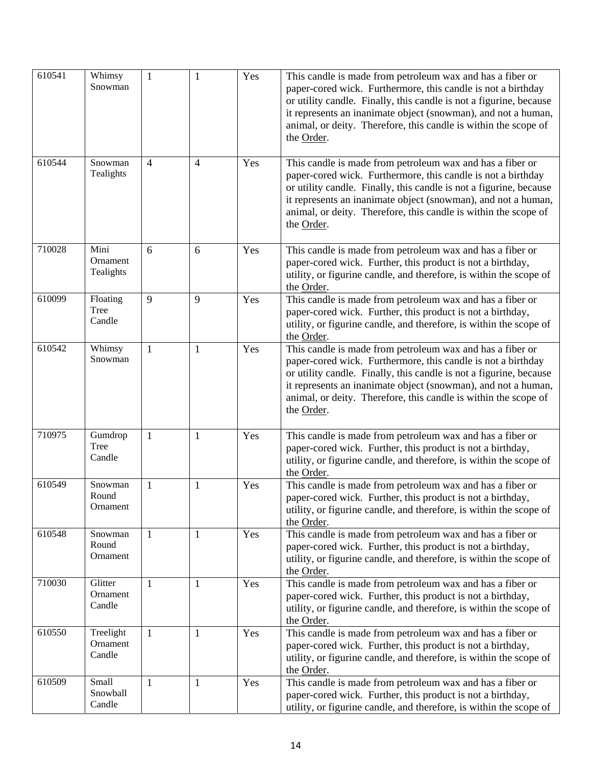| | | | | | |
|---|---|---|---|---|---|
| 610541 | Whimsy Snowman | 1 | 1 | Yes | This candle is made from petroleum wax and has a fiber or paper-cored wick. Furthermore, this candle is not a birthday or utility candle. Finally, this candle is not a figurine, because it represents an inanimate object (snowman), and not a human, animal, or deity. Therefore, this candle is within the scope of the Order. |
| 610544 | Snowman Tealights | 4 | 4 | Yes | This candle is made from petroleum wax and has a fiber or paper-cored wick. Furthermore, this candle is not a birthday or utility candle. Finally, this candle is not a figurine, because it represents an inanimate object (snowman), and not a human, animal, or deity. Therefore, this candle is within the scope of the Order. |
| 710028 | Mini Ornament Tealights | 6 | 6 | Yes | This candle is made from petroleum wax and has a fiber or paper-cored wick. Further, this product is not a birthday, utility, or figurine candle, and therefore, is within the scope of the Order. |
| 610099 | Floating Tree Candle | 9 | 9 | Yes | This candle is made from petroleum wax and has a fiber or paper-cored wick. Further, this product is not a birthday, utility, or figurine candle, and therefore, is within the scope of the Order. |
| 610542 | Whimsy Snowman | 1 | 1 | Yes | This candle is made from petroleum wax and has a fiber or paper-cored wick. Furthermore, this candle is not a birthday or utility candle. Finally, this candle is not a figurine, because it represents an inanimate object (snowman), and not a human, animal, or deity. Therefore, this candle is within the scope of the Order. |
| 710975 | Gumdrop Tree Candle | 1 | 1 | Yes | This candle is made from petroleum wax and has a fiber or paper-cored wick. Further, this product is not a birthday, utility, or figurine candle, and therefore, is within the scope of the Order. |
| 610549 | Snowman Round Ornament | 1 | 1 | Yes | This candle is made from petroleum wax and has a fiber or paper-cored wick. Further, this product is not a birthday, utility, or figurine candle, and therefore, is within the scope of the Order. |
| 610548 | Snowman Round Ornament | 1 | 1 | Yes | This candle is made from petroleum wax and has a fiber or paper-cored wick. Further, this product is not a birthday, utility, or figurine candle, and therefore, is within the scope of the Order. |
| 710030 | Glitter Ornament Candle | 1 | 1 | Yes | This candle is made from petroleum wax and has a fiber or paper-cored wick. Further, this product is not a birthday, utility, or figurine candle, and therefore, is within the scope of the Order. |
| 610550 | Treelight Ornament Candle | 1 | 1 | Yes | This candle is made from petroleum wax and has a fiber or paper-cored wick. Further, this product is not a birthday, utility, or figurine candle, and therefore, is within the scope of the Order. |
| 610509 | Small Snowball Candle | 1 | 1 | Yes | This candle is made from petroleum wax and has a fiber or paper-cored wick. Further, this product is not a birthday, utility, or figurine candle, and therefore, is within the scope of |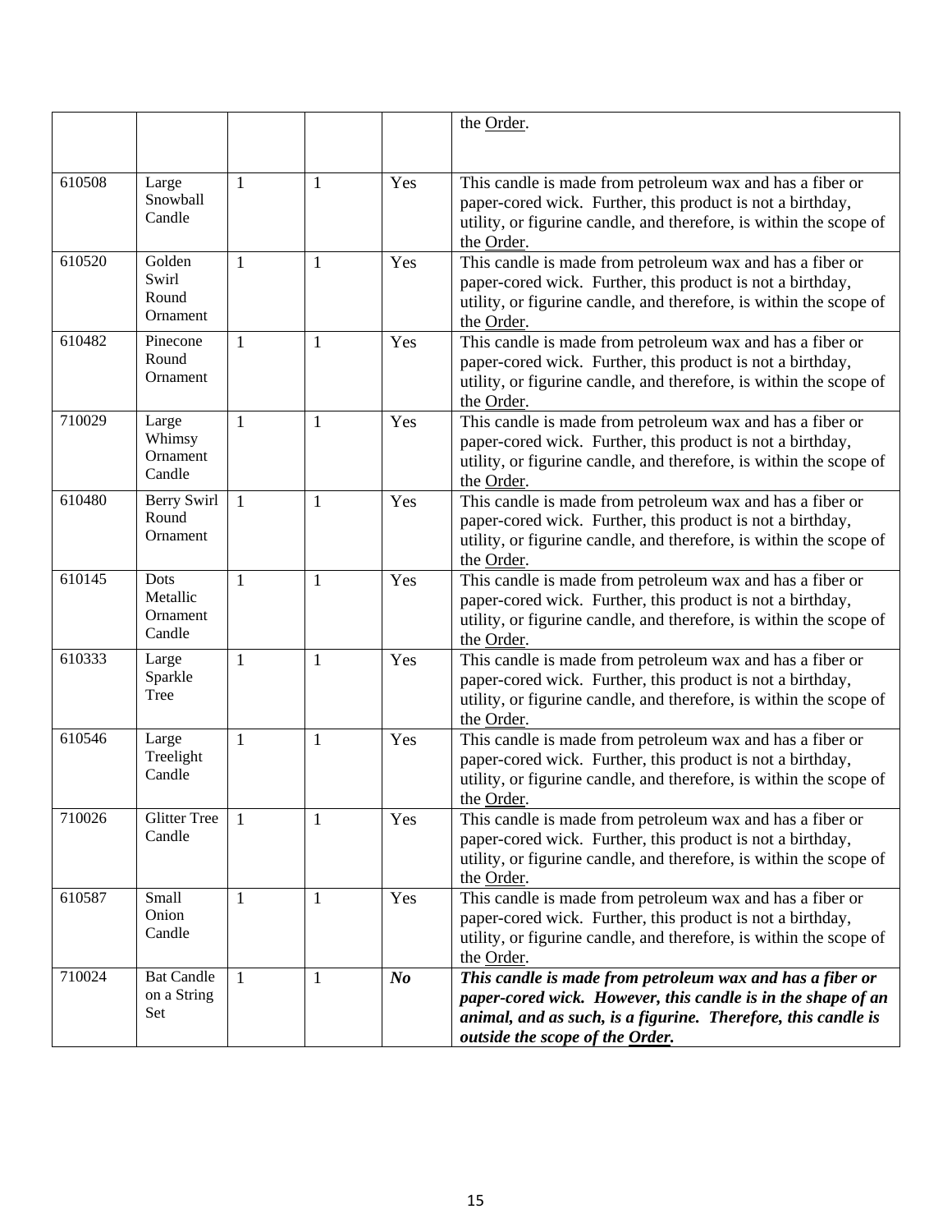| | | | | | |
|---|---|---|---|---|---|
| | | | | | the Order. |
| 610508 | Large Snowball Candle | 1 | 1 | Yes | This candle is made from petroleum wax and has a fiber or paper-cored wick. Further, this product is not a birthday, utility, or figurine candle, and therefore, is within the scope of the Order. |
| 610520 | Golden Swirl Round Ornament | 1 | 1 | Yes | This candle is made from petroleum wax and has a fiber or paper-cored wick. Further, this product is not a birthday, utility, or figurine candle, and therefore, is within the scope of the Order. |
| 610482 | Pinecone Round Ornament | 1 | 1 | Yes | This candle is made from petroleum wax and has a fiber or paper-cored wick. Further, this product is not a birthday, utility, or figurine candle, and therefore, is within the scope of the Order. |
| 710029 | Large Whimsy Ornament Candle | 1 | 1 | Yes | This candle is made from petroleum wax and has a fiber or paper-cored wick. Further, this product is not a birthday, utility, or figurine candle, and therefore, is within the scope of the Order. |
| 610480 | Berry Swirl Round Ornament | 1 | 1 | Yes | This candle is made from petroleum wax and has a fiber or paper-cored wick. Further, this product is not a birthday, utility, or figurine candle, and therefore, is within the scope of the Order. |
| 610145 | Dots Metallic Ornament Candle | 1 | 1 | Yes | This candle is made from petroleum wax and has a fiber or paper-cored wick. Further, this product is not a birthday, utility, or figurine candle, and therefore, is within the scope of the Order. |
| 610333 | Large Sparkle Tree | 1 | 1 | Yes | This candle is made from petroleum wax and has a fiber or paper-cored wick. Further, this product is not a birthday, utility, or figurine candle, and therefore, is within the scope of the Order. |
| 610546 | Large Treelight Candle | 1 | 1 | Yes | This candle is made from petroleum wax and has a fiber or paper-cored wick. Further, this product is not a birthday, utility, or figurine candle, and therefore, is within the scope of the Order. |
| 710026 | Glitter Tree Candle | 1 | 1 | Yes | This candle is made from petroleum wax and has a fiber or paper-cored wick. Further, this product is not a birthday, utility, or figurine candle, and therefore, is within the scope of the Order. |
| 610587 | Small Onion Candle | 1 | 1 | Yes | This candle is made from petroleum wax and has a fiber or paper-cored wick. Further, this product is not a birthday, utility, or figurine candle, and therefore, is within the scope of the Order. |
| 710024 | Bat Candle on a String Set | 1 | 1 | ***No*** | ***This candle is made from petroleum wax and has a fiber or paper-cored wick. However, this candle is in the shape of an animal, and as such, is a figurine. Therefore, this candle is outside the scope of the Order.*** |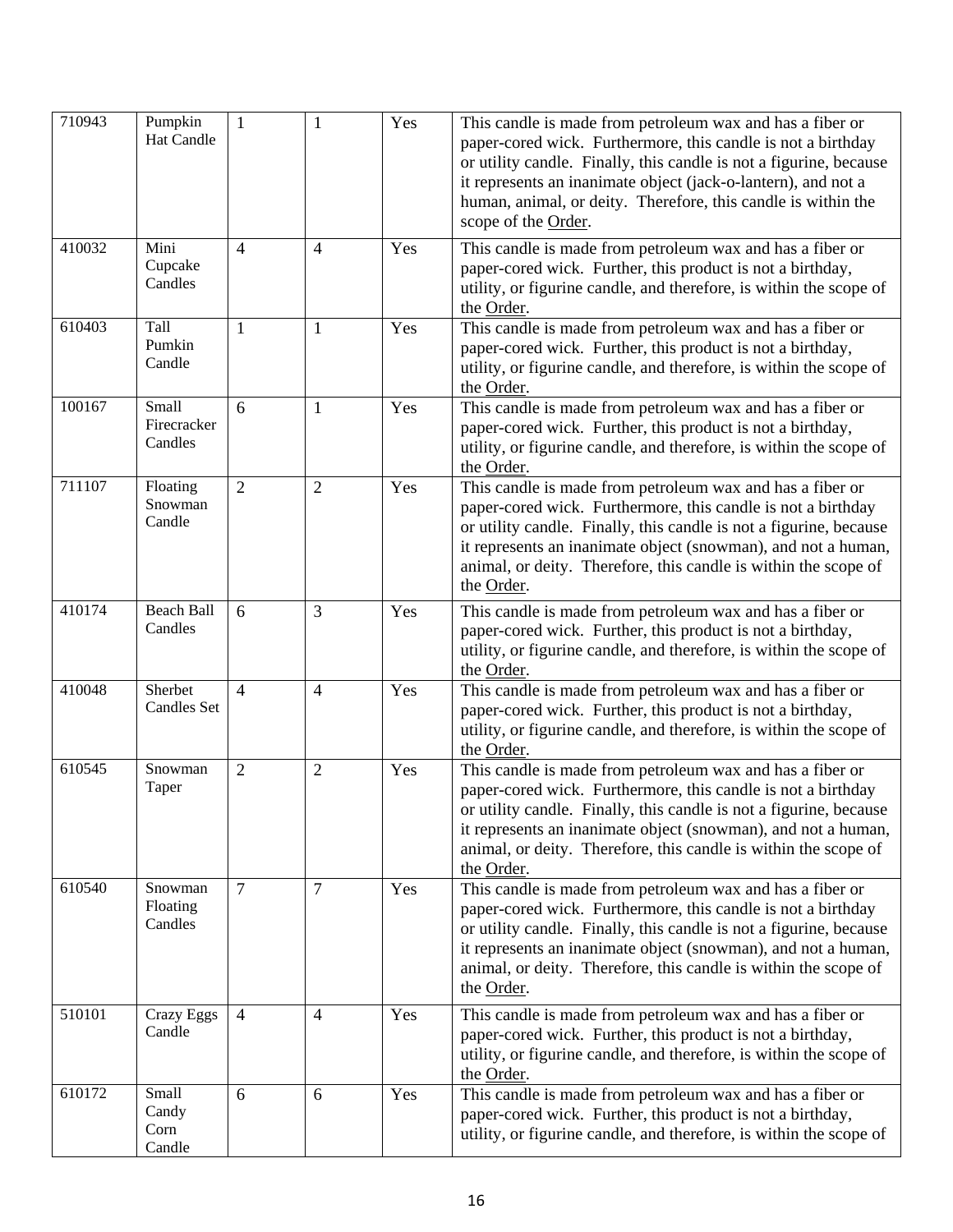| 710943 | Pumpkin Hat Candle | 1 | 1 | Yes | This candle is made from petroleum wax and has a fiber or paper-cored wick. Furthermore, this candle is not a birthday or utility candle. Finally, this candle is not a figurine, because it represents an inanimate object (jack-o-lantern), and not a human, animal, or deity. Therefore, this candle is within the scope of the Order. |
|---|---|---|---|---|---|
| 410032 | Mini Cupcake Candles | 4 | 4 | Yes | This candle is made from petroleum wax and has a fiber or paper-cored wick. Further, this product is not a birthday, utility, or figurine candle, and therefore, is within the scope of the Order. |
| 610403 | Tall Pumkin Candle | 1 | 1 | Yes | This candle is made from petroleum wax and has a fiber or paper-cored wick. Further, this product is not a birthday, utility, or figurine candle, and therefore, is within the scope of the Order. |
| 100167 | Small Firecracker Candles | 6 | 1 | Yes | This candle is made from petroleum wax and has a fiber or paper-cored wick. Further, this product is not a birthday, utility, or figurine candle, and therefore, is within the scope of the Order. |
| 711107 | Floating Snowman Candle | 2 | 2 | Yes | This candle is made from petroleum wax and has a fiber or paper-cored wick. Furthermore, this candle is not a birthday or utility candle. Finally, this candle is not a figurine, because it represents an inanimate object (snowman), and not a human, animal, or deity. Therefore, this candle is within the scope of the Order. |
| 410174 | Beach Ball Candles | 6 | 3 | Yes | This candle is made from petroleum wax and has a fiber or paper-cored wick. Further, this product is not a birthday, utility, or figurine candle, and therefore, is within the scope of the Order. |
| 410048 | Sherbet Candles Set | 4 | 4 | Yes | This candle is made from petroleum wax and has a fiber or paper-cored wick. Further, this product is not a birthday, utility, or figurine candle, and therefore, is within the scope of the Order. |
| 610545 | Snowman Taper | 2 | 2 | Yes | This candle is made from petroleum wax and has a fiber or paper-cored wick. Furthermore, this candle is not a birthday or utility candle. Finally, this candle is not a figurine, because it represents an inanimate object (snowman), and not a human, animal, or deity. Therefore, this candle is within the scope of the Order. |
| 610540 | Snowman Floating Candles | 7 | 7 | Yes | This candle is made from petroleum wax and has a fiber or paper-cored wick. Furthermore, this candle is not a birthday or utility candle. Finally, this candle is not a figurine, because it represents an inanimate object (snowman), and not a human, animal, or deity. Therefore, this candle is within the scope of the Order. |
| 510101 | Crazy Eggs Candle | 4 | 4 | Yes | This candle is made from petroleum wax and has a fiber or paper-cored wick. Further, this product is not a birthday, utility, or figurine candle, and therefore, is within the scope of the Order. |
| 610172 | Small Candy Corn Candle | 6 | 6 | Yes | This candle is made from petroleum wax and has a fiber or paper-cored wick. Further, this product is not a birthday, utility, or figurine candle, and therefore, is within the scope of |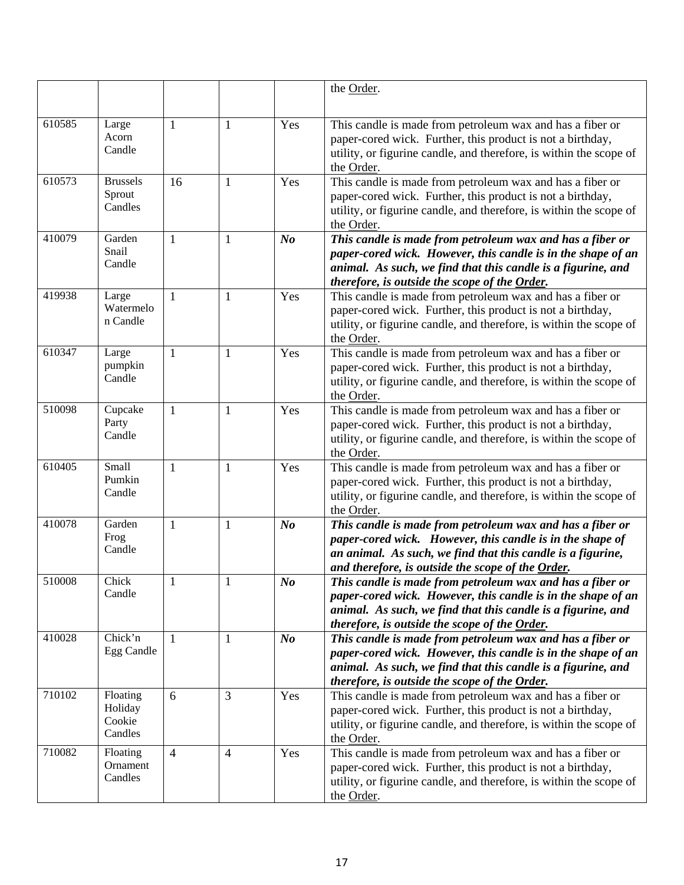| | | | | | |
|---|---|---|---|---|---|
| | | | | | the Order. |
| 610585 | Large Acorn Candle | 1 | 1 | Yes | This candle is made from petroleum wax and has a fiber or paper-cored wick. Further, this product is not a birthday, utility, or figurine candle, and therefore, is within the scope of the Order. |
| 610573 | Brussels Sprout Candles | 16 | 1 | Yes | This candle is made from petroleum wax and has a fiber or paper-cored wick. Further, this product is not a birthday, utility, or figurine candle, and therefore, is within the scope of the Order. |
| 410079 | Garden Snail Candle | 1 | 1 | ***No*** | ***This candle is made from petroleum wax and has a fiber or paper-cored wick. However, this candle is in the shape of an animal. As such, we find that this candle is a figurine, and therefore, is outside the scope of the Order.*** |
| 419938 | Large Watermelon Candle | 1 | 1 | Yes | This candle is made from petroleum wax and has a fiber or paper-cored wick. Further, this product is not a birthday, utility, or figurine candle, and therefore, is within the scope of the Order. |
| 610347 | Large pumpkin Candle | 1 | 1 | Yes | This candle is made from petroleum wax and has a fiber or paper-cored wick. Further, this product is not a birthday, utility, or figurine candle, and therefore, is within the scope of the Order. |
| 510098 | Cupcake Party Candle | 1 | 1 | Yes | This candle is made from petroleum wax and has a fiber or paper-cored wick. Further, this product is not a birthday, utility, or figurine candle, and therefore, is within the scope of the Order. |
| 610405 | Small Pumkin Candle | 1 | 1 | Yes | This candle is made from petroleum wax and has a fiber or paper-cored wick. Further, this product is not a birthday, utility, or figurine candle, and therefore, is within the scope of the Order. |
| 410078 | Garden Frog Candle | 1 | 1 | ***No*** | ***This candle is made from petroleum wax and has a fiber or paper-cored wick. However, this candle is in the shape of an animal. As such, we find that this candle is a figurine, and therefore, is outside the scope of the Order.*** |
| 510008 | Chick Candle | 1 | 1 | ***No*** | ***This candle is made from petroleum wax and has a fiber or paper-cored wick. However, this candle is in the shape of an animal. As such, we find that this candle is a figurine, and therefore, is outside the scope of the Order.*** |
| 410028 | Chick'n Egg Candle | 1 | 1 | ***No*** | ***This candle is made from petroleum wax and has a fiber or paper-cored wick. However, this candle is in the shape of an animal. As such, we find that this candle is a figurine, and therefore, is outside the scope of the Order.*** |
| 710102 | Floating Holiday Cookie Candles | 6 | 3 | Yes | This candle is made from petroleum wax and has a fiber or paper-cored wick. Further, this product is not a birthday, utility, or figurine candle, and therefore, is within the scope of the Order. |
| 710082 | Floating Ornament Candles | 4 | 4 | Yes | This candle is made from petroleum wax and has a fiber or paper-cored wick. Further, this product is not a birthday, utility, or figurine candle, and therefore, is within the scope of the Order. |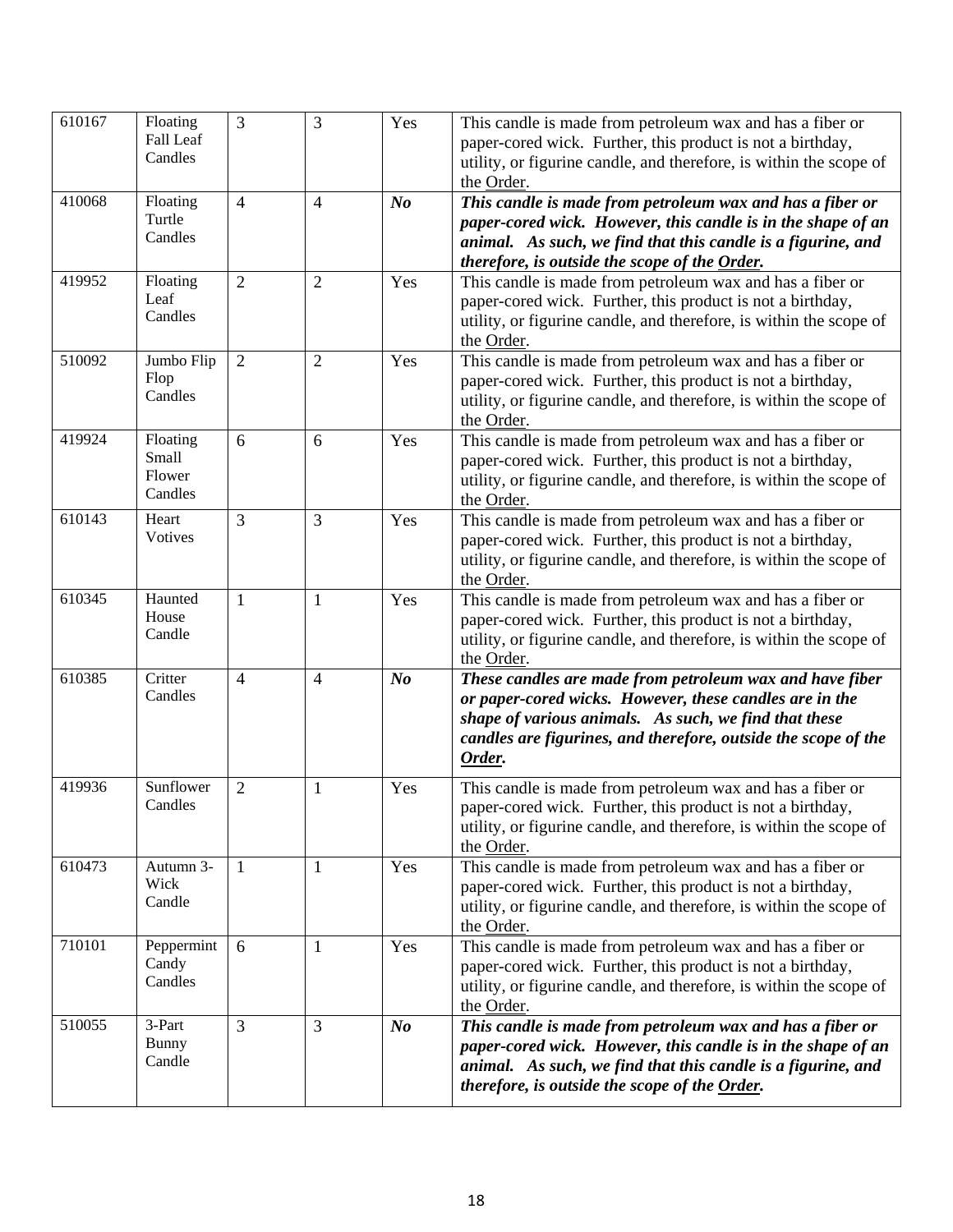| | | | | | |
|---|---|---|---|---|---|
| 610167 | Floating Fall Leaf Candles | 3 | 3 | Yes | This candle is made from petroleum wax and has a fiber or paper-cored wick. Further, this product is not a birthday, utility, or figurine candle, and therefore, is within the scope of the Order. |
| 410068 | Floating Turtle Candles | 4 | 4 | ***No*** | ***This candle is made from petroleum wax and has a fiber or paper-cored wick. However, this candle is in the shape of an animal. As such, we find that this candle is a figurine, and therefore, is outside the scope of the Order.*** |
| 419952 | Floating Leaf Candles | 2 | 2 | Yes | This candle is made from petroleum wax and has a fiber or paper-cored wick. Further, this product is not a birthday, utility, or figurine candle, and therefore, is within the scope of the Order. |
| 510092 | Jumbo Flip Flop Candles | 2 | 2 | Yes | This candle is made from petroleum wax and has a fiber or paper-cored wick. Further, this product is not a birthday, utility, or figurine candle, and therefore, is within the scope of the Order. |
| 419924 | Floating Small Flower Candles | 6 | 6 | Yes | This candle is made from petroleum wax and has a fiber or paper-cored wick. Further, this product is not a birthday, utility, or figurine candle, and therefore, is within the scope of the Order. |
| 610143 | Heart Votives | 3 | 3 | Yes | This candle is made from petroleum wax and has a fiber or paper-cored wick. Further, this product is not a birthday, utility, or figurine candle, and therefore, is within the scope of the Order. |
| 610345 | Haunted House Candle | 1 | 1 | Yes | This candle is made from petroleum wax and has a fiber or paper-cored wick. Further, this product is not a birthday, utility, or figurine candle, and therefore, is within the scope of the Order. |
| 610385 | Critter Candles | 4 | 4 | ***No*** | ***These candles are made from petroleum wax and have fiber or paper-cored wicks. However, these candles are in the shape of various animals. As such, we find that these candles are figurines, and therefore, outside the scope of the Order.*** |
| 419936 | Sunflower Candles | 2 | 1 | Yes | This candle is made from petroleum wax and has a fiber or paper-cored wick. Further, this product is not a birthday, utility, or figurine candle, and therefore, is within the scope of the Order. |
| 610473 | Autumn 3-Wick Candle | 1 | 1 | Yes | This candle is made from petroleum wax and has a fiber or paper-cored wick. Further, this product is not a birthday, utility, or figurine candle, and therefore, is within the scope of the Order. |
| 710101 | Peppermint Candy Candles | 6 | 1 | Yes | This candle is made from petroleum wax and has a fiber or paper-cored wick. Further, this product is not a birthday, utility, or figurine candle, and therefore, is within the scope of the Order. |
| 510055 | 3-Part Bunny Candle | 3 | 3 | ***No*** | ***This candle is made from petroleum wax and has a fiber or paper-cored wick. However, this candle is in the shape of an animal. As such, we find that this candle is a figurine, and therefore, is outside the scope of the Order.*** |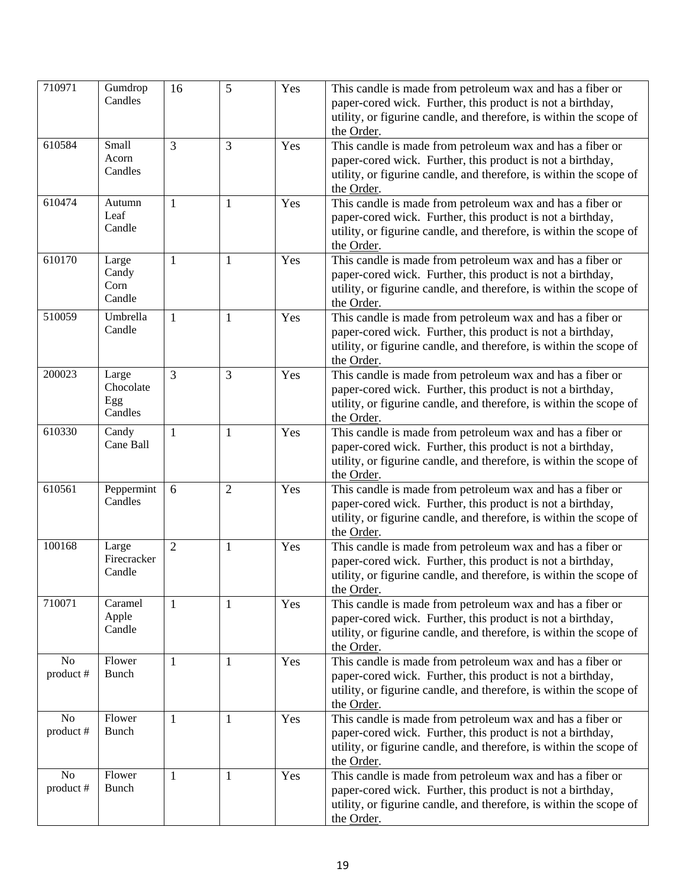| | | | | | |
|---|---|---|---|---|---|
| 710971 | Gumdrop Candles | 16 | 5 | Yes | This candle is made from petroleum wax and has a fiber or paper-cored wick. Further, this product is not a birthday, utility, or figurine candle, and therefore, is within the scope of the Order. |
| 610584 | Small Acorn Candles | 3 | 3 | Yes | This candle is made from petroleum wax and has a fiber or paper-cored wick. Further, this product is not a birthday, utility, or figurine candle, and therefore, is within the scope of the Order. |
| 610474 | Autumn Leaf Candle | 1 | 1 | Yes | This candle is made from petroleum wax and has a fiber or paper-cored wick. Further, this product is not a birthday, utility, or figurine candle, and therefore, is within the scope of the Order. |
| 610170 | Large Candy Corn Candle | 1 | 1 | Yes | This candle is made from petroleum wax and has a fiber or paper-cored wick. Further, this product is not a birthday, utility, or figurine candle, and therefore, is within the scope of the Order. |
| 510059 | Umbrella Candle | 1 | 1 | Yes | This candle is made from petroleum wax and has a fiber or paper-cored wick. Further, this product is not a birthday, utility, or figurine candle, and therefore, is within the scope of the Order. |
| 200023 | Large Chocolate Egg Candles | 3 | 3 | Yes | This candle is made from petroleum wax and has a fiber or paper-cored wick. Further, this product is not a birthday, utility, or figurine candle, and therefore, is within the scope of the Order. |
| 610330 | Candy Cane Ball | 1 | 1 | Yes | This candle is made from petroleum wax and has a fiber or paper-cored wick. Further, this product is not a birthday, utility, or figurine candle, and therefore, is within the scope of the Order. |
| 610561 | Peppermint Candles | 6 | 2 | Yes | This candle is made from petroleum wax and has a fiber or paper-cored wick. Further, this product is not a birthday, utility, or figurine candle, and therefore, is within the scope of the Order. |
| 100168 | Large Firecracker Candle | 2 | 1 | Yes | This candle is made from petroleum wax and has a fiber or paper-cored wick. Further, this product is not a birthday, utility, or figurine candle, and therefore, is within the scope of the Order. |
| 710071 | Caramel Apple Candle | 1 | 1 | Yes | This candle is made from petroleum wax and has a fiber or paper-cored wick. Further, this product is not a birthday, utility, or figurine candle, and therefore, is within the scope of the Order. |
| No product # | Flower Bunch | 1 | 1 | Yes | This candle is made from petroleum wax and has a fiber or paper-cored wick. Further, this product is not a birthday, utility, or figurine candle, and therefore, is within the scope of the Order. |
| No product # | Flower Bunch | 1 | 1 | Yes | This candle is made from petroleum wax and has a fiber or paper-cored wick. Further, this product is not a birthday, utility, or figurine candle, and therefore, is within the scope of the Order. |
| No product # | Flower Bunch | 1 | 1 | Yes | This candle is made from petroleum wax and has a fiber or paper-cored wick. Further, this product is not a birthday, utility, or figurine candle, and therefore, is within the scope of the Order. |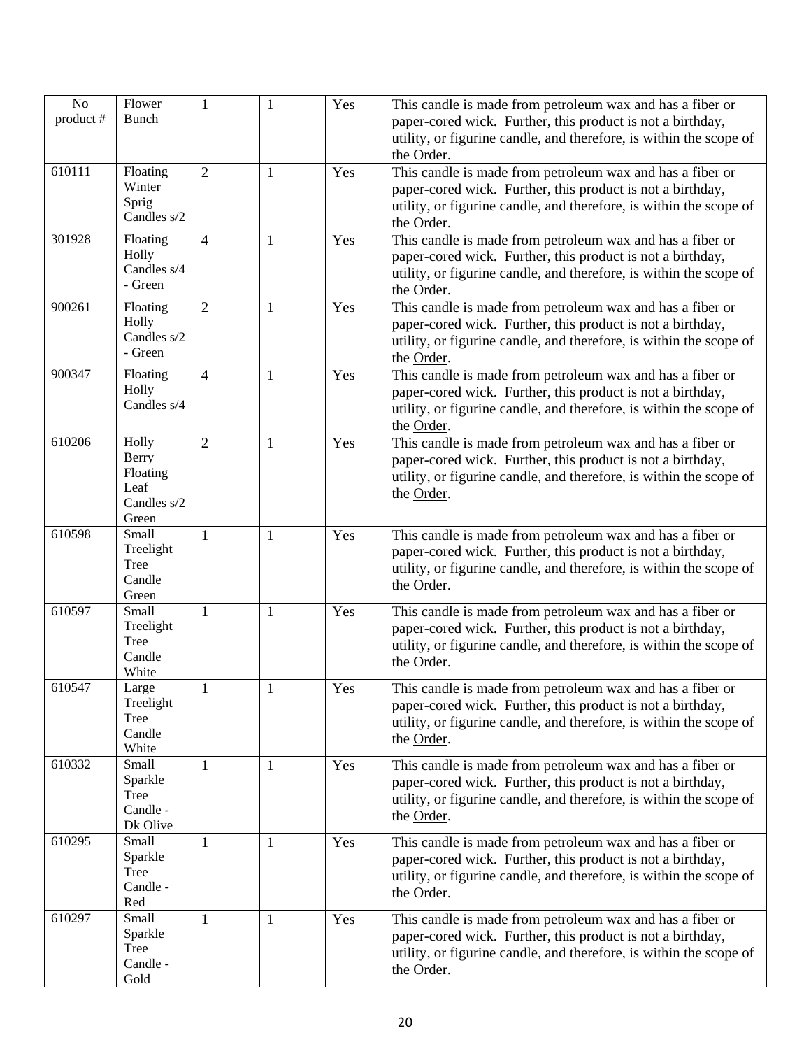| No product # | Flower Bunch | 1 | 1 | Yes | This candle is made from petroleum wax and has a fiber or paper-cored wick. Further, this product is not a birthday, utility, or figurine candle, and therefore, is within the scope of the Order. |
|---|---|---|---|---|---|
| 610111 | Floating Winter Sprig Candles s/2 | 2 | 1 | Yes | This candle is made from petroleum wax and has a fiber or paper-cored wick. Further, this product is not a birthday, utility, or figurine candle, and therefore, is within the scope of the Order. |
| 301928 | Floating Holly Candles s/4 - Green | 4 | 1 | Yes | This candle is made from petroleum wax and has a fiber or paper-cored wick. Further, this product is not a birthday, utility, or figurine candle, and therefore, is within the scope of the Order. |
| 900261 | Floating Holly Candles s/2 - Green | 2 | 1 | Yes | This candle is made from petroleum wax and has a fiber or paper-cored wick. Further, this product is not a birthday, utility, or figurine candle, and therefore, is within the scope of the Order. |
| 900347 | Floating Holly Candles s/4 | 4 | 1 | Yes | This candle is made from petroleum wax and has a fiber or paper-cored wick. Further, this product is not a birthday, utility, or figurine candle, and therefore, is within the scope of the Order. |
| 610206 | Holly Berry Floating Leaf Candles s/2 Green | 2 | 1 | Yes | This candle is made from petroleum wax and has a fiber or paper-cored wick. Further, this product is not a birthday, utility, or figurine candle, and therefore, is within the scope of the Order. |
| 610598 | Small Treelight Tree Candle Green | 1 | 1 | Yes | This candle is made from petroleum wax and has a fiber or paper-cored wick. Further, this product is not a birthday, utility, or figurine candle, and therefore, is within the scope of the Order. |
| 610597 | Small Treelight Tree Candle White | 1 | 1 | Yes | This candle is made from petroleum wax and has a fiber or paper-cored wick. Further, this product is not a birthday, utility, or figurine candle, and therefore, is within the scope of the Order. |
| 610547 | Large Treelight Tree Candle White | 1 | 1 | Yes | This candle is made from petroleum wax and has a fiber or paper-cored wick. Further, this product is not a birthday, utility, or figurine candle, and therefore, is within the scope of the Order. |
| 610332 | Small Sparkle Tree Candle - Dk Olive | 1 | 1 | Yes | This candle is made from petroleum wax and has a fiber or paper-cored wick. Further, this product is not a birthday, utility, or figurine candle, and therefore, is within the scope of the Order. |
| 610295 | Small Sparkle Tree Candle - Red | 1 | 1 | Yes | This candle is made from petroleum wax and has a fiber or paper-cored wick. Further, this product is not a birthday, utility, or figurine candle, and therefore, is within the scope of the Order. |
| 610297 | Small Sparkle Tree Candle - Gold | 1 | 1 | Yes | This candle is made from petroleum wax and has a fiber or paper-cored wick. Further, this product is not a birthday, utility, or figurine candle, and therefore, is within the scope of the Order. |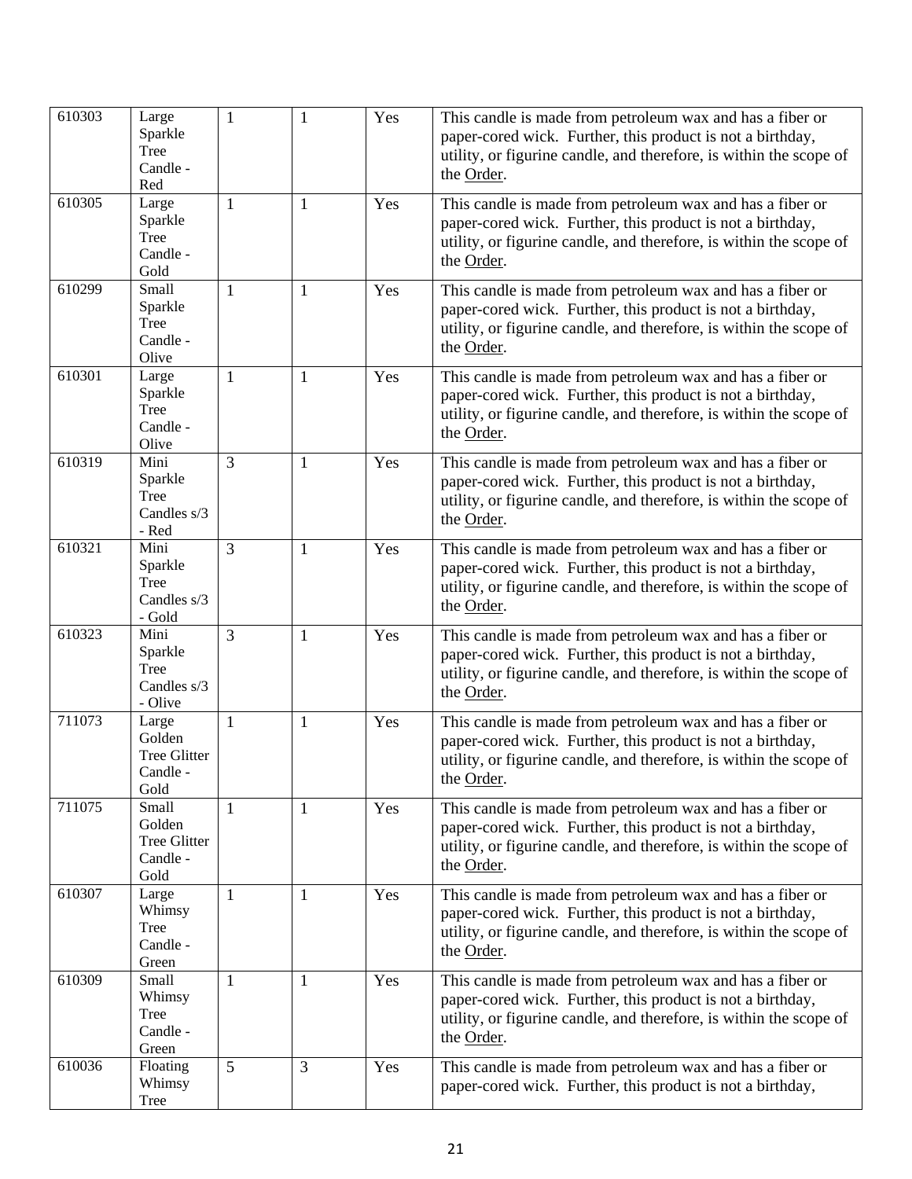| | | | | | |
|---|---|---|---|---|---|
| 610303 | Large Sparkle Tree Candle - Red | 1 | 1 | Yes | This candle is made from petroleum wax and has a fiber or paper-cored wick. Further, this product is not a birthday, utility, or figurine candle, and therefore, is within the scope of the Order. |
| 610305 | Large Sparkle Tree Candle - Gold | 1 | 1 | Yes | This candle is made from petroleum wax and has a fiber or paper-cored wick. Further, this product is not a birthday, utility, or figurine candle, and therefore, is within the scope of the Order. |
| 610299 | Small Sparkle Tree Candle - Olive | 1 | 1 | Yes | This candle is made from petroleum wax and has a fiber or paper-cored wick. Further, this product is not a birthday, utility, or figurine candle, and therefore, is within the scope of the Order. |
| 610301 | Large Sparkle Tree Candle - Olive | 1 | 1 | Yes | This candle is made from petroleum wax and has a fiber or paper-cored wick. Further, this product is not a birthday, utility, or figurine candle, and therefore, is within the scope of the Order. |
| 610319 | Mini Sparkle Tree Candles s/3 - Red | 3 | 1 | Yes | This candle is made from petroleum wax and has a fiber or paper-cored wick. Further, this product is not a birthday, utility, or figurine candle, and therefore, is within the scope of the Order. |
| 610321 | Mini Sparkle Tree Candles s/3 - Gold | 3 | 1 | Yes | This candle is made from petroleum wax and has a fiber or paper-cored wick. Further, this product is not a birthday, utility, or figurine candle, and therefore, is within the scope of the Order. |
| 610323 | Mini Sparkle Tree Candles s/3 - Olive | 3 | 1 | Yes | This candle is made from petroleum wax and has a fiber or paper-cored wick. Further, this product is not a birthday, utility, or figurine candle, and therefore, is within the scope of the Order. |
| 711073 | Large Golden Tree Glitter Candle - Gold | 1 | 1 | Yes | This candle is made from petroleum wax and has a fiber or paper-cored wick. Further, this product is not a birthday, utility, or figurine candle, and therefore, is within the scope of the Order. |
| 711075 | Small Golden Tree Glitter Candle - Gold | 1 | 1 | Yes | This candle is made from petroleum wax and has a fiber or paper-cored wick. Further, this product is not a birthday, utility, or figurine candle, and therefore, is within the scope of the Order. |
| 610307 | Large Whimsy Tree Candle - Green | 1 | 1 | Yes | This candle is made from petroleum wax and has a fiber or paper-cored wick. Further, this product is not a birthday, utility, or figurine candle, and therefore, is within the scope of the Order. |
| 610309 | Small Whimsy Tree Candle - Green | 1 | 1 | Yes | This candle is made from petroleum wax and has a fiber or paper-cored wick. Further, this product is not a birthday, utility, or figurine candle, and therefore, is within the scope of the Order. |
| 610036 | Floating Whimsy Tree | 5 | 3 | Yes | This candle is made from petroleum wax and has a fiber or paper-cored wick. Further, this product is not a birthday, |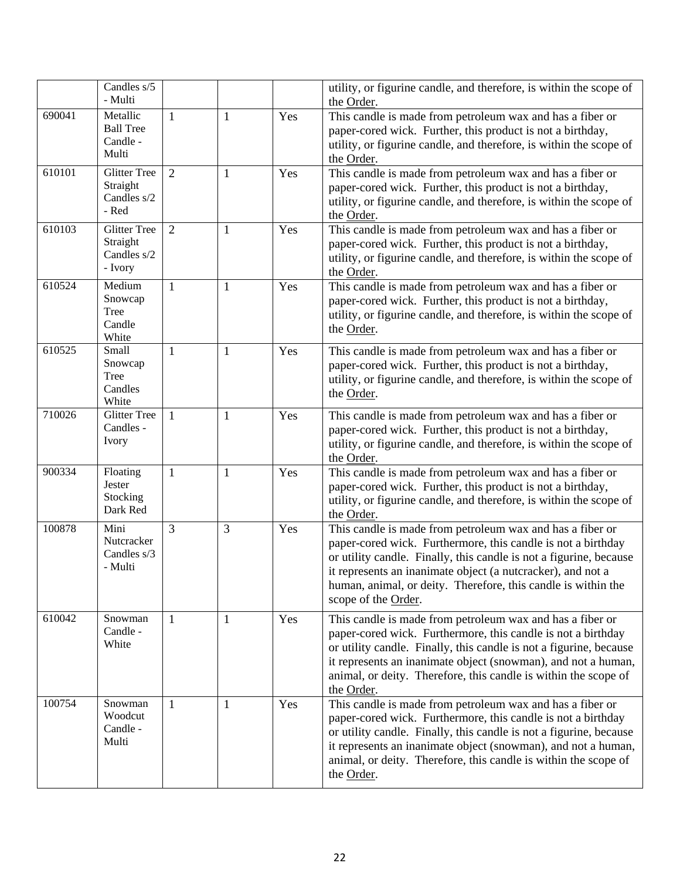| | | | | | |
|---|---|---|---|---|---|
| | Candles s/5 - Multi | | | | utility, or figurine candle, and therefore, is within the scope of the Order. |
| 690041 | Metallic Ball Tree Candle - Multi | 1 | 1 | Yes | This candle is made from petroleum wax and has a fiber or paper-cored wick. Further, this product is not a birthday, utility, or figurine candle, and therefore, is within the scope of the Order. |
| 610101 | Glitter Tree Straight Candles s/2 - Red | 2 | 1 | Yes | This candle is made from petroleum wax and has a fiber or paper-cored wick. Further, this product is not a birthday, utility, or figurine candle, and therefore, is within the scope of the Order. |
| 610103 | Glitter Tree Straight Candles s/2 - Ivory | 2 | 1 | Yes | This candle is made from petroleum wax and has a fiber or paper-cored wick. Further, this product is not a birthday, utility, or figurine candle, and therefore, is within the scope of the Order. |
| 610524 | Medium Snowcap Tree Candle White | 1 | 1 | Yes | This candle is made from petroleum wax and has a fiber or paper-cored wick. Further, this product is not a birthday, utility, or figurine candle, and therefore, is within the scope of the Order. |
| 610525 | Small Snowcap Tree Candles White | 1 | 1 | Yes | This candle is made from petroleum wax and has a fiber or paper-cored wick. Further, this product is not a birthday, utility, or figurine candle, and therefore, is within the scope of the Order. |
| 710026 | Glitter Tree Candles - Ivory | 1 | 1 | Yes | This candle is made from petroleum wax and has a fiber or paper-cored wick. Further, this product is not a birthday, utility, or figurine candle, and therefore, is within the scope of the Order. |
| 900334 | Floating Jester Stocking Dark Red | 1 | 1 | Yes | This candle is made from petroleum wax and has a fiber or paper-cored wick. Further, this product is not a birthday, utility, or figurine candle, and therefore, is within the scope of the Order. |
| 100878 | Mini Nutcracker Candles s/3 - Multi | 3 | 3 | Yes | This candle is made from petroleum wax and has a fiber or paper-cored wick. Furthermore, this candle is not a birthday or utility candle. Finally, this candle is not a figurine, because it represents an inanimate object (a nutcracker), and not a human, animal, or deity. Therefore, this candle is within the scope of the Order. |
| 610042 | Snowman Candle - White | 1 | 1 | Yes | This candle is made from petroleum wax and has a fiber or paper-cored wick. Furthermore, this candle is not a birthday or utility candle. Finally, this candle is not a figurine, because it represents an inanimate object (snowman), and not a human, animal, or deity. Therefore, this candle is within the scope of the Order. |
| 100754 | Snowman Woodcut Candle - Multi | 1 | 1 | Yes | This candle is made from petroleum wax and has a fiber or paper-cored wick. Furthermore, this candle is not a birthday or utility candle. Finally, this candle is not a figurine, because it represents an inanimate object (snowman), and not a human, animal, or deity. Therefore, this candle is within the scope of the Order. |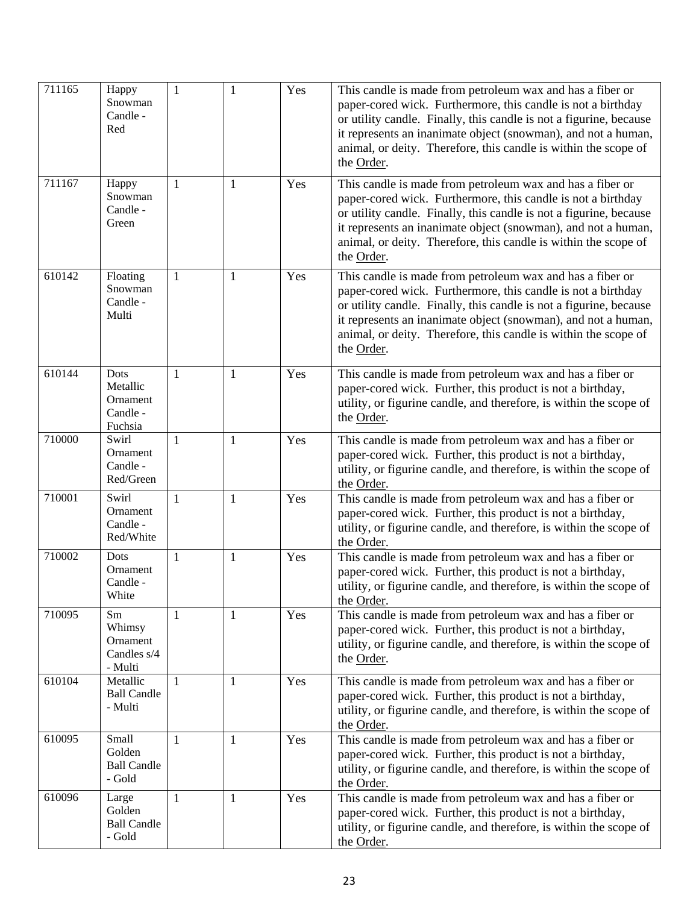| | | | | | |
|---|---|---|---|---|---|
| 711165 | Happy Snowman Candle - Red | 1 | 1 | Yes | This candle is made from petroleum wax and has a fiber or paper-cored wick. Furthermore, this candle is not a birthday or utility candle. Finally, this candle is not a figurine, because it represents an inanimate object (snowman), and not a human, animal, or deity. Therefore, this candle is within the scope of the Order. |
| 711167 | Happy Snowman Candle - Green | 1 | 1 | Yes | This candle is made from petroleum wax and has a fiber or paper-cored wick. Furthermore, this candle is not a birthday or utility candle. Finally, this candle is not a figurine, because it represents an inanimate object (snowman), and not a human, animal, or deity. Therefore, this candle is within the scope of the Order. |
| 610142 | Floating Snowman Candle - Multi | 1 | 1 | Yes | This candle is made from petroleum wax and has a fiber or paper-cored wick. Furthermore, this candle is not a birthday or utility candle. Finally, this candle is not a figurine, because it represents an inanimate object (snowman), and not a human, animal, or deity. Therefore, this candle is within the scope of the Order. |
| 610144 | Dots Metallic Ornament Candle - Fuchsia | 1 | 1 | Yes | This candle is made from petroleum wax and has a fiber or paper-cored wick. Further, this product is not a birthday, utility, or figurine candle, and therefore, is within the scope of the Order. |
| 710000 | Swirl Ornament Candle - Red/Green | 1 | 1 | Yes | This candle is made from petroleum wax and has a fiber or paper-cored wick. Further, this product is not a birthday, utility, or figurine candle, and therefore, is within the scope of the Order. |
| 710001 | Swirl Ornament Candle - Red/White | 1 | 1 | Yes | This candle is made from petroleum wax and has a fiber or paper-cored wick. Further, this product is not a birthday, utility, or figurine candle, and therefore, is within the scope of the Order. |
| 710002 | Dots Ornament Candle - White | 1 | 1 | Yes | This candle is made from petroleum wax and has a fiber or paper-cored wick. Further, this product is not a birthday, utility, or figurine candle, and therefore, is within the scope of the Order. |
| 710095 | Sm Whimsy Ornament Candles s/4 - Multi | 1 | 1 | Yes | This candle is made from petroleum wax and has a fiber or paper-cored wick. Further, this product is not a birthday, utility, or figurine candle, and therefore, is within the scope of the Order. |
| 610104 | Metallic Ball Candle - Multi | 1 | 1 | Yes | This candle is made from petroleum wax and has a fiber or paper-cored wick. Further, this product is not a birthday, utility, or figurine candle, and therefore, is within the scope of the Order. |
| 610095 | Small Golden Ball Candle - Gold | 1 | 1 | Yes | This candle is made from petroleum wax and has a fiber or paper-cored wick. Further, this product is not a birthday, utility, or figurine candle, and therefore, is within the scope of the Order. |
| 610096 | Large Golden Ball Candle - Gold | 1 | 1 | Yes | This candle is made from petroleum wax and has a fiber or paper-cored wick. Further, this product is not a birthday, utility, or figurine candle, and therefore, is within the scope of the Order. |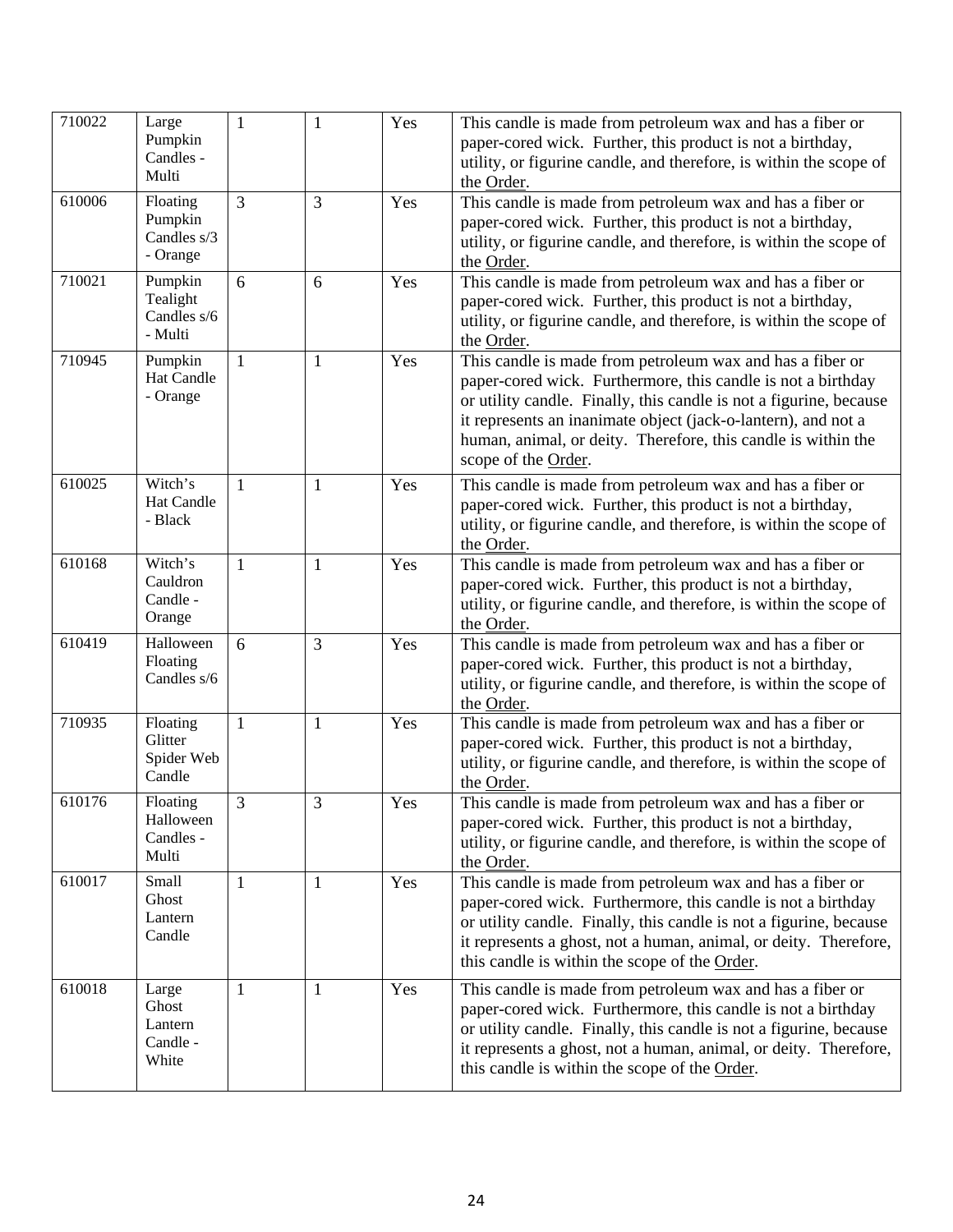| 710022 | Large Pumpkin Candles - Multi | 1 | 1 | Yes | This candle is made from petroleum wax and has a fiber or paper-cored wick. Further, this product is not a birthday, utility, or figurine candle, and therefore, is within the scope of the Order. |
|---|---|---|---|---|---|
| 610006 | Floating Pumpkin Candles s/3 - Orange | 3 | 3 | Yes | This candle is made from petroleum wax and has a fiber or paper-cored wick. Further, this product is not a birthday, utility, or figurine candle, and therefore, is within the scope of the Order. |
| 710021 | Pumpkin Tealight Candles s/6 - Multi | 6 | 6 | Yes | This candle is made from petroleum wax and has a fiber or paper-cored wick. Further, this product is not a birthday, utility, or figurine candle, and therefore, is within the scope of the Order. |
| 710945 | Pumpkin Hat Candle - Orange | 1 | 1 | Yes | This candle is made from petroleum wax and has a fiber or paper-cored wick. Furthermore, this candle is not a birthday or utility candle. Finally, this candle is not a figurine, because it represents an inanimate object (jack-o-lantern), and not a human, animal, or deity. Therefore, this candle is within the scope of the Order. |
| 610025 | Witch's Hat Candle - Black | 1 | 1 | Yes | This candle is made from petroleum wax and has a fiber or paper-cored wick. Further, this product is not a birthday, utility, or figurine candle, and therefore, is within the scope of the Order. |
| 610168 | Witch's Cauldron Candle - Orange | 1 | 1 | Yes | This candle is made from petroleum wax and has a fiber or paper-cored wick. Further, this product is not a birthday, utility, or figurine candle, and therefore, is within the scope of the Order. |
| 610419 | Halloween Floating Candles s/6 | 6 | 3 | Yes | This candle is made from petroleum wax and has a fiber or paper-cored wick. Further, this product is not a birthday, utility, or figurine candle, and therefore, is within the scope of the Order. |
| 710935 | Floating Glitter Spider Web Candle | 1 | 1 | Yes | This candle is made from petroleum wax and has a fiber or paper-cored wick. Further, this product is not a birthday, utility, or figurine candle, and therefore, is within the scope of the Order. |
| 610176 | Floating Halloween Candles - Multi | 3 | 3 | Yes | This candle is made from petroleum wax and has a fiber or paper-cored wick. Further, this product is not a birthday, utility, or figurine candle, and therefore, is within the scope of the Order. |
| 610017 | Small Ghost Lantern Candle | 1 | 1 | Yes | This candle is made from petroleum wax and has a fiber or paper-cored wick. Furthermore, this candle is not a birthday or utility candle. Finally, this candle is not a figurine, because it represents a ghost, not a human, animal, or deity. Therefore, this candle is within the scope of the Order. |
| 610018 | Large Ghost Lantern Candle - White | 1 | 1 | Yes | This candle is made from petroleum wax and has a fiber or paper-cored wick. Furthermore, this candle is not a birthday or utility candle. Finally, this candle is not a figurine, because it represents a ghost, not a human, animal, or deity. Therefore, this candle is within the scope of the Order. |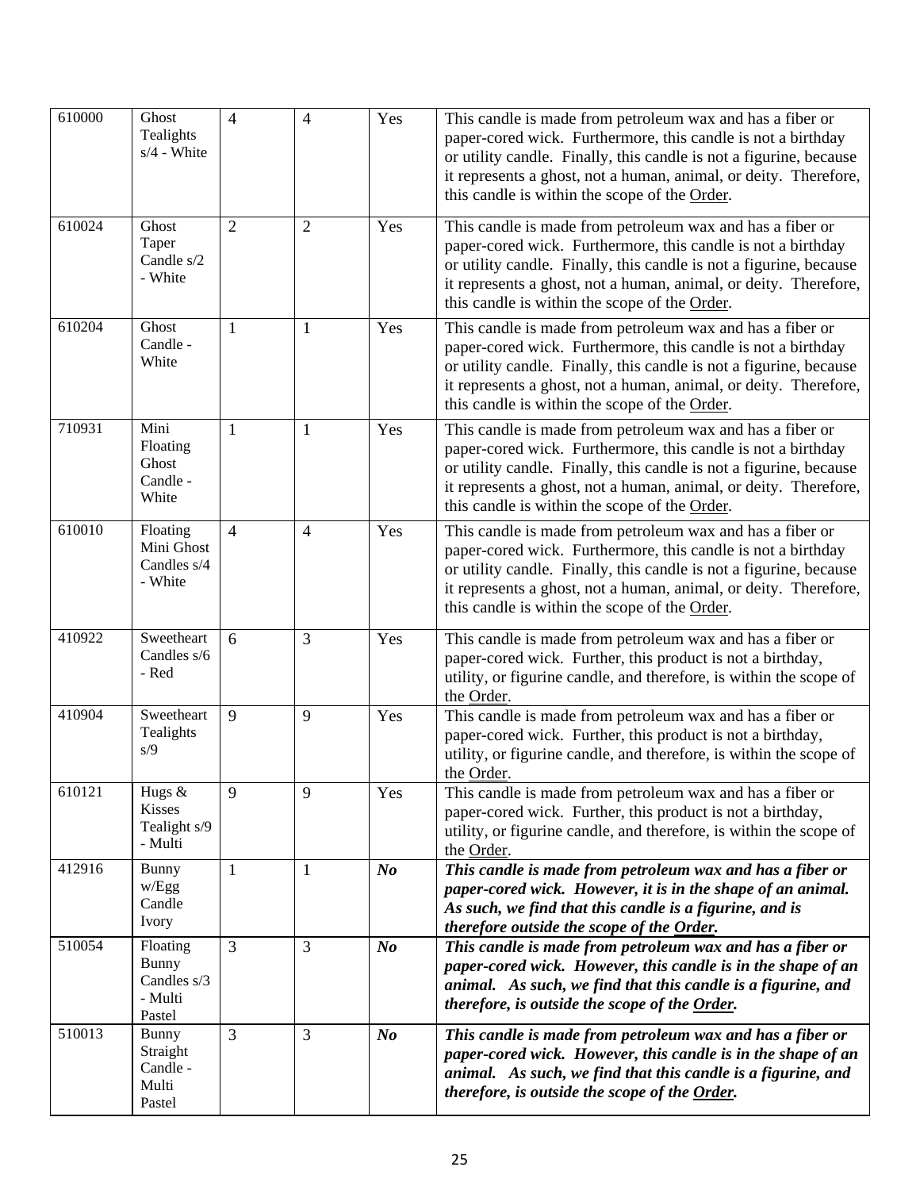| 610000 | Ghost Tealights s/4 - White | 4 | 4 | Yes | This candle is made from petroleum wax and has a fiber or paper-cored wick. Furthermore, this candle is not a birthday or utility candle. Finally, this candle is not a figurine, because it represents a ghost, not a human, animal, or deity. Therefore, this candle is within the scope of the Order. |
|---|---|---|---|---|---|
| 610024 | Ghost Taper Candle s/2 - White | 2 | 2 | Yes | This candle is made from petroleum wax and has a fiber or paper-cored wick. Furthermore, this candle is not a birthday or utility candle. Finally, this candle is not a figurine, because it represents a ghost, not a human, animal, or deity. Therefore, this candle is within the scope of the Order. |
| 610204 | Ghost Candle - White | 1 | 1 | Yes | This candle is made from petroleum wax and has a fiber or paper-cored wick. Furthermore, this candle is not a birthday or utility candle. Finally, this candle is not a figurine, because it represents a ghost, not a human, animal, or deity. Therefore, this candle is within the scope of the Order. |
| 710931 | Mini Floating Ghost Candle - White | 1 | 1 | Yes | This candle is made from petroleum wax and has a fiber or paper-cored wick. Furthermore, this candle is not a birthday or utility candle. Finally, this candle is not a figurine, because it represents a ghost, not a human, animal, or deity. Therefore, this candle is within the scope of the Order. |
| 610010 | Floating Mini Ghost Candles s/4 - White | 4 | 4 | Yes | This candle is made from petroleum wax and has a fiber or paper-cored wick. Furthermore, this candle is not a birthday or utility candle. Finally, this candle is not a figurine, because it represents a ghost, not a human, animal, or deity. Therefore, this candle is within the scope of the Order. |
| 410922 | Sweetheart Candles s/6 - Red | 6 | 3 | Yes | This candle is made from petroleum wax and has a fiber or paper-cored wick. Further, this product is not a birthday, utility, or figurine candle, and therefore, is within the scope of the Order. |
| 410904 | Sweetheart Tealights s/9 | 9 | 9 | Yes | This candle is made from petroleum wax and has a fiber or paper-cored wick. Further, this product is not a birthday, utility, or figurine candle, and therefore, is within the scope of the Order. |
| 610121 | Hugs & Kisses Tealight s/9 - Multi | 9 | 9 | Yes | This candle is made from petroleum wax and has a fiber or paper-cored wick. Further, this product is not a birthday, utility, or figurine candle, and therefore, is within the scope of the Order. |
| 412916 | Bunny w/Egg Candle Ivory | 1 | 1 | ***No*** | ***This candle is made from petroleum wax and has a fiber or paper-cored wick. However, it is in the shape of an animal. As such, we find that this candle is a figurine, and is therefore outside the scope of the Order.*** |
| 510054 | Floating Bunny Candles s/3 - Multi Pastel | 3 | 3 | ***No*** | ***This candle is made from petroleum wax and has a fiber or paper-cored wick. However, this candle is in the shape of an animal. As such, we find that this candle is a figurine, and therefore, is outside the scope of the Order.*** |
| 510013 | Bunny Straight Candle - Multi Pastel | 3 | 3 | ***No*** | ***This candle is made from petroleum wax and has a fiber or paper-cored wick. However, this candle is in the shape of an animal. As such, we find that this candle is a figurine, and therefore, is outside the scope of the Order.*** |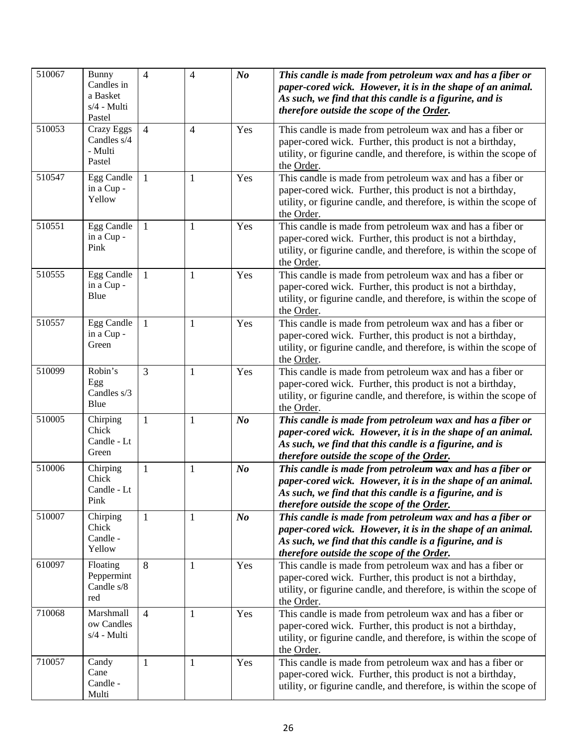| | | | | | |
|---|---|---|---|---|---|
| 510067 | Bunny Candles in a Basket s/4 - Multi Pastel | 4 | 4 | ***No*** | ***This candle is made from petroleum wax and has a fiber or paper-cored wick. However, it is in the shape of an animal. As such, we find that this candle is a figurine, and is therefore outside the scope of the Order.*** |
| 510053 | Crazy Eggs Candles s/4 - Multi Pastel | 4 | 4 | Yes | This candle is made from petroleum wax and has a fiber or paper-cored wick. Further, this product is not a birthday, utility, or figurine candle, and therefore, is within the scope of the Order. |
| 510547 | Egg Candle in a Cup - Yellow | 1 | 1 | Yes | This candle is made from petroleum wax and has a fiber or paper-cored wick. Further, this product is not a birthday, utility, or figurine candle, and therefore, is within the scope of the Order. |
| 510551 | Egg Candle in a Cup - Pink | 1 | 1 | Yes | This candle is made from petroleum wax and has a fiber or paper-cored wick. Further, this product is not a birthday, utility, or figurine candle, and therefore, is within the scope of the Order. |
| 510555 | Egg Candle in a Cup - Blue | 1 | 1 | Yes | This candle is made from petroleum wax and has a fiber or paper-cored wick. Further, this product is not a birthday, utility, or figurine candle, and therefore, is within the scope of the Order. |
| 510557 | Egg Candle in a Cup - Green | 1 | 1 | Yes | This candle is made from petroleum wax and has a fiber or paper-cored wick. Further, this product is not a birthday, utility, or figurine candle, and therefore, is within the scope of the Order. |
| 510099 | Robin's Egg Candles s/3 Blue | 3 | 1 | Yes | This candle is made from petroleum wax and has a fiber or paper-cored wick. Further, this product is not a birthday, utility, or figurine candle, and therefore, is within the scope of the Order. |
| 510005 | Chirping Chick Candle - Lt Green | 1 | 1 | ***No*** | ***This candle is made from petroleum wax and has a fiber or paper-cored wick. However, it is in the shape of an animal. As such, we find that this candle is a figurine, and is therefore outside the scope of the Order.*** |
| 510006 | Chirping Chick Candle - Lt Pink | 1 | 1 | ***No*** | ***This candle is made from petroleum wax and has a fiber or paper-cored wick. However, it is in the shape of an animal. As such, we find that this candle is a figurine, and is therefore outside the scope of the Order.*** |
| 510007 | Chirping Chick Candle - Yellow | 1 | 1 | ***No*** | ***This candle is made from petroleum wax and has a fiber or paper-cored wick. However, it is in the shape of an animal. As such, we find that this candle is a figurine, and is therefore outside the scope of the Order.*** |
| 610097 | Floating Peppermint Candle s/8 red | 8 | 1 | Yes | This candle is made from petroleum wax and has a fiber or paper-cored wick. Further, this product is not a birthday, utility, or figurine candle, and therefore, is within the scope of the Order. |
| 710068 | Marshmallow Candles s/4 - Multi | 4 | 1 | Yes | This candle is made from petroleum wax and has a fiber or paper-cored wick. Further, this product is not a birthday, utility, or figurine candle, and therefore, is within the scope of the Order. |
| 710057 | Candy Cane Candle - Multi | 1 | 1 | Yes | This candle is made from petroleum wax and has a fiber or paper-cored wick. Further, this product is not a birthday, utility, or figurine candle, and therefore, is within the scope of |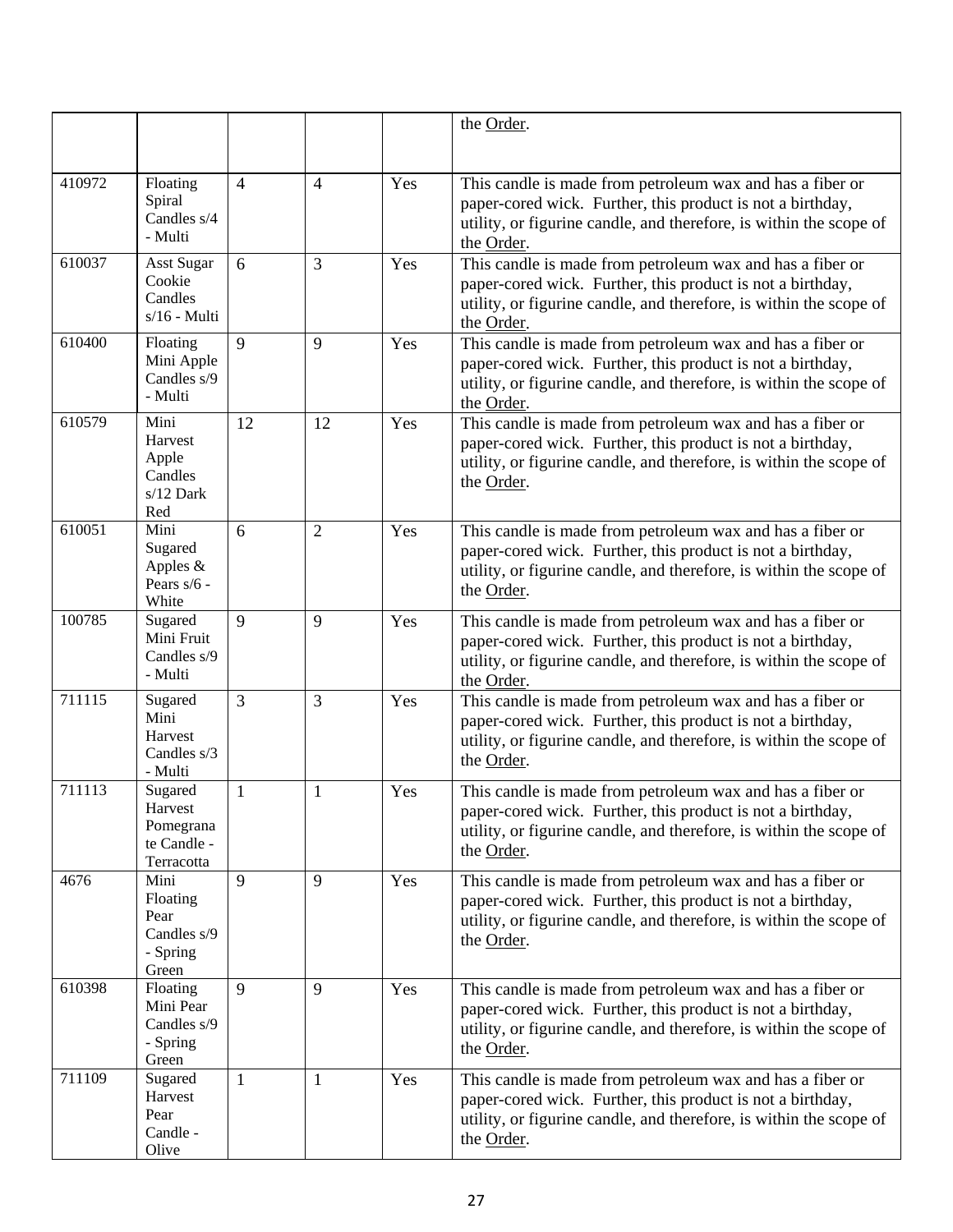| | | | | | the Order. |
|---|---|---|---|---|---|
| 410972 | Floating Spiral Candles s/4 - Multi | 4 | 4 | Yes | This candle is made from petroleum wax and has a fiber or paper-cored wick. Further, this product is not a birthday, utility, or figurine candle, and therefore, is within the scope of the Order. |
| 610037 | Asst Sugar Cookie Candles s/16 - Multi | 6 | 3 | Yes | This candle is made from petroleum wax and has a fiber or paper-cored wick. Further, this product is not a birthday, utility, or figurine candle, and therefore, is within the scope of the Order. |
| 610400 | Floating Mini Apple Candles s/9 - Multi | 9 | 9 | Yes | This candle is made from petroleum wax and has a fiber or paper-cored wick. Further, this product is not a birthday, utility, or figurine candle, and therefore, is within the scope of the Order. |
| 610579 | Mini Harvest Apple Candles s/12 Dark Red | 12 | 12 | Yes | This candle is made from petroleum wax and has a fiber or paper-cored wick. Further, this product is not a birthday, utility, or figurine candle, and therefore, is within the scope of the Order. |
| 610051 | Mini Sugared Apples & Pears s/6 - White | 6 | 2 | Yes | This candle is made from petroleum wax and has a fiber or paper-cored wick. Further, this product is not a birthday, utility, or figurine candle, and therefore, is within the scope of the Order. |
| 100785 | Sugared Mini Fruit Candles s/9 - Multi | 9 | 9 | Yes | This candle is made from petroleum wax and has a fiber or paper-cored wick. Further, this product is not a birthday, utility, or figurine candle, and therefore, is within the scope of the Order. |
| 711115 | Sugared Mini Harvest Candles s/3 - Multi | 3 | 3 | Yes | This candle is made from petroleum wax and has a fiber or paper-cored wick. Further, this product is not a birthday, utility, or figurine candle, and therefore, is within the scope of the Order. |
| 711113 | Sugared Harvest Pomegranate Candle - Terracotta | 1 | 1 | Yes | This candle is made from petroleum wax and has a fiber or paper-cored wick. Further, this product is not a birthday, utility, or figurine candle, and therefore, is within the scope of the Order. |
| 4676 | Mini Floating Pear Candles s/9 - Spring Green | 9 | 9 | Yes | This candle is made from petroleum wax and has a fiber or paper-cored wick. Further, this product is not a birthday, utility, or figurine candle, and therefore, is within the scope of the Order. |
| 610398 | Floating Mini Pear Candles s/9 - Spring Green | 9 | 9 | Yes | This candle is made from petroleum wax and has a fiber or paper-cored wick. Further, this product is not a birthday, utility, or figurine candle, and therefore, is within the scope of the Order. |
| 711109 | Sugared Harvest Pear Candle - Olive | 1 | 1 | Yes | This candle is made from petroleum wax and has a fiber or paper-cored wick. Further, this product is not a birthday, utility, or figurine candle, and therefore, is within the scope of the Order. |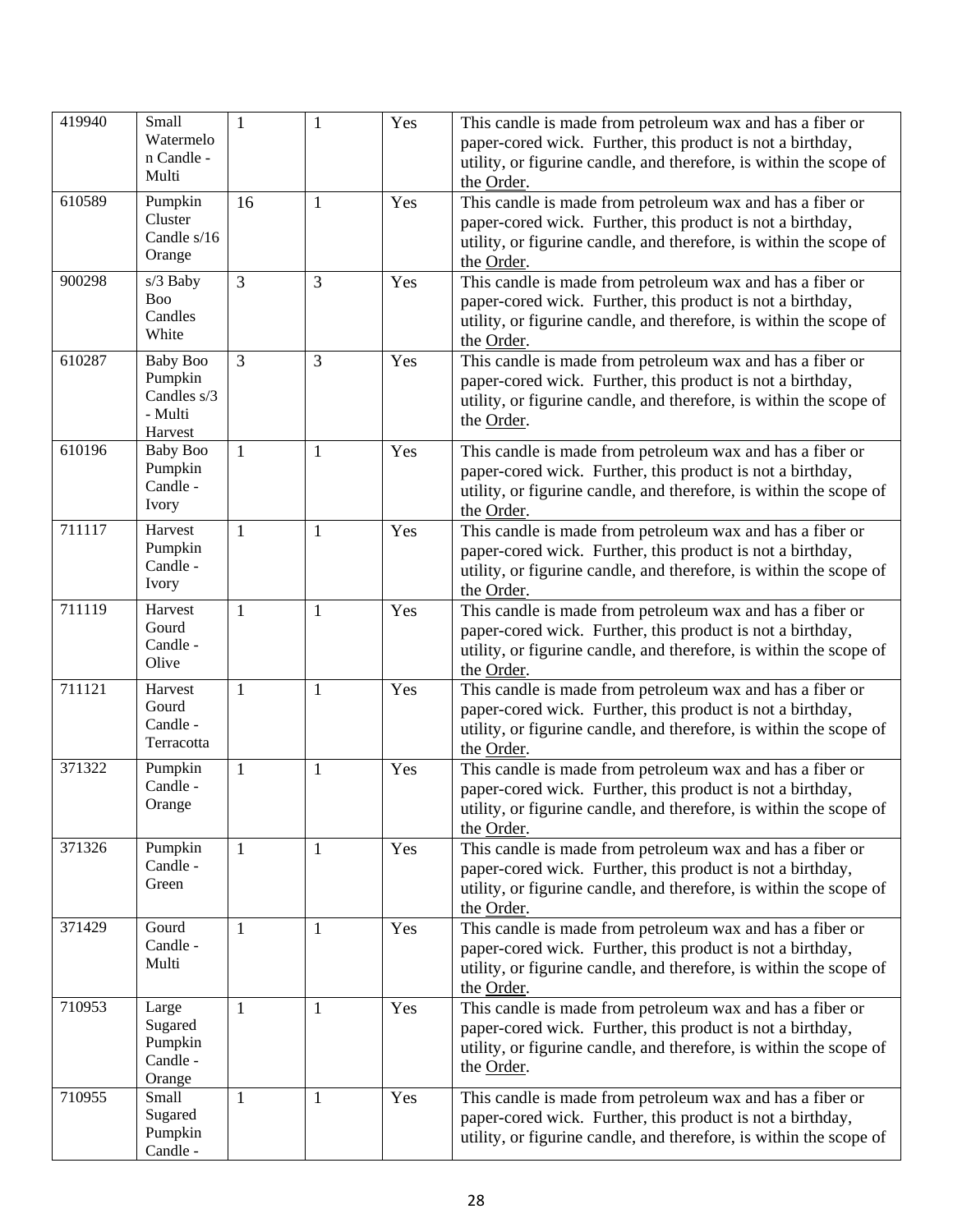| | | | | | |
|---|---|---|---|---|---|
| 419940 | Small Watermelon Candle - Multi | 1 | 1 | Yes | This candle is made from petroleum wax and has a fiber or paper-cored wick. Further, this product is not a birthday, utility, or figurine candle, and therefore, is within the scope of the Order. |
| 610589 | Pumpkin Cluster Candle s/16 Orange | 16 | 1 | Yes | This candle is made from petroleum wax and has a fiber or paper-cored wick. Further, this product is not a birthday, utility, or figurine candle, and therefore, is within the scope of the Order. |
| 900298 | s/3 Baby Boo Candles White | 3 | 3 | Yes | This candle is made from petroleum wax and has a fiber or paper-cored wick. Further, this product is not a birthday, utility, or figurine candle, and therefore, is within the scope of the Order. |
| 610287 | Baby Boo Pumpkin Candles s/3 - Multi Harvest | 3 | 3 | Yes | This candle is made from petroleum wax and has a fiber or paper-cored wick. Further, this product is not a birthday, utility, or figurine candle, and therefore, is within the scope of the Order. |
| 610196 | Baby Boo Pumpkin Candle - Ivory | 1 | 1 | Yes | This candle is made from petroleum wax and has a fiber or paper-cored wick. Further, this product is not a birthday, utility, or figurine candle, and therefore, is within the scope of the Order. |
| 711117 | Harvest Pumpkin Candle - Ivory | 1 | 1 | Yes | This candle is made from petroleum wax and has a fiber or paper-cored wick. Further, this product is not a birthday, utility, or figurine candle, and therefore, is within the scope of the Order. |
| 711119 | Harvest Gourd Candle - Olive | 1 | 1 | Yes | This candle is made from petroleum wax and has a fiber or paper-cored wick. Further, this product is not a birthday, utility, or figurine candle, and therefore, is within the scope of the Order. |
| 711121 | Harvest Gourd Candle - Terracotta | 1 | 1 | Yes | This candle is made from petroleum wax and has a fiber or paper-cored wick. Further, this product is not a birthday, utility, or figurine candle, and therefore, is within the scope of the Order. |
| 371322 | Pumpkin Candle - Orange | 1 | 1 | Yes | This candle is made from petroleum wax and has a fiber or paper-cored wick. Further, this product is not a birthday, utility, or figurine candle, and therefore, is within the scope of the Order. |
| 371326 | Pumpkin Candle - Green | 1 | 1 | Yes | This candle is made from petroleum wax and has a fiber or paper-cored wick. Further, this product is not a birthday, utility, or figurine candle, and therefore, is within the scope of the Order. |
| 371429 | Gourd Candle - Multi | 1 | 1 | Yes | This candle is made from petroleum wax and has a fiber or paper-cored wick. Further, this product is not a birthday, utility, or figurine candle, and therefore, is within the scope of the Order. |
| 710953 | Large Sugared Pumpkin Candle - Orange | 1 | 1 | Yes | This candle is made from petroleum wax and has a fiber or paper-cored wick. Further, this product is not a birthday, utility, or figurine candle, and therefore, is within the scope of the Order. |
| 710955 | Small Sugared Pumpkin Candle - | 1 | 1 | Yes | This candle is made from petroleum wax and has a fiber or paper-cored wick. Further, this product is not a birthday, utility, or figurine candle, and therefore, is within the scope of |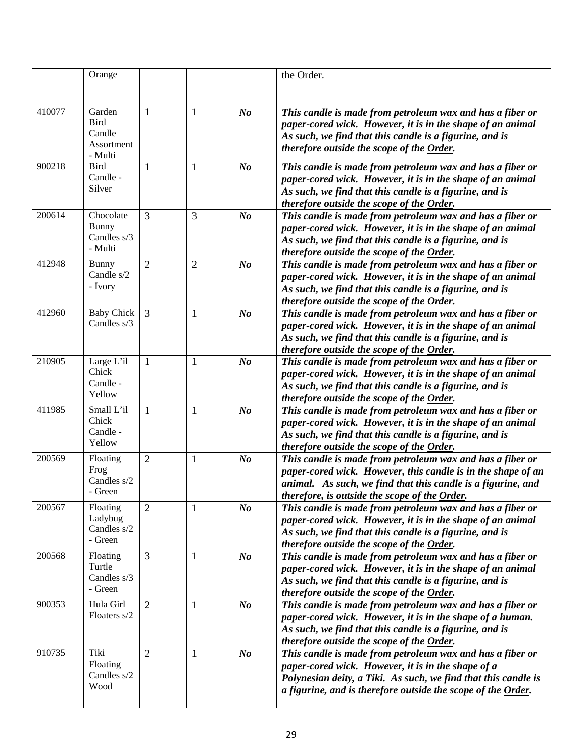| | | | | | |
|---|---|---|---|---|---|
| | Orange | | | | the Order. |
| 410077 | Garden Bird Candle Assortment - Multi | 1 | 1 | ***No*** | ***This candle is made from petroleum wax and has a fiber or paper-cored wick. However, it is in the shape of an animal As such, we find that this candle is a figurine, and is therefore outside the scope of the Order.*** |
| 900218 | Bird Candle - Silver | 1 | 1 | ***No*** | ***This candle is made from petroleum wax and has a fiber or paper-cored wick. However, it is in the shape of an animal As such, we find that this candle is a figurine, and is therefore outside the scope of the Order.*** |
| 200614 | Chocolate Bunny Candles s/3 - Multi | 3 | 3 | ***No*** | ***This candle is made from petroleum wax and has a fiber or paper-cored wick. However, it is in the shape of an animal As such, we find that this candle is a figurine, and is therefore outside the scope of the Order.*** |
| 412948 | Bunny Candle s/2 - Ivory | 2 | 2 | ***No*** | ***This candle is made from petroleum wax and has a fiber or paper-cored wick. However, it is in the shape of an animal As such, we find that this candle is a figurine, and is therefore outside the scope of the Order.*** |
| 412960 | Baby Chick Candles s/3 | 3 | 1 | ***No*** | ***This candle is made from petroleum wax and has a fiber or paper-cored wick. However, it is in the shape of an animal As such, we find that this candle is a figurine, and is therefore outside the scope of the Order.*** |
| 210905 | Large L'il Chick Candle - Yellow | 1 | 1 | ***No*** | ***This candle is made from petroleum wax and has a fiber or paper-cored wick. However, it is in the shape of an animal As such, we find that this candle is a figurine, and is therefore outside the scope of the Order.*** |
| 411985 | Small L'il Chick Candle - Yellow | 1 | 1 | ***No*** | ***This candle is made from petroleum wax and has a fiber or paper-cored wick. However, it is in the shape of an animal As such, we find that this candle is a figurine, and is therefore outside the scope of the Order.*** |
| 200569 | Floating Frog Candles s/2 - Green | 2 | 1 | ***No*** | ***This candle is made from petroleum wax and has a fiber or paper-cored wick. However, this candle is in the shape of an animal. As such, we find that this candle is a figurine, and therefore, is outside the scope of the Order.*** |
| 200567 | Floating Ladybug Candles s/2 - Green | 2 | 1 | ***No*** | ***This candle is made from petroleum wax and has a fiber or paper-cored wick. However, it is in the shape of an animal As such, we find that this candle is a figurine, and is therefore outside the scope of the Order.*** |
| 200568 | Floating Turtle Candles s/3 - Green | 3 | 1 | ***No*** | ***This candle is made from petroleum wax and has a fiber or paper-cored wick. However, it is in the shape of an animal As such, we find that this candle is a figurine, and is therefore outside the scope of the Order.*** |
| 900353 | Hula Girl Floaters s/2 | 2 | 1 | ***No*** | ***This candle is made from petroleum wax and has a fiber or paper-cored wick. However, it is in the shape of a human. As such, we find that this candle is a figurine, and is therefore outside the scope of the Order.*** |
| 910735 | Tiki Floating Candles s/2 Wood | 2 | 1 | ***No*** | ***This candle is made from petroleum wax and has a fiber or paper-cored wick. However, it is in the shape of a Polynesian deity, a Tiki. As such, we find that this candle is a figurine, and is therefore outside the scope of the Order.*** |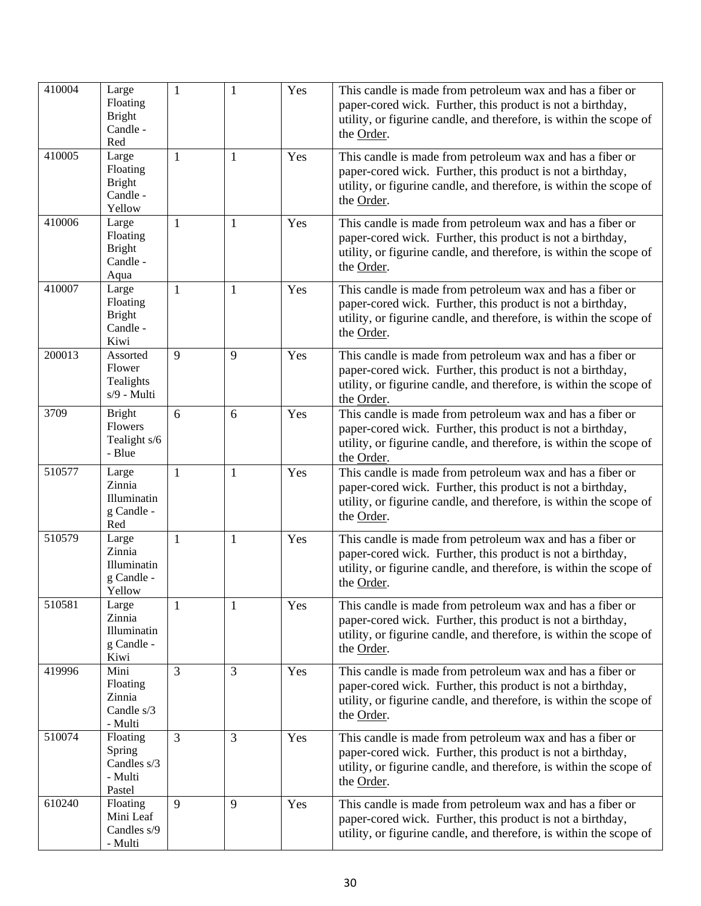| 410004 | Large Floating Bright Candle - Red | 1 | 1 | Yes | This candle is made from petroleum wax and has a fiber or paper-cored wick. Further, this product is not a birthday, utility, or figurine candle, and therefore, is within the scope of the Order. |
|---|---|---|---|---|---|
| 410005 | Large Floating Bright Candle - Yellow | 1 | 1 | Yes | This candle is made from petroleum wax and has a fiber or paper-cored wick. Further, this product is not a birthday, utility, or figurine candle, and therefore, is within the scope of the Order. |
| 410006 | Large Floating Bright Candle - Aqua | 1 | 1 | Yes | This candle is made from petroleum wax and has a fiber or paper-cored wick. Further, this product is not a birthday, utility, or figurine candle, and therefore, is within the scope of the Order. |
| 410007 | Large Floating Bright Candle - Kiwi | 1 | 1 | Yes | This candle is made from petroleum wax and has a fiber or paper-cored wick. Further, this product is not a birthday, utility, or figurine candle, and therefore, is within the scope of the Order. |
| 200013 | Assorted Flower Tealights s/9 - Multi | 9 | 9 | Yes | This candle is made from petroleum wax and has a fiber or paper-cored wick. Further, this product is not a birthday, utility, or figurine candle, and therefore, is within the scope of the Order. |
| 3709 | Bright Flowers Tealight s/6 - Blue | 6 | 6 | Yes | This candle is made from petroleum wax and has a fiber or paper-cored wick. Further, this product is not a birthday, utility, or figurine candle, and therefore, is within the scope of the Order. |
| 510577 | Large Zinnia Illuminating Candle - Red | 1 | 1 | Yes | This candle is made from petroleum wax and has a fiber or paper-cored wick. Further, this product is not a birthday, utility, or figurine candle, and therefore, is within the scope of the Order. |
| 510579 | Large Zinnia Illuminating Candle - Yellow | 1 | 1 | Yes | This candle is made from petroleum wax and has a fiber or paper-cored wick. Further, this product is not a birthday, utility, or figurine candle, and therefore, is within the scope of the Order. |
| 510581 | Large Zinnia Illuminating Candle - Kiwi | 1 | 1 | Yes | This candle is made from petroleum wax and has a fiber or paper-cored wick. Further, this product is not a birthday, utility, or figurine candle, and therefore, is within the scope of the Order. |
| 419996 | Mini Floating Zinnia Candle s/3 - Multi | 3 | 3 | Yes | This candle is made from petroleum wax and has a fiber or paper-cored wick. Further, this product is not a birthday, utility, or figurine candle, and therefore, is within the scope of the Order. |
| 510074 | Floating Spring Candles s/3 - Multi Pastel | 3 | 3 | Yes | This candle is made from petroleum wax and has a fiber or paper-cored wick. Further, this product is not a birthday, utility, or figurine candle, and therefore, is within the scope of the Order. |
| 610240 | Floating Mini Leaf Candles s/9 - Multi | 9 | 9 | Yes | This candle is made from petroleum wax and has a fiber or paper-cored wick. Further, this product is not a birthday, utility, or figurine candle, and therefore, is within the scope of |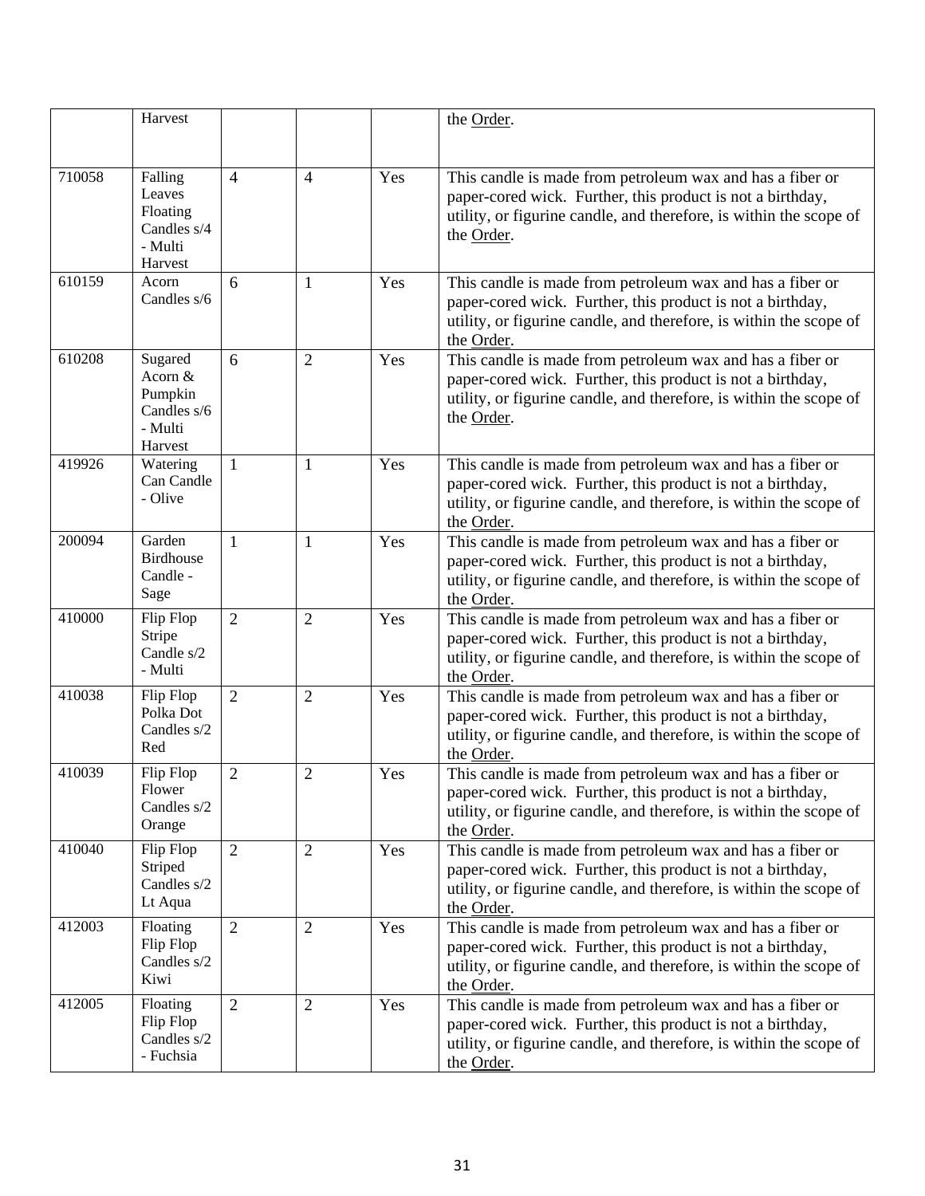|  |  |  |  |  |  |
|---|---|---|---|---|---|
|  | Harvest |  |  |  | the Order. |
| 710058 | Falling Leaves Floating Candles s/4 - Multi Harvest | 4 | 4 | Yes | This candle is made from petroleum wax and has a fiber or paper-cored wick. Further, this product is not a birthday, utility, or figurine candle, and therefore, is within the scope of the Order. |
| 610159 | Acorn Candles s/6 | 6 | 1 | Yes | This candle is made from petroleum wax and has a fiber or paper-cored wick. Further, this product is not a birthday, utility, or figurine candle, and therefore, is within the scope of the Order. |
| 610208 | Sugared Acorn & Pumpkin Candles s/6 - Multi Harvest | 6 | 2 | Yes | This candle is made from petroleum wax and has a fiber or paper-cored wick. Further, this product is not a birthday, utility, or figurine candle, and therefore, is within the scope of the Order. |
| 419926 | Watering Can Candle - Olive | 1 | 1 | Yes | This candle is made from petroleum wax and has a fiber or paper-cored wick. Further, this product is not a birthday, utility, or figurine candle, and therefore, is within the scope of the Order. |
| 200094 | Garden Birdhouse Candle - Sage | 1 | 1 | Yes | This candle is made from petroleum wax and has a fiber or paper-cored wick. Further, this product is not a birthday, utility, or figurine candle, and therefore, is within the scope of the Order. |
| 410000 | Flip Flop Stripe Candle s/2 - Multi | 2 | 2 | Yes | This candle is made from petroleum wax and has a fiber or paper-cored wick. Further, this product is not a birthday, utility, or figurine candle, and therefore, is within the scope of the Order. |
| 410038 | Flip Flop Polka Dot Candles s/2 Red | 2 | 2 | Yes | This candle is made from petroleum wax and has a fiber or paper-cored wick. Further, this product is not a birthday, utility, or figurine candle, and therefore, is within the scope of the Order. |
| 410039 | Flip Flop Flower Candles s/2 Orange | 2 | 2 | Yes | This candle is made from petroleum wax and has a fiber or paper-cored wick. Further, this product is not a birthday, utility, or figurine candle, and therefore, is within the scope of the Order. |
| 410040 | Flip Flop Striped Candles s/2 Lt Aqua | 2 | 2 | Yes | This candle is made from petroleum wax and has a fiber or paper-cored wick. Further, this product is not a birthday, utility, or figurine candle, and therefore, is within the scope of the Order. |
| 412003 | Floating Flip Flop Candles s/2 Kiwi | 2 | 2 | Yes | This candle is made from petroleum wax and has a fiber or paper-cored wick. Further, this product is not a birthday, utility, or figurine candle, and therefore, is within the scope of the Order. |
| 412005 | Floating Flip Flop Candles s/2 - Fuchsia | 2 | 2 | Yes | This candle is made from petroleum wax and has a fiber or paper-cored wick. Further, this product is not a birthday, utility, or figurine candle, and therefore, is within the scope of the Order. |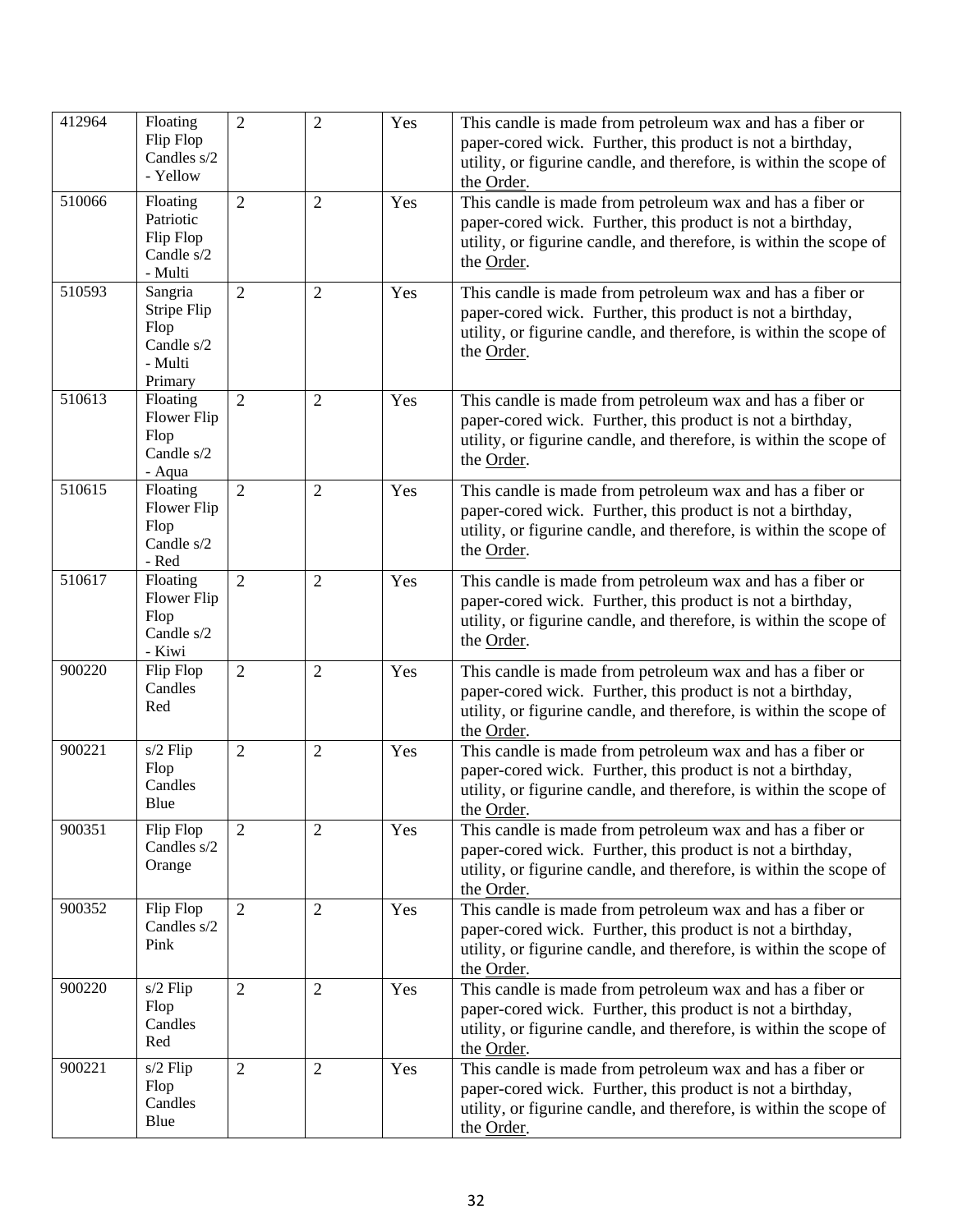| 412964 | Floating Flip Flop Candles s/2 - Yellow | 2 | 2 | Yes | This candle is made from petroleum wax and has a fiber or paper-cored wick. Further, this product is not a birthday, utility, or figurine candle, and therefore, is within the scope of the Order. |
|---|---|---|---|---|---|
| 510066 | Floating Patriotic Flip Flop Candle s/2 - Multi | 2 | 2 | Yes | This candle is made from petroleum wax and has a fiber or paper-cored wick. Further, this product is not a birthday, utility, or figurine candle, and therefore, is within the scope of the Order. |
| 510593 | Sangria Stripe Flip Flop Candle s/2 - Multi Primary | 2 | 2 | Yes | This candle is made from petroleum wax and has a fiber or paper-cored wick. Further, this product is not a birthday, utility, or figurine candle, and therefore, is within the scope of the Order. |
| 510613 | Floating Flower Flip Flop Candle s/2 - Aqua | 2 | 2 | Yes | This candle is made from petroleum wax and has a fiber or paper-cored wick. Further, this product is not a birthday, utility, or figurine candle, and therefore, is within the scope of the Order. |
| 510615 | Floating Flower Flip Flop Candle s/2 - Red | 2 | 2 | Yes | This candle is made from petroleum wax and has a fiber or paper-cored wick. Further, this product is not a birthday, utility, or figurine candle, and therefore, is within the scope of the Order. |
| 510617 | Floating Flower Flip Flop Candle s/2 - Kiwi | 2 | 2 | Yes | This candle is made from petroleum wax and has a fiber or paper-cored wick. Further, this product is not a birthday, utility, or figurine candle, and therefore, is within the scope of the Order. |
| 900220 | Flip Flop Candles Red | 2 | 2 | Yes | This candle is made from petroleum wax and has a fiber or paper-cored wick. Further, this product is not a birthday, utility, or figurine candle, and therefore, is within the scope of the Order. |
| 900221 | s/2 Flip Flop Candles Blue | 2 | 2 | Yes | This candle is made from petroleum wax and has a fiber or paper-cored wick. Further, this product is not a birthday, utility, or figurine candle, and therefore, is within the scope of the Order. |
| 900351 | Flip Flop Candles s/2 Orange | 2 | 2 | Yes | This candle is made from petroleum wax and has a fiber or paper-cored wick. Further, this product is not a birthday, utility, or figurine candle, and therefore, is within the scope of the Order. |
| 900352 | Flip Flop Candles s/2 Pink | 2 | 2 | Yes | This candle is made from petroleum wax and has a fiber or paper-cored wick. Further, this product is not a birthday, utility, or figurine candle, and therefore, is within the scope of the Order. |
| 900220 | s/2 Flip Flop Candles Red | 2 | 2 | Yes | This candle is made from petroleum wax and has a fiber or paper-cored wick. Further, this product is not a birthday, utility, or figurine candle, and therefore, is within the scope of the Order. |
| 900221 | s/2 Flip Flop Candles Blue | 2 | 2 | Yes | This candle is made from petroleum wax and has a fiber or paper-cored wick. Further, this product is not a birthday, utility, or figurine candle, and therefore, is within the scope of the Order. |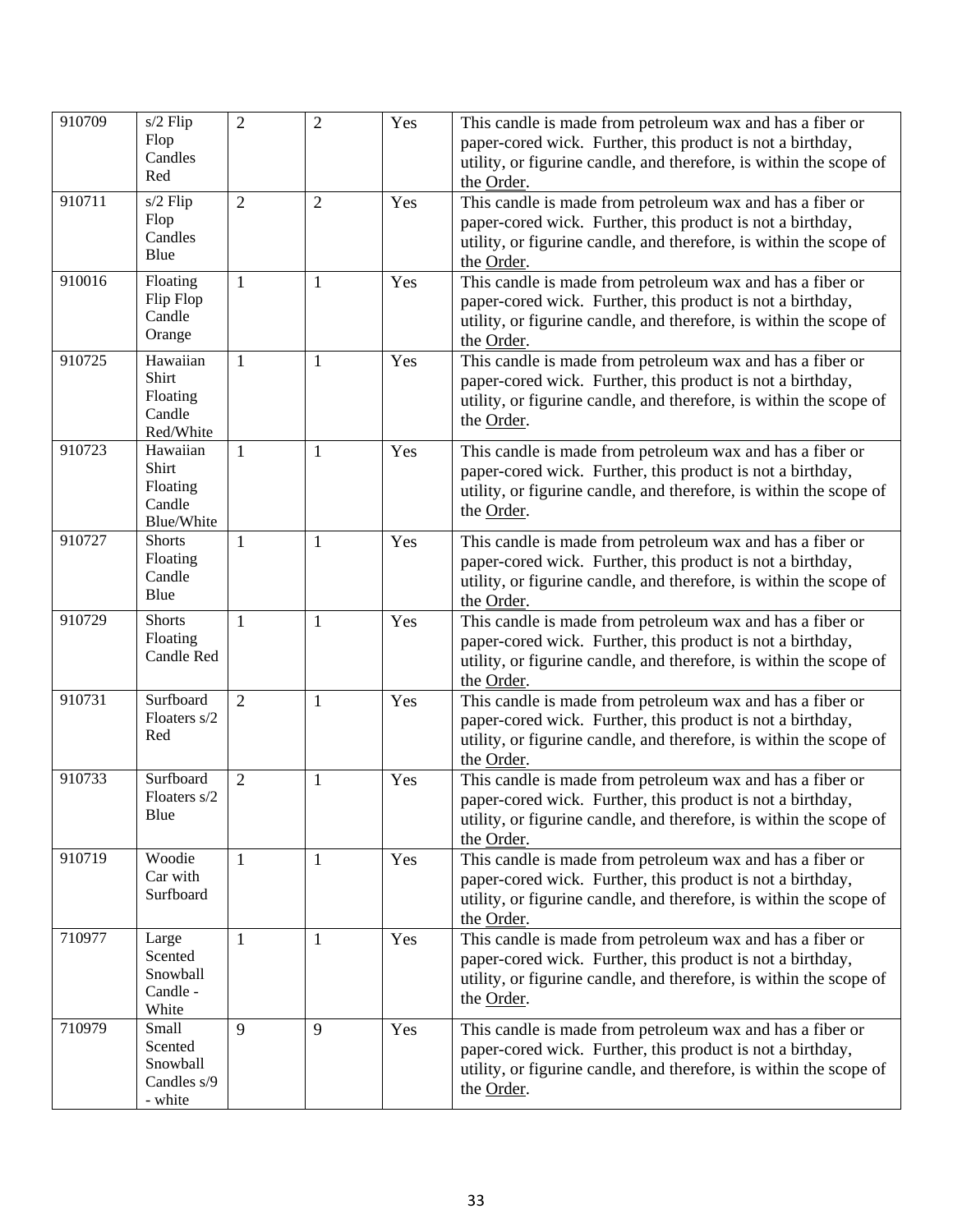| 910709 | s/2 Flip Flop Candles Red | 2 | 2 | Yes | This candle is made from petroleum wax and has a fiber or paper-cored wick. Further, this product is not a birthday, utility, or figurine candle, and therefore, is within the scope of the Order. |
|---|---|---|---|---|---|
| 910711 | s/2 Flip Flop Candles Blue | 2 | 2 | Yes | This candle is made from petroleum wax and has a fiber or paper-cored wick. Further, this product is not a birthday, utility, or figurine candle, and therefore, is within the scope of the Order. |
| 910016 | Floating Flip Flop Candle Orange | 1 | 1 | Yes | This candle is made from petroleum wax and has a fiber or paper-cored wick. Further, this product is not a birthday, utility, or figurine candle, and therefore, is within the scope of the Order. |
| 910725 | Hawaiian Shirt Floating Candle Red/White | 1 | 1 | Yes | This candle is made from petroleum wax and has a fiber or paper-cored wick. Further, this product is not a birthday, utility, or figurine candle, and therefore, is within the scope of the Order. |
| 910723 | Hawaiian Shirt Floating Candle Blue/White | 1 | 1 | Yes | This candle is made from petroleum wax and has a fiber or paper-cored wick. Further, this product is not a birthday, utility, or figurine candle, and therefore, is within the scope of the Order. |
| 910727 | Shorts Floating Candle Blue | 1 | 1 | Yes | This candle is made from petroleum wax and has a fiber or paper-cored wick. Further, this product is not a birthday, utility, or figurine candle, and therefore, is within the scope of the Order. |
| 910729 | Shorts Floating Candle Red | 1 | 1 | Yes | This candle is made from petroleum wax and has a fiber or paper-cored wick. Further, this product is not a birthday, utility, or figurine candle, and therefore, is within the scope of the Order. |
| 910731 | Surfboard Floaters s/2 Red | 2 | 1 | Yes | This candle is made from petroleum wax and has a fiber or paper-cored wick. Further, this product is not a birthday, utility, or figurine candle, and therefore, is within the scope of the Order. |
| 910733 | Surfboard Floaters s/2 Blue | 2 | 1 | Yes | This candle is made from petroleum wax and has a fiber or paper-cored wick. Further, this product is not a birthday, utility, or figurine candle, and therefore, is within the scope of the Order. |
| 910719 | Woodie Car with Surfboard | 1 | 1 | Yes | This candle is made from petroleum wax and has a fiber or paper-cored wick. Further, this product is not a birthday, utility, or figurine candle, and therefore, is within the scope of the Order. |
| 710977 | Large Scented Snowball Candle - White | 1 | 1 | Yes | This candle is made from petroleum wax and has a fiber or paper-cored wick. Further, this product is not a birthday, utility, or figurine candle, and therefore, is within the scope of the Order. |
| 710979 | Small Scented Snowball Candles s/9 - white | 9 | 9 | Yes | This candle is made from petroleum wax and has a fiber or paper-cored wick. Further, this product is not a birthday, utility, or figurine candle, and therefore, is within the scope of the Order. |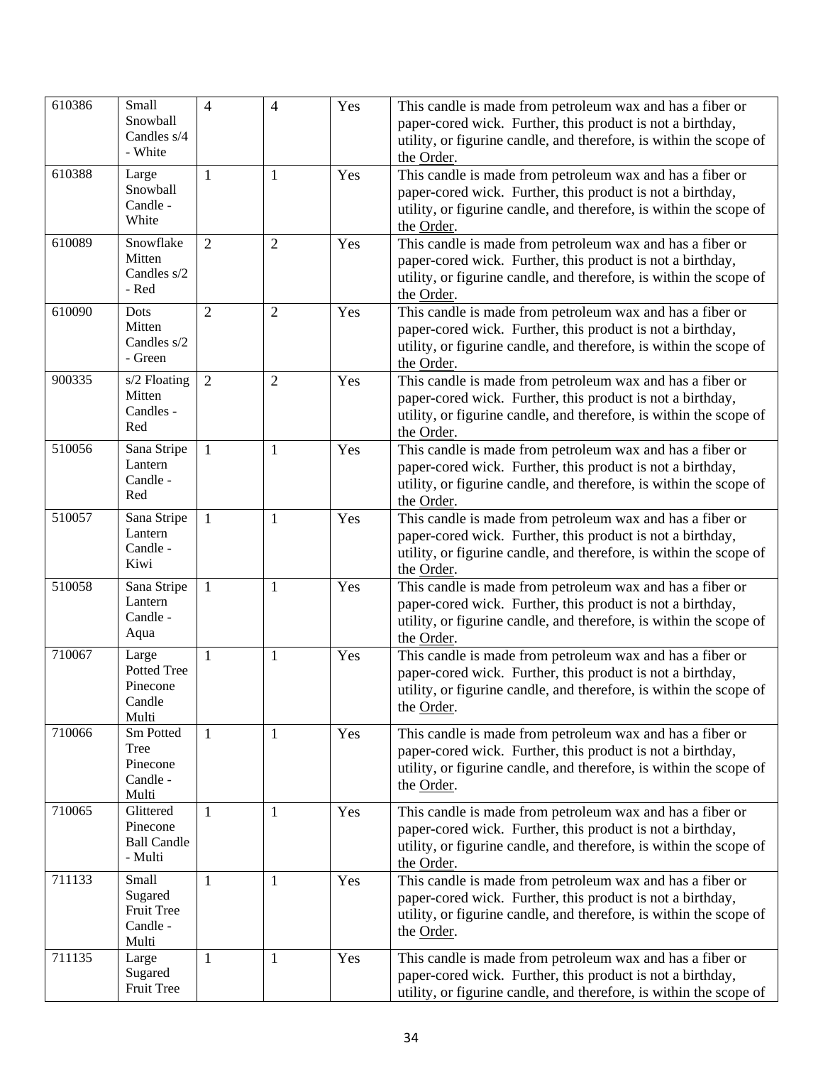| | | | | | |
|---|---|---|---|---|---|
| 610386 | Small Snowball Candles s/4 - White | 4 | 4 | Yes | This candle is made from petroleum wax and has a fiber or paper-cored wick. Further, this product is not a birthday, utility, or figurine candle, and therefore, is within the scope of the Order. |
| 610388 | Large Snowball Candle - White | 1 | 1 | Yes | This candle is made from petroleum wax and has a fiber or paper-cored wick. Further, this product is not a birthday, utility, or figurine candle, and therefore, is within the scope of the Order. |
| 610089 | Snowflake Mitten Candles s/2 - Red | 2 | 2 | Yes | This candle is made from petroleum wax and has a fiber or paper-cored wick. Further, this product is not a birthday, utility, or figurine candle, and therefore, is within the scope of the Order. |
| 610090 | Dots Mitten Candles s/2 - Green | 2 | 2 | Yes | This candle is made from petroleum wax and has a fiber or paper-cored wick. Further, this product is not a birthday, utility, or figurine candle, and therefore, is within the scope of the Order. |
| 900335 | s/2 Floating Mitten Candles - Red | 2 | 2 | Yes | This candle is made from petroleum wax and has a fiber or paper-cored wick. Further, this product is not a birthday, utility, or figurine candle, and therefore, is within the scope of the Order. |
| 510056 | Sana Stripe Lantern Candle - Red | 1 | 1 | Yes | This candle is made from petroleum wax and has a fiber or paper-cored wick. Further, this product is not a birthday, utility, or figurine candle, and therefore, is within the scope of the Order. |
| 510057 | Sana Stripe Lantern Candle - Kiwi | 1 | 1 | Yes | This candle is made from petroleum wax and has a fiber or paper-cored wick. Further, this product is not a birthday, utility, or figurine candle, and therefore, is within the scope of the Order. |
| 510058 | Sana Stripe Lantern Candle - Aqua | 1 | 1 | Yes | This candle is made from petroleum wax and has a fiber or paper-cored wick. Further, this product is not a birthday, utility, or figurine candle, and therefore, is within the scope of the Order. |
| 710067 | Large Potted Tree Pinecone Candle Multi | 1 | 1 | Yes | This candle is made from petroleum wax and has a fiber or paper-cored wick. Further, this product is not a birthday, utility, or figurine candle, and therefore, is within the scope of the Order. |
| 710066 | Sm Potted Tree Pinecone Candle - Multi | 1 | 1 | Yes | This candle is made from petroleum wax and has a fiber or paper-cored wick. Further, this product is not a birthday, utility, or figurine candle, and therefore, is within the scope of the Order. |
| 710065 | Glittered Pinecone Ball Candle - Multi | 1 | 1 | Yes | This candle is made from petroleum wax and has a fiber or paper-cored wick. Further, this product is not a birthday, utility, or figurine candle, and therefore, is within the scope of the Order. |
| 711133 | Small Sugared Fruit Tree Candle - Multi | 1 | 1 | Yes | This candle is made from petroleum wax and has a fiber or paper-cored wick. Further, this product is not a birthday, utility, or figurine candle, and therefore, is within the scope of the Order. |
| 711135 | Large Sugared Fruit Tree | 1 | 1 | Yes | This candle is made from petroleum wax and has a fiber or paper-cored wick. Further, this product is not a birthday, utility, or figurine candle, and therefore, is within the scope of |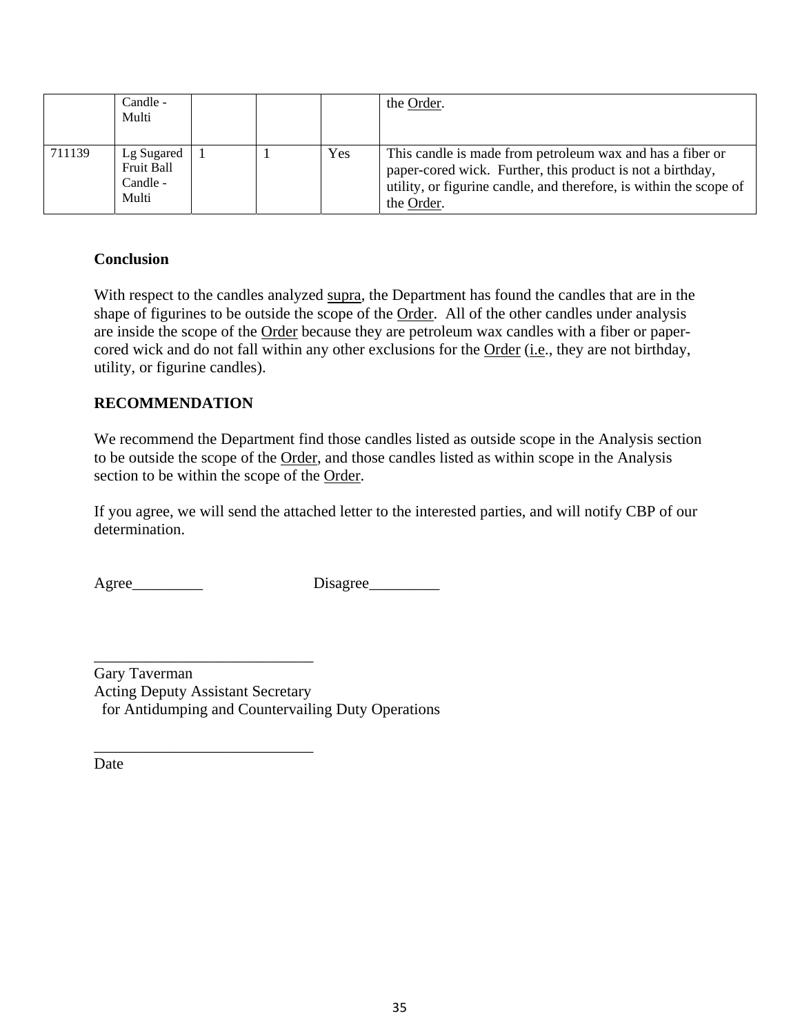|  | Candle - Multi |  |  |  | the Order. |
|---|---|---|---|---|---|
| 711139 | Lg Sugared Fruit Ball Candle - Multi | 1 | 1 | Yes | This candle is made from petroleum wax and has a fiber or paper-cored wick. Further, this product is not a birthday, utility, or figurine candle, and therefore, is within the scope of the Order. |

**Conclusion**

With respect to the candles analyzed supra, the Department has found the candles that are in the shape of figurines to be outside the scope of the Order. All of the other candles under analysis are inside the scope of the Order because they are petroleum wax candles with a fiber or paper-cored wick and do not fall within any other exclusions for the Order (i.e., they are not birthday, utility, or figurine candles).

**RECOMMENDATION**

We recommend the Department find those candles listed as outside scope in the Analysis section to be outside the scope of the Order, and those candles listed as within scope in the Analysis section to be within the scope of the Order.

If you agree, we will send the attached letter to the interested parties, and will notify CBP of our determination.

Agree_________ Disagree_________

____________________________
Gary Taverman
Acting Deputy Assistant Secretary
for Antidumping and Countervailing Duty Operations

____________________________
Date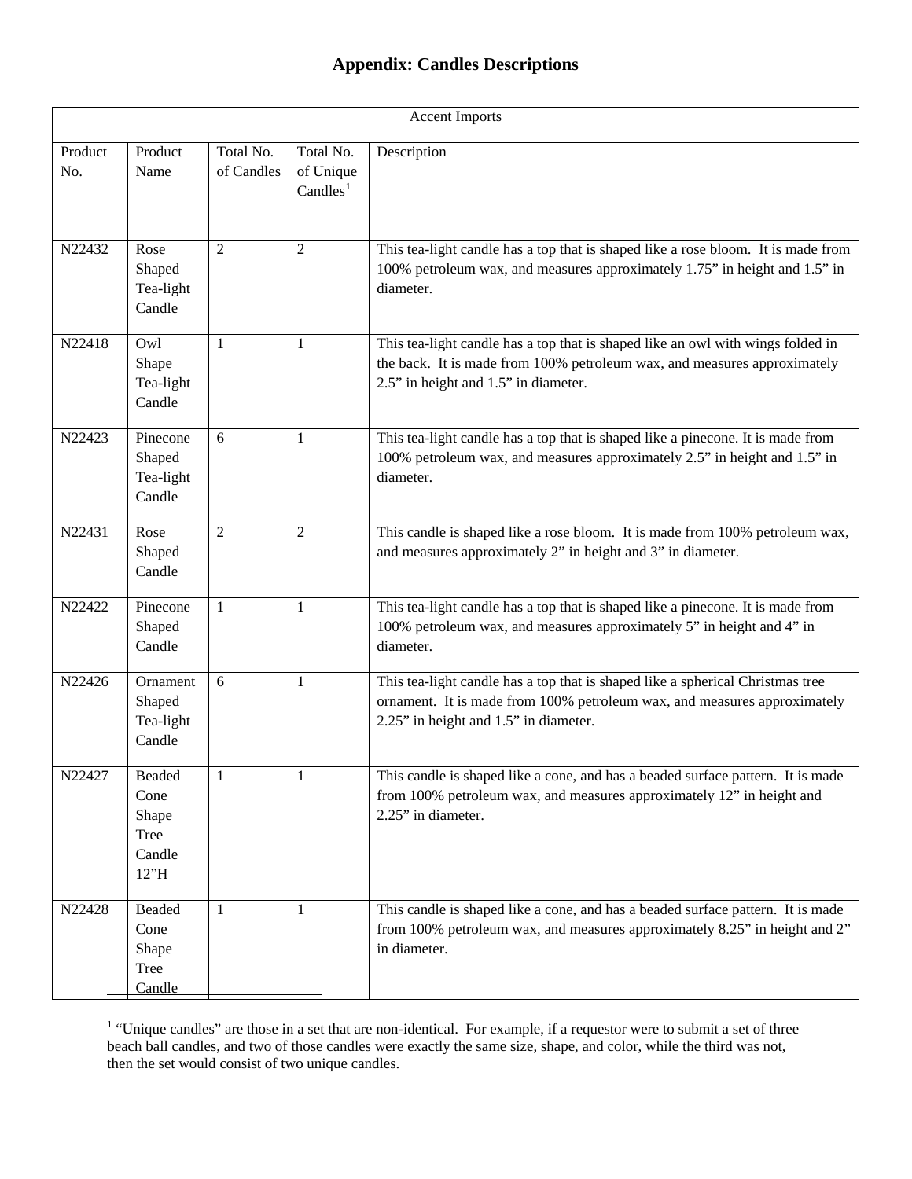# Appendix: Candles Descriptions

| Accent Imports | | | | |
|---|---|---|---|---|
| Product No. | Product Name | Total No. of Candles | Total No. of Unique Candles[1] | Description |
| N22432 | Rose Shaped Tea-light Candle | 2 | 2 | This tea-light candle has a top that is shaped like a rose bloom. It is made from 100% petroleum wax, and measures approximately 1.75" in height and 1.5" in diameter. |
| N22418 | Owl Shape Tea-light Candle | 1 | 1 | This tea-light candle has a top that is shaped like an owl with wings folded in the back. It is made from 100% petroleum wax, and measures approximately 2.5" in height and 1.5" in diameter. |
| N22423 | Pinecone Shaped Tea-light Candle | 6 | 1 | This tea-light candle has a top that is shaped like a pinecone. It is made from 100% petroleum wax, and measures approximately 2.5" in height and 1.5" in diameter. |
| N22431 | Rose Shaped Candle | 2 | 2 | This candle is shaped like a rose bloom. It is made from 100% petroleum wax, and measures approximately 2" in height and 3" in diameter. |
| N22422 | Pinecone Shaped Candle | 1 | 1 | This tea-light candle has a top that is shaped like a pinecone. It is made from 100% petroleum wax, and measures approximately 5" in height and 4" in diameter. |
| N22426 | Ornament Shaped Tea-light Candle | 6 | 1 | This tea-light candle has a top that is shaped like a spherical Christmas tree ornament. It is made from 100% petroleum wax, and measures approximately 2.25" in height and 1.5" in diameter. |
| N22427 | Beaded Cone Shape Tree Candle 12"H | 1 | 1 | This candle is shaped like a cone, and has a beaded surface pattern. It is made from 100% petroleum wax, and measures approximately 12" in height and 2.25" in diameter. |
| N22428 | Beaded Cone Shape Tree Candle | 1 | 1 | This candle is shaped like a cone, and has a beaded surface pattern. It is made from 100% petroleum wax, and measures approximately 8.25" in height and 2" in diameter. |

[1] "Unique candles" are those in a set that are non-identical. For example, if a requestor were to submit a set of three beach ball candles, and two of those candles were exactly the same size, shape, and color, while the third was not, then the set would consist of two unique candles.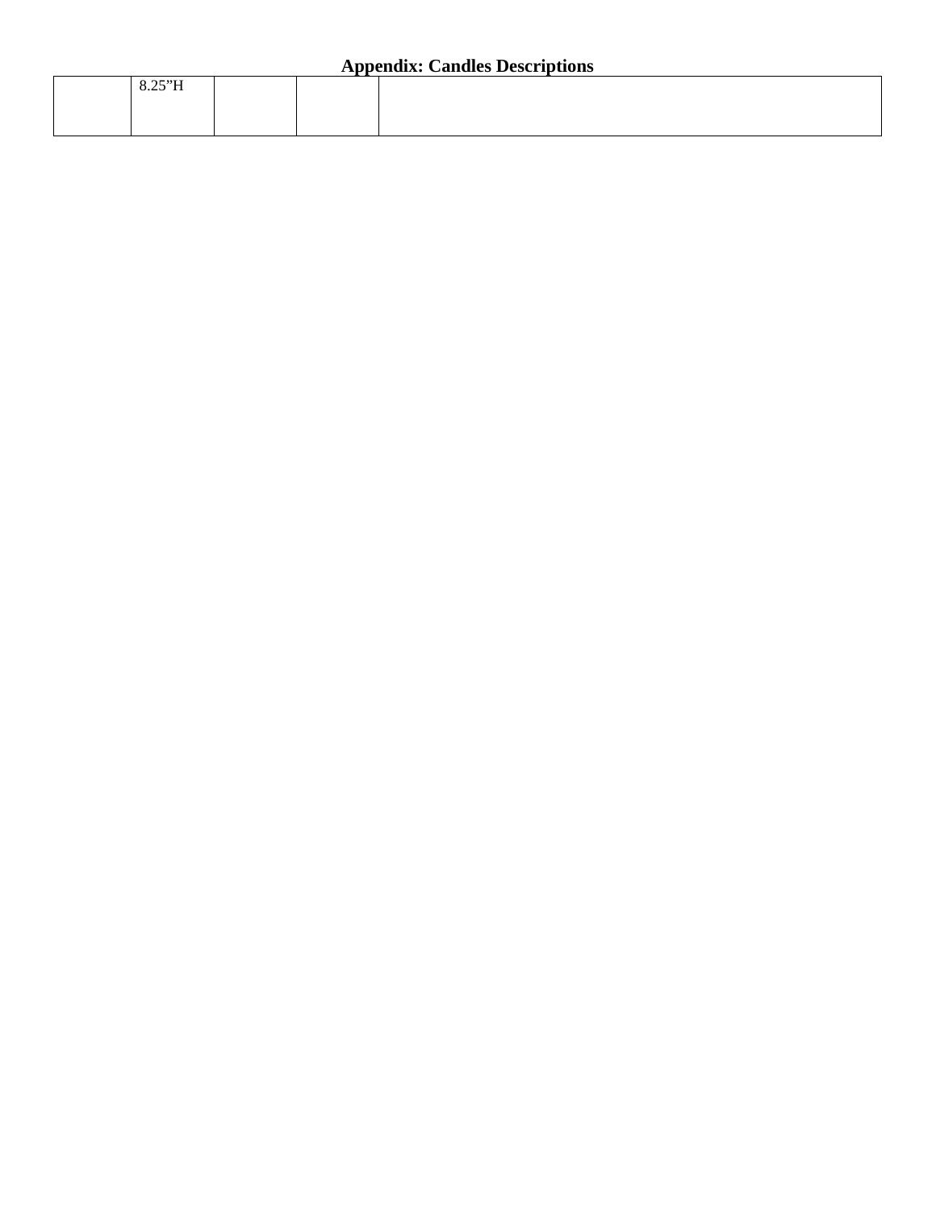## Appendix: Candles Descriptions

| | | | | |
|---|---|---|---|---|
| | 8.25”H | | | |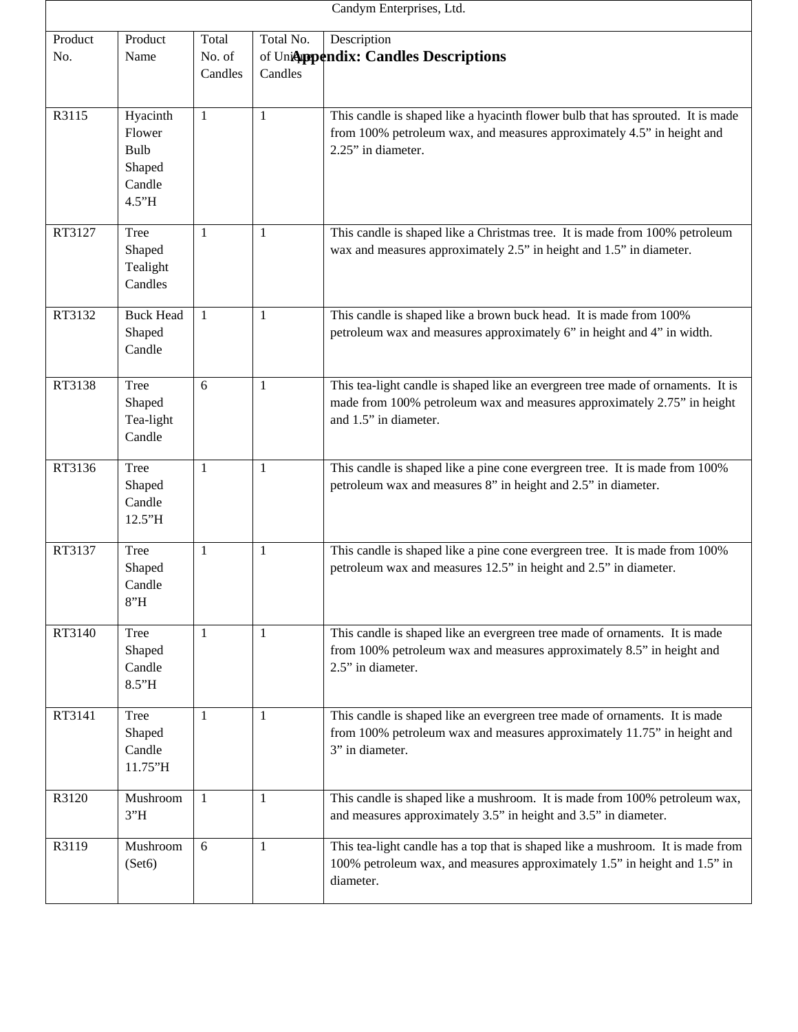## Appendix: Candles Descriptions

| Candym Enterprises, Ltd. | | | | |
|---|---|---|---|---|
| Product No. | Product Name | Total No. of Candles | Total No. of Unique Candles | Description |
| R3115 | Hyacinth Flower Bulb Shaped Candle 4.5”H | 1 | 1 | This candle is shaped like a hyacinth flower bulb that has sprouted. It is made from 100% petroleum wax, and measures approximately 4.5” in height and 2.25” in diameter. |
| RT3127 | Tree Shaped Tealight Candles | 1 | 1 | This candle is shaped like a Christmas tree. It is made from 100% petroleum wax and measures approximately 2.5” in height and 1.5” in diameter. |
| RT3132 | Buck Head Shaped Candle | 1 | 1 | This candle is shaped like a brown buck head. It is made from 100% petroleum wax and measures approximately 6” in height and 4” in width. |
| RT3138 | Tree Shaped Tea-light Candle | 6 | 1 | This tea-light candle is shaped like an evergreen tree made of ornaments. It is made from 100% petroleum wax and measures approximately 2.75” in height and 1.5” in diameter. |
| RT3136 | Tree Shaped Candle 12.5”H | 1 | 1 | This candle is shaped like a pine cone evergreen tree. It is made from 100% petroleum wax and measures 8” in height and 2.5” in diameter. |
| RT3137 | Tree Shaped Candle 8”H | 1 | 1 | This candle is shaped like a pine cone evergreen tree. It is made from 100% petroleum wax and measures 12.5” in height and 2.5” in diameter. |
| RT3140 | Tree Shaped Candle 8.5”H | 1 | 1 | This candle is shaped like an evergreen tree made of ornaments. It is made from 100% petroleum wax and measures approximately 8.5” in height and 2.5” in diameter. |
| RT3141 | Tree Shaped Candle 11.75”H | 1 | 1 | This candle is shaped like an evergreen tree made of ornaments. It is made from 100% petroleum wax and measures approximately 11.75” in height and 3” in diameter. |
| R3120 | Mushroom 3”H | 1 | 1 | This candle is shaped like a mushroom. It is made from 100% petroleum wax, and measures approximately 3.5” in height and 3.5” in diameter. |
| R3119 | Mushroom (Set6) | 6 | 1 | This tea-light candle has a top that is shaped like a mushroom. It is made from 100% petroleum wax, and measures approximately 1.5” in height and 1.5” in diameter. |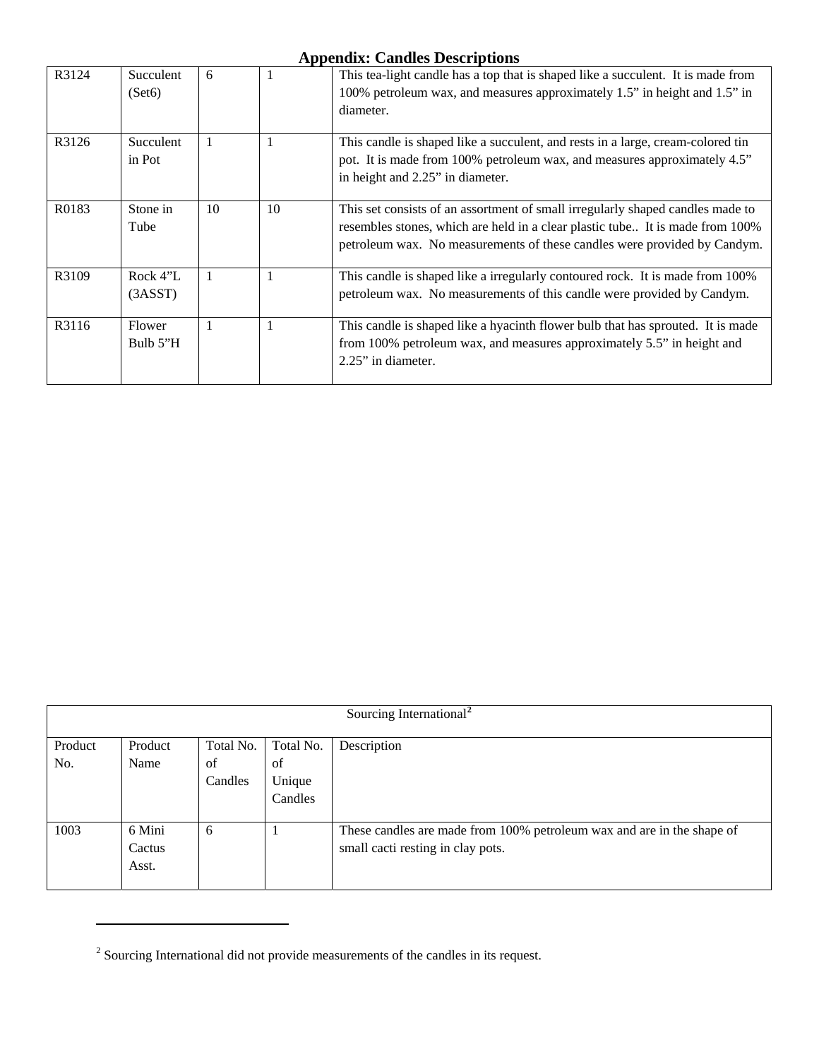## Appendix: Candles Descriptions

| | | | | |
|---|---|---|---|---|
| R3124 | Succulent (Set6) | 6 | 1 | This tea-light candle has a top that is shaped like a succulent. It is made from 100% petroleum wax, and measures approximately 1.5" in height and 1.5" in diameter. |
| R3126 | Succulent in Pot | 1 | 1 | This candle is shaped like a succulent, and rests in a large, cream-colored tin pot. It is made from 100% petroleum wax, and measures approximately 4.5" in height and 2.25" in diameter. |
| R0183 | Stone in Tube | 10 | 10 | This set consists of an assortment of small irregularly shaped candles made to resembles stones, which are held in a clear plastic tube.. It is made from 100% petroleum wax. No measurements of these candles were provided by Candym. |
| R3109 | Rock 4"L (3ASST) | 1 | 1 | This candle is shaped like a irregularly contoured rock. It is made from 100% petroleum wax. No measurements of this candle were provided by Candym. |
| R3116 | Flower Bulb 5"H | 1 | 1 | This candle is shaped like a hyacinth flower bulb that has sprouted. It is made from 100% petroleum wax, and measures approximately 5.5" in height and 2.25" in diameter. |

| Sourcing International[2] | | | | |
|---|---|---|---|---|
| Product No. | Product Name | Total No. of Candles | Total No. of Unique Candles | Description |
| 1003 | 6 Mini Cactus Asst. | 6 | 1 | These candles are made from 100% petroleum wax and are in the shape of small cacti resting in clay pots. |

[2] Sourcing International did not provide measurements of the candles in its request.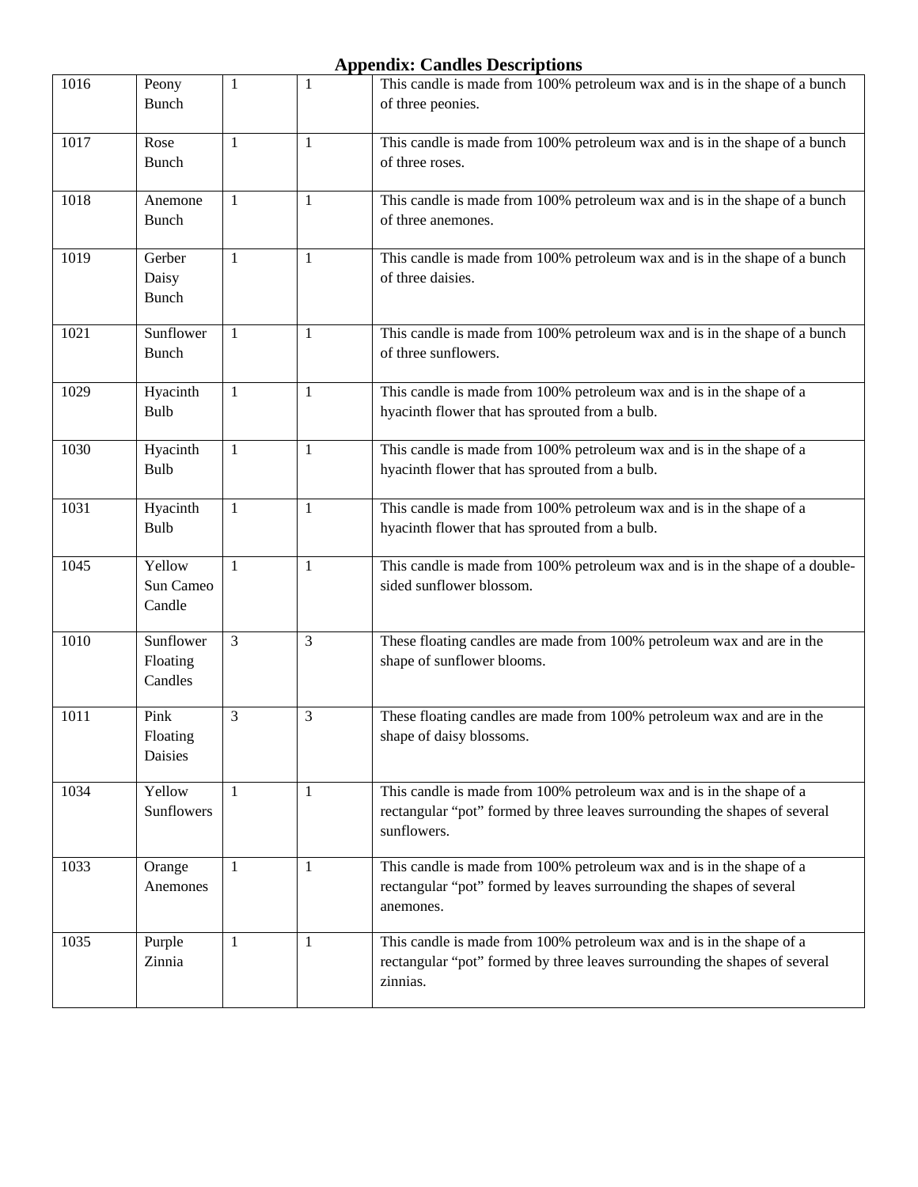## Appendix: Candles Descriptions

| | | | | |
|---|---|---|---|---|
| 1016 | Peony Bunch | 1 | 1 | This candle is made from 100% petroleum wax and is in the shape of a bunch of three peonies. |
| 1017 | Rose Bunch | 1 | 1 | This candle is made from 100% petroleum wax and is in the shape of a bunch of three roses. |
| 1018 | Anemone Bunch | 1 | 1 | This candle is made from 100% petroleum wax and is in the shape of a bunch of three anemones. |
| 1019 | Gerber Daisy Bunch | 1 | 1 | This candle is made from 100% petroleum wax and is in the shape of a bunch of three daisies. |
| 1021 | Sunflower Bunch | 1 | 1 | This candle is made from 100% petroleum wax and is in the shape of a bunch of three sunflowers. |
| 1029 | Hyacinth Bulb | 1 | 1 | This candle is made from 100% petroleum wax and is in the shape of a hyacinth flower that has sprouted from a bulb. |
| 1030 | Hyacinth Bulb | 1 | 1 | This candle is made from 100% petroleum wax and is in the shape of a hyacinth flower that has sprouted from a bulb. |
| 1031 | Hyacinth Bulb | 1 | 1 | This candle is made from 100% petroleum wax and is in the shape of a hyacinth flower that has sprouted from a bulb. |
| 1045 | Yellow Sun Cameo Candle | 1 | 1 | This candle is made from 100% petroleum wax and is in the shape of a double-sided sunflower blossom. |
| 1010 | Sunflower Floating Candles | 3 | 3 | These floating candles are made from 100% petroleum wax and are in the shape of sunflower blooms. |
| 1011 | Pink Floating Daisies | 3 | 3 | These floating candles are made from 100% petroleum wax and are in the shape of daisy blossoms. |
| 1034 | Yellow Sunflowers | 1 | 1 | This candle is made from 100% petroleum wax and is in the shape of a rectangular “pot” formed by three leaves surrounding the shapes of several sunflowers. |
| 1033 | Orange Anemones | 1 | 1 | This candle is made from 100% petroleum wax and is in the shape of a rectangular “pot” formed by leaves surrounding the shapes of several anemones. |
| 1035 | Purple Zinnia | 1 | 1 | This candle is made from 100% petroleum wax and is in the shape of a rectangular “pot” formed by three leaves surrounding the shapes of several zinnias. |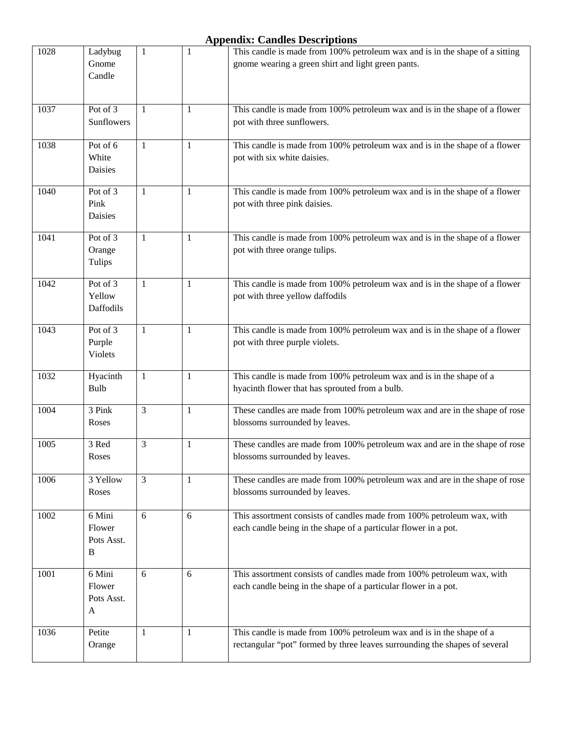## Appendix: Candles Descriptions

| | | | | |
|---|---|---|---|---|
| 1028 | Ladybug Gnome Candle | 1 | 1 | This candle is made from 100% petroleum wax and is in the shape of a sitting gnome wearing a green shirt and light green pants. |
| 1037 | Pot of 3 Sunflowers | 1 | 1 | This candle is made from 100% petroleum wax and is in the shape of a flower pot with three sunflowers. |
| 1038 | Pot of 6 White Daisies | 1 | 1 | This candle is made from 100% petroleum wax and is in the shape of a flower pot with six white daisies. |
| 1040 | Pot of 3 Pink Daisies | 1 | 1 | This candle is made from 100% petroleum wax and is in the shape of a flower pot with three pink daisies. |
| 1041 | Pot of 3 Orange Tulips | 1 | 1 | This candle is made from 100% petroleum wax and is in the shape of a flower pot with three orange tulips. |
| 1042 | Pot of 3 Yellow Daffodils | 1 | 1 | This candle is made from 100% petroleum wax and is in the shape of a flower pot with three yellow daffodils |
| 1043 | Pot of 3 Purple Violets | 1 | 1 | This candle is made from 100% petroleum wax and is in the shape of a flower pot with three purple violets. |
| 1032 | Hyacinth Bulb | 1 | 1 | This candle is made from 100% petroleum wax and is in the shape of a hyacinth flower that has sprouted from a bulb. |
| 1004 | 3 Pink Roses | 3 | 1 | These candles are made from 100% petroleum wax and are in the shape of rose blossoms surrounded by leaves. |
| 1005 | 3 Red Roses | 3 | 1 | These candles are made from 100% petroleum wax and are in the shape of rose blossoms surrounded by leaves. |
| 1006 | 3 Yellow Roses | 3 | 1 | These candles are made from 100% petroleum wax and are in the shape of rose blossoms surrounded by leaves. |
| 1002 | 6 Mini Flower Pots Asst. B | 6 | 6 | This assortment consists of candles made from 100% petroleum wax, with each candle being in the shape of a particular flower in a pot. |
| 1001 | 6 Mini Flower Pots Asst. A | 6 | 6 | This assortment consists of candles made from 100% petroleum wax, with each candle being in the shape of a particular flower in a pot. |
| 1036 | Petite Orange | 1 | 1 | This candle is made from 100% petroleum wax and is in the shape of a rectangular "pot" formed by three leaves surrounding the shapes of several |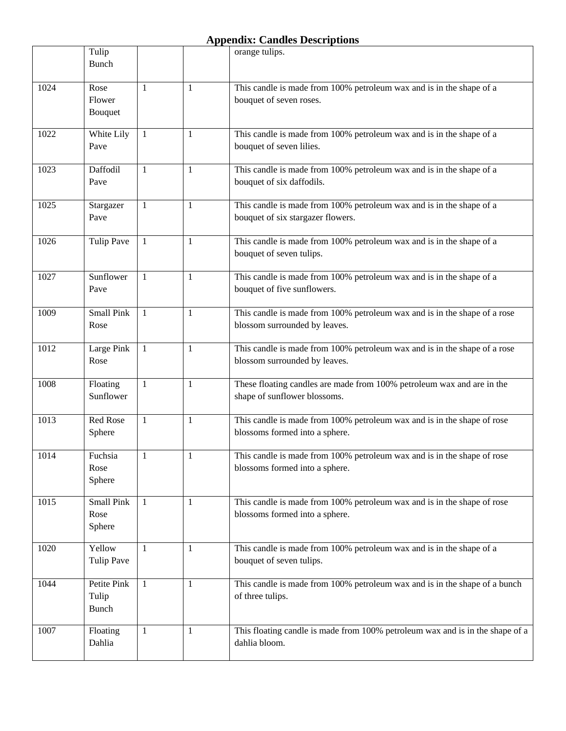## Appendix: Candles Descriptions

| | | | | |
|---|---|---|---|---|
| | Tulip Bunch | | | orange tulips. |
| 1024 | Rose Flower Bouquet | 1 | 1 | This candle is made from 100% petroleum wax and is in the shape of a bouquet of seven roses. |
| 1022 | White Lily Pave | 1 | 1 | This candle is made from 100% petroleum wax and is in the shape of a bouquet of seven lilies. |
| 1023 | Daffodil Pave | 1 | 1 | This candle is made from 100% petroleum wax and is in the shape of a bouquet of six daffodils. |
| 1025 | Stargazer Pave | 1 | 1 | This candle is made from 100% petroleum wax and is in the shape of a bouquet of six stargazer flowers. |
| 1026 | Tulip Pave | 1 | 1 | This candle is made from 100% petroleum wax and is in the shape of a bouquet of seven tulips. |
| 1027 | Sunflower Pave | 1 | 1 | This candle is made from 100% petroleum wax and is in the shape of a bouquet of five sunflowers. |
| 1009 | Small Pink Rose | 1 | 1 | This candle is made from 100% petroleum wax and is in the shape of a rose blossom surrounded by leaves. |
| 1012 | Large Pink Rose | 1 | 1 | This candle is made from 100% petroleum wax and is in the shape of a rose blossom surrounded by leaves. |
| 1008 | Floating Sunflower | 1 | 1 | These floating candles are made from 100% petroleum wax and are in the shape of sunflower blossoms. |
| 1013 | Red Rose Sphere | 1 | 1 | This candle is made from 100% petroleum wax and is in the shape of rose blossoms formed into a sphere. |
| 1014 | Fuchsia Rose Sphere | 1 | 1 | This candle is made from 100% petroleum wax and is in the shape of rose blossoms formed into a sphere. |
| 1015 | Small Pink Rose Sphere | 1 | 1 | This candle is made from 100% petroleum wax and is in the shape of rose blossoms formed into a sphere. |
| 1020 | Yellow Tulip Pave | 1 | 1 | This candle is made from 100% petroleum wax and is in the shape of a bouquet of seven tulips. |
| 1044 | Petite Pink Tulip Bunch | 1 | 1 | This candle is made from 100% petroleum wax and is in the shape of a bunch of three tulips. |
| 1007 | Floating Dahlia | 1 | 1 | This floating candle is made from 100% petroleum wax and is in the shape of a dahlia bloom. |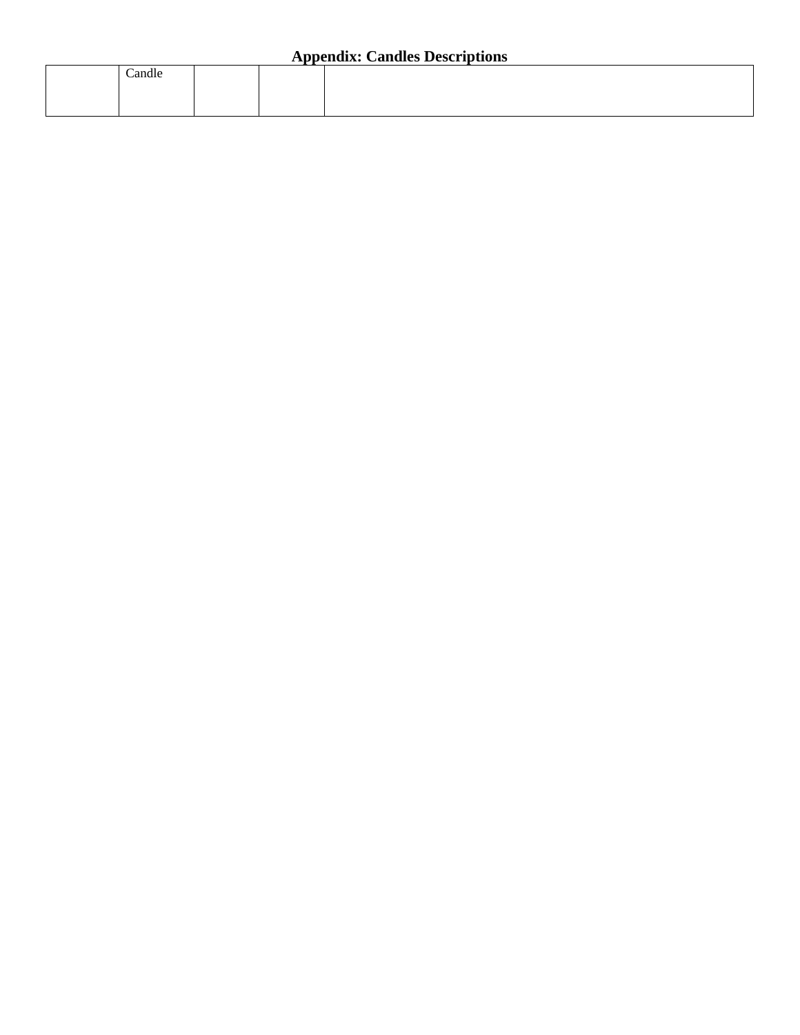## Appendix: Candles Descriptions

| | Candle | | | |
|---|---|---|---|---|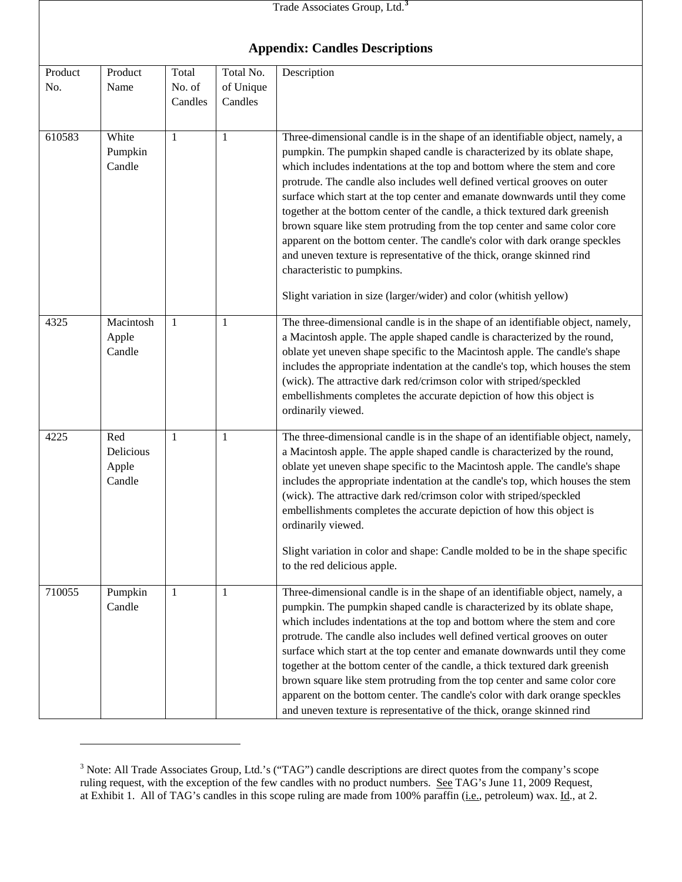Trade Associates Group, Ltd.[3]

## Appendix: Candles Descriptions

| Product No. | Product Name | Total No. of Candles | Total No. of Unique Candles | Description |
|---|---|---|---|---|
| 610583 | White Pumpkin Candle | 1 | 1 | Three-dimensional candle is in the shape of an identifiable object, namely, a pumpkin. The pumpkin shaped candle is characterized by its oblate shape, which includes indentations at the top and bottom where the stem and core protrude. The candle also includes well defined vertical grooves on outer surface which start at the top center and emanate downwards until they come together at the bottom center of the candle, a thick textured dark greenish brown square like stem protruding from the top center and same color core apparent on the bottom center. The candle's color with dark orange speckles and uneven texture is representative of the thick, orange skinned rind characteristic to pumpkins.<br><br>Slight variation in size (larger/wider) and color (whitish yellow) |
| 4325 | Macintosh Apple Candle | 1 | 1 | The three-dimensional candle is in the shape of an identifiable object, namely, a Macintosh apple. The apple shaped candle is characterized by the round, oblate yet uneven shape specific to the Macintosh apple. The candle's shape includes the appropriate indentation at the candle's top, which houses the stem (wick). The attractive dark red/crimson color with striped/speckled embellishments completes the accurate depiction of how this object is ordinarily viewed. |
| 4225 | Red Delicious Apple Candle | 1 | 1 | The three-dimensional candle is in the shape of an identifiable object, namely, a Macintosh apple. The apple shaped candle is characterized by the round, oblate yet uneven shape specific to the Macintosh apple. The candle's shape includes the appropriate indentation at the candle's top, which houses the stem (wick). The attractive dark red/crimson color with striped/speckled embellishments completes the accurate depiction of how this object is ordinarily viewed.<br><br>Slight variation in color and shape: Candle molded to be in the shape specific to the red delicious apple. |
| 710055 | Pumpkin Candle | 1 | 1 | Three-dimensional candle is in the shape of an identifiable object, namely, a pumpkin. The pumpkin shaped candle is characterized by its oblate shape, which includes indentations at the top and bottom where the stem and core protrude. The candle also includes well defined vertical grooves on outer surface which start at the top center and emanate downwards until they come together at the bottom center of the candle, a thick textured dark greenish brown square like stem protruding from the top center and same color core apparent on the bottom center. The candle's color with dark orange speckles and uneven texture is representative of the thick, orange skinned rind |

[3] Note: All Trade Associates Group, Ltd.'s ("TAG") candle descriptions are direct quotes from the company's scope ruling request, with the exception of the few candles with no product numbers. See TAG's June 11, 2009 Request, at Exhibit 1. All of TAG's candles in this scope ruling are made from 100% paraffin (i.e., petroleum) wax. Id., at 2.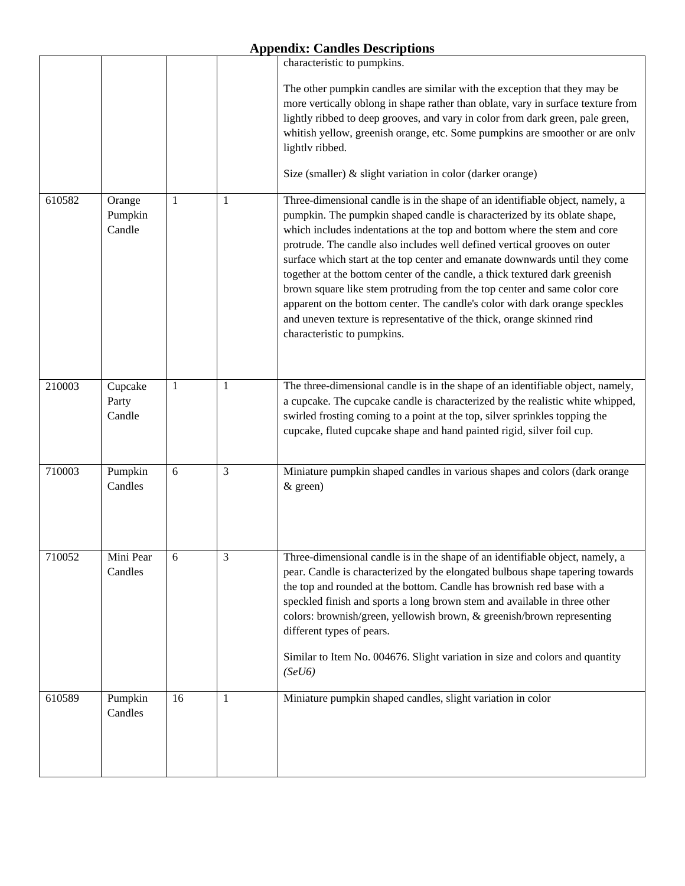## Appendix: Candles Descriptions

| | | | | |
|---|---|---|---|---|
| | | | | characteristic to pumpkins.<br><br>The other pumpkin candles are similar with the exception that they may be more vertically oblong in shape rather than oblate, vary in surface texture from lightly ribbed to deep grooves, and vary in color from dark green, pale green, whitish yellow, greenish orange, etc. Some pumpkins are smoother or are onlv lightlv ribbed.<br><br>Size (smaller) & slight variation in color (darker orange) |
| 610582 | Orange Pumpkin Candle | 1 | 1 | Three-dimensional candle is in the shape of an identifiable object, namely, a pumpkin. The pumpkin shaped candle is characterized by its oblate shape, which includes indentations at the top and bottom where the stem and core protrude. The candle also includes well defined vertical grooves on outer surface which start at the top center and emanate downwards until they come together at the bottom center of the candle, a thick textured dark greenish brown square like stem protruding from the top center and same color core apparent on the bottom center. The candle's color with dark orange speckles and uneven texture is representative of the thick, orange skinned rind characteristic to pumpkins. |
| 210003 | Cupcake Party Candle | 1 | 1 | The three-dimensional candle is in the shape of an identifiable object, namely, a cupcake. The cupcake candle is characterized by the realistic white whipped, swirled frosting coming to a point at the top, silver sprinkles topping the cupcake, fluted cupcake shape and hand painted rigid, silver foil cup. |
| 710003 | Pumpkin Candles | 6 | 3 | Miniature pumpkin shaped candles in various shapes and colors (dark orange & green) |
| 710052 | Mini Pear Candles | 6 | 3 | Three-dimensional candle is in the shape of an identifiable object, namely, a pear. Candle is characterized by the elongated bulbous shape tapering towards the top and rounded at the bottom. Candle has brownish red base with a speckled finish and sports a long brown stem and available in three other colors: brownish/green, yellowish brown, & greenish/brown representing different types of pears.<br><br>Similar to Item No. 004676. Slight variation in size and colors and quantity *(SeU6)* |
| 610589 | Pumpkin Candles | 16 | 1 | Miniature pumpkin shaped candles, slight variation in color |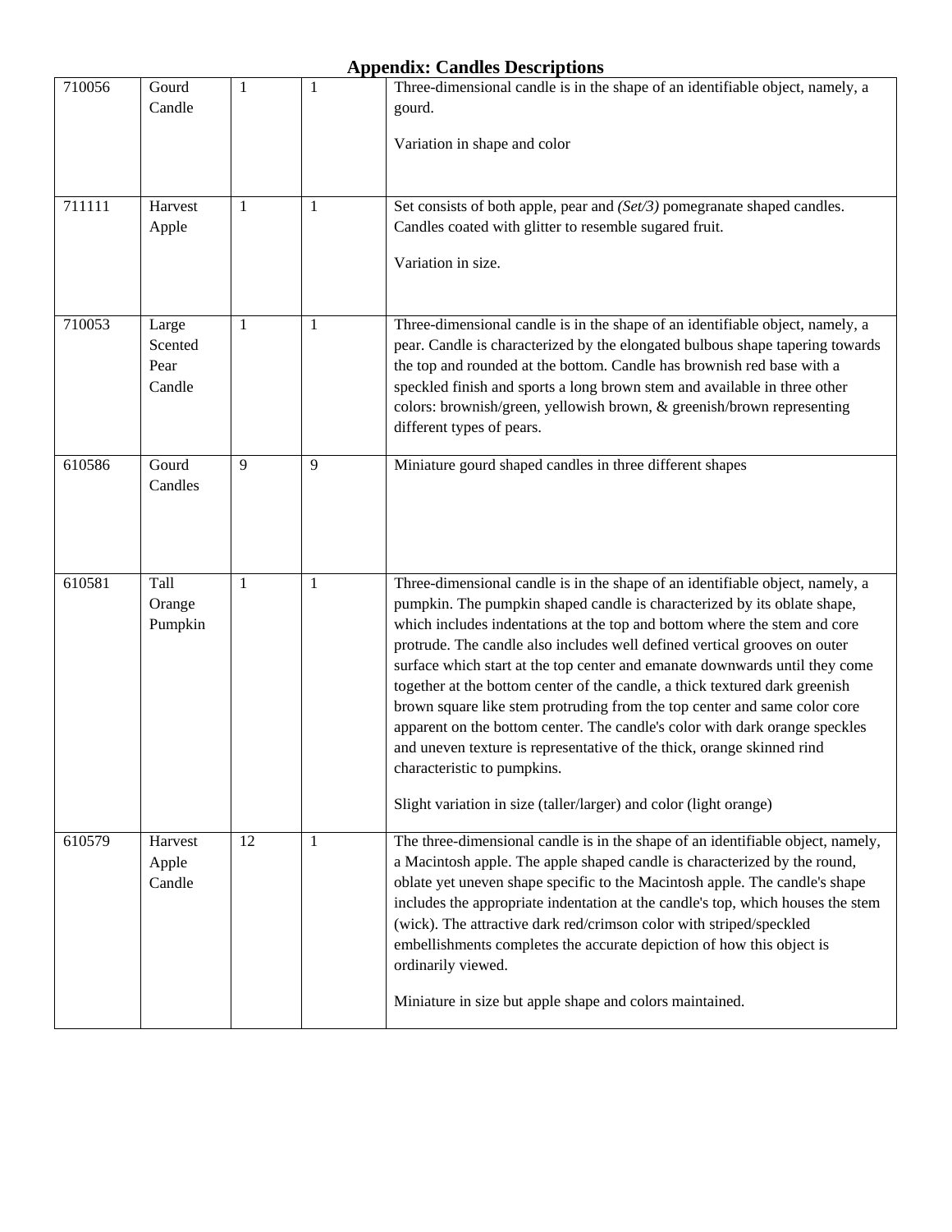# Appendix: Candles Descriptions

| | | | | |
|---|---|---|---|---|
| 710056 | Gourd Candle | 1 | 1 | Three-dimensional candle is in the shape of an identifiable object, namely, a gourd.<br><br>Variation in shape and color |
| 711111 | Harvest Apple | 1 | 1 | Set consists of both apple, pear and *(Set/3)* pomegranate shaped candles. Candles coated with glitter to resemble sugared fruit.<br><br>Variation in size. |
| 710053 | Large Scented Pear Candle | 1 | 1 | Three-dimensional candle is in the shape of an identifiable object, namely, a pear. Candle is characterized by the elongated bulbous shape tapering towards the top and rounded at the bottom. Candle has brownish red base with a speckled finish and sports a long brown stem and available in three other colors: brownish/green, yellowish brown, & greenish/brown representing different types of pears. |
| 610586 | Gourd Candles | 9 | 9 | Miniature gourd shaped candles in three different shapes |
| 610581 | Tall Orange Pumpkin | 1 | 1 | Three-dimensional candle is in the shape of an identifiable object, namely, a pumpkin. The pumpkin shaped candle is characterized by its oblate shape, which includes indentations at the top and bottom where the stem and core protrude. The candle also includes well defined vertical grooves on outer surface which start at the top center and emanate downwards until they come together at the bottom center of the candle, a thick textured dark greenish brown square like stem protruding from the top center and same color core apparent on the bottom center. The candle's color with dark orange speckles and uneven texture is representative of the thick, orange skinned rind characteristic to pumpkins.<br><br>Slight variation in size (taller/larger) and color (light orange) |
| 610579 | Harvest Apple Candle | 12 | 1 | The three-dimensional candle is in the shape of an identifiable object, namely, a Macintosh apple. The apple shaped candle is characterized by the round, oblate yet uneven shape specific to the Macintosh apple. The candle's shape includes the appropriate indentation at the candle's top, which houses the stem (wick). The attractive dark red/crimson color with striped/speckled embellishments completes the accurate depiction of how this object is ordinarily viewed.<br><br>Miniature in size but apple shape and colors maintained. |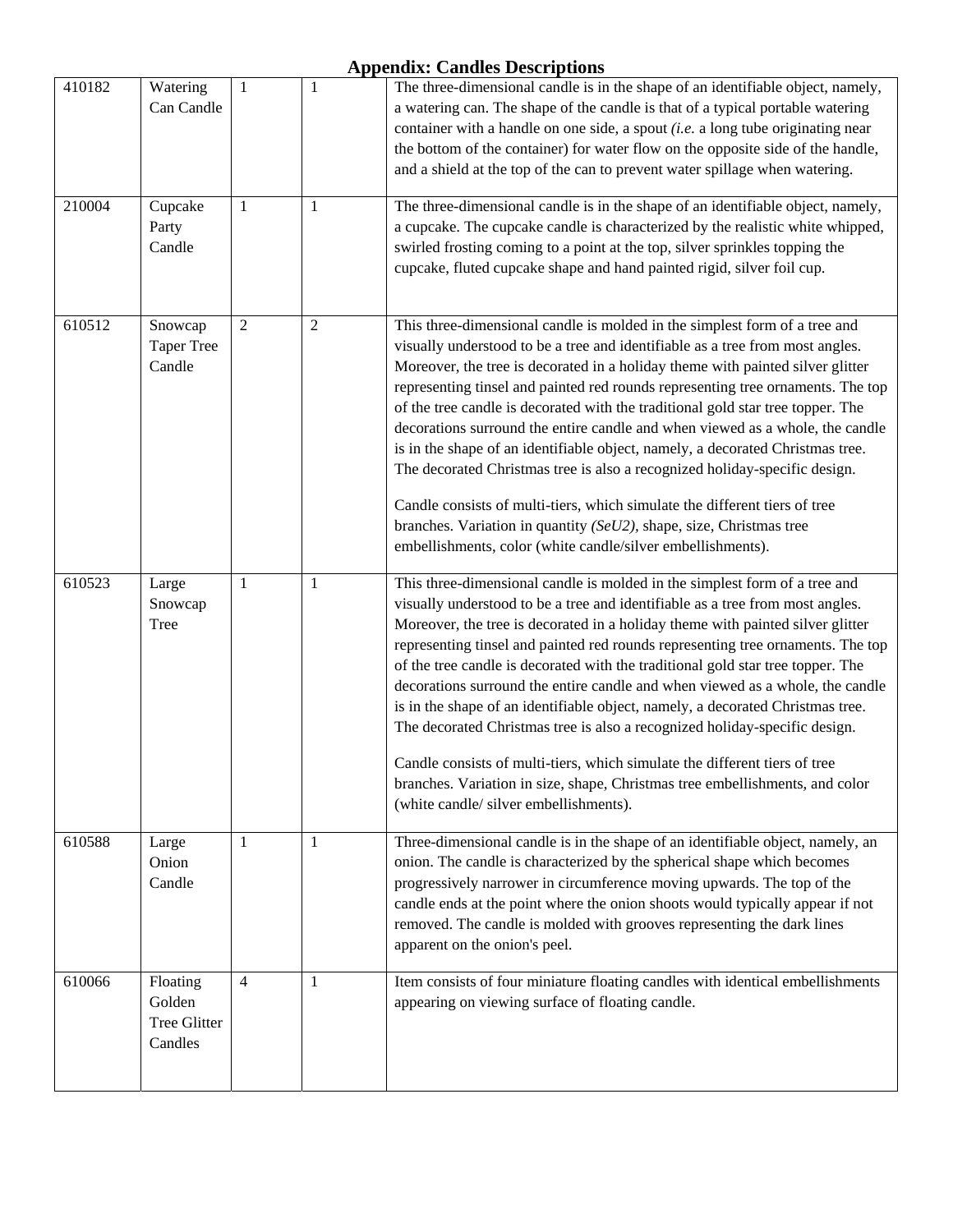## Appendix: Candles Descriptions

| | | | | |
|---|---|---|---|---|
| 410182 | Watering Can Candle | 1 | 1 | The three-dimensional candle is in the shape of an identifiable object, namely, a watering can. The shape of the candle is that of a typical portable watering container with a handle on one side, a spout *(i.e.* a long tube originating near the bottom of the container) for water flow on the opposite side of the handle, and a shield at the top of the can to prevent water spillage when watering. |
| 210004 | Cupcake Party Candle | 1 | 1 | The three-dimensional candle is in the shape of an identifiable object, namely, a cupcake. The cupcake candle is characterized by the realistic white whipped, swirled frosting coming to a point at the top, silver sprinkles topping the cupcake, fluted cupcake shape and hand painted rigid, silver foil cup. |
| 610512 | Snowcap Taper Tree Candle | 2 | 2 | This three-dimensional candle is molded in the simplest form of a tree and visually understood to be a tree and identifiable as a tree from most angles. Moreover, the tree is decorated in a holiday theme with painted silver glitter representing tinsel and painted red rounds representing tree ornaments. The top of the tree candle is decorated with the traditional gold star tree topper. The decorations surround the entire candle and when viewed as a whole, the candle is in the shape of an identifiable object, namely, a decorated Christmas tree. The decorated Christmas tree is also a recognized holiday-specific design.<br><br>Candle consists of multi-tiers, which simulate the different tiers of tree branches. Variation in quantity *(SeU2)*, shape, size, Christmas tree embellishments, color (white candle/silver embellishments). |
| 610523 | Large Snowcap Tree | 1 | 1 | This three-dimensional candle is molded in the simplest form of a tree and visually understood to be a tree and identifiable as a tree from most angles. Moreover, the tree is decorated in a holiday theme with painted silver glitter representing tinsel and painted red rounds representing tree ornaments. The top of the tree candle is decorated with the traditional gold star tree topper. The decorations surround the entire candle and when viewed as a whole, the candle is in the shape of an identifiable object, namely, a decorated Christmas tree. The decorated Christmas tree is also a recognized holiday-specific design.<br><br>Candle consists of multi-tiers, which simulate the different tiers of tree branches. Variation in size, shape, Christmas tree embellishments, and color (white candle/ silver embellishments). |
| 610588 | Large Onion Candle | 1 | 1 | Three-dimensional candle is in the shape of an identifiable object, namely, an onion. The candle is characterized by the spherical shape which becomes progressively narrower in circumference moving upwards. The top of the candle ends at the point where the onion shoots would typically appear if not removed. The candle is molded with grooves representing the dark lines apparent on the onion's peel. |
| 610066 | Floating Golden Tree Glitter Candles | 4 | 1 | Item consists of four miniature floating candles with identical embellishments appearing on viewing surface of floating candle. |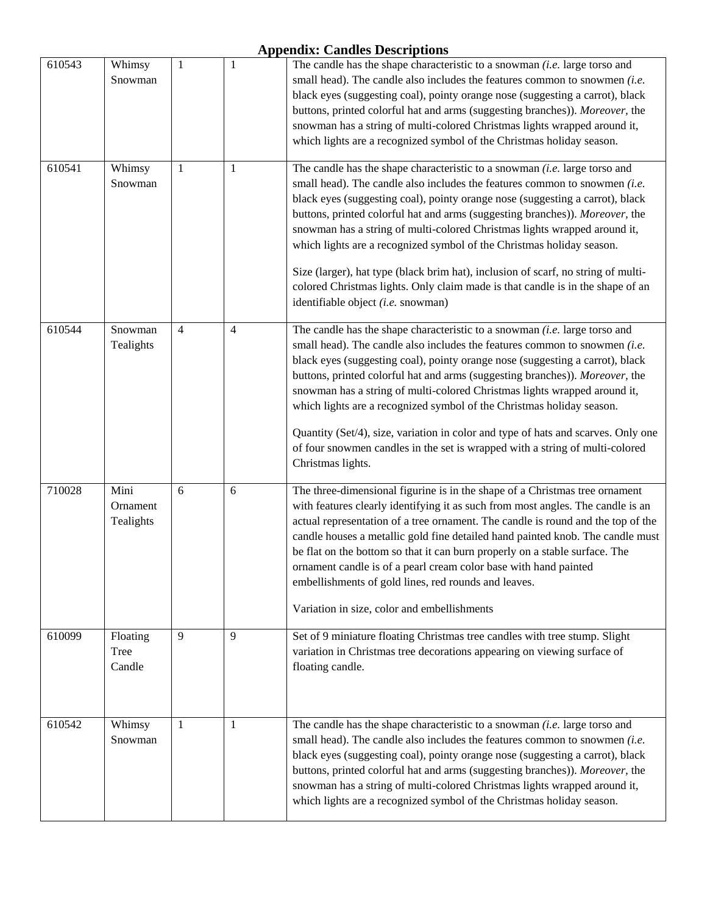## Appendix: Candles Descriptions

| | | | | |
|---|---|---|---|---|
| 610543 | Whimsy Snowman | 1 | 1 | The candle has the shape characteristic to a snowman *(i.e.* large torso and small head). The candle also includes the features common to snowmen *(i.e.* black eyes (suggesting coal), pointy orange nose (suggesting a carrot), black buttons, printed colorful hat and arms (suggesting branches)). *Moreover,* the snowman has a string of multi-colored Christmas lights wrapped around it, which lights are a recognized symbol of the Christmas holiday season. |
| 610541 | Whimsy Snowman | 1 | 1 | The candle has the shape characteristic to a snowman *(i.e.* large torso and small head). The candle also includes the features common to snowmen *(i.e.* black eyes (suggesting coal), pointy orange nose (suggesting a carrot), black buttons, printed colorful hat and arms (suggesting branches)). *Moreover,* the snowman has a string of multi-colored Christmas lights wrapped around it, which lights are a recognized symbol of the Christmas holiday season.<br><br>Size (larger), hat type (black brim hat), inclusion of scarf, no string of multi-colored Christmas lights. Only claim made is that candle is in the shape of an identifiable object *(i.e.* snowman) |
| 610544 | Snowman Tealights | 4 | 4 | The candle has the shape characteristic to a snowman *(i.e.* large torso and small head). The candle also includes the features common to snowmen *(i.e.* black eyes (suggesting coal), pointy orange nose (suggesting a carrot), black buttons, printed colorful hat and arms (suggesting branches)). *Moreover,* the snowman has a string of multi-colored Christmas lights wrapped around it, which lights are a recognized symbol of the Christmas holiday season.<br><br>Quantity (Set/4), size, variation in color and type of hats and scarves. Only one of four snowmen candles in the set is wrapped with a string of multi-colored Christmas lights. |
| 710028 | Mini Ornament Tealights | 6 | 6 | The three-dimensional figurine is in the shape of a Christmas tree ornament with features clearly identifying it as such from most angles. The candle is an actual representation of a tree ornament. The candle is round and the top of the candle houses a metallic gold fine detailed hand painted knob. The candle must be flat on the bottom so that it can burn properly on a stable surface. The ornament candle is of a pearl cream color base with hand painted embellishments of gold lines, red rounds and leaves.<br><br>Variation in size, color and embellishments |
| 610099 | Floating Tree Candle | 9 | 9 | Set of 9 miniature floating Christmas tree candles with tree stump. Slight variation in Christmas tree decorations appearing on viewing surface of floating candle. |
| 610542 | Whimsy Snowman | 1 | 1 | The candle has the shape characteristic to a snowman *(i.e.* large torso and small head). The candle also includes the features common to snowmen *(i.e.* black eyes (suggesting coal), pointy orange nose (suggesting a carrot), black buttons, printed colorful hat and arms (suggesting branches)). *Moreover,* the snowman has a string of multi-colored Christmas lights wrapped around it, which lights are a recognized symbol of the Christmas holiday season. |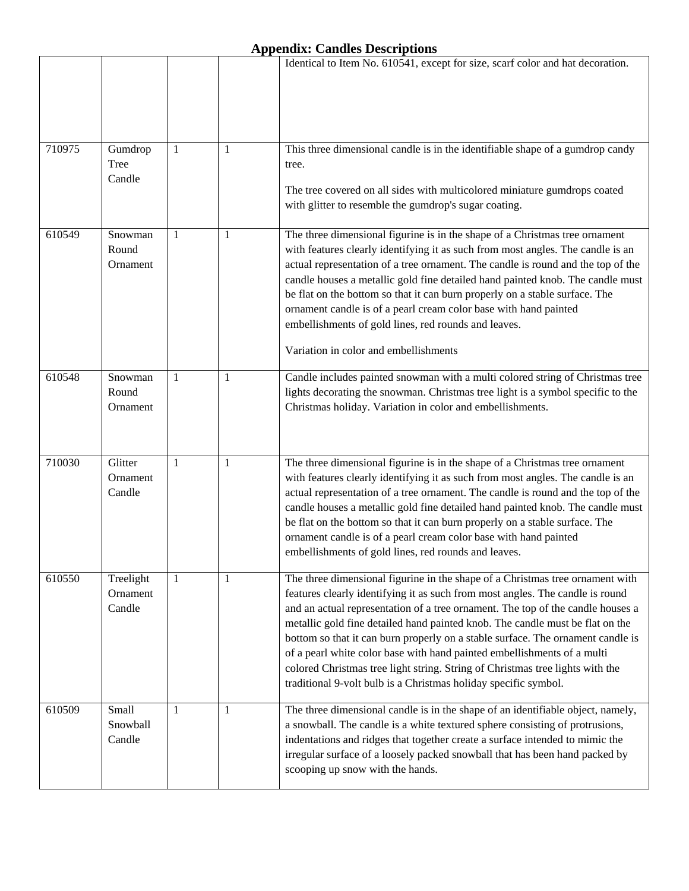# Appendix: Candles Descriptions

| | | | | |
|---|---|---|---|---|
| | | | | Identical to Item No. 610541, except for size, scarf color and hat decoration. |
| 710975 | Gumdrop Tree Candle | 1 | 1 | This three dimensional candle is in the identifiable shape of a gumdrop candy tree.<br><br>The tree covered on all sides with multicolored miniature gumdrops coated with glitter to resemble the gumdrop's sugar coating. |
| 610549 | Snowman Round Ornament | 1 | 1 | The three dimensional figurine is in the shape of a Christmas tree ornament with features clearly identifying it as such from most angles. The candle is an actual representation of a tree ornament. The candle is round and the top of the candle houses a metallic gold fine detailed hand painted knob. The candle must be flat on the bottom so that it can burn properly on a stable surface. The ornament candle is of a pearl cream color base with hand painted embellishments of gold lines, red rounds and leaves.<br><br>Variation in color and embellishments |
| 610548 | Snowman Round Ornament | 1 | 1 | Candle includes painted snowman with a multi colored string of Christmas tree lights decorating the snowman. Christmas tree light is a symbol specific to the Christmas holiday. Variation in color and embellishments. |
| 710030 | Glitter Ornament Candle | 1 | 1 | The three dimensional figurine is in the shape of a Christmas tree ornament with features clearly identifying it as such from most angles. The candle is an actual representation of a tree ornament. The candle is round and the top of the candle houses a metallic gold fine detailed hand painted knob. The candle must be flat on the bottom so that it can burn properly on a stable surface. The ornament candle is of a pearl cream color base with hand painted embellishments of gold lines, red rounds and leaves. |
| 610550 | Treelight Ornament Candle | 1 | 1 | The three dimensional figurine in the shape of a Christmas tree ornament with features clearly identifying it as such from most angles. The candle is round and an actual representation of a tree ornament. The top of the candle houses a metallic gold fine detailed hand painted knob. The candle must be flat on the bottom so that it can burn properly on a stable surface. The ornament candle is of a pearl white color base with hand painted embellishments of a multi colored Christmas tree light string. String of Christmas tree lights with the traditional 9-volt bulb is a Christmas holiday specific symbol. |
| 610509 | Small Snowball Candle | 1 | 1 | The three dimensional candle is in the shape of an identifiable object, namely, a snowball. The candle is a white textured sphere consisting of protrusions, indentations and ridges that together create a surface intended to mimic the irregular surface of a loosely packed snowball that has been hand packed by scooping up snow with the hands. |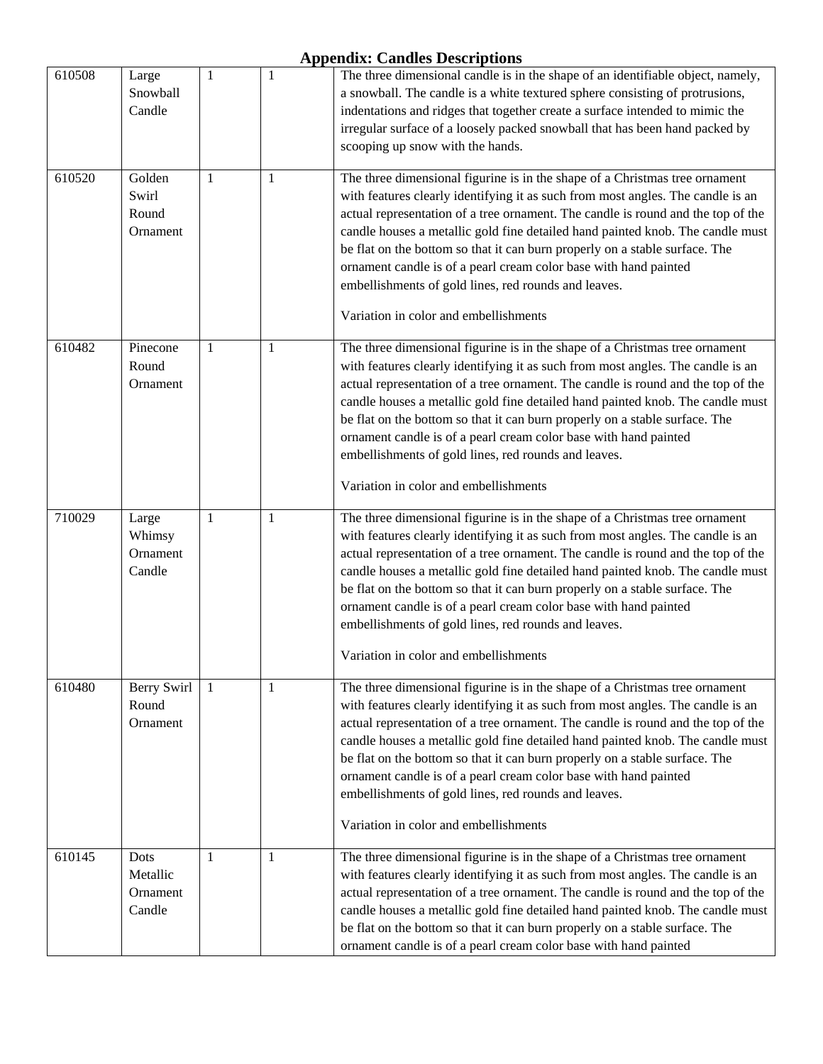# Appendix: Candles Descriptions

| | | | | |
|---|---|---|---|---|
| 610508 | Large Snowball Candle | 1 | 1 | The three dimensional candle is in the shape of an identifiable object, namely, a snowball. The candle is a white textured sphere consisting of protrusions, indentations and ridges that together create a surface intended to mimic the irregular surface of a loosely packed snowball that has been hand packed by scooping up snow with the hands. |
| 610520 | Golden Swirl Round Ornament | 1 | 1 | The three dimensional figurine is in the shape of a Christmas tree ornament with features clearly identifying it as such from most angles. The candle is an actual representation of a tree ornament. The candle is round and the top of the candle houses a metallic gold fine detailed hand painted knob. The candle must be flat on the bottom so that it can burn properly on a stable surface. The ornament candle is of a pearl cream color base with hand painted embellishments of gold lines, red rounds and leaves.<br><br>Variation in color and embellishments |
| 610482 | Pinecone Round Ornament | 1 | 1 | The three dimensional figurine is in the shape of a Christmas tree ornament with features clearly identifying it as such from most angles. The candle is an actual representation of a tree ornament. The candle is round and the top of the candle houses a metallic gold fine detailed hand painted knob. The candle must be flat on the bottom so that it can burn properly on a stable surface. The ornament candle is of a pearl cream color base with hand painted embellishments of gold lines, red rounds and leaves.<br><br>Variation in color and embellishments |
| 710029 | Large Whimsy Ornament Candle | 1 | 1 | The three dimensional figurine is in the shape of a Christmas tree ornament with features clearly identifying it as such from most angles. The candle is an actual representation of a tree ornament. The candle is round and the top of the candle houses a metallic gold fine detailed hand painted knob. The candle must be flat on the bottom so that it can burn properly on a stable surface. The ornament candle is of a pearl cream color base with hand painted embellishments of gold lines, red rounds and leaves.<br><br>Variation in color and embellishments |
| 610480 | Berry Swirl Round Ornament | 1 | 1 | The three dimensional figurine is in the shape of a Christmas tree ornament with features clearly identifying it as such from most angles. The candle is an actual representation of a tree ornament. The candle is round and the top of the candle houses a metallic gold fine detailed hand painted knob. The candle must be flat on the bottom so that it can burn properly on a stable surface. The ornament candle is of a pearl cream color base with hand painted embellishments of gold lines, red rounds and leaves.<br><br>Variation in color and embellishments |
| 610145 | Dots Metallic Ornament Candle | 1 | 1 | The three dimensional figurine is in the shape of a Christmas tree ornament with features clearly identifying it as such from most angles. The candle is an actual representation of a tree ornament. The candle is round and the top of the candle houses a metallic gold fine detailed hand painted knob. The candle must be flat on the bottom so that it can burn properly on a stable surface. The ornament candle is of a pearl cream color base with hand painted |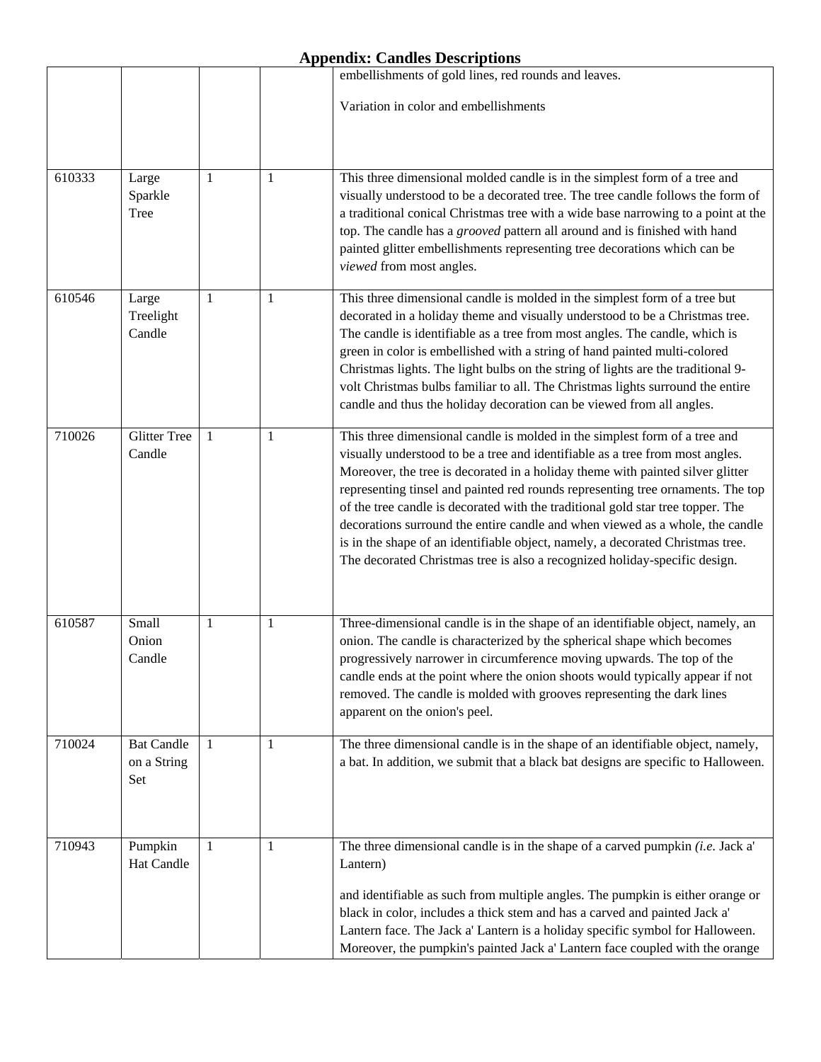## Appendix: Candles Descriptions

| | | | | |
|---|---|---|---|---|
| | | | | embellishments of gold lines, red rounds and leaves.<br><br>Variation in color and embellishments |
| 610333 | Large Sparkle Tree | 1 | 1 | This three dimensional molded candle is in the simplest form of a tree and visually understood to be a decorated tree. The tree candle follows the form of a traditional conical Christmas tree with a wide base narrowing to a point at the top. The candle has a *grooved* pattern all around and is finished with hand painted glitter embellishments representing tree decorations which can be *viewed* from most angles. |
| 610546 | Large Treelight Candle | 1 | 1 | This three dimensional candle is molded in the simplest form of a tree but decorated in a holiday theme and visually understood to be a Christmas tree. The candle is identifiable as a tree from most angles. The candle, which is green in color is embellished with a string of hand painted multi-colored Christmas lights. The light bulbs on the string of lights are the traditional 9-volt Christmas bulbs familiar to all. The Christmas lights surround the entire candle and thus the holiday decoration can be viewed from all angles. |
| 710026 | Glitter Tree Candle | 1 | 1 | This three dimensional candle is molded in the simplest form of a tree and visually understood to be a tree and identifiable as a tree from most angles. Moreover, the tree is decorated in a holiday theme with painted silver glitter representing tinsel and painted red rounds representing tree ornaments. The top of the tree candle is decorated with the traditional gold star tree topper. The decorations surround the entire candle and when viewed as a whole, the candle is in the shape of an identifiable object, namely, a decorated Christmas tree. The decorated Christmas tree is also a recognized holiday-specific design. |
| 610587 | Small Onion Candle | 1 | 1 | Three-dimensional candle is in the shape of an identifiable object, namely, an onion. The candle is characterized by the spherical shape which becomes progressively narrower in circumference moving upwards. The top of the candle ends at the point where the onion shoots would typically appear if not removed. The candle is molded with grooves representing the dark lines apparent on the onion's peel. |
| 710024 | Bat Candle on a String Set | 1 | 1 | The three dimensional candle is in the shape of an identifiable object, namely, a bat. In addition, we submit that a black bat designs are specific to Halloween. |
| 710943 | Pumpkin Hat Candle | 1 | 1 | The three dimensional candle is in the shape of a carved pumpkin *(i.e.* Jack a' Lantern)<br><br>and identifiable as such from multiple angles. The pumpkin is either orange or black in color, includes a thick stem and has a carved and painted Jack a' Lantern face. The Jack a' Lantern is a holiday specific symbol for Halloween. Moreover, the pumpkin's painted Jack a' Lantern face coupled with the orange |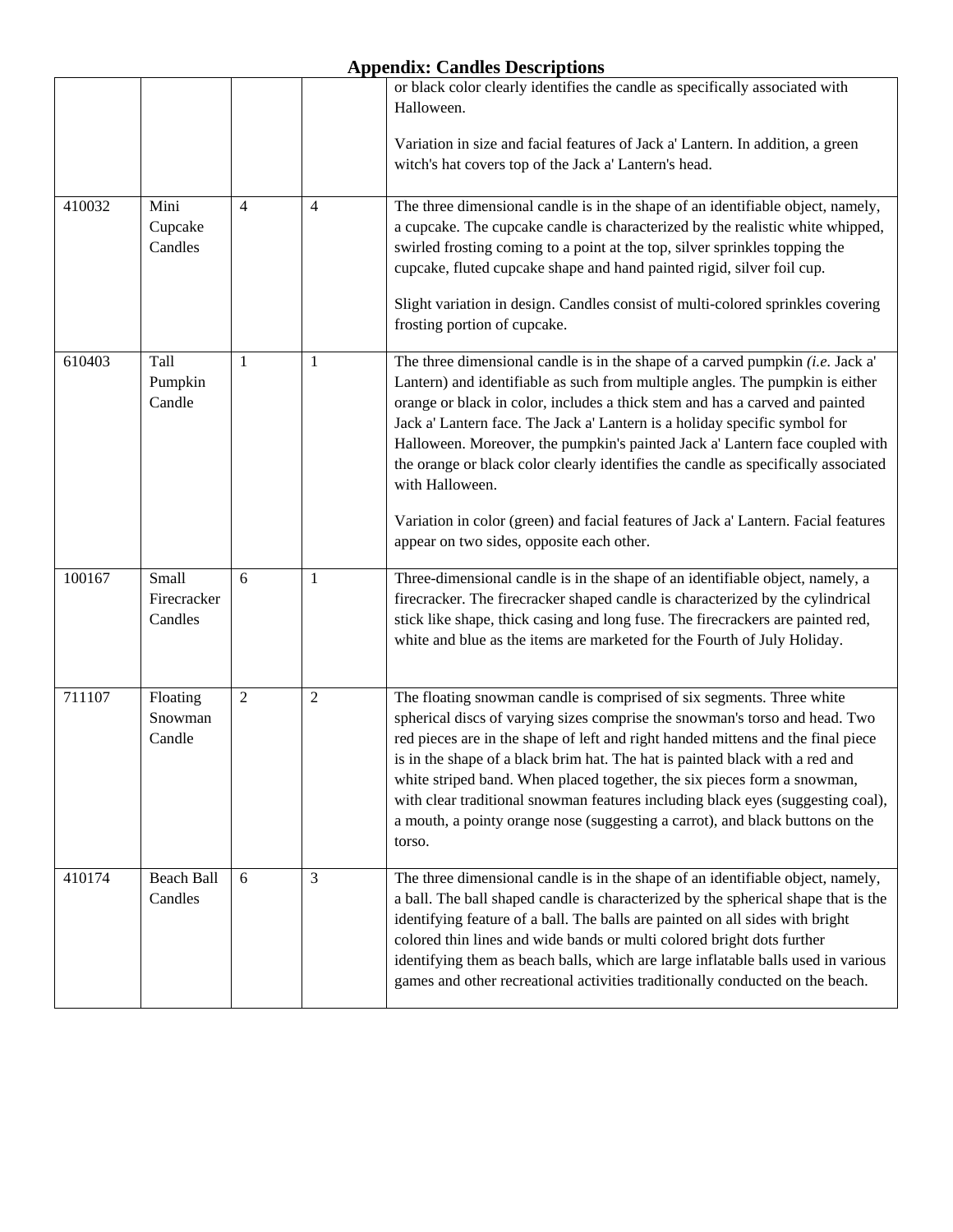## Appendix: Candles Descriptions

| | | | | |
|---|---|---|---|---|
| | | | | or black color clearly identifies the candle as specifically associated with Halloween.<br><br>Variation in size and facial features of Jack a' Lantern. In addition, a green witch's hat covers top of the Jack a' Lantern's head. |
| 410032 | Mini Cupcake Candles | 4 | 4 | The three dimensional candle is in the shape of an identifiable object, namely, a cupcake. The cupcake candle is characterized by the realistic white whipped, swirled frosting coming to a point at the top, silver sprinkles topping the cupcake, fluted cupcake shape and hand painted rigid, silver foil cup.<br><br>Slight variation in design. Candles consist of multi-colored sprinkles covering frosting portion of cupcake. |
| 610403 | Tall Pumpkin Candle | 1 | 1 | The three dimensional candle is in the shape of a carved pumpkin (*i.e.* Jack a' Lantern) and identifiable as such from multiple angles. The pumpkin is either orange or black in color, includes a thick stem and has a carved and painted Jack a' Lantern face. The Jack a' Lantern is a holiday specific symbol for Halloween. Moreover, the pumpkin's painted Jack a' Lantern face coupled with the orange or black color clearly identifies the candle as specifically associated with Halloween.<br><br>Variation in color (green) and facial features of Jack a' Lantern. Facial features appear on two sides, opposite each other. |
| 100167 | Small Firecracker Candles | 6 | 1 | Three-dimensional candle is in the shape of an identifiable object, namely, a firecracker. The firecracker shaped candle is characterized by the cylindrical stick like shape, thick casing and long fuse. The firecrackers are painted red, white and blue as the items are marketed for the Fourth of July Holiday. |
| 711107 | Floating Snowman Candle | 2 | 2 | The floating snowman candle is comprised of six segments. Three white spherical discs of varying sizes comprise the snowman's torso and head. Two red pieces are in the shape of left and right handed mittens and the final piece is in the shape of a black brim hat. The hat is painted black with a red and white striped band. When placed together, the six pieces form a snowman, with clear traditional snowman features including black eyes (suggesting coal), a mouth, a pointy orange nose (suggesting a carrot), and black buttons on the torso. |
| 410174 | Beach Ball Candles | 6 | 3 | The three dimensional candle is in the shape of an identifiable object, namely, a ball. The ball shaped candle is characterized by the spherical shape that is the identifying feature of a ball. The balls are painted on all sides with bright colored thin lines and wide bands or multi colored bright dots further identifying them as beach balls, which are large inflatable balls used in various games and other recreational activities traditionally conducted on the beach. |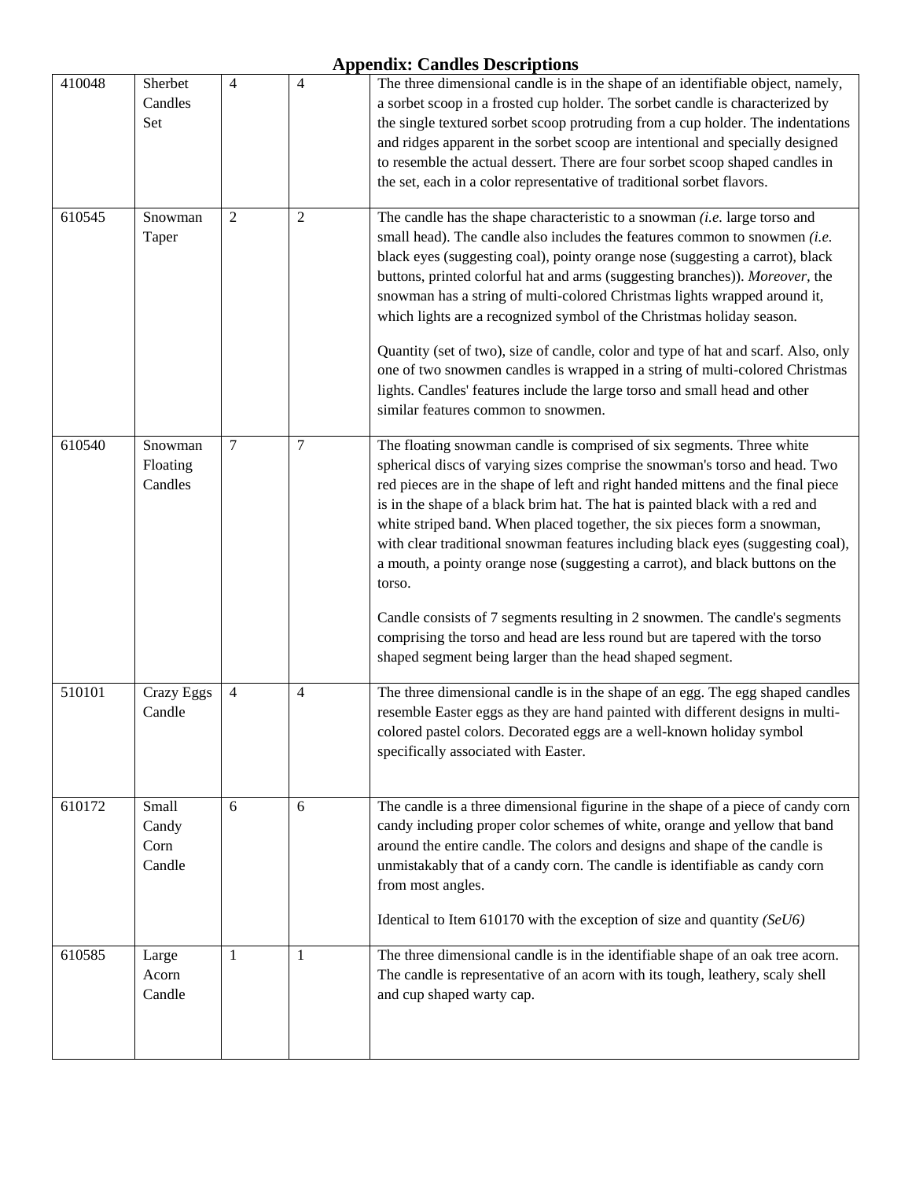# Appendix: Candles Descriptions

| | | | | |
|---|---|---|---|---|
| 410048 | Sherbet Candles Set | 4 | 4 | The three dimensional candle is in the shape of an identifiable object, namely, a sorbet scoop in a frosted cup holder. The sorbet candle is characterized by the single textured sorbet scoop protruding from a cup holder. The indentations and ridges apparent in the sorbet scoop are intentional and specially designed to resemble the actual dessert. There are four sorbet scoop shaped candles in the set, each in a color representative of traditional sorbet flavors. |
| 610545 | Snowman Taper | 2 | 2 | The candle has the shape characteristic to a snowman *(i.e.* large torso and small head). The candle also includes the features common to snowmen *(i.e.* black eyes (suggesting coal), pointy orange nose (suggesting a carrot), black buttons, printed colorful hat and arms (suggesting branches)). *Moreover*, the snowman has a string of multi-colored Christmas lights wrapped around it, which lights are a recognized symbol of the Christmas holiday season.<br><br>Quantity (set of two), size of candle, color and type of hat and scarf. Also, only one of two snowmen candles is wrapped in a string of multi-colored Christmas lights. Candles' features include the large torso and small head and other similar features common to snowmen. |
| 610540 | Snowman Floating Candles | 7 | 7 | The floating snowman candle is comprised of six segments. Three white spherical discs of varying sizes comprise the snowman's torso and head. Two red pieces are in the shape of left and right handed mittens and the final piece is in the shape of a black brim hat. The hat is painted black with a red and white striped band. When placed together, the six pieces form a snowman, with clear traditional snowman features including black eyes (suggesting coal), a mouth, a pointy orange nose (suggesting a carrot), and black buttons on the torso.<br><br>Candle consists of 7 segments resulting in 2 snowmen. The candle's segments comprising the torso and head are less round but are tapered with the torso shaped segment being larger than the head shaped segment. |
| 510101 | Crazy Eggs Candle | 4 | 4 | The three dimensional candle is in the shape of an egg. The egg shaped candles resemble Easter eggs as they are hand painted with different designs in multi-colored pastel colors. Decorated eggs are a well-known holiday symbol specifically associated with Easter. |
| 610172 | Small Candy Corn Candle | 6 | 6 | The candle is a three dimensional figurine in the shape of a piece of candy corn candy including proper color schemes of white, orange and yellow that band around the entire candle. The colors and designs and shape of the candle is unmistakably that of a candy corn. The candle is identifiable as candy corn from most angles.<br><br>Identical to Item 610170 with the exception of size and quantity *(SeU6)* |
| 610585 | Large Acorn Candle | 1 | 1 | The three dimensional candle is in the identifiable shape of an oak tree acorn. The candle is representative of an acorn with its tough, leathery, scaly shell and cup shaped warty cap. |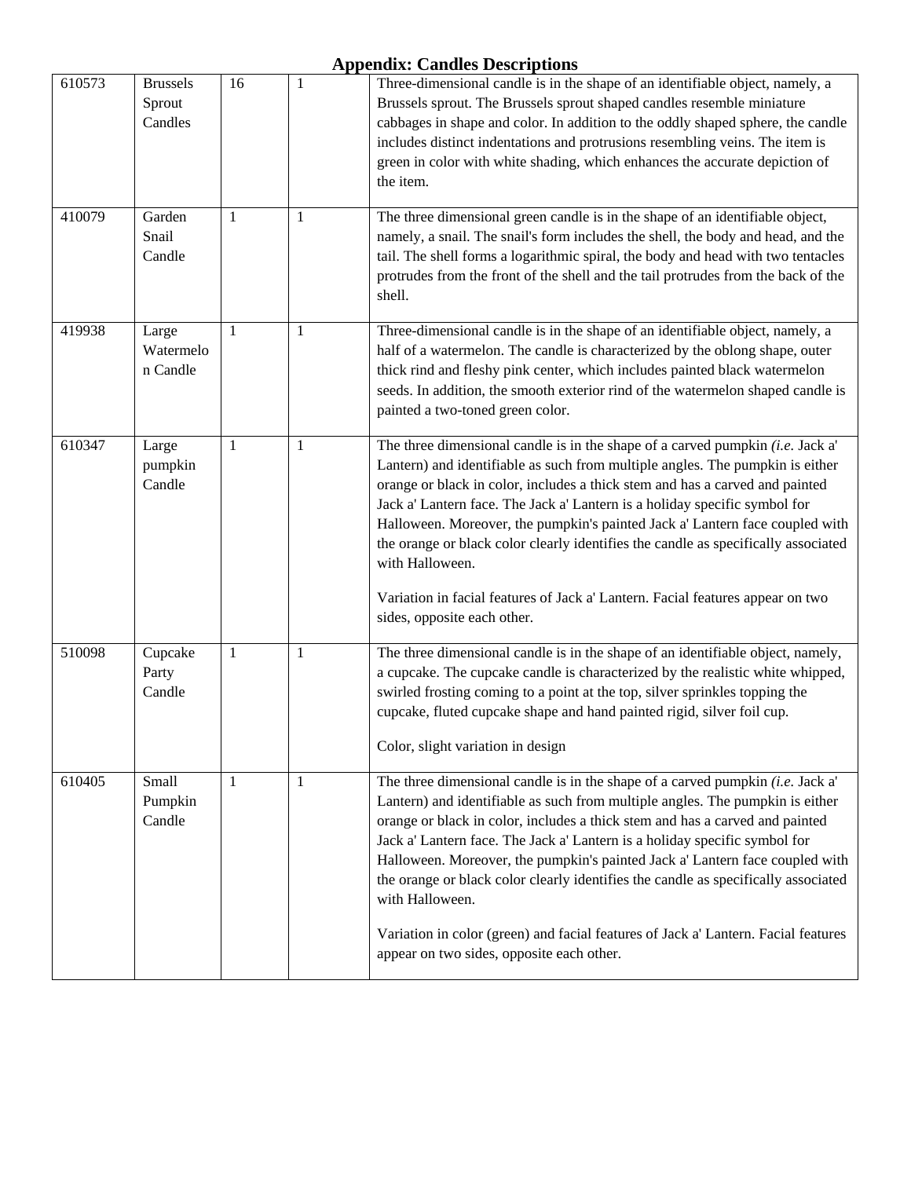# Appendix: Candles Descriptions

| | | | | |
|---|---|---|---|---|
| 610573 | Brussels Sprout Candles | 16 | 1 | Three-dimensional candle is in the shape of an identifiable object, namely, a Brussels sprout. The Brussels sprout shaped candles resemble miniature cabbages in shape and color. In addition to the oddly shaped sphere, the candle includes distinct indentations and protrusions resembling veins. The item is green in color with white shading, which enhances the accurate depiction of the item. |
| 410079 | Garden Snail Candle | 1 | 1 | The three dimensional green candle is in the shape of an identifiable object, namely, a snail. The snail's form includes the shell, the body and head, and the tail. The shell forms a logarithmic spiral, the body and head with two tentacles protrudes from the front of the shell and the tail protrudes from the back of the shell. |
| 419938 | Large Watermelon Candle | 1 | 1 | Three-dimensional candle is in the shape of an identifiable object, namely, a half of a watermelon. The candle is characterized by the oblong shape, outer thick rind and fleshy pink center, which includes painted black watermelon seeds. In addition, the smooth exterior rind of the watermelon shaped candle is painted a two-toned green color. |
| 610347 | Large pumpkin Candle | 1 | 1 | The three dimensional candle is in the shape of a carved pumpkin *(i.e.* Jack a' Lantern) and identifiable as such from multiple angles. The pumpkin is either orange or black in color, includes a thick stem and has a carved and painted Jack a' Lantern face. The Jack a' Lantern is a holiday specific symbol for Halloween. Moreover, the pumpkin's painted Jack a' Lantern face coupled with the orange or black color clearly identifies the candle as specifically associated with Halloween.<br><br>Variation in facial features of Jack a' Lantern. Facial features appear on two sides, opposite each other. |
| 510098 | Cupcake Party Candle | 1 | 1 | The three dimensional candle is in the shape of an identifiable object, namely, a cupcake. The cupcake candle is characterized by the realistic white whipped, swirled frosting coming to a point at the top, silver sprinkles topping the cupcake, fluted cupcake shape and hand painted rigid, silver foil cup.<br><br>Color, slight variation in design |
| 610405 | Small Pumpkin Candle | 1 | 1 | The three dimensional candle is in the shape of a carved pumpkin *(i.e.* Jack a' Lantern) and identifiable as such from multiple angles. The pumpkin is either orange or black in color, includes a thick stem and has a carved and painted Jack a' Lantern face. The Jack a' Lantern is a holiday specific symbol for Halloween. Moreover, the pumpkin's painted Jack a' Lantern face coupled with the orange or black color clearly identifies the candle as specifically associated with Halloween.<br><br>Variation in color (green) and facial features of Jack a' Lantern. Facial features appear on two sides, opposite each other. |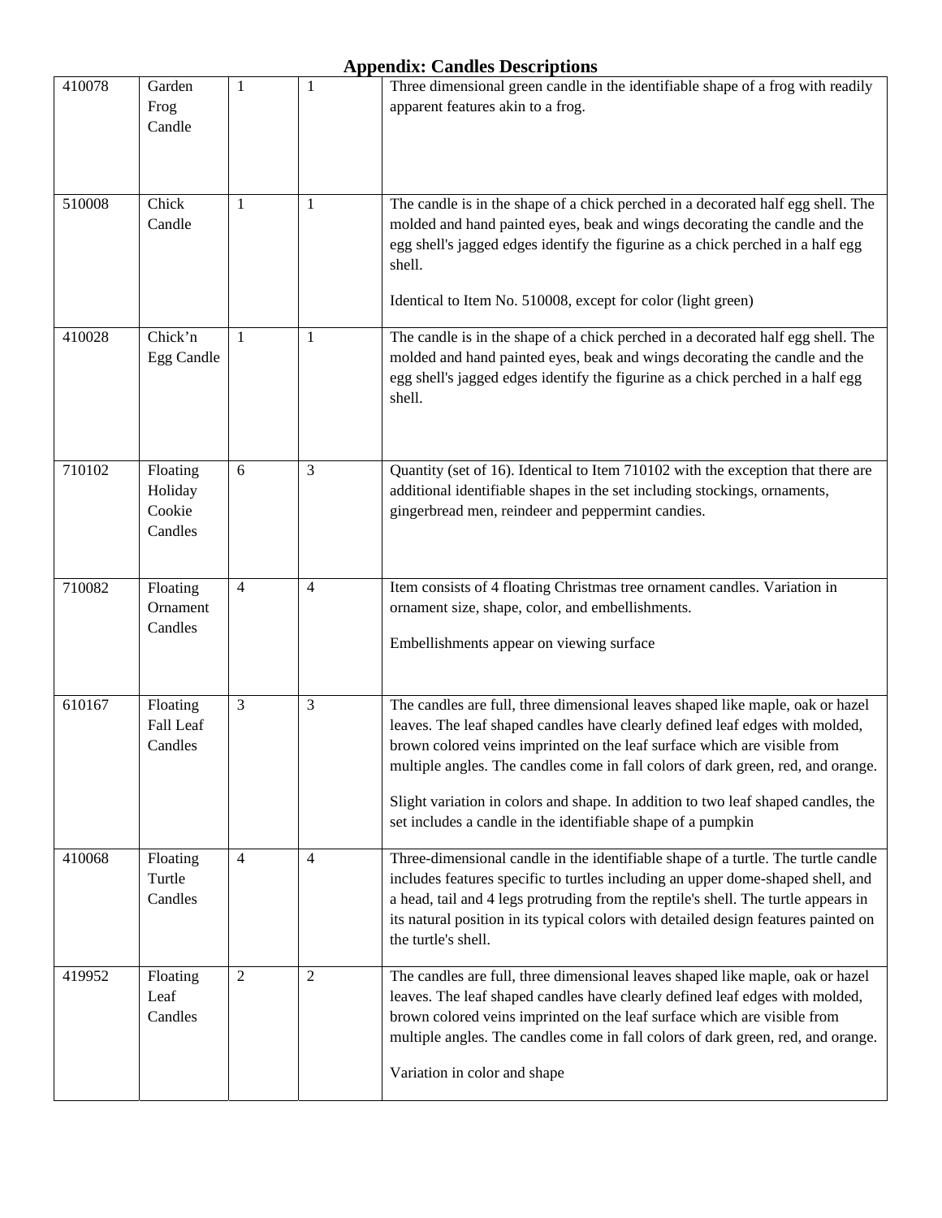# Appendix: Candles Descriptions

| | | | | |
|---|---|---|---|---|
| 410078 | Garden Frog Candle | 1 | 1 | Three dimensional green candle in the identifiable shape of a frog with readily apparent features akin to a frog. |
| 510008 | Chick Candle | 1 | 1 | The candle is in the shape of a chick perched in a decorated half egg shell. The molded and hand painted eyes, beak and wings decorating the candle and the egg shell's jagged edges identify the figurine as a chick perched in a half egg shell.<br><br>Identical to Item No. 510008, except for color (light green) |
| 410028 | Chick'n Egg Candle | 1 | 1 | The candle is in the shape of a chick perched in a decorated half egg shell. The molded and hand painted eyes, beak and wings decorating the candle and the egg shell's jagged edges identify the figurine as a chick perched in a half egg shell. |
| 710102 | Floating Holiday Cookie Candles | 6 | 3 | Quantity (set of 16). Identical to Item 710102 with the exception that there are additional identifiable shapes in the set including stockings, ornaments, gingerbread men, reindeer and peppermint candies. |
| 710082 | Floating Ornament Candles | 4 | 4 | Item consists of 4 floating Christmas tree ornament candles. Variation in ornament size, shape, color, and embellishments.<br><br>Embellishments appear on viewing surface |
| 610167 | Floating Fall Leaf Candles | 3 | 3 | The candles are full, three dimensional leaves shaped like maple, oak or hazel leaves. The leaf shaped candles have clearly defined leaf edges with molded, brown colored veins imprinted on the leaf surface which are visible from multiple angles. The candles come in fall colors of dark green, red, and orange.<br><br>Slight variation in colors and shape. In addition to two leaf shaped candles, the set includes a candle in the identifiable shape of a pumpkin |
| 410068 | Floating Turtle Candles | 4 | 4 | Three-dimensional candle in the identifiable shape of a turtle. The turtle candle includes features specific to turtles including an upper dome-shaped shell, and a head, tail and 4 legs protruding from the reptile's shell. The turtle appears in its natural position in its typical colors with detailed design features painted on the turtle's shell. |
| 419952 | Floating Leaf Candles | 2 | 2 | The candles are full, three dimensional leaves shaped like maple, oak or hazel leaves. The leaf shaped candles have clearly defined leaf edges with molded, brown colored veins imprinted on the leaf surface which are visible from multiple angles. The candles come in fall colors of dark green, red, and orange.<br><br>Variation in color and shape |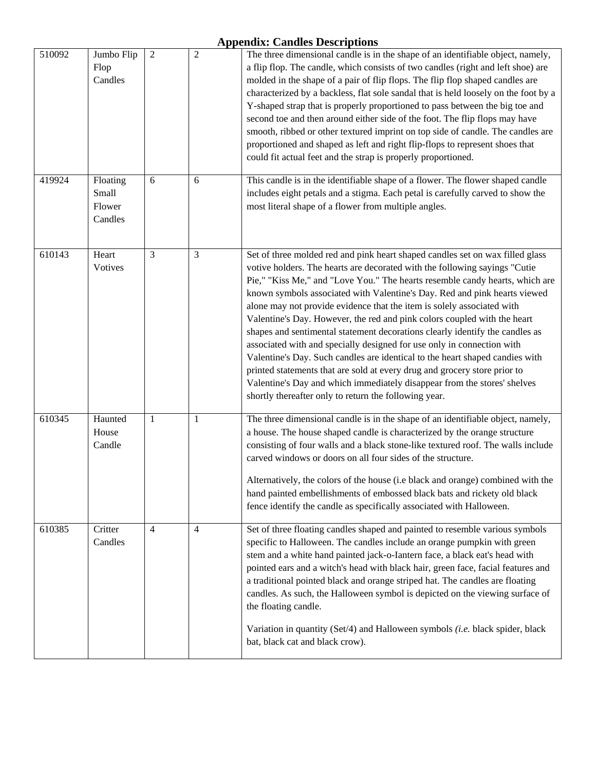## Appendix: Candles Descriptions

| | | | | |
|---|---|---|---|---|
| 510092 | Jumbo Flip Flop Candles | 2 | 2 | The three dimensional candle is in the shape of an identifiable object, namely, a flip flop. The candle, which consists of two candles (right and left shoe) are molded in the shape of a pair of flip flops. The flip flop shaped candles are characterized by a backless, flat sole sandal that is held loosely on the foot by a Y-shaped strap that is properly proportioned to pass between the big toe and second toe and then around either side of the foot. The flip flops may have smooth, ribbed or other textured imprint on top side of candle. The candles are proportioned and shaped as left and right flip-flops to represent shoes that could fit actual feet and the strap is properly proportioned. |
| 419924 | Floating Small Flower Candles | 6 | 6 | This candle is in the identifiable shape of a flower. The flower shaped candle includes eight petals and a stigma. Each petal is carefully carved to show the most literal shape of a flower from multiple angles. |
| 610143 | Heart Votives | 3 | 3 | Set of three molded red and pink heart shaped candles set on wax filled glass votive holders. The hearts are decorated with the following sayings "Cutie Pie," "Kiss Me," and "Love You." The hearts resemble candy hearts, which are known symbols associated with Valentine's Day. Red and pink hearts viewed alone may not provide evidence that the item is solely associated with Valentine's Day. However, the red and pink colors coupled with the heart shapes and sentimental statement decorations clearly identify the candles as associated with and specially designed for use only in connection with Valentine's Day. Such candles are identical to the heart shaped candies with printed statements that are sold at every drug and grocery store prior to Valentine's Day and which immediately disappear from the stores' shelves shortly thereafter only to return the following year. |
| 610345 | Haunted House Candle | 1 | 1 | The three dimensional candle is in the shape of an identifiable object, namely, a house. The house shaped candle is characterized by the orange structure consisting of four walls and a black stone-like textured roof. The walls include carved windows or doors on all four sides of the structure.<br><br>Alternatively, the colors of the house (i.e black and orange) combined with the hand painted embellishments of embossed black bats and rickety old black fence identify the candle as specifically associated with Halloween. |
| 610385 | Critter Candles | 4 | 4 | Set of three floating candles shaped and painted to resemble various symbols specific to Halloween. The candles include an orange pumpkin with green stem and a white hand painted jack-o-Iantern face, a black eat's head with pointed ears and a witch's head with black hair, green face, facial features and a traditional pointed black and orange striped hat. The candles are floating candles. As such, the Halloween symbol is depicted on the viewing surface of the floating candle.<br><br>Variation in quantity (Set/4) and Halloween symbols *(i.e.* black spider, black bat, black cat and black crow). |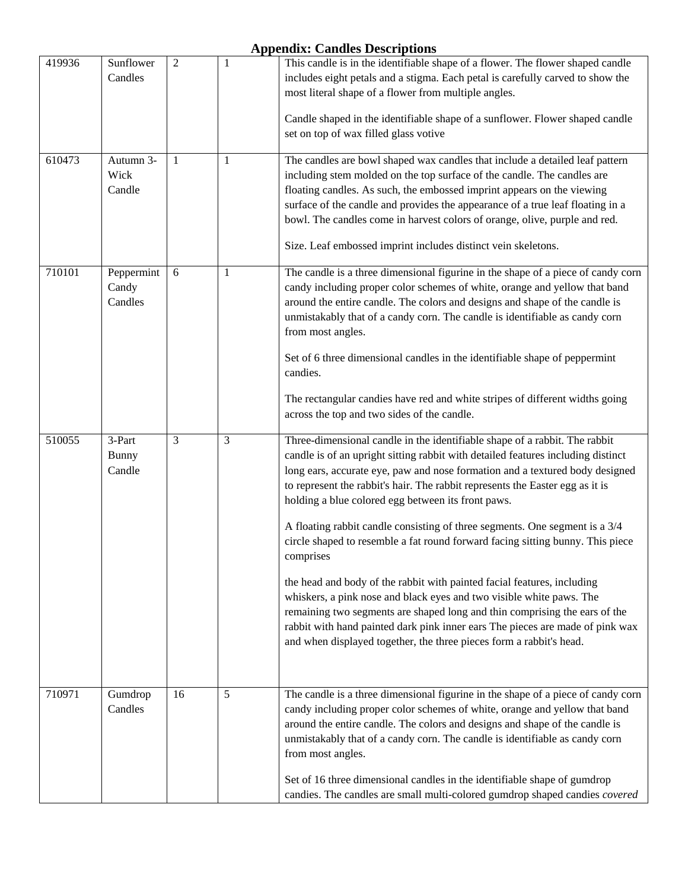# Appendix: Candles Descriptions

| | | | | |
|---|---|---|---|---|
| 419936 | Sunflower Candles | 2 | 1 | This candle is in the identifiable shape of a flower. The flower shaped candle includes eight petals and a stigma. Each petal is carefully carved to show the most literal shape of a flower from multiple angles.<br><br>Candle shaped in the identifiable shape of a sunflower. Flower shaped candle set on top of wax filled glass votive |
| 610473 | Autumn 3-Wick Candle | 1 | 1 | The candles are bowl shaped wax candles that include a detailed leaf pattern including stem molded on the top surface of the candle. The candles are floating candles. As such, the embossed imprint appears on the viewing surface of the candle and provides the appearance of a true leaf floating in a bowl. The candles come in harvest colors of orange, olive, purple and red.<br><br>Size. Leaf embossed imprint includes distinct vein skeletons. |
| 710101 | Peppermint Candy Candles | 6 | 1 | The candle is a three dimensional figurine in the shape of a piece of candy corn candy including proper color schemes of white, orange and yellow that band around the entire candle. The colors and designs and shape of the candle is unmistakably that of a candy corn. The candle is identifiable as candy corn from most angles.<br><br>Set of 6 three dimensional candles in the identifiable shape of peppermint candies.<br><br>The rectangular candies have red and white stripes of different widths going across the top and two sides of the candle. |
| 510055 | 3-Part Bunny Candle | 3 | 3 | Three-dimensional candle in the identifiable shape of a rabbit. The rabbit candle is of an upright sitting rabbit with detailed features including distinct long ears, accurate eye, paw and nose formation and a textured body designed to represent the rabbit's hair. The rabbit represents the Easter egg as it is holding a blue colored egg between its front paws.<br><br>A floating rabbit candle consisting of three segments. One segment is a 3/4 circle shaped to resemble a fat round forward facing sitting bunny. This piece comprises<br><br>the head and body of the rabbit with painted facial features, including whiskers, a pink nose and black eyes and two visible white paws. The remaining two segments are shaped long and thin comprising the ears of the rabbit with hand painted dark pink inner ears The pieces are made of pink wax and when displayed together, the three pieces form a rabbit's head. |
| 710971 | Gumdrop Candles | 16 | 5 | The candle is a three dimensional figurine in the shape of a piece of candy corn candy including proper color schemes of white, orange and yellow that band around the entire candle. The colors and designs and shape of the candle is unmistakably that of a candy corn. The candle is identifiable as candy corn from most angles.<br><br>Set of 16 three dimensional candles in the identifiable shape of gumdrop candies. The candles are small multi-colored gumdrop shaped candies *covered* |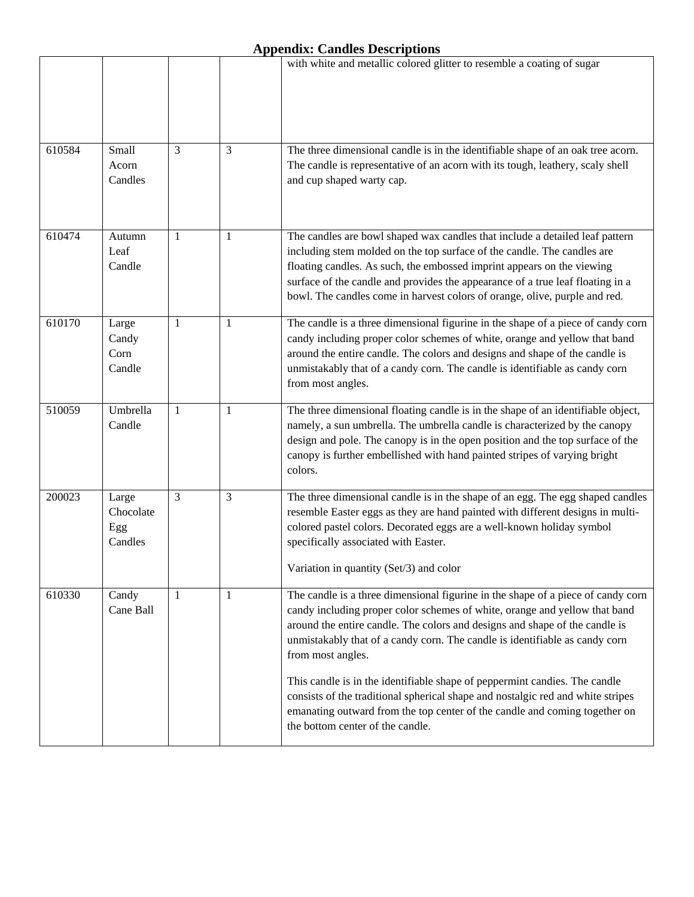# Appendix: Candles Descriptions

| | | | | |
|---|---|---|---|---|
| | | | | with white and metallic colored glitter to resemble a coating of sugar |
| 610584 | Small Acorn Candles | 3 | 3 | The three dimensional candle is in the identifiable shape of an oak tree acorn. The candle is representative of an acorn with its tough, leathery, scaly shell and cup shaped warty cap. |
| 610474 | Autumn Leaf Candle | 1 | 1 | The candles are bowl shaped wax candles that include a detailed leaf pattern including stem molded on the top surface of the candle. The candles are floating candles. As such, the embossed imprint appears on the viewing surface of the candle and provides the appearance of a true leaf floating in a bowl. The candles come in harvest colors of orange, olive, purple and red. |
| 610170 | Large Candy Corn Candle | 1 | 1 | The candle is a three dimensional figurine in the shape of a piece of candy corn candy including proper color schemes of white, orange and yellow that band around the entire candle. The colors and designs and shape of the candle is unmistakably that of a candy corn. The candle is identifiable as candy corn from most angles. |
| 510059 | Umbrella Candle | 1 | 1 | The three dimensional floating candle is in the shape of an identifiable object, namely, a sun umbrella. The umbrella candle is characterized by the canopy design and pole. The canopy is in the open position and the top surface of the canopy is further embellished with hand painted stripes of varying bright colors. |
| 200023 | Large Chocolate Egg Candles | 3 | 3 | The three dimensional candle is in the shape of an egg. The egg shaped candles resemble Easter eggs as they are hand painted with different designs in multi-colored pastel colors. Decorated eggs are a well-known holiday symbol specifically associated with Easter.<br><br>Variation in quantity (Set/3) and color |
| 610330 | Candy Cane Ball | 1 | 1 | The candle is a three dimensional figurine in the shape of a piece of candy corn candy including proper color schemes of white, orange and yellow that band around the entire candle. The colors and designs and shape of the candle is unmistakably that of a candy corn. The candle is identifiable as candy corn from most angles.<br><br>This candle is in the identifiable shape of peppermint candies. The candle consists of the traditional spherical shape and nostalgic red and white stripes emanating outward from the top center of the candle and coming together on the bottom center of the candle. |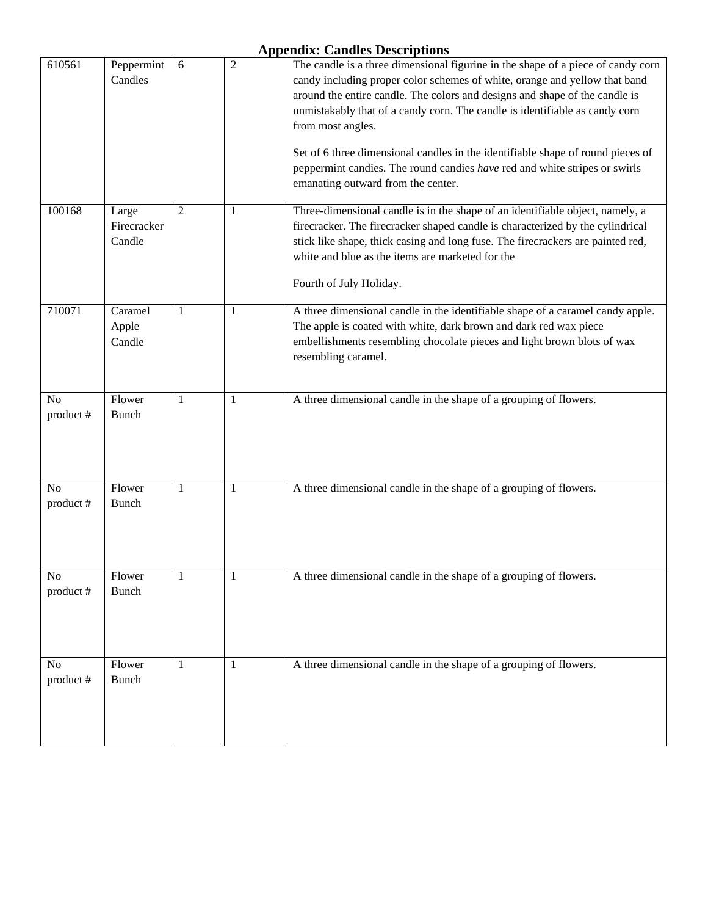## Appendix: Candles Descriptions

| | | | | |
|---|---|---|---|---|
| 610561 | Peppermint Candles | 6 | 2 | The candle is a three dimensional figurine in the shape of a piece of candy corn candy including proper color schemes of white, orange and yellow that band around the entire candle. The colors and designs and shape of the candle is unmistakably that of a candy corn. The candle is identifiable as candy corn from most angles.<br><br>Set of 6 three dimensional candles in the identifiable shape of round pieces of peppermint candies. The round candies *have* red and white stripes or swirls emanating outward from the center. |
| 100168 | Large Firecracker Candle | 2 | 1 | Three-dimensional candle is in the shape of an identifiable object, namely, a firecracker. The firecracker shaped candle is characterized by the cylindrical stick like shape, thick casing and long fuse. The firecrackers are painted red, white and blue as the items are marketed for the<br><br>Fourth of July Holiday. |
| 710071 | Caramel Apple Candle | 1 | 1 | A three dimensional candle in the identifiable shape of a caramel candy apple. The apple is coated with white, dark brown and dark red wax piece embellishments resembling chocolate pieces and light brown blots of wax resembling caramel. |
| No product # | Flower Bunch | 1 | 1 | A three dimensional candle in the shape of a grouping of flowers. |
| No product # | Flower Bunch | 1 | 1 | A three dimensional candle in the shape of a grouping of flowers. |
| No product # | Flower Bunch | 1 | 1 | A three dimensional candle in the shape of a grouping of flowers. |
| No product # | Flower Bunch | 1 | 1 | A three dimensional candle in the shape of a grouping of flowers. |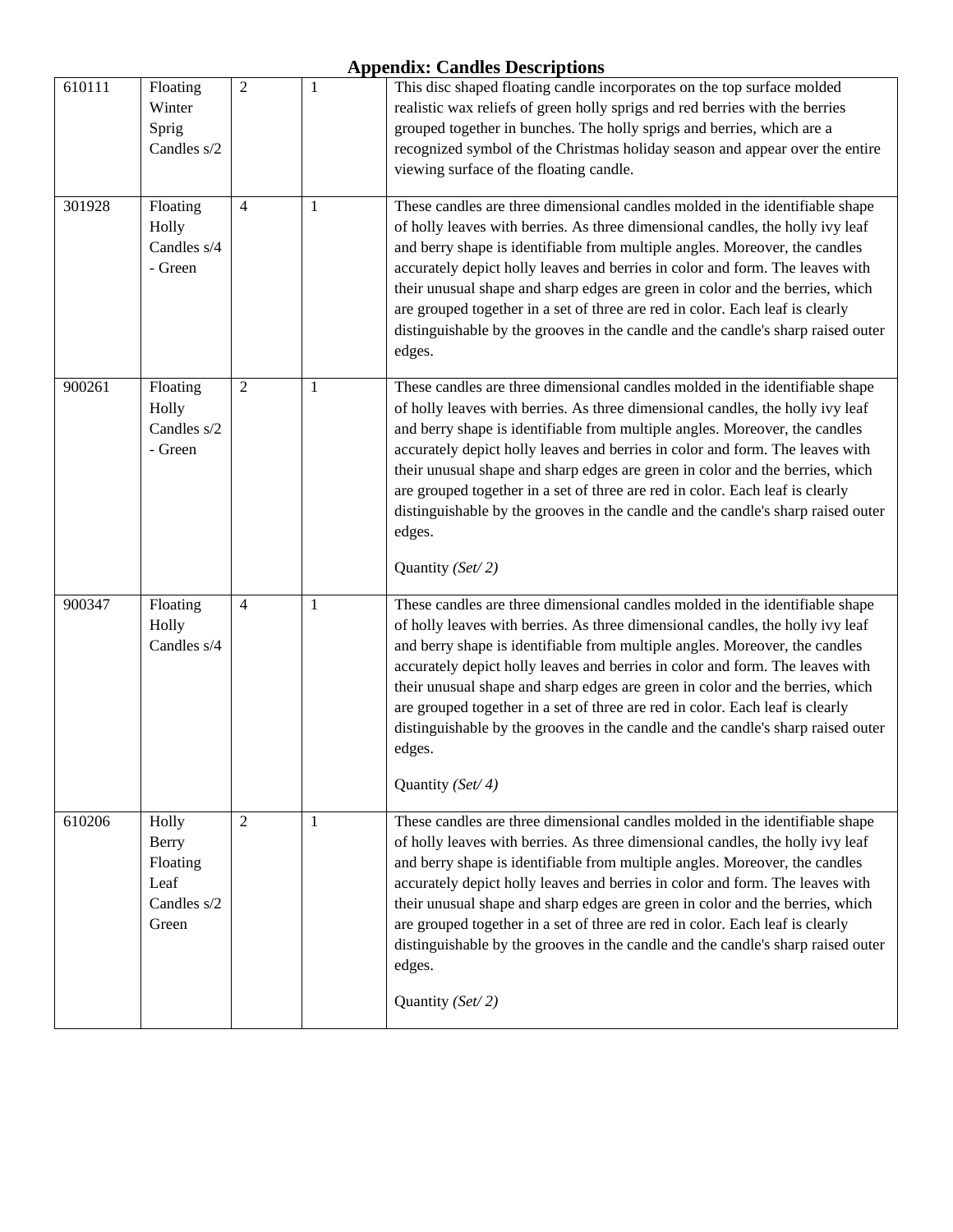# Appendix: Candles Descriptions

| | | | | |
|---|---|---|---|---|
| 610111 | Floating Winter Sprig Candles s/2 | 2 | 1 | This disc shaped floating candle incorporates on the top surface molded realistic wax reliefs of green holly sprigs and red berries with the berries grouped together in bunches. The holly sprigs and berries, which are a recognized symbol of the Christmas holiday season and appear over the entire viewing surface of the floating candle. |
| 301928 | Floating Holly Candles s/4 - Green | 4 | 1 | These candles are three dimensional candles molded in the identifiable shape of holly leaves with berries. As three dimensional candles, the holly ivy leaf and berry shape is identifiable from multiple angles. Moreover, the candles accurately depict holly leaves and berries in color and form. The leaves with their unusual shape and sharp edges are green in color and the berries, which are grouped together in a set of three are red in color. Each leaf is clearly distinguishable by the grooves in the candle and the candle's sharp raised outer edges. |
| 900261 | Floating Holly Candles s/2 - Green | 2 | 1 | These candles are three dimensional candles molded in the identifiable shape of holly leaves with berries. As three dimensional candles, the holly ivy leaf and berry shape is identifiable from multiple angles. Moreover, the candles accurately depict holly leaves and berries in color and form. The leaves with their unusual shape and sharp edges are green in color and the berries, which are grouped together in a set of three are red in color. Each leaf is clearly distinguishable by the grooves in the candle and the candle's sharp raised outer edges.<br><br>Quantity *(Set/ 2)* |
| 900347 | Floating Holly Candles s/4 | 4 | 1 | These candles are three dimensional candles molded in the identifiable shape of holly leaves with berries. As three dimensional candles, the holly ivy leaf and berry shape is identifiable from multiple angles. Moreover, the candles accurately depict holly leaves and berries in color and form. The leaves with their unusual shape and sharp edges are green in color and the berries, which are grouped together in a set of three are red in color. Each leaf is clearly distinguishable by the grooves in the candle and the candle's sharp raised outer edges.<br><br>Quantity *(Set/ 4)* |
| 610206 | Holly Berry Floating Leaf Candles s/2 Green | 2 | 1 | These candles are three dimensional candles molded in the identifiable shape of holly leaves with berries. As three dimensional candles, the holly ivy leaf and berry shape is identifiable from multiple angles. Moreover, the candles accurately depict holly leaves and berries in color and form. The leaves with their unusual shape and sharp edges are green in color and the berries, which are grouped together in a set of three are red in color. Each leaf is clearly distinguishable by the grooves in the candle and the candle's sharp raised outer edges.<br><br>Quantity *(Set/ 2)* |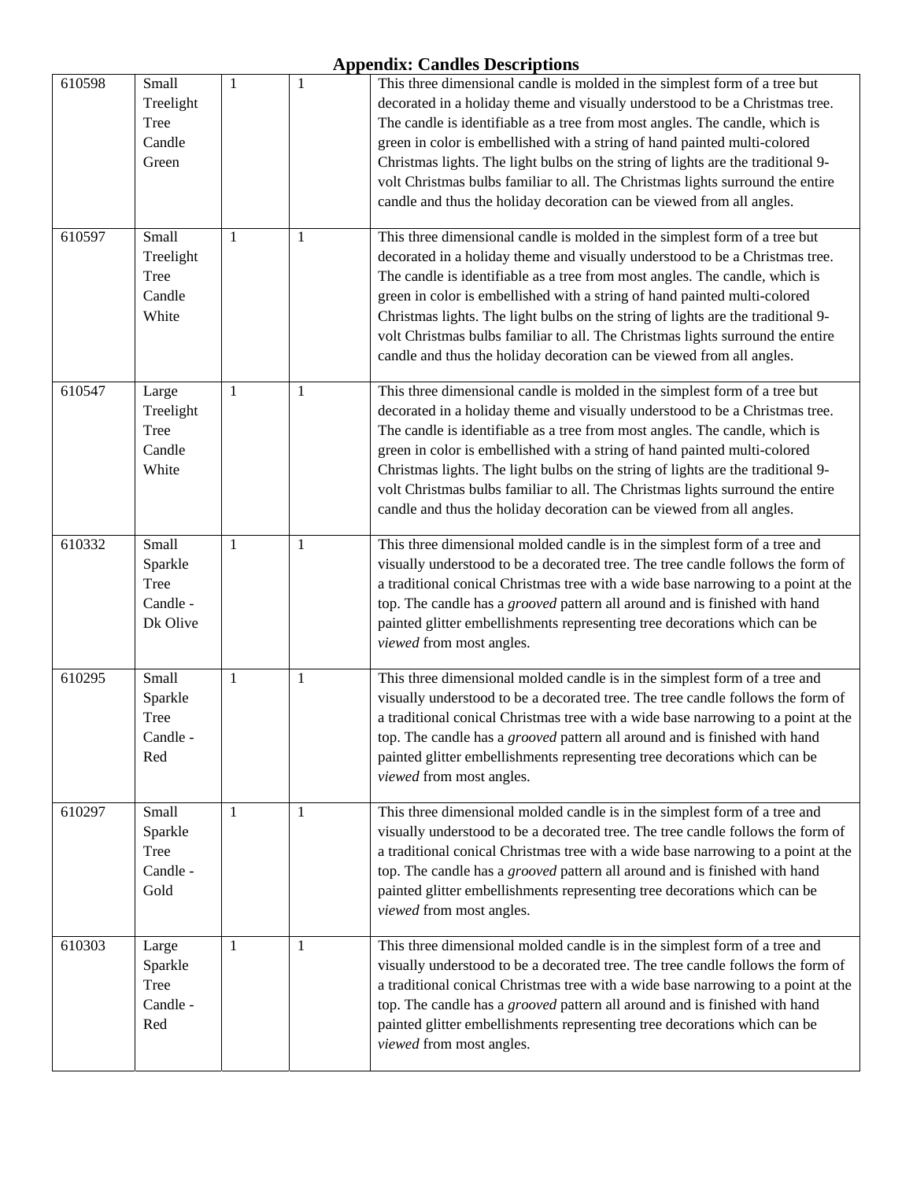# Appendix: Candles Descriptions

| | | | | |
|---|---|---|---|---|
| 610598 | Small Treelight Tree Candle Green | 1 | 1 | This three dimensional candle is molded in the simplest form of a tree but decorated in a holiday theme and visually understood to be a Christmas tree. The candle is identifiable as a tree from most angles. The candle, which is green in color is embellished with a string of hand painted multi-colored Christmas lights. The light bulbs on the string of lights are the traditional 9-volt Christmas bulbs familiar to all. The Christmas lights surround the entire candle and thus the holiday decoration can be viewed from all angles. |
| 610597 | Small Treelight Tree Candle White | 1 | 1 | This three dimensional candle is molded in the simplest form of a tree but decorated in a holiday theme and visually understood to be a Christmas tree. The candle is identifiable as a tree from most angles. The candle, which is green in color is embellished with a string of hand painted multi-colored Christmas lights. The light bulbs on the string of lights are the traditional 9-volt Christmas bulbs familiar to all. The Christmas lights surround the entire candle and thus the holiday decoration can be viewed from all angles. |
| 610547 | Large Treelight Tree Candle White | 1 | 1 | This three dimensional candle is molded in the simplest form of a tree but decorated in a holiday theme and visually understood to be a Christmas tree. The candle is identifiable as a tree from most angles. The candle, which is green in color is embellished with a string of hand painted multi-colored Christmas lights. The light bulbs on the string of lights are the traditional 9-volt Christmas bulbs familiar to all. The Christmas lights surround the entire candle and thus the holiday decoration can be viewed from all angles. |
| 610332 | Small Sparkle Tree Candle - Dk Olive | 1 | 1 | This three dimensional molded candle is in the simplest form of a tree and visually understood to be a decorated tree. The tree candle follows the form of a traditional conical Christmas tree with a wide base narrowing to a point at the top. The candle has a *grooved* pattern all around and is finished with hand painted glitter embellishments representing tree decorations which can be *viewed* from most angles. |
| 610295 | Small Sparkle Tree Candle - Red | 1 | 1 | This three dimensional molded candle is in the simplest form of a tree and visually understood to be a decorated tree. The tree candle follows the form of a traditional conical Christmas tree with a wide base narrowing to a point at the top. The candle has a *grooved* pattern all around and is finished with hand painted glitter embellishments representing tree decorations which can be *viewed* from most angles. |
| 610297 | Small Sparkle Tree Candle - Gold | 1 | 1 | This three dimensional molded candle is in the simplest form of a tree and visually understood to be a decorated tree. The tree candle follows the form of a traditional conical Christmas tree with a wide base narrowing to a point at the top. The candle has a *grooved* pattern all around and is finished with hand painted glitter embellishments representing tree decorations which can be *viewed* from most angles. |
| 610303 | Large Sparkle Tree Candle - Red | 1 | 1 | This three dimensional molded candle is in the simplest form of a tree and visually understood to be a decorated tree. The tree candle follows the form of a traditional conical Christmas tree with a wide base narrowing to a point at the top. The candle has a *grooved* pattern all around and is finished with hand painted glitter embellishments representing tree decorations which can be *viewed* from most angles. |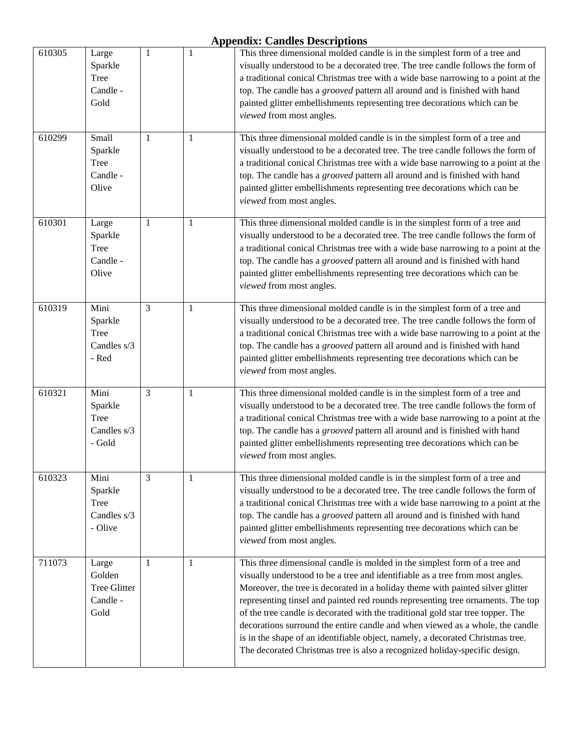## Appendix: Candles Descriptions

| | | | | |
|---|---|---|---|---|
| 610305 | Large Sparkle Tree Candle - Gold | 1 | 1 | This three dimensional molded candle is in the simplest form of a tree and visually understood to be a decorated tree. The tree candle follows the form of a traditional conical Christmas tree with a wide base narrowing to a point at the top. The candle has a *grooved* pattern all around and is finished with hand painted glitter embellishments representing tree decorations which can be *viewed* from most angles. |
| 610299 | Small Sparkle Tree Candle - Olive | 1 | 1 | This three dimensional molded candle is in the simplest form of a tree and visually understood to be a decorated tree. The tree candle follows the form of a traditional conical Christmas tree with a wide base narrowing to a point at the top. The candle has a *grooved* pattern all around and is finished with hand painted glitter embellishments representing tree decorations which can be *viewed* from most angles. |
| 610301 | Large Sparkle Tree Candle - Olive | 1 | 1 | This three dimensional molded candle is in the simplest form of a tree and visually understood to be a decorated tree. The tree candle follows the form of a traditional conical Christmas tree with a wide base narrowing to a point at the top. The candle has a *grooved* pattern all around and is finished with hand painted glitter embellishments representing tree decorations which can be *viewed* from most angles. |
| 610319 | Mini Sparkle Tree Candles s/3 - Red | 3 | 1 | This three dimensional molded candle is in the simplest form of a tree and visually understood to be a decorated tree. The tree candle follows the form of a traditional conical Christmas tree with a wide base narrowing to a point at the top. The candle has a *grooved* pattern all around and is finished with hand painted glitter embellishments representing tree decorations which can be *viewed* from most angles. |
| 610321 | Mini Sparkle Tree Candles s/3 - Gold | 3 | 1 | This three dimensional molded candle is in the simplest form of a tree and visually understood to be a decorated tree. The tree candle follows the form of a traditional conical Christmas tree with a wide base narrowing to a point at the top. The candle has a *grooved* pattern all around and is finished with hand painted glitter embellishments representing tree decorations which can be *viewed* from most angles. |
| 610323 | Mini Sparkle Tree Candles s/3 - Olive | 3 | 1 | This three dimensional molded candle is in the simplest form of a tree and visually understood to be a decorated tree. The tree candle follows the form of a traditional conical Christmas tree with a wide base narrowing to a point at the top. The candle has a *grooved* pattern all around and is finished with hand painted glitter embellishments representing tree decorations which can be *viewed* from most angles. |
| 711073 | Large Golden Tree Glitter Candle - Gold | 1 | 1 | This three dimensional candle is molded in the simplest form of a tree and visually understood to be a tree and identifiable as a tree from most angles. Moreover, the tree is decorated in a holiday theme with painted silver glitter representing tinsel and painted red rounds representing tree ornaments. The top of the tree candle is decorated with the traditional gold star tree topper. The decorations surround the entire candle and when viewed as a whole, the candle is in the shape of an identifiable object, namely, a decorated Christmas tree. The decorated Christmas tree is also a recognized holiday-specific design. |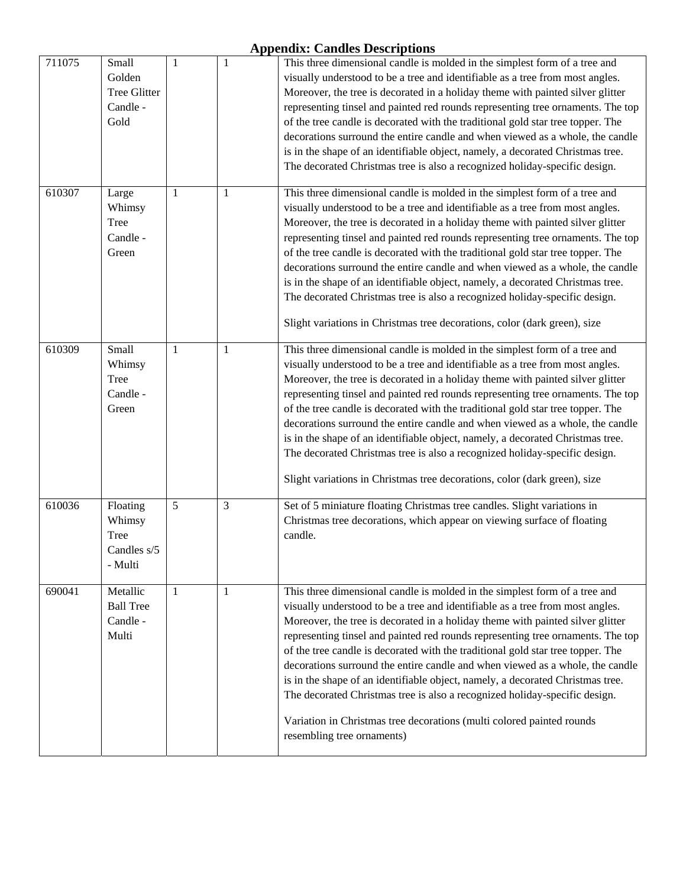## Appendix: Candles Descriptions

| | | | | |
|---|---|---|---|---|
| 711075 | Small Golden Tree Glitter Candle - Gold | 1 | 1 | This three dimensional candle is molded in the simplest form of a tree and visually understood to be a tree and identifiable as a tree from most angles. Moreover, the tree is decorated in a holiday theme with painted silver glitter representing tinsel and painted red rounds representing tree ornaments. The top of the tree candle is decorated with the traditional gold star tree topper. The decorations surround the entire candle and when viewed as a whole, the candle is in the shape of an identifiable object, namely, a decorated Christmas tree. The decorated Christmas tree is also a recognized holiday-specific design. |
| 610307 | Large Whimsy Tree Candle - Green | 1 | 1 | This three dimensional candle is molded in the simplest form of a tree and visually understood to be a tree and identifiable as a tree from most angles. Moreover, the tree is decorated in a holiday theme with painted silver glitter representing tinsel and painted red rounds representing tree ornaments. The top of the tree candle is decorated with the traditional gold star tree topper. The decorations surround the entire candle and when viewed as a whole, the candle is in the shape of an identifiable object, namely, a decorated Christmas tree. The decorated Christmas tree is also a recognized holiday-specific design.<br><br>Slight variations in Christmas tree decorations, color (dark green), size |
| 610309 | Small Whimsy Tree Candle - Green | 1 | 1 | This three dimensional candle is molded in the simplest form of a tree and visually understood to be a tree and identifiable as a tree from most angles. Moreover, the tree is decorated in a holiday theme with painted silver glitter representing tinsel and painted red rounds representing tree ornaments. The top of the tree candle is decorated with the traditional gold star tree topper. The decorations surround the entire candle and when viewed as a whole, the candle is in the shape of an identifiable object, namely, a decorated Christmas tree. The decorated Christmas tree is also a recognized holiday-specific design.<br><br>Slight variations in Christmas tree decorations, color (dark green), size |
| 610036 | Floating Whimsy Tree Candles s/5 - Multi | 5 | 3 | Set of 5 miniature floating Christmas tree candles. Slight variations in Christmas tree decorations, which appear on viewing surface of floating candle. |
| 690041 | Metallic Ball Tree Candle - Multi | 1 | 1 | This three dimensional candle is molded in the simplest form of a tree and visually understood to be a tree and identifiable as a tree from most angles. Moreover, the tree is decorated in a holiday theme with painted silver glitter representing tinsel and painted red rounds representing tree ornaments. The top of the tree candle is decorated with the traditional gold star tree topper. The decorations surround the entire candle and when viewed as a whole, the candle is in the shape of an identifiable object, namely, a decorated Christmas tree. The decorated Christmas tree is also a recognized holiday-specific design.<br><br>Variation in Christmas tree decorations (multi colored painted rounds resembling tree ornaments) |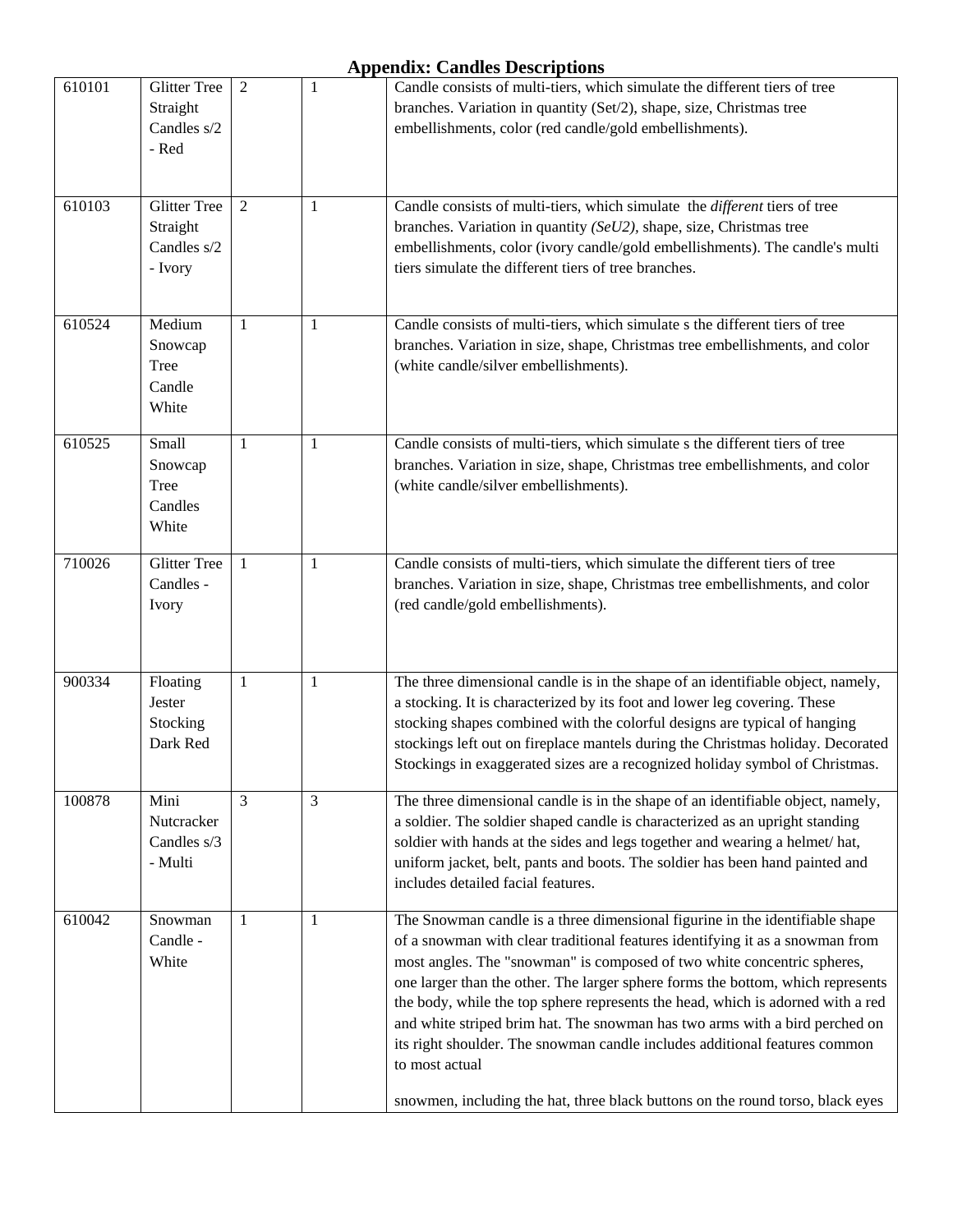## Appendix: Candles Descriptions

| | | | | |
|---|---|---|---|---|
| 610101 | Glitter Tree Straight Candles s/2 - Red | 2 | 1 | Candle consists of multi-tiers, which simulate the different tiers of tree branches. Variation in quantity (Set/2), shape, size, Christmas tree embellishments, color (red candle/gold embellishments). |
| 610103 | Glitter Tree Straight Candles s/2 - Ivory | 2 | 1 | Candle consists of multi-tiers, which simulate the *different* tiers of tree branches. Variation in quantity *(SeU2)*, shape, size, Christmas tree embellishments, color (ivory candle/gold embellishments). The candle's multi tiers simulate the different tiers of tree branches. |
| 610524 | Medium Snowcap Tree Candle White | 1 | 1 | Candle consists of multi-tiers, which simulate s the different tiers of tree branches. Variation in size, shape, Christmas tree embellishments, and color (white candle/silver embellishments). |
| 610525 | Small Snowcap Tree Candles White | 1 | 1 | Candle consists of multi-tiers, which simulate s the different tiers of tree branches. Variation in size, shape, Christmas tree embellishments, and color (white candle/silver embellishments). |
| 710026 | Glitter Tree Candles - Ivory | 1 | 1 | Candle consists of multi-tiers, which simulate the different tiers of tree branches. Variation in size, shape, Christmas tree embellishments, and color (red candle/gold embellishments). |
| 900334 | Floating Jester Stocking Dark Red | 1 | 1 | The three dimensional candle is in the shape of an identifiable object, namely, a stocking. It is characterized by its foot and lower leg covering. These stocking shapes combined with the colorful designs are typical of hanging stockings left out on fireplace mantels during the Christmas holiday. Decorated Stockings in exaggerated sizes are a recognized holiday symbol of Christmas. |
| 100878 | Mini Nutcracker Candles s/3 - Multi | 3 | 3 | The three dimensional candle is in the shape of an identifiable object, namely, a soldier. The soldier shaped candle is characterized as an upright standing soldier with hands at the sides and legs together and wearing a helmet/ hat, uniform jacket, belt, pants and boots. The soldier has been hand painted and includes detailed facial features. |
| 610042 | Snowman Candle - White | 1 | 1 | The Snowman candle is a three dimensional figurine in the identifiable shape of a snowman with clear traditional features identifying it as a snowman from most angles. The "snowman" is composed of two white concentric spheres, one larger than the other. The larger sphere forms the bottom, which represents the body, while the top sphere represents the head, which is adorned with a red and white striped brim hat. The snowman has two arms with a bird perched on its right shoulder. The snowman candle includes additional features common to most actual<br><br>snowmen, including the hat, three black buttons on the round torso, black eyes |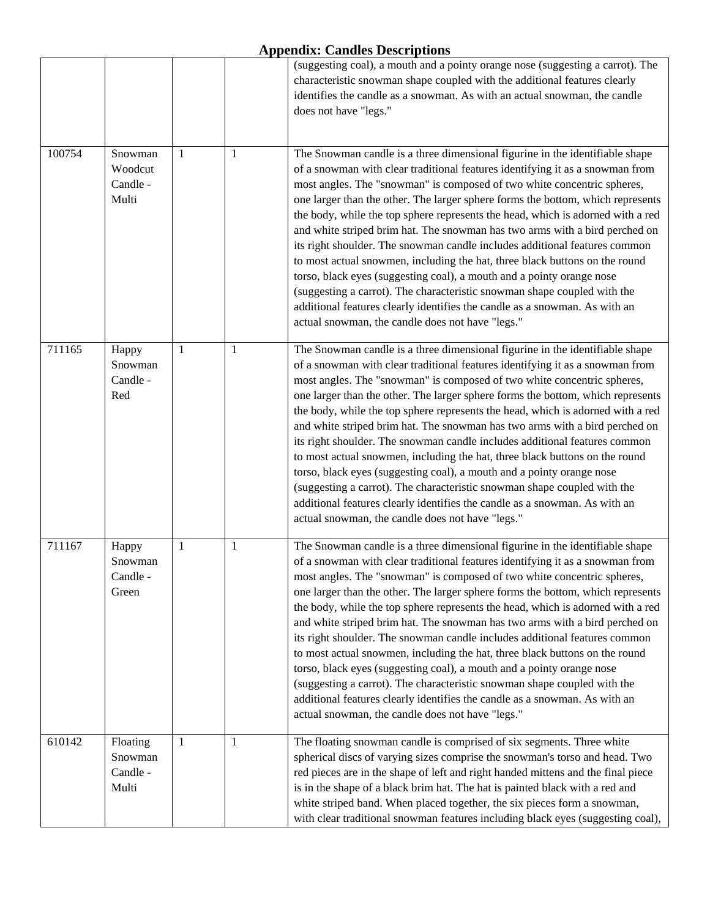## Appendix: Candles Descriptions

| | | | | |
|---|---|---|---|---|
| | | | | (suggesting coal), a mouth and a pointy orange nose (suggesting a carrot). The characteristic snowman shape coupled with the additional features clearly identifies the candle as a snowman. As with an actual snowman, the candle does not have "legs." |
| 100754 | Snowman Woodcut Candle - Multi | 1 | 1 | The Snowman candle is a three dimensional figurine in the identifiable shape of a snowman with clear traditional features identifying it as a snowman from most angles. The "snowman" is composed of two white concentric spheres, one larger than the other. The larger sphere forms the bottom, which represents the body, while the top sphere represents the head, which is adorned with a red and white striped brim hat. The snowman has two arms with a bird perched on its right shoulder. The snowman candle includes additional features common to most actual snowmen, including the hat, three black buttons on the round torso, black eyes (suggesting coal), a mouth and a pointy orange nose (suggesting a carrot). The characteristic snowman shape coupled with the additional features clearly identifies the candle as a snowman. As with an actual snowman, the candle does not have "legs." |
| 711165 | Happy Snowman Candle - Red | 1 | 1 | The Snowman candle is a three dimensional figurine in the identifiable shape of a snowman with clear traditional features identifying it as a snowman from most angles. The "snowman" is composed of two white concentric spheres, one larger than the other. The larger sphere forms the bottom, which represents the body, while the top sphere represents the head, which is adorned with a red and white striped brim hat. The snowman has two arms with a bird perched on its right shoulder. The snowman candle includes additional features common to most actual snowmen, including the hat, three black buttons on the round torso, black eyes (suggesting coal), a mouth and a pointy orange nose (suggesting a carrot). The characteristic snowman shape coupled with the additional features clearly identifies the candle as a snowman. As with an actual snowman, the candle does not have "legs." |
| 711167 | Happy Snowman Candle - Green | 1 | 1 | The Snowman candle is a three dimensional figurine in the identifiable shape of a snowman with clear traditional features identifying it as a snowman from most angles. The "snowman" is composed of two white concentric spheres, one larger than the other. The larger sphere forms the bottom, which represents the body, while the top sphere represents the head, which is adorned with a red and white striped brim hat. The snowman has two arms with a bird perched on its right shoulder. The snowman candle includes additional features common to most actual snowmen, including the hat, three black buttons on the round torso, black eyes (suggesting coal), a mouth and a pointy orange nose (suggesting a carrot). The characteristic snowman shape coupled with the additional features clearly identifies the candle as a snowman. As with an actual snowman, the candle does not have "legs." |
| 610142 | Floating Snowman Candle - Multi | 1 | 1 | The floating snowman candle is comprised of six segments. Three white spherical discs of varying sizes comprise the snowman's torso and head. Two red pieces are in the shape of left and right handed mittens and the final piece is in the shape of a black brim hat. The hat is painted black with a red and white striped band. When placed together, the six pieces form a snowman, with clear traditional snowman features including black eyes (suggesting coal), |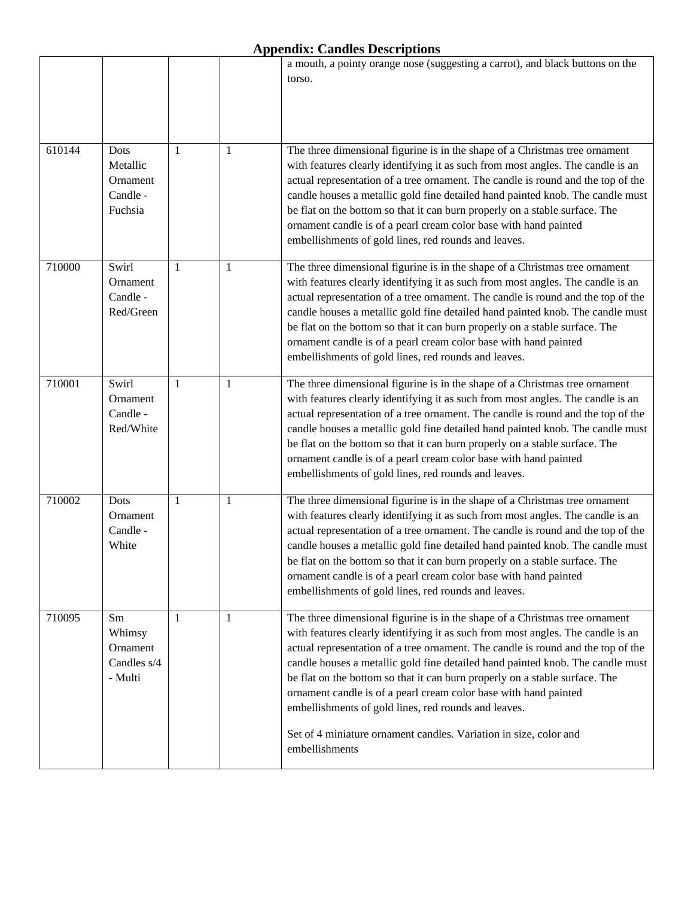# Appendix: Candles Descriptions

| | | | | |
|---|---|---|---|---|
| | | | | a mouth, a pointy orange nose (suggesting a carrot), and black buttons on the torso. |
| 610144 | Dots Metallic Ornament Candle - Fuchsia | 1 | 1 | The three dimensional figurine is in the shape of a Christmas tree ornament with features clearly identifying it as such from most angles. The candle is an actual representation of a tree ornament. The candle is round and the top of the candle houses a metallic gold fine detailed hand painted knob. The candle must be flat on the bottom so that it can burn properly on a stable surface. The ornament candle is of a pearl cream color base with hand painted embellishments of gold lines, red rounds and leaves. |
| 710000 | Swirl Ornament Candle - Red/Green | 1 | 1 | The three dimensional figurine is in the shape of a Christmas tree ornament with features clearly identifying it as such from most angles. The candle is an actual representation of a tree ornament. The candle is round and the top of the candle houses a metallic gold fine detailed hand painted knob. The candle must be flat on the bottom so that it can burn properly on a stable surface. The ornament candle is of a pearl cream color base with hand painted embellishments of gold lines, red rounds and leaves. |
| 710001 | Swirl Ornament Candle - Red/White | 1 | 1 | The three dimensional figurine is in the shape of a Christmas tree ornament with features clearly identifying it as such from most angles. The candle is an actual representation of a tree ornament. The candle is round and the top of the candle houses a metallic gold fine detailed hand painted knob. The candle must be flat on the bottom so that it can burn properly on a stable surface. The ornament candle is of a pearl cream color base with hand painted embellishments of gold lines, red rounds and leaves. |
| 710002 | Dots Ornament Candle - White | 1 | 1 | The three dimensional figurine is in the shape of a Christmas tree ornament with features clearly identifying it as such from most angles. The candle is an actual representation of a tree ornament. The candle is round and the top of the candle houses a metallic gold fine detailed hand painted knob. The candle must be flat on the bottom so that it can burn properly on a stable surface. The ornament candle is of a pearl cream color base with hand painted embellishments of gold lines, red rounds and leaves. |
| 710095 | Sm Whimsy Ornament Candles s/4 - Multi | 1 | 1 | The three dimensional figurine is in the shape of a Christmas tree ornament with features clearly identifying it as such from most angles. The candle is an actual representation of a tree ornament. The candle is round and the top of the candle houses a metallic gold fine detailed hand painted knob. The candle must be flat on the bottom so that it can burn properly on a stable surface. The ornament candle is of a pearl cream color base with hand painted embellishments of gold lines, red rounds and leaves.<br><br>Set of 4 miniature ornament candles. Variation in size, color and embellishments |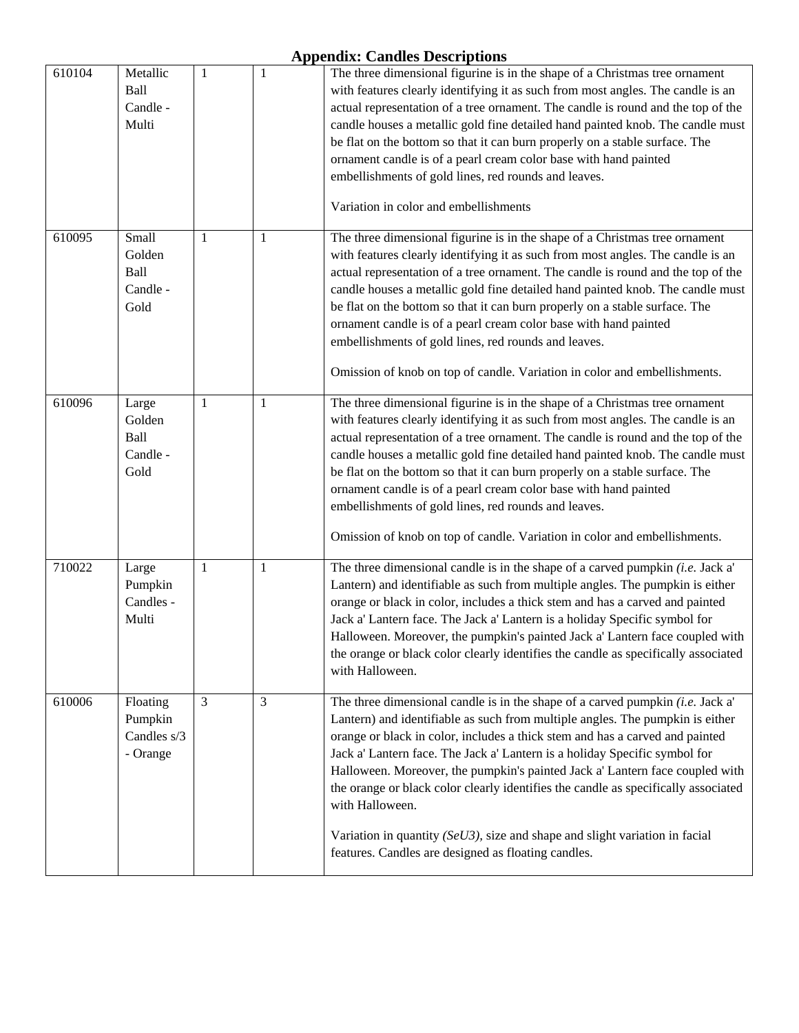# Appendix: Candles Descriptions

| | | | | |
|---|---|---|---|---|
| 610104 | Metallic Ball Candle - Multi | 1 | 1 | The three dimensional figurine is in the shape of a Christmas tree ornament with features clearly identifying it as such from most angles. The candle is an actual representation of a tree ornament. The candle is round and the top of the candle houses a metallic gold fine detailed hand painted knob. The candle must be flat on the bottom so that it can burn properly on a stable surface. The ornament candle is of a pearl cream color base with hand painted embellishments of gold lines, red rounds and leaves.<br><br>Variation in color and embellishments |
| 610095 | Small Golden Ball Candle - Gold | 1 | 1 | The three dimensional figurine is in the shape of a Christmas tree ornament with features clearly identifying it as such from most angles. The candle is an actual representation of a tree ornament. The candle is round and the top of the candle houses a metallic gold fine detailed hand painted knob. The candle must be flat on the bottom so that it can burn properly on a stable surface. The ornament candle is of a pearl cream color base with hand painted embellishments of gold lines, red rounds and leaves.<br><br>Omission of knob on top of candle. Variation in color and embellishments. |
| 610096 | Large Golden Ball Candle - Gold | 1 | 1 | The three dimensional figurine is in the shape of a Christmas tree ornament with features clearly identifying it as such from most angles. The candle is an actual representation of a tree ornament. The candle is round and the top of the candle houses a metallic gold fine detailed hand painted knob. The candle must be flat on the bottom so that it can burn properly on a stable surface. The ornament candle is of a pearl cream color base with hand painted embellishments of gold lines, red rounds and leaves.<br><br>Omission of knob on top of candle. Variation in color and embellishments. |
| 710022 | Large Pumpkin Candles - Multi | 1 | 1 | The three dimensional candle is in the shape of a carved pumpkin *(i.e.* Jack a' Lantern) and identifiable as such from multiple angles. The pumpkin is either orange or black in color, includes a thick stem and has a carved and painted Jack a' Lantern face. The Jack a' Lantern is a holiday Specific symbol for Halloween. Moreover, the pumpkin's painted Jack a' Lantern face coupled with the orange or black color clearly identifies the candle as specifically associated with Halloween. |
| 610006 | Floating Pumpkin Candles s/3 - Orange | 3 | 3 | The three dimensional candle is in the shape of a carved pumpkin *(i.e.* Jack a' Lantern) and identifiable as such from multiple angles. The pumpkin is either orange or black in color, includes a thick stem and has a carved and painted Jack a' Lantern face. The Jack a' Lantern is a holiday Specific symbol for Halloween. Moreover, the pumpkin's painted Jack a' Lantern face coupled with the orange or black color clearly identifies the candle as specifically associated with Halloween.<br><br>Variation in quantity *(SeU3)*, size and shape and slight variation in facial features. Candles are designed as floating candles. |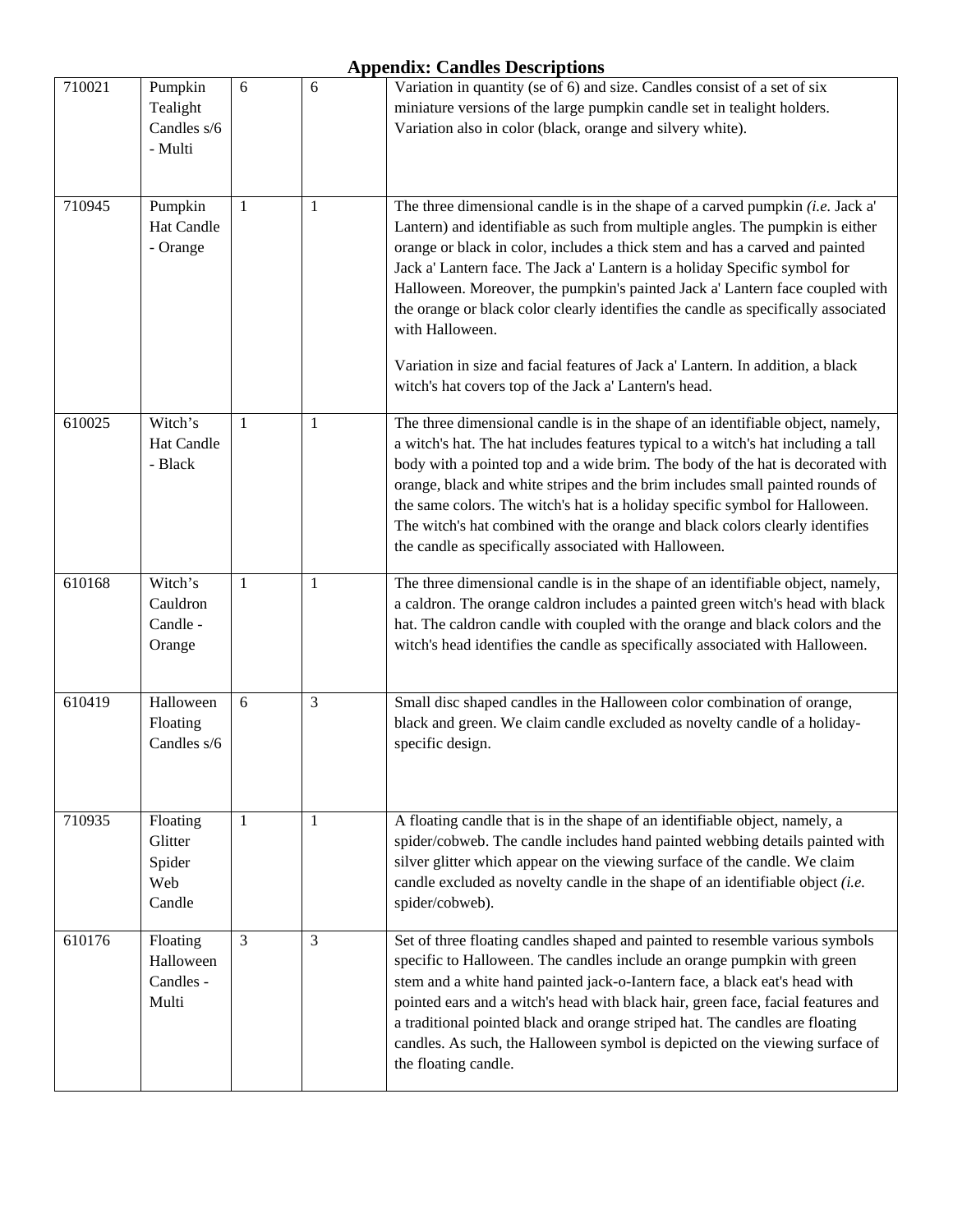## Appendix: Candles Descriptions

| | | | | |
|---|---|---|---|---|
| 710021 | Pumpkin Tealight Candles s/6 - Multi | 6 | 6 | Variation in quantity (se of 6) and size. Candles consist of a set of six miniature versions of the large pumpkin candle set in tealight holders. Variation also in color (black, orange and silvery white). |
| 710945 | Pumpkin Hat Candle - Orange | 1 | 1 | The three dimensional candle is in the shape of a carved pumpkin *(i.e.* Jack a' Lantern) and identifiable as such from multiple angles. The pumpkin is either orange or black in color, includes a thick stem and has a carved and painted Jack a' Lantern face. The Jack a' Lantern is a holiday Specific symbol for Halloween. Moreover, the pumpkin's painted Jack a' Lantern face coupled with the orange or black color clearly identifies the candle as specifically associated with Halloween.<br><br>Variation in size and facial features of Jack a' Lantern. In addition, a black witch's hat covers top of the Jack a' Lantern's head. |
| 610025 | Witch's Hat Candle - Black | 1 | 1 | The three dimensional candle is in the shape of an identifiable object, namely, a witch's hat. The hat includes features typical to a witch's hat including a tall body with a pointed top and a wide brim. The body of the hat is decorated with orange, black and white stripes and the brim includes small painted rounds of the same colors. The witch's hat is a holiday specific symbol for Halloween. The witch's hat combined with the orange and black colors clearly identifies the candle as specifically associated with Halloween. |
| 610168 | Witch's Cauldron Candle - Orange | 1 | 1 | The three dimensional candle is in the shape of an identifiable object, namely, a caldron. The orange caldron includes a painted green witch's head with black hat. The caldron candle with coupled with the orange and black colors and the witch's head identifies the candle as specifically associated with Halloween. |
| 610419 | Halloween Floating Candles s/6 | 6 | 3 | Small disc shaped candles in the Halloween color combination of orange, black and green. We claim candle excluded as novelty candle of a holiday-specific design. |
| 710935 | Floating Glitter Spider Web Candle | 1 | 1 | A floating candle that is in the shape of an identifiable object, namely, a spider/cobweb. The candle includes hand painted webbing details painted with silver glitter which appear on the viewing surface of the candle. We claim candle excluded as novelty candle in the shape of an identifiable object *(i.e.* spider/cobweb). |
| 610176 | Floating Halloween Candles - Multi | 3 | 3 | Set of three floating candles shaped and painted to resemble various symbols specific to Halloween. The candles include an orange pumpkin with green stem and a white hand painted jack-o-Iantern face, a black eat's head with pointed ears and a witch's head with black hair, green face, facial features and a traditional pointed black and orange striped hat. The candles are floating candles. As such, the Halloween symbol is depicted on the viewing surface of the floating candle. |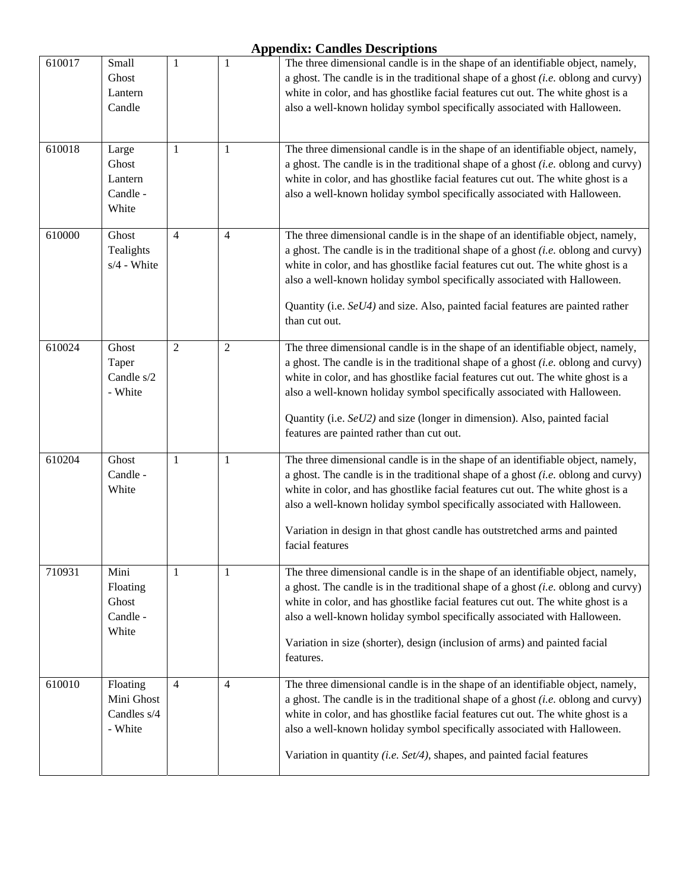## Appendix: Candles Descriptions

| | | | | |
|---|---|---|---|---|
| 610017 | Small Ghost Lantern Candle | 1 | 1 | The three dimensional candle is in the shape of an identifiable object, namely, a ghost. The candle is in the traditional shape of a ghost *(i.e.* oblong and curvy) white in color, and has ghostlike facial features cut out. The white ghost is a also a well-known holiday symbol specifically associated with Halloween. |
| 610018 | Large Ghost Lantern Candle - White | 1 | 1 | The three dimensional candle is in the shape of an identifiable object, namely, a ghost. The candle is in the traditional shape of a ghost *(i.e.* oblong and curvy) white in color, and has ghostlike facial features cut out. The white ghost is a also a well-known holiday symbol specifically associated with Halloween. |
| 610000 | Ghost Tealights s/4 - White | 4 | 4 | The three dimensional candle is in the shape of an identifiable object, namely, a ghost. The candle is in the traditional shape of a ghost *(i.e.* oblong and curvy) white in color, and has ghostlike facial features cut out. The white ghost is a also a well-known holiday symbol specifically associated with Halloween.<br><br>Quantity (i.e. *SeU4)* and size. Also, painted facial features are painted rather than cut out. |
| 610024 | Ghost Taper Candle s/2 - White | 2 | 2 | The three dimensional candle is in the shape of an identifiable object, namely, a ghost. The candle is in the traditional shape of a ghost *(i.e.* oblong and curvy) white in color, and has ghostlike facial features cut out. The white ghost is a also a well-known holiday symbol specifically associated with Halloween.<br><br>Quantity (i.e. *SeU2)* and size (longer in dimension). Also, painted facial features are painted rather than cut out. |
| 610204 | Ghost Candle - White | 1 | 1 | The three dimensional candle is in the shape of an identifiable object, namely, a ghost. The candle is in the traditional shape of a ghost *(i.e.* oblong and curvy) white in color, and has ghostlike facial features cut out. The white ghost is a also a well-known holiday symbol specifically associated with Halloween.<br><br>Variation in design in that ghost candle has outstretched arms and painted facial features |
| 710931 | Mini Floating Ghost Candle - White | 1 | 1 | The three dimensional candle is in the shape of an identifiable object, namely, a ghost. The candle is in the traditional shape of a ghost *(i.e.* oblong and curvy) white in color, and has ghostlike facial features cut out. The white ghost is a also a well-known holiday symbol specifically associated with Halloween.<br><br>Variation in size (shorter), design (inclusion of arms) and painted facial features. |
| 610010 | Floating Mini Ghost Candles s/4 - White | 4 | 4 | The three dimensional candle is in the shape of an identifiable object, namely, a ghost. The candle is in the traditional shape of a ghost *(i.e.* oblong and curvy) white in color, and has ghostlike facial features cut out. The white ghost is a also a well-known holiday symbol specifically associated with Halloween.<br><br>Variation in quantity *(i.e. Set/4)*, shapes, and painted facial features |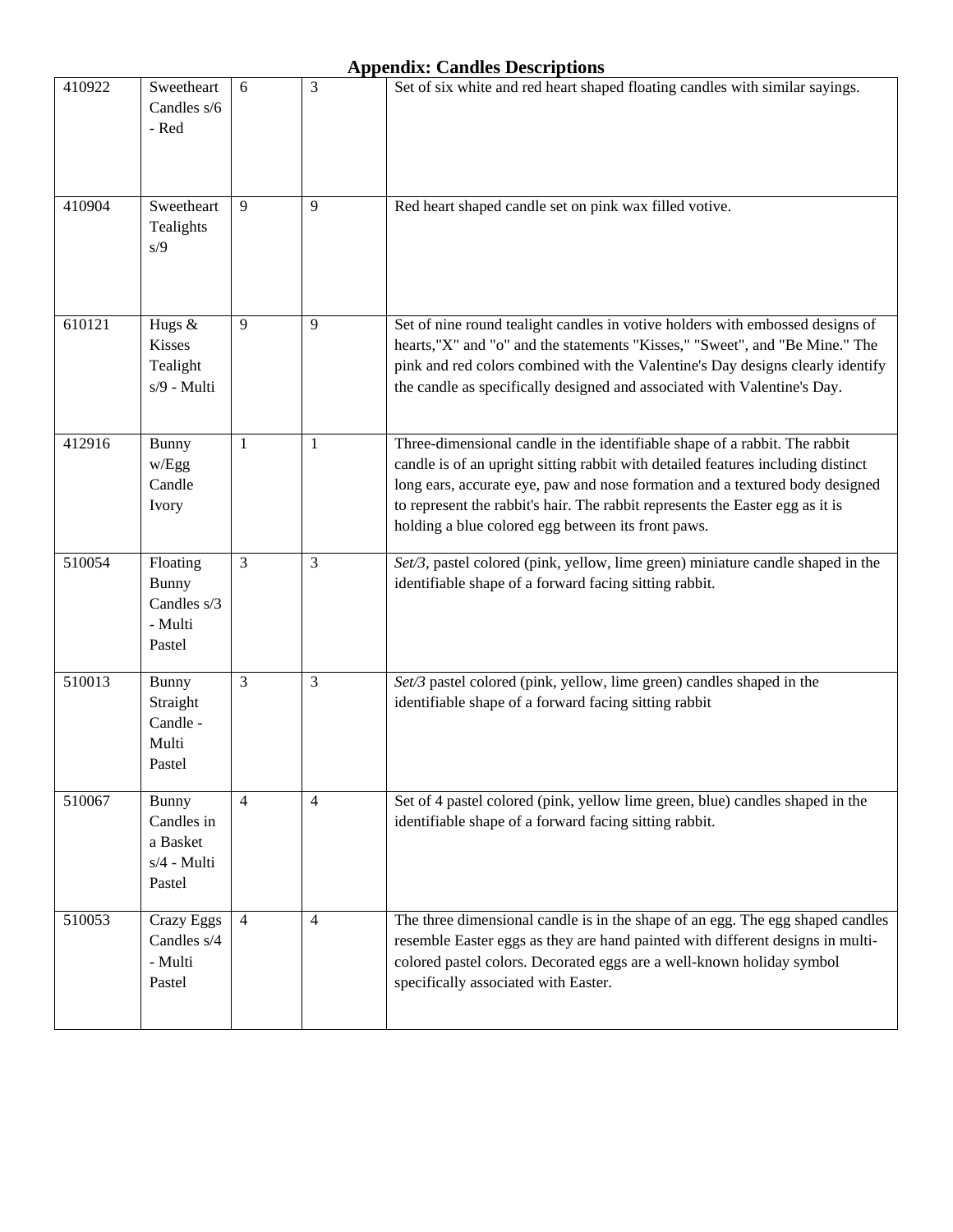## Appendix: Candles Descriptions

| | | | | |
|---|---|---|---|---|
| 410922 | Sweetheart Candles s/6 - Red | 6 | 3 | Set of six white and red heart shaped floating candles with similar sayings. |
| 410904 | Sweetheart Tealights s/9 | 9 | 9 | Red heart shaped candle set on pink wax filled votive. |
| 610121 | Hugs & Kisses Tealight s/9 - Multi | 9 | 9 | Set of nine round tealight candles in votive holders with embossed designs of hearts,"X" and "o" and the statements "Kisses," "Sweet", and "Be Mine." The pink and red colors combined with the Valentine's Day designs clearly identify the candle as specifically designed and associated with Valentine's Day. |
| 412916 | Bunny w/Egg Candle Ivory | 1 | 1 | Three-dimensional candle in the identifiable shape of a rabbit. The rabbit candle is of an upright sitting rabbit with detailed features including distinct long ears, accurate eye, paw and nose formation and a textured body designed to represent the rabbit's hair. The rabbit represents the Easter egg as it is holding a blue colored egg between its front paws. |
| 510054 | Floating Bunny Candles s/3 - Multi Pastel | 3 | 3 | *Set/3,* pastel colored (pink, yellow, lime green) miniature candle shaped in the identifiable shape of a forward facing sitting rabbit. |
| 510013 | Bunny Straight Candle - Multi Pastel | 3 | 3 | *Set/3* pastel colored (pink, yellow, lime green) candles shaped in the identifiable shape of a forward facing sitting rabbit |
| 510067 | Bunny Candles in a Basket s/4 - Multi Pastel | 4 | 4 | Set of 4 pastel colored (pink, yellow lime green, blue) candles shaped in the identifiable shape of a forward facing sitting rabbit. |
| 510053 | Crazy Eggs Candles s/4 - Multi Pastel | 4 | 4 | The three dimensional candle is in the shape of an egg. The egg shaped candles resemble Easter eggs as they are hand painted with different designs in multi-colored pastel colors. Decorated eggs are a well-known holiday symbol specifically associated with Easter. |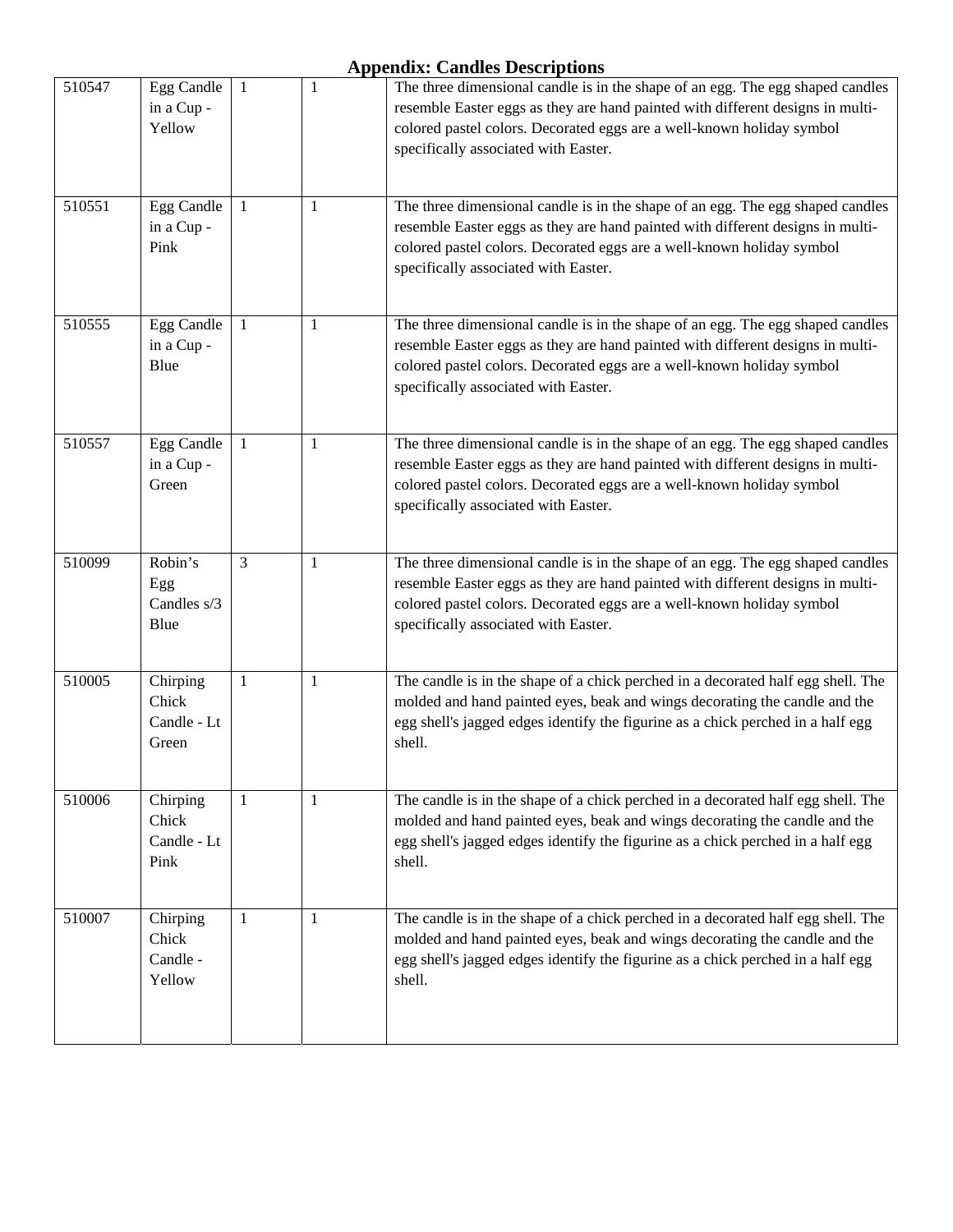## Appendix: Candles Descriptions

| | | | | |
|---|---|---|---|---|
| 510547 | Egg Candle in a Cup - Yellow | 1 | 1 | The three dimensional candle is in the shape of an egg. The egg shaped candles resemble Easter eggs as they are hand painted with different designs in multi-colored pastel colors. Decorated eggs are a well-known holiday symbol specifically associated with Easter. |
| 510551 | Egg Candle in a Cup - Pink | 1 | 1 | The three dimensional candle is in the shape of an egg. The egg shaped candles resemble Easter eggs as they are hand painted with different designs in multi-colored pastel colors. Decorated eggs are a well-known holiday symbol specifically associated with Easter. |
| 510555 | Egg Candle in a Cup - Blue | 1 | 1 | The three dimensional candle is in the shape of an egg. The egg shaped candles resemble Easter eggs as they are hand painted with different designs in multi-colored pastel colors. Decorated eggs are a well-known holiday symbol specifically associated with Easter. |
| 510557 | Egg Candle in a Cup - Green | 1 | 1 | The three dimensional candle is in the shape of an egg. The egg shaped candles resemble Easter eggs as they are hand painted with different designs in multi-colored pastel colors. Decorated eggs are a well-known holiday symbol specifically associated with Easter. |
| 510099 | Robin's Egg Candles s/3 Blue | 3 | 1 | The three dimensional candle is in the shape of an egg. The egg shaped candles resemble Easter eggs as they are hand painted with different designs in multi-colored pastel colors. Decorated eggs are a well-known holiday symbol specifically associated with Easter. |
| 510005 | Chirping Chick Candle - Lt Green | 1 | 1 | The candle is in the shape of a chick perched in a decorated half egg shell. The molded and hand painted eyes, beak and wings decorating the candle and the egg shell's jagged edges identify the figurine as a chick perched in a half egg shell. |
| 510006 | Chirping Chick Candle - Lt Pink | 1 | 1 | The candle is in the shape of a chick perched in a decorated half egg shell. The molded and hand painted eyes, beak and wings decorating the candle and the egg shell's jagged edges identify the figurine as a chick perched in a half egg shell. |
| 510007 | Chirping Chick Candle - Yellow | 1 | 1 | The candle is in the shape of a chick perched in a decorated half egg shell. The molded and hand painted eyes, beak and wings decorating the candle and the egg shell's jagged edges identify the figurine as a chick perched in a half egg shell. |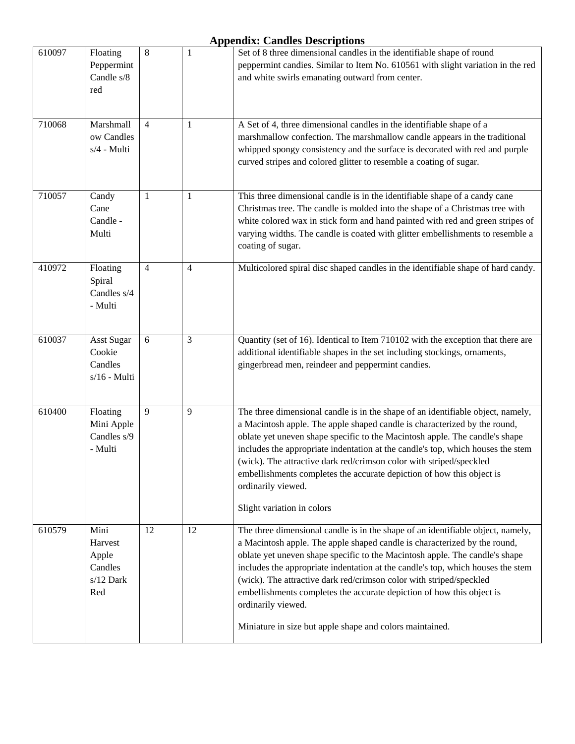# Appendix: Candles Descriptions

| | | | | |
|---|---|---|---|---|
| 610097 | Floating Peppermint Candle s/8 red | 8 | 1 | Set of 8 three dimensional candles in the identifiable shape of round peppermint candies. Similar to Item No. 610561 with slight variation in the red and white swirls emanating outward from center. |
| 710068 | Marshmallow Candles s/4 - Multi | 4 | 1 | A Set of 4, three dimensional candles in the identifiable shape of a marshmallow confection. The marshmallow candle appears in the traditional whipped spongy consistency and the surface is decorated with red and purple curved stripes and colored glitter to resemble a coating of sugar. |
| 710057 | Candy Cane Candle - Multi | 1 | 1 | This three dimensional candle is in the identifiable shape of a candy cane Christmas tree. The candle is molded into the shape of a Christmas tree with white colored wax in stick form and hand painted with red and green stripes of varying widths. The candle is coated with glitter embellishments to resemble a coating of sugar. |
| 410972 | Floating Spiral Candles s/4 - Multi | 4 | 4 | Multicolored spiral disc shaped candles in the identifiable shape of hard candy. |
| 610037 | Asst Sugar Cookie Candles s/16 - Multi | 6 | 3 | Quantity (set of 16). Identical to Item 710102 with the exception that there are additional identifiable shapes in the set including stockings, ornaments, gingerbread men, reindeer and peppermint candies. |
| 610400 | Floating Mini Apple Candles s/9 - Multi | 9 | 9 | The three dimensional candle is in the shape of an identifiable object, namely, a Macintosh apple. The apple shaped candle is characterized by the round, oblate yet uneven shape specific to the Macintosh apple. The candle's shape includes the appropriate indentation at the candle's top, which houses the stem (wick). The attractive dark red/crimson color with striped/speckled embellishments completes the accurate depiction of how this object is ordinarily viewed.<br><br>Slight variation in colors |
| 610579 | Mini Harvest Apple Candles s/12 Dark Red | 12 | 12 | The three dimensional candle is in the shape of an identifiable object, namely, a Macintosh apple. The apple shaped candle is characterized by the round, oblate yet uneven shape specific to the Macintosh apple. The candle's shape includes the appropriate indentation at the candle's top, which houses the stem (wick). The attractive dark red/crimson color with striped/speckled embellishments completes the accurate depiction of how this object is ordinarily viewed.<br><br>Miniature in size but apple shape and colors maintained. |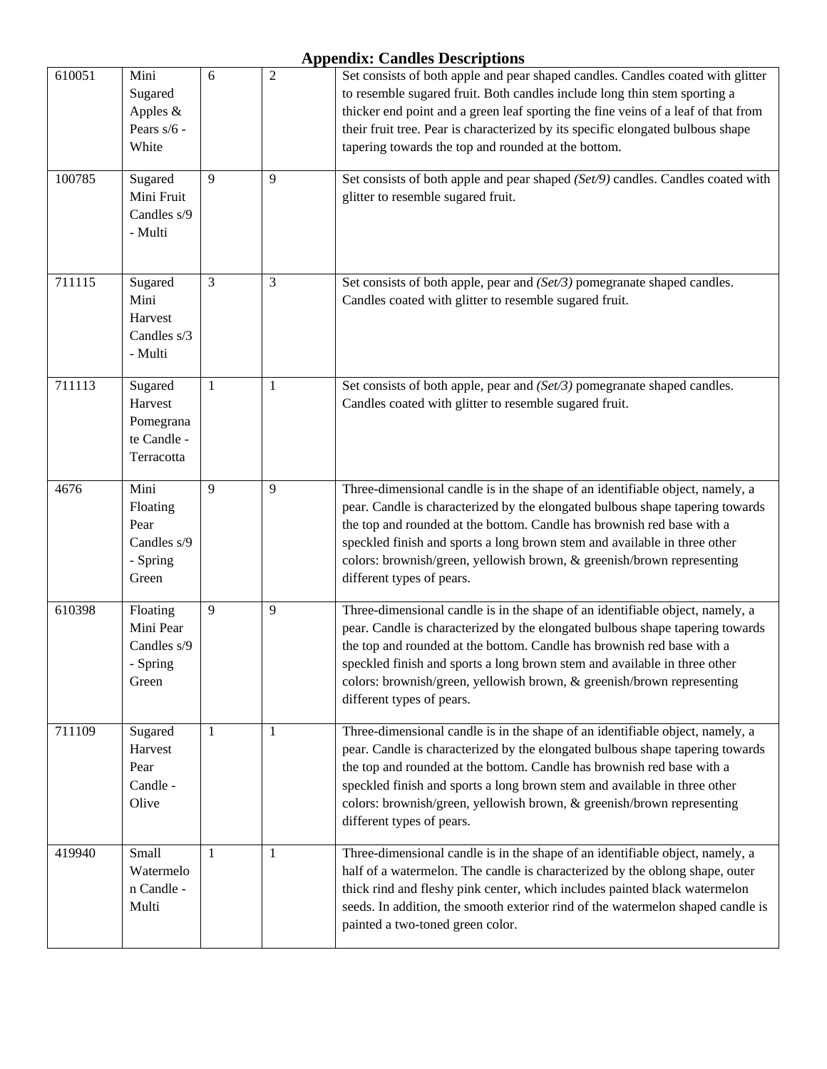## Appendix: Candles Descriptions

| | | | | |
|---|---|---|---|---|
| 610051 | Mini Sugared Apples & Pears s/6 - White | 6 | 2 | Set consists of both apple and pear shaped candles. Candles coated with glitter to resemble sugared fruit. Both candles include long thin stem sporting a thicker end point and a green leaf sporting the fine veins of a leaf of that from their fruit tree. Pear is characterized by its specific elongated bulbous shape tapering towards the top and rounded at the bottom. |
| 100785 | Sugared Mini Fruit Candles s/9 - Multi | 9 | 9 | Set consists of both apple and pear shaped *(Set/9)* candles. Candles coated with glitter to resemble sugared fruit. |
| 711115 | Sugared Mini Harvest Candles s/3 - Multi | 3 | 3 | Set consists of both apple, pear and *(Set/3)* pomegranate shaped candles. Candles coated with glitter to resemble sugared fruit. |
| 711113 | Sugared Harvest Pomegranate Candle - Terracotta | 1 | 1 | Set consists of both apple, pear and *(Set/3)* pomegranate shaped candles. Candles coated with glitter to resemble sugared fruit. |
| 4676 | Mini Floating Pear Candles s/9 - Spring Green | 9 | 9 | Three-dimensional candle is in the shape of an identifiable object, namely, a pear. Candle is characterized by the elongated bulbous shape tapering towards the top and rounded at the bottom. Candle has brownish red base with a speckled finish and sports a long brown stem and available in three other colors: brownish/green, yellowish brown, & greenish/brown representing different types of pears. |
| 610398 | Floating Mini Pear Candles s/9 - Spring Green | 9 | 9 | Three-dimensional candle is in the shape of an identifiable object, namely, a pear. Candle is characterized by the elongated bulbous shape tapering towards the top and rounded at the bottom. Candle has brownish red base with a speckled finish and sports a long brown stem and available in three other colors: brownish/green, yellowish brown, & greenish/brown representing different types of pears. |
| 711109 | Sugared Harvest Pear Candle - Olive | 1 | 1 | Three-dimensional candle is in the shape of an identifiable object, namely, a pear. Candle is characterized by the elongated bulbous shape tapering towards the top and rounded at the bottom. Candle has brownish red base with a speckled finish and sports a long brown stem and available in three other colors: brownish/green, yellowish brown, & greenish/brown representing different types of pears. |
| 419940 | Small Watermelon Candle - Multi | 1 | 1 | Three-dimensional candle is in the shape of an identifiable object, namely, a half of a watermelon. The candle is characterized by the oblong shape, outer thick rind and fleshy pink center, which includes painted black watermelon seeds. In addition, the smooth exterior rind of the watermelon shaped candle is painted a two-toned green color. |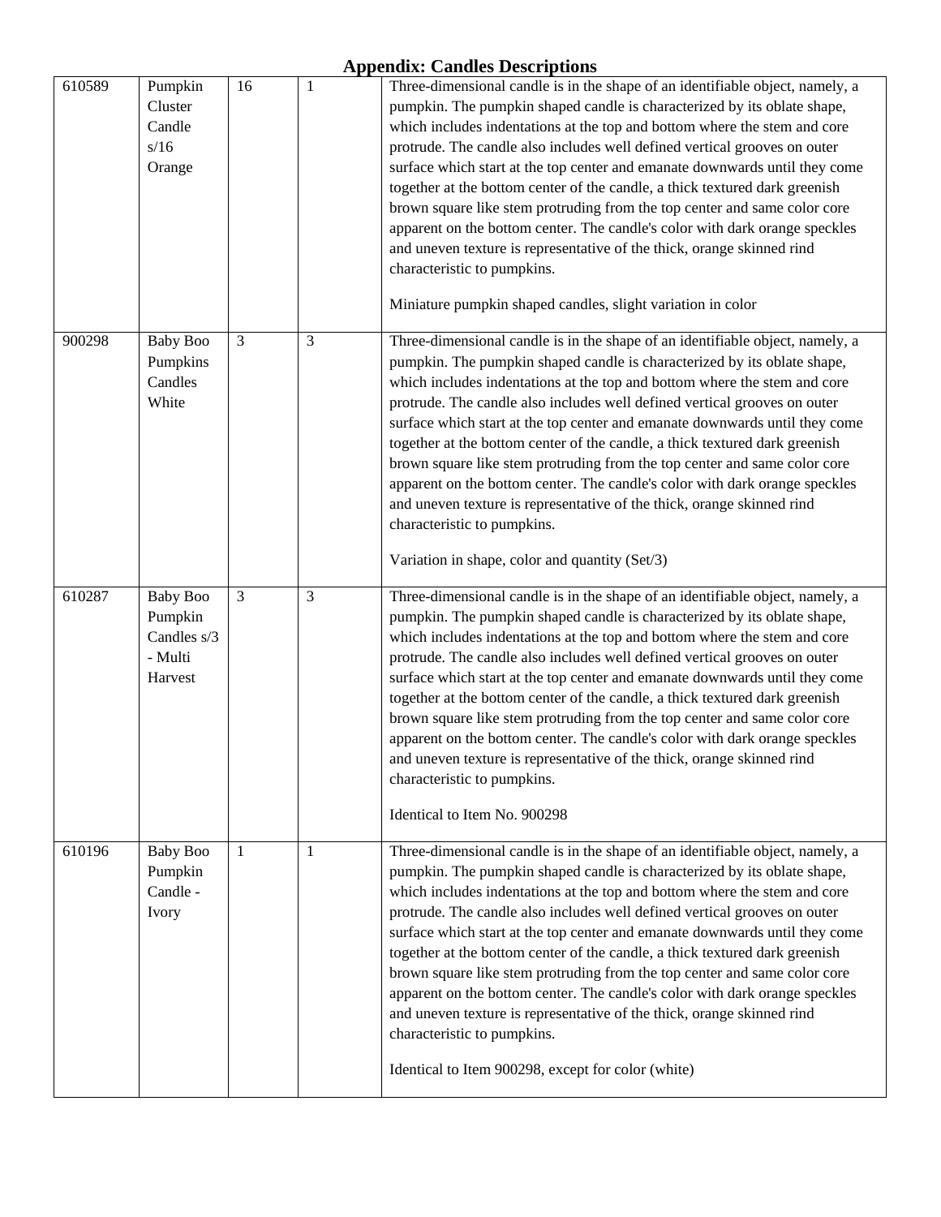## Appendix: Candles Descriptions

| | | | | |
|---|---|---|---|---|
| 610589 | Pumpkin Cluster Candle s/16 Orange | 16 | 1 | Three-dimensional candle is in the shape of an identifiable object, namely, a pumpkin. The pumpkin shaped candle is characterized by its oblate shape, which includes indentations at the top and bottom where the stem and core protrude. The candle also includes well defined vertical grooves on outer surface which start at the top center and emanate downwards until they come together at the bottom center of the candle, a thick textured dark greenish brown square like stem protruding from the top center and same color core apparent on the bottom center. The candle's color with dark orange speckles and uneven texture is representative of the thick, orange skinned rind characteristic to pumpkins.<br><br>Miniature pumpkin shaped candles, slight variation in color |
| 900298 | Baby Boo Pumpkins Candles White | 3 | 3 | Three-dimensional candle is in the shape of an identifiable object, namely, a pumpkin. The pumpkin shaped candle is characterized by its oblate shape, which includes indentations at the top and bottom where the stem and core protrude. The candle also includes well defined vertical grooves on outer surface which start at the top center and emanate downwards until they come together at the bottom center of the candle, a thick textured dark greenish brown square like stem protruding from the top center and same color core apparent on the bottom center. The candle's color with dark orange speckles and uneven texture is representative of the thick, orange skinned rind characteristic to pumpkins.<br><br>Variation in shape, color and quantity (Set/3) |
| 610287 | Baby Boo Pumpkin Candles s/3 - Multi Harvest | 3 | 3 | Three-dimensional candle is in the shape of an identifiable object, namely, a pumpkin. The pumpkin shaped candle is characterized by its oblate shape, which includes indentations at the top and bottom where the stem and core protrude. The candle also includes well defined vertical grooves on outer surface which start at the top center and emanate downwards until they come together at the bottom center of the candle, a thick textured dark greenish brown square like stem protruding from the top center and same color core apparent on the bottom center. The candle's color with dark orange speckles and uneven texture is representative of the thick, orange skinned rind characteristic to pumpkins.<br><br>Identical to Item No. 900298 |
| 610196 | Baby Boo Pumpkin Candle - Ivory | 1 | 1 | Three-dimensional candle is in the shape of an identifiable object, namely, a pumpkin. The pumpkin shaped candle is characterized by its oblate shape, which includes indentations at the top and bottom where the stem and core protrude. The candle also includes well defined vertical grooves on outer surface which start at the top center and emanate downwards until they come together at the bottom center of the candle, a thick textured dark greenish brown square like stem protruding from the top center and same color core apparent on the bottom center. The candle's color with dark orange speckles and uneven texture is representative of the thick, orange skinned rind characteristic to pumpkins.<br><br>Identical to Item 900298, except for color (white) |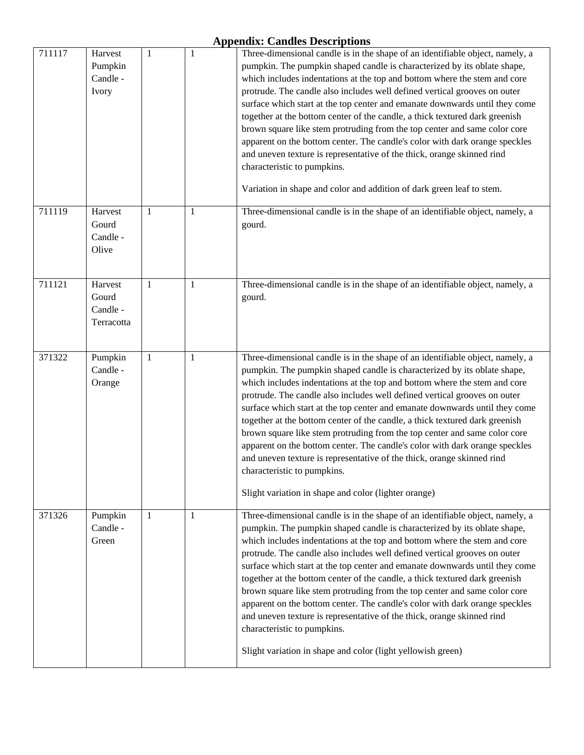## Appendix: Candles Descriptions

| | | | | |
|---|---|---|---|---|
| 711117 | Harvest Pumpkin Candle - Ivory | 1 | 1 | Three-dimensional candle is in the shape of an identifiable object, namely, a pumpkin. The pumpkin shaped candle is characterized by its oblate shape, which includes indentations at the top and bottom where the stem and core protrude. The candle also includes well defined vertical grooves on outer surface which start at the top center and emanate downwards until they come together at the bottom center of the candle, a thick textured dark greenish brown square like stem protruding from the top center and same color core apparent on the bottom center. The candle's color with dark orange speckles and uneven texture is representative of the thick, orange skinned rind characteristic to pumpkins.<br><br>Variation in shape and color and addition of dark green leaf to stem. |
| 711119 | Harvest Gourd Candle - Olive | 1 | 1 | Three-dimensional candle is in the shape of an identifiable object, namely, a gourd. |
| 711121 | Harvest Gourd Candle - Terracotta | 1 | 1 | Three-dimensional candle is in the shape of an identifiable object, namely, a gourd. |
| 371322 | Pumpkin Candle - Orange | 1 | 1 | Three-dimensional candle is in the shape of an identifiable object, namely, a pumpkin. The pumpkin shaped candle is characterized by its oblate shape, which includes indentations at the top and bottom where the stem and core protrude. The candle also includes well defined vertical grooves on outer surface which start at the top center and emanate downwards until they come together at the bottom center of the candle, a thick textured dark greenish brown square like stem protruding from the top center and same color core apparent on the bottom center. The candle's color with dark orange speckles and uneven texture is representative of the thick, orange skinned rind characteristic to pumpkins.<br><br>Slight variation in shape and color (lighter orange) |
| 371326 | Pumpkin Candle - Green | 1 | 1 | Three-dimensional candle is in the shape of an identifiable object, namely, a pumpkin. The pumpkin shaped candle is characterized by its oblate shape, which includes indentations at the top and bottom where the stem and core protrude. The candle also includes well defined vertical grooves on outer surface which start at the top center and emanate downwards until they come together at the bottom center of the candle, a thick textured dark greenish brown square like stem protruding from the top center and same color core apparent on the bottom center. The candle's color with dark orange speckles and uneven texture is representative of the thick, orange skinned rind characteristic to pumpkins.<br><br>Slight variation in shape and color (light yellowish green) |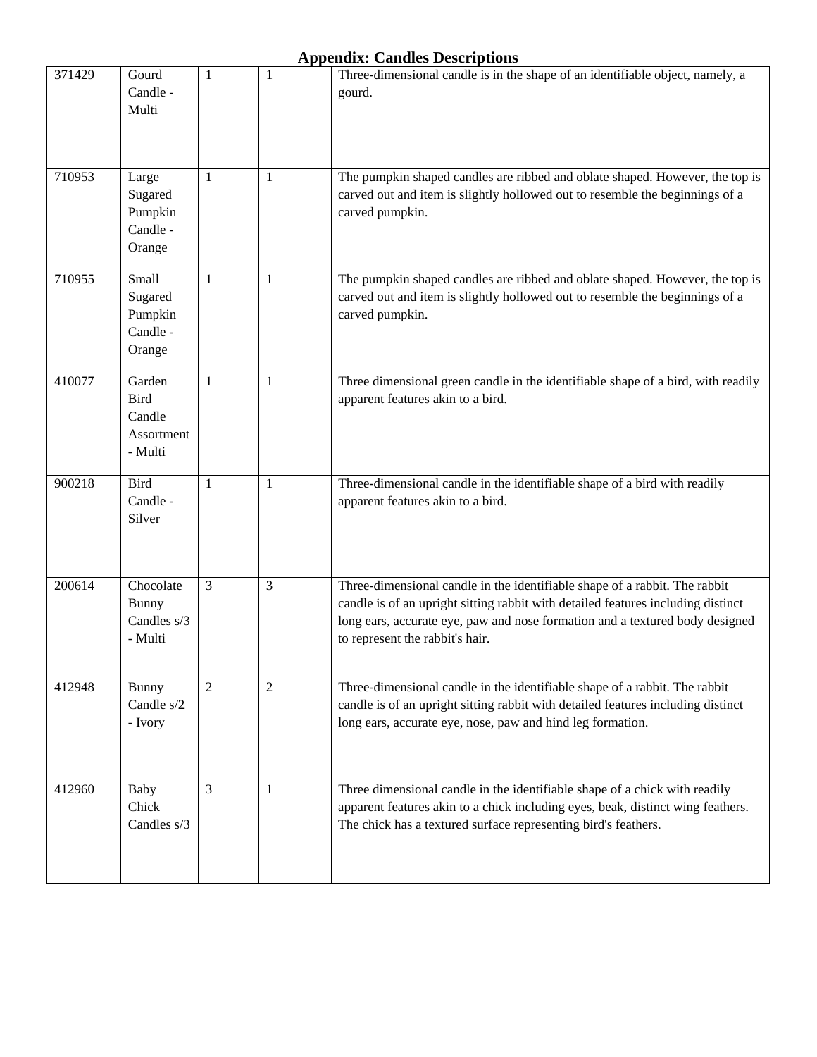# Appendix: Candles Descriptions

| | | | | |
|---|---|---|---|---|
| 371429 | Gourd Candle - Multi | 1 | 1 | Three-dimensional candle is in the shape of an identifiable object, namely, a gourd. |
| 710953 | Large Sugared Pumpkin Candle - Orange | 1 | 1 | The pumpkin shaped candles are ribbed and oblate shaped. However, the top is carved out and item is slightly hollowed out to resemble the beginnings of a carved pumpkin. |
| 710955 | Small Sugared Pumpkin Candle - Orange | 1 | 1 | The pumpkin shaped candles are ribbed and oblate shaped. However, the top is carved out and item is slightly hollowed out to resemble the beginnings of a carved pumpkin. |
| 410077 | Garden Bird Candle Assortment - Multi | 1 | 1 | Three dimensional green candle in the identifiable shape of a bird, with readily apparent features akin to a bird. |
| 900218 | Bird Candle - Silver | 1 | 1 | Three-dimensional candle in the identifiable shape of a bird with readily apparent features akin to a bird. |
| 200614 | Chocolate Bunny Candles s/3 - Multi | 3 | 3 | Three-dimensional candle in the identifiable shape of a rabbit. The rabbit candle is of an upright sitting rabbit with detailed features including distinct long ears, accurate eye, paw and nose formation and a textured body designed to represent the rabbit's hair. |
| 412948 | Bunny Candle s/2 - Ivory | 2 | 2 | Three-dimensional candle in the identifiable shape of a rabbit. The rabbit candle is of an upright sitting rabbit with detailed features including distinct long ears, accurate eye, nose, paw and hind leg formation. |
| 412960 | Baby Chick Candles s/3 | 3 | 1 | Three dimensional candle in the identifiable shape of a chick with readily apparent features akin to a chick including eyes, beak, distinct wing feathers. The chick has a textured surface representing bird's feathers. |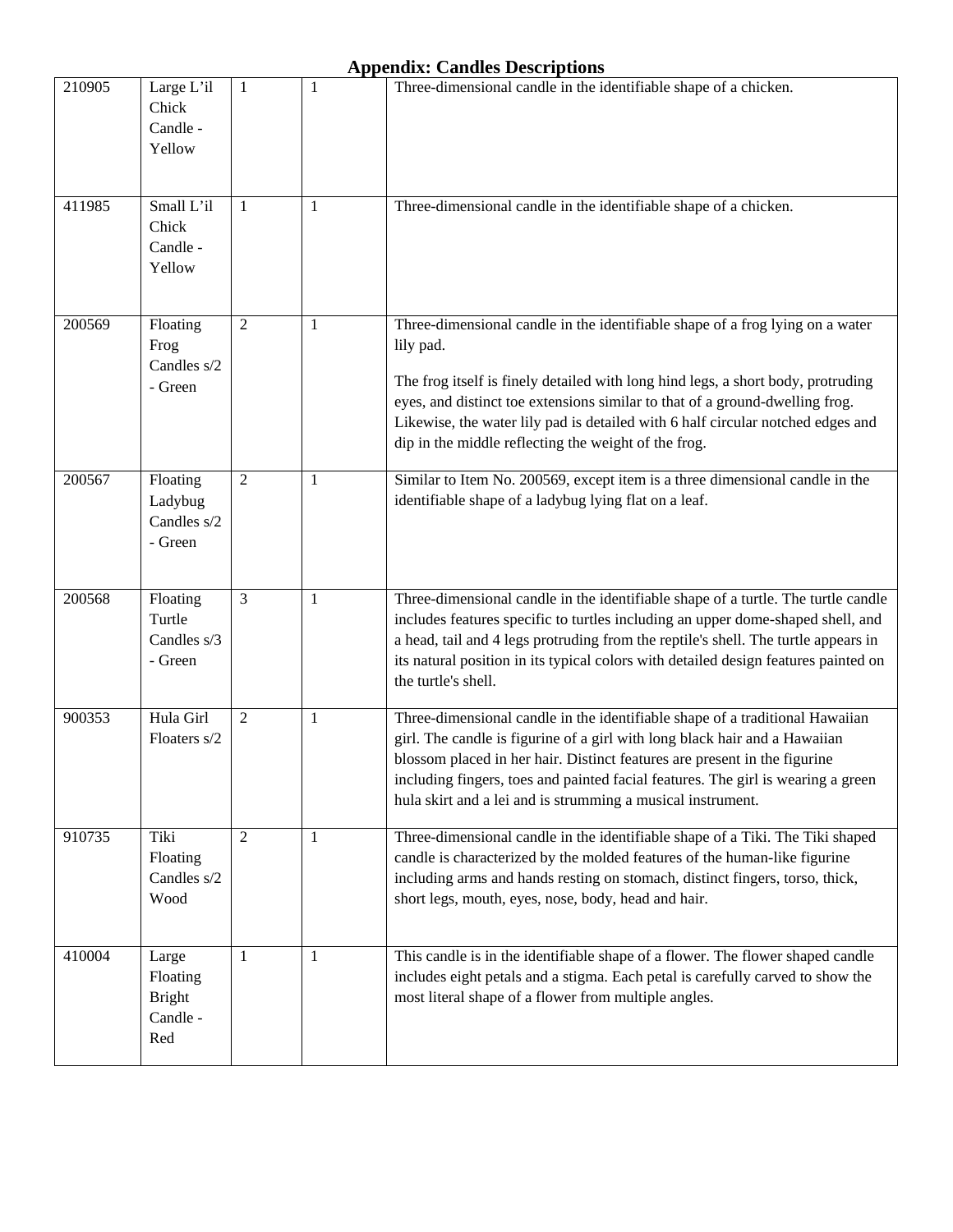## Appendix: Candles Descriptions

| | | | | |
|---|---|---|---|---|
| 210905 | Large L'il Chick Candle - Yellow | 1 | 1 | Three-dimensional candle in the identifiable shape of a chicken. |
| 411985 | Small L'il Chick Candle - Yellow | 1 | 1 | Three-dimensional candle in the identifiable shape of a chicken. |
| 200569 | Floating Frog Candles s/2 - Green | 2 | 1 | Three-dimensional candle in the identifiable shape of a frog lying on a water lily pad.<br><br>The frog itself is finely detailed with long hind legs, a short body, protruding eyes, and distinct toe extensions similar to that of a ground-dwelling frog. Likewise, the water lily pad is detailed with 6 half circular notched edges and dip in the middle reflecting the weight of the frog. |
| 200567 | Floating Ladybug Candles s/2 - Green | 2 | 1 | Similar to Item No. 200569, except item is a three dimensional candle in the identifiable shape of a ladybug lying flat on a leaf. |
| 200568 | Floating Turtle Candles s/3 - Green | 3 | 1 | Three-dimensional candle in the identifiable shape of a turtle. The turtle candle includes features specific to turtles including an upper dome-shaped shell, and a head, tail and 4 legs protruding from the reptile's shell. The turtle appears in its natural position in its typical colors with detailed design features painted on the turtle's shell. |
| 900353 | Hula Girl Floaters s/2 | 2 | 1 | Three-dimensional candle in the identifiable shape of a traditional Hawaiian girl. The candle is figurine of a girl with long black hair and a Hawaiian blossom placed in her hair. Distinct features are present in the figurine including fingers, toes and painted facial features. The girl is wearing a green hula skirt and a lei and is strumming a musical instrument. |
| 910735 | Tiki Floating Candles s/2 Wood | 2 | 1 | Three-dimensional candle in the identifiable shape of a Tiki. The Tiki shaped candle is characterized by the molded features of the human-like figurine including arms and hands resting on stomach, distinct fingers, torso, thick, short legs, mouth, eyes, nose, body, head and hair. |
| 410004 | Large Floating Bright Candle - Red | 1 | 1 | This candle is in the identifiable shape of a flower. The flower shaped candle includes eight petals and a stigma. Each petal is carefully carved to show the most literal shape of a flower from multiple angles. |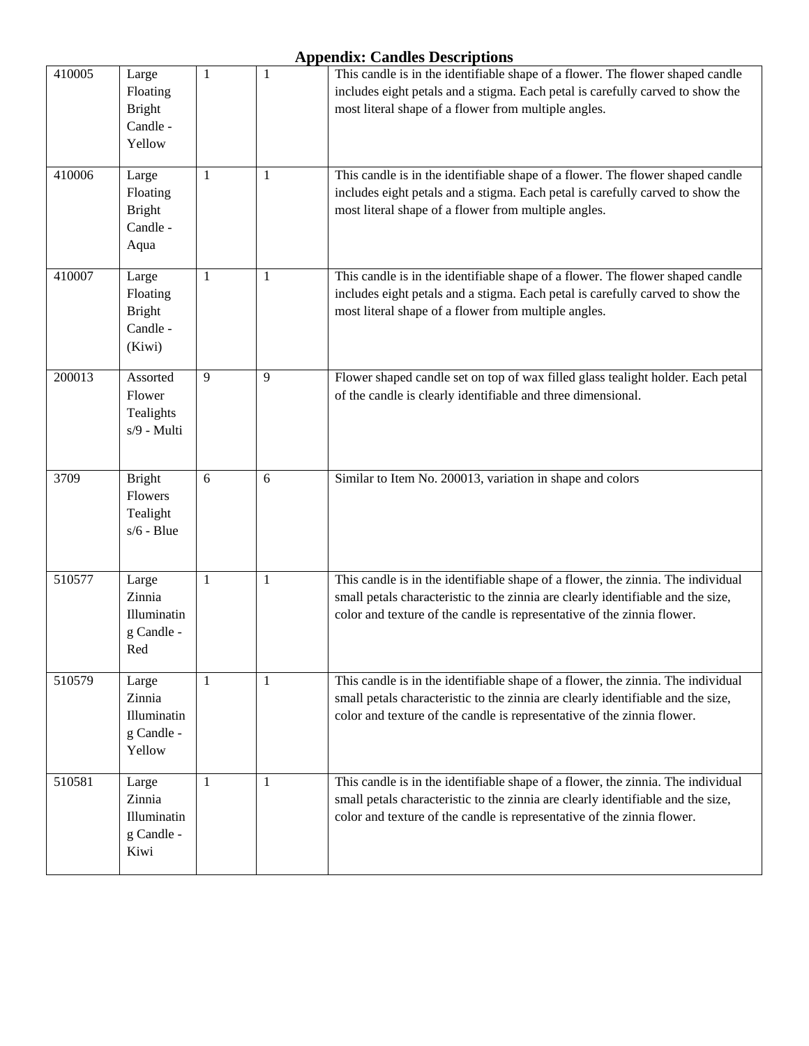## Appendix: Candles Descriptions

| | | | | |
|---|---|---|---|---|
| 410005 | Large Floating Bright Candle - Yellow | 1 | 1 | This candle is in the identifiable shape of a flower. The flower shaped candle includes eight petals and a stigma. Each petal is carefully carved to show the most literal shape of a flower from multiple angles. |
| 410006 | Large Floating Bright Candle - Aqua | 1 | 1 | This candle is in the identifiable shape of a flower. The flower shaped candle includes eight petals and a stigma. Each petal is carefully carved to show the most literal shape of a flower from multiple angles. |
| 410007 | Large Floating Bright Candle - (Kiwi) | 1 | 1 | This candle is in the identifiable shape of a flower. The flower shaped candle includes eight petals and a stigma. Each petal is carefully carved to show the most literal shape of a flower from multiple angles. |
| 200013 | Assorted Flower Tealights s/9 - Multi | 9 | 9 | Flower shaped candle set on top of wax filled glass tealight holder. Each petal of the candle is clearly identifiable and three dimensional. |
| 3709 | Bright Flowers Tealight s/6 - Blue | 6 | 6 | Similar to Item No. 200013, variation in shape and colors |
| 510577 | Large Zinnia Illuminating Candle - Red | 1 | 1 | This candle is in the identifiable shape of a flower, the zinnia. The individual small petals characteristic to the zinnia are clearly identifiable and the size, color and texture of the candle is representative of the zinnia flower. |
| 510579 | Large Zinnia Illuminating Candle - Yellow | 1 | 1 | This candle is in the identifiable shape of a flower, the zinnia. The individual small petals characteristic to the zinnia are clearly identifiable and the size, color and texture of the candle is representative of the zinnia flower. |
| 510581 | Large Zinnia Illuminating Candle - Kiwi | 1 | 1 | This candle is in the identifiable shape of a flower, the zinnia. The individual small petals characteristic to the zinnia are clearly identifiable and the size, color and texture of the candle is representative of the zinnia flower. |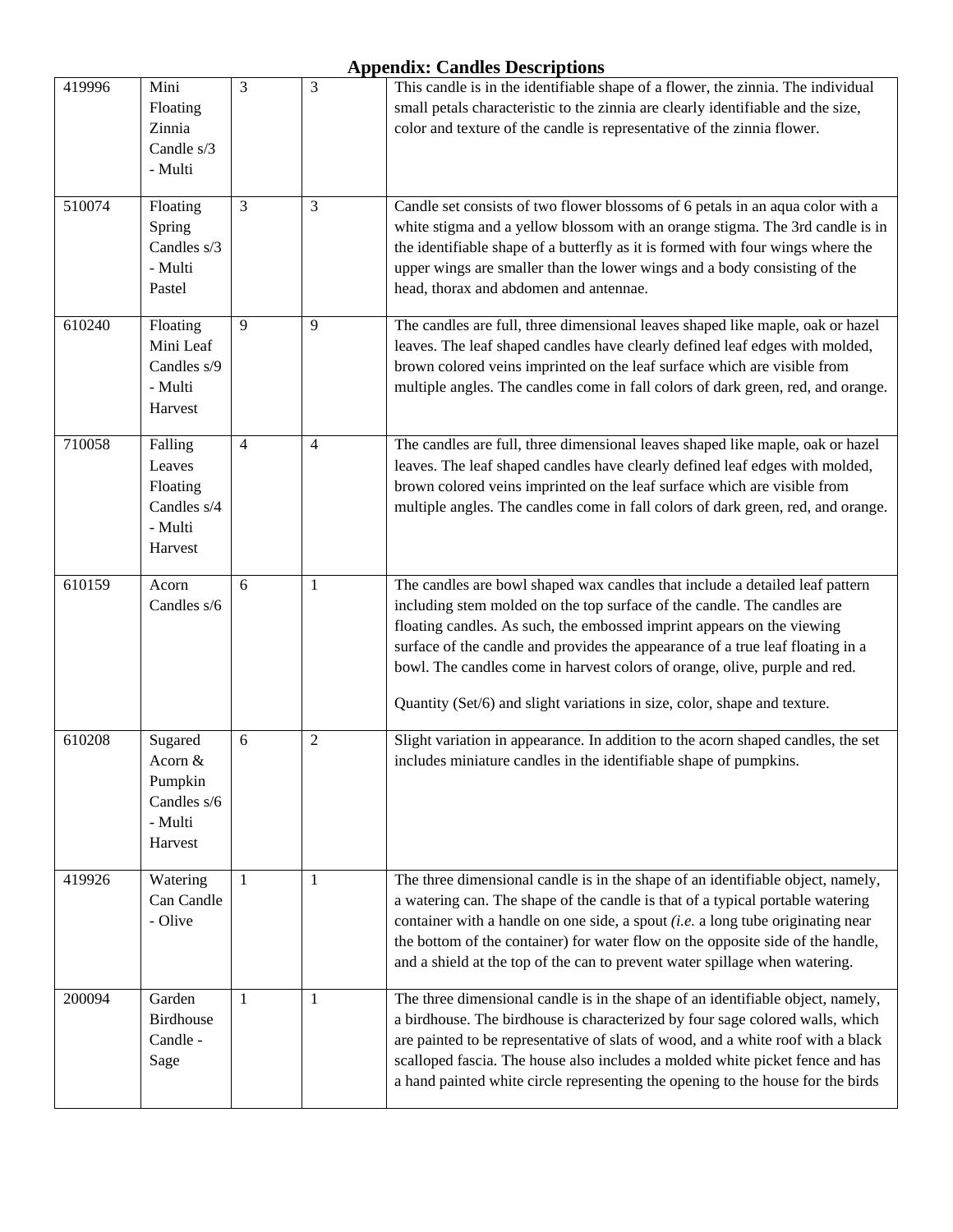## Appendix: Candles Descriptions

| | | | | |
|---|---|---|---|---|
| 419996 | Mini Floating Zinnia Candle s/3 - Multi | 3 | 3 | This candle is in the identifiable shape of a flower, the zinnia. The individual small petals characteristic to the zinnia are clearly identifiable and the size, color and texture of the candle is representative of the zinnia flower. |
| 510074 | Floating Spring Candles s/3 - Multi Pastel | 3 | 3 | Candle set consists of two flower blossoms of 6 petals in an aqua color with a white stigma and a yellow blossom with an orange stigma. The 3rd candle is in the identifiable shape of a butterfly as it is formed with four wings where the upper wings are smaller than the lower wings and a body consisting of the head, thorax and abdomen and antennae. |
| 610240 | Floating Mini Leaf Candles s/9 - Multi Harvest | 9 | 9 | The candles are full, three dimensional leaves shaped like maple, oak or hazel leaves. The leaf shaped candles have clearly defined leaf edges with molded, brown colored veins imprinted on the leaf surface which are visible from multiple angles. The candles come in fall colors of dark green, red, and orange. |
| 710058 | Falling Leaves Floating Candles s/4 - Multi Harvest | 4 | 4 | The candles are full, three dimensional leaves shaped like maple, oak or hazel leaves. The leaf shaped candles have clearly defined leaf edges with molded, brown colored veins imprinted on the leaf surface which are visible from multiple angles. The candles come in fall colors of dark green, red, and orange. |
| 610159 | Acorn Candles s/6 | 6 | 1 | The candles are bowl shaped wax candles that include a detailed leaf pattern including stem molded on the top surface of the candle. The candles are floating candles. As such, the embossed imprint appears on the viewing surface of the candle and provides the appearance of a true leaf floating in a bowl. The candles come in harvest colors of orange, olive, purple and red.<br><br>Quantity (Set/6) and slight variations in size, color, shape and texture. |
| 610208 | Sugared Acorn & Pumpkin Candles s/6 - Multi Harvest | 6 | 2 | Slight variation in appearance. In addition to the acorn shaped candles, the set includes miniature candles in the identifiable shape of pumpkins. |
| 419926 | Watering Can Candle - Olive | 1 | 1 | The three dimensional candle is in the shape of an identifiable object, namely, a watering can. The shape of the candle is that of a typical portable watering container with a handle on one side, a spout *(i.e.* a long tube originating near the bottom of the container) for water flow on the opposite side of the handle, and a shield at the top of the can to prevent water spillage when watering. |
| 200094 | Garden Birdhouse Candle - Sage | 1 | 1 | The three dimensional candle is in the shape of an identifiable object, namely, a birdhouse. The birdhouse is characterized by four sage colored walls, which are painted to be representative of slats of wood, and a white roof with a black scalloped fascia. The house also includes a molded white picket fence and has a hand painted white circle representing the opening to the house for the birds |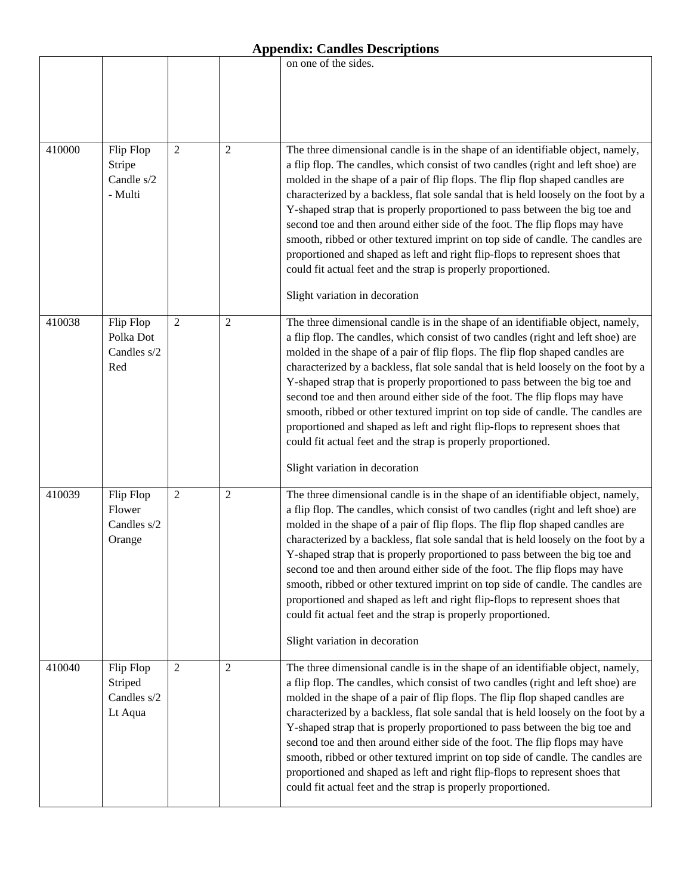# Appendix: Candles Descriptions

| | | | | |
|---|---|---|---|---|
| | | | | on one of the sides. |
| 410000 | Flip Flop Stripe Candle s/2 - Multi | 2 | 2 | The three dimensional candle is in the shape of an identifiable object, namely, a flip flop. The candles, which consist of two candles (right and left shoe) are molded in the shape of a pair of flip flops. The flip flop shaped candles are characterized by a backless, flat sole sandal that is held loosely on the foot by a Y-shaped strap that is properly proportioned to pass between the big toe and second toe and then around either side of the foot. The flip flops may have smooth, ribbed or other textured imprint on top side of candle. The candles are proportioned and shaped as left and right flip-flops to represent shoes that could fit actual feet and the strap is properly proportioned.<br><br>Slight variation in decoration |
| 410038 | Flip Flop Polka Dot Candles s/2 Red | 2 | 2 | The three dimensional candle is in the shape of an identifiable object, namely, a flip flop. The candles, which consist of two candles (right and left shoe) are molded in the shape of a pair of flip flops. The flip flop shaped candles are characterized by a backless, flat sole sandal that is held loosely on the foot by a Y-shaped strap that is properly proportioned to pass between the big toe and second toe and then around either side of the foot. The flip flops may have smooth, ribbed or other textured imprint on top side of candle. The candles are proportioned and shaped as left and right flip-flops to represent shoes that could fit actual feet and the strap is properly proportioned.<br><br>Slight variation in decoration |
| 410039 | Flip Flop Flower Candles s/2 Orange | 2 | 2 | The three dimensional candle is in the shape of an identifiable object, namely, a flip flop. The candles, which consist of two candles (right and left shoe) are molded in the shape of a pair of flip flops. The flip flop shaped candles are characterized by a backless, flat sole sandal that is held loosely on the foot by a Y-shaped strap that is properly proportioned to pass between the big toe and second toe and then around either side of the foot. The flip flops may have smooth, ribbed or other textured imprint on top side of candle. The candles are proportioned and shaped as left and right flip-flops to represent shoes that could fit actual feet and the strap is properly proportioned.<br><br>Slight variation in decoration |
| 410040 | Flip Flop Striped Candles s/2 Lt Aqua | 2 | 2 | The three dimensional candle is in the shape of an identifiable object, namely, a flip flop. The candles, which consist of two candles (right and left shoe) are molded in the shape of a pair of flip flops. The flip flop shaped candles are characterized by a backless, flat sole sandal that is held loosely on the foot by a Y-shaped strap that is properly proportioned to pass between the big toe and second toe and then around either side of the foot. The flip flops may have smooth, ribbed or other textured imprint on top side of candle. The candles are proportioned and shaped as left and right flip-flops to represent shoes that could fit actual feet and the strap is properly proportioned. |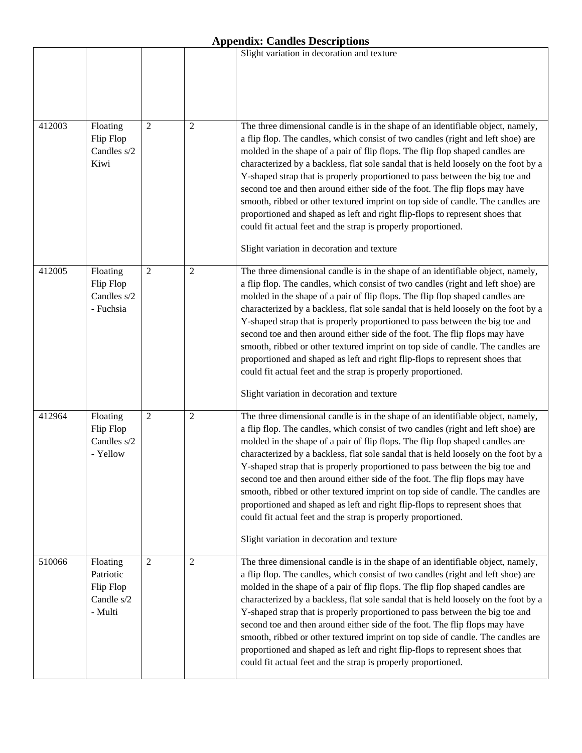# Appendix: Candles Descriptions

| | | | | |
|---|---|---|---|---|
| | | | | Slight variation in decoration and texture |
| 412003 | Floating Flip Flop Candles s/2 Kiwi | 2 | 2 | The three dimensional candle is in the shape of an identifiable object, namely, a flip flop. The candles, which consist of two candles (right and left shoe) are molded in the shape of a pair of flip flops. The flip flop shaped candles are characterized by a backless, flat sole sandal that is held loosely on the foot by a Y-shaped strap that is properly proportioned to pass between the big toe and second toe and then around either side of the foot. The flip flops may have smooth, ribbed or other textured imprint on top side of candle. The candles are proportioned and shaped as left and right flip-flops to represent shoes that could fit actual feet and the strap is properly proportioned.<br><br>Slight variation in decoration and texture |
| 412005 | Floating Flip Flop Candles s/2 - Fuchsia | 2 | 2 | The three dimensional candle is in the shape of an identifiable object, namely, a flip flop. The candles, which consist of two candles (right and left shoe) are molded in the shape of a pair of flip flops. The flip flop shaped candles are characterized by a backless, flat sole sandal that is held loosely on the foot by a Y-shaped strap that is properly proportioned to pass between the big toe and second toe and then around either side of the foot. The flip flops may have smooth, ribbed or other textured imprint on top side of candle. The candles are proportioned and shaped as left and right flip-flops to represent shoes that could fit actual feet and the strap is properly proportioned.<br><br>Slight variation in decoration and texture |
| 412964 | Floating Flip Flop Candles s/2 - Yellow | 2 | 2 | The three dimensional candle is in the shape of an identifiable object, namely, a flip flop. The candles, which consist of two candles (right and left shoe) are molded in the shape of a pair of flip flops. The flip flop shaped candles are characterized by a backless, flat sole sandal that is held loosely on the foot by a Y-shaped strap that is properly proportioned to pass between the big toe and second toe and then around either side of the foot. The flip flops may have smooth, ribbed or other textured imprint on top side of candle. The candles are proportioned and shaped as left and right flip-flops to represent shoes that could fit actual feet and the strap is properly proportioned.<br><br>Slight variation in decoration and texture |
| 510066 | Floating Patriotic Flip Flop Candle s/2 - Multi | 2 | 2 | The three dimensional candle is in the shape of an identifiable object, namely, a flip flop. The candles, which consist of two candles (right and left shoe) are molded in the shape of a pair of flip flops. The flip flop shaped candles are characterized by a backless, flat sole sandal that is held loosely on the foot by a Y-shaped strap that is properly proportioned to pass between the big toe and second toe and then around either side of the foot. The flip flops may have smooth, ribbed or other textured imprint on top side of candle. The candles are proportioned and shaped as left and right flip-flops to represent shoes that could fit actual feet and the strap is properly proportioned. |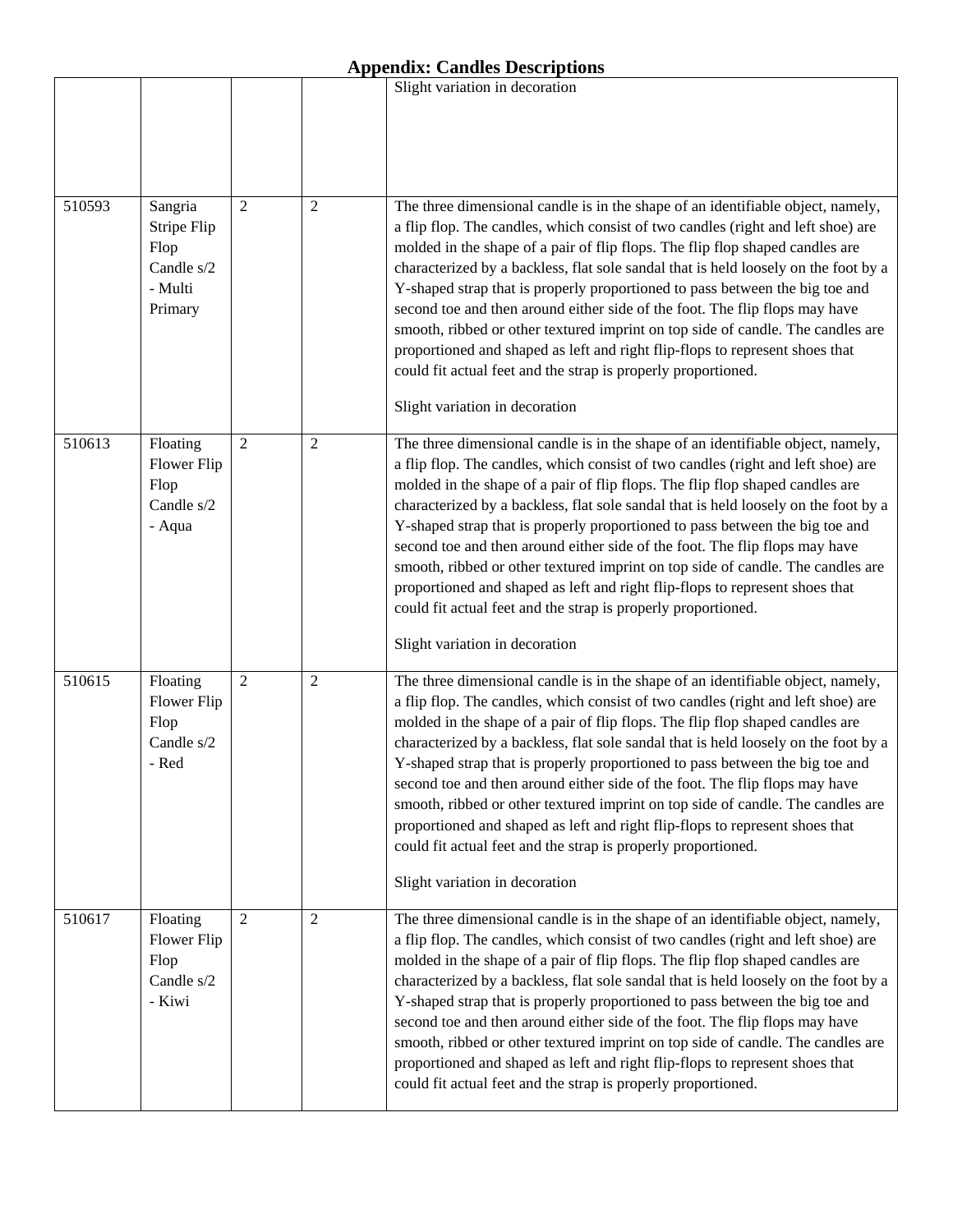# Appendix: Candles Descriptions

| | | | | |
|---|---|---|---|---|
| | | | | Slight variation in decoration |
| 510593 | Sangria Stripe Flip Flop Candle s/2 - Multi Primary | 2 | 2 | The three dimensional candle is in the shape of an identifiable object, namely, a flip flop. The candles, which consist of two candles (right and left shoe) are molded in the shape of a pair of flip flops. The flip flop shaped candles are characterized by a backless, flat sole sandal that is held loosely on the foot by a Y-shaped strap that is properly proportioned to pass between the big toe and second toe and then around either side of the foot. The flip flops may have smooth, ribbed or other textured imprint on top side of candle. The candles are proportioned and shaped as left and right flip-flops to represent shoes that could fit actual feet and the strap is properly proportioned.<br><br>Slight variation in decoration |
| 510613 | Floating Flower Flip Flop Candle s/2 - Aqua | 2 | 2 | The three dimensional candle is in the shape of an identifiable object, namely, a flip flop. The candles, which consist of two candles (right and left shoe) are molded in the shape of a pair of flip flops. The flip flop shaped candles are characterized by a backless, flat sole sandal that is held loosely on the foot by a Y-shaped strap that is properly proportioned to pass between the big toe and second toe and then around either side of the foot. The flip flops may have smooth, ribbed or other textured imprint on top side of candle. The candles are proportioned and shaped as left and right flip-flops to represent shoes that could fit actual feet and the strap is properly proportioned.<br><br>Slight variation in decoration |
| 510615 | Floating Flower Flip Flop Candle s/2 - Red | 2 | 2 | The three dimensional candle is in the shape of an identifiable object, namely, a flip flop. The candles, which consist of two candles (right and left shoe) are molded in the shape of a pair of flip flops. The flip flop shaped candles are characterized by a backless, flat sole sandal that is held loosely on the foot by a Y-shaped strap that is properly proportioned to pass between the big toe and second toe and then around either side of the foot. The flip flops may have smooth, ribbed or other textured imprint on top side of candle. The candles are proportioned and shaped as left and right flip-flops to represent shoes that could fit actual feet and the strap is properly proportioned.<br><br>Slight variation in decoration |
| 510617 | Floating Flower Flip Flop Candle s/2 - Kiwi | 2 | 2 | The three dimensional candle is in the shape of an identifiable object, namely, a flip flop. The candles, which consist of two candles (right and left shoe) are molded in the shape of a pair of flip flops. The flip flop shaped candles are characterized by a backless, flat sole sandal that is held loosely on the foot by a Y-shaped strap that is properly proportioned to pass between the big toe and second toe and then around either side of the foot. The flip flops may have smooth, ribbed or other textured imprint on top side of candle. The candles are proportioned and shaped as left and right flip-flops to represent shoes that could fit actual feet and the strap is properly proportioned. |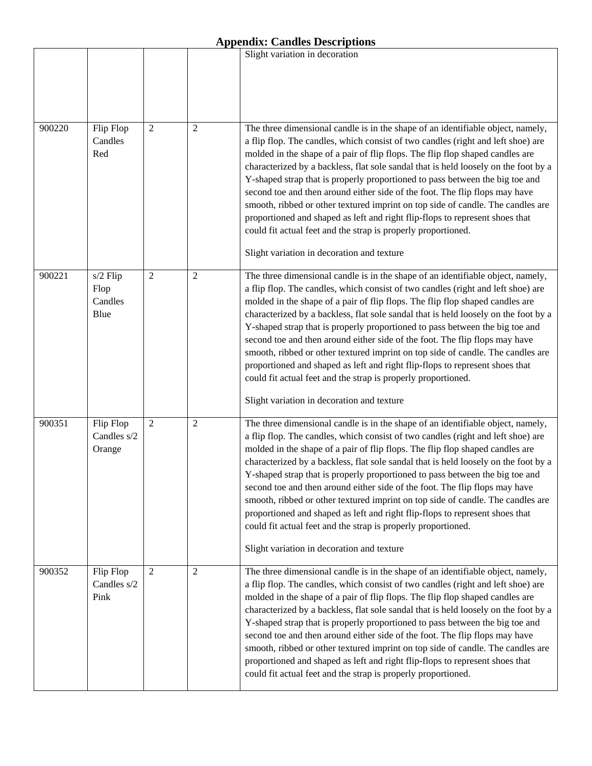## Appendix: Candles Descriptions

| | | | | |
|---|---|---|---|---|
| | | | | Slight variation in decoration |
| 900220 | Flip Flop Candles Red | 2 | 2 | The three dimensional candle is in the shape of an identifiable object, namely, a flip flop. The candles, which consist of two candles (right and left shoe) are molded in the shape of a pair of flip flops. The flip flop shaped candles are characterized by a backless, flat sole sandal that is held loosely on the foot by a Y-shaped strap that is properly proportioned to pass between the big toe and second toe and then around either side of the foot. The flip flops may have smooth, ribbed or other textured imprint on top side of candle. The candles are proportioned and shaped as left and right flip-flops to represent shoes that could fit actual feet and the strap is properly proportioned.<br><br>Slight variation in decoration and texture |
| 900221 | s/2 Flip Flop Candles Blue | 2 | 2 | The three dimensional candle is in the shape of an identifiable object, namely, a flip flop. The candles, which consist of two candles (right and left shoe) are molded in the shape of a pair of flip flops. The flip flop shaped candles are characterized by a backless, flat sole sandal that is held loosely on the foot by a Y-shaped strap that is properly proportioned to pass between the big toe and second toe and then around either side of the foot. The flip flops may have smooth, ribbed or other textured imprint on top side of candle. The candles are proportioned and shaped as left and right flip-flops to represent shoes that could fit actual feet and the strap is properly proportioned.<br><br>Slight variation in decoration and texture |
| 900351 | Flip Flop Candles s/2 Orange | 2 | 2 | The three dimensional candle is in the shape of an identifiable object, namely, a flip flop. The candles, which consist of two candles (right and left shoe) are molded in the shape of a pair of flip flops. The flip flop shaped candles are characterized by a backless, flat sole sandal that is held loosely on the foot by a Y-shaped strap that is properly proportioned to pass between the big toe and second toe and then around either side of the foot. The flip flops may have smooth, ribbed or other textured imprint on top side of candle. The candles are proportioned and shaped as left and right flip-flops to represent shoes that could fit actual feet and the strap is properly proportioned.<br><br>Slight variation in decoration and texture |
| 900352 | Flip Flop Candles s/2 Pink | 2 | 2 | The three dimensional candle is in the shape of an identifiable object, namely, a flip flop. The candles, which consist of two candles (right and left shoe) are molded in the shape of a pair of flip flops. The flip flop shaped candles are characterized by a backless, flat sole sandal that is held loosely on the foot by a Y-shaped strap that is properly proportioned to pass between the big toe and second toe and then around either side of the foot. The flip flops may have smooth, ribbed or other textured imprint on top side of candle. The candles are proportioned and shaped as left and right flip-flops to represent shoes that could fit actual feet and the strap is properly proportioned. |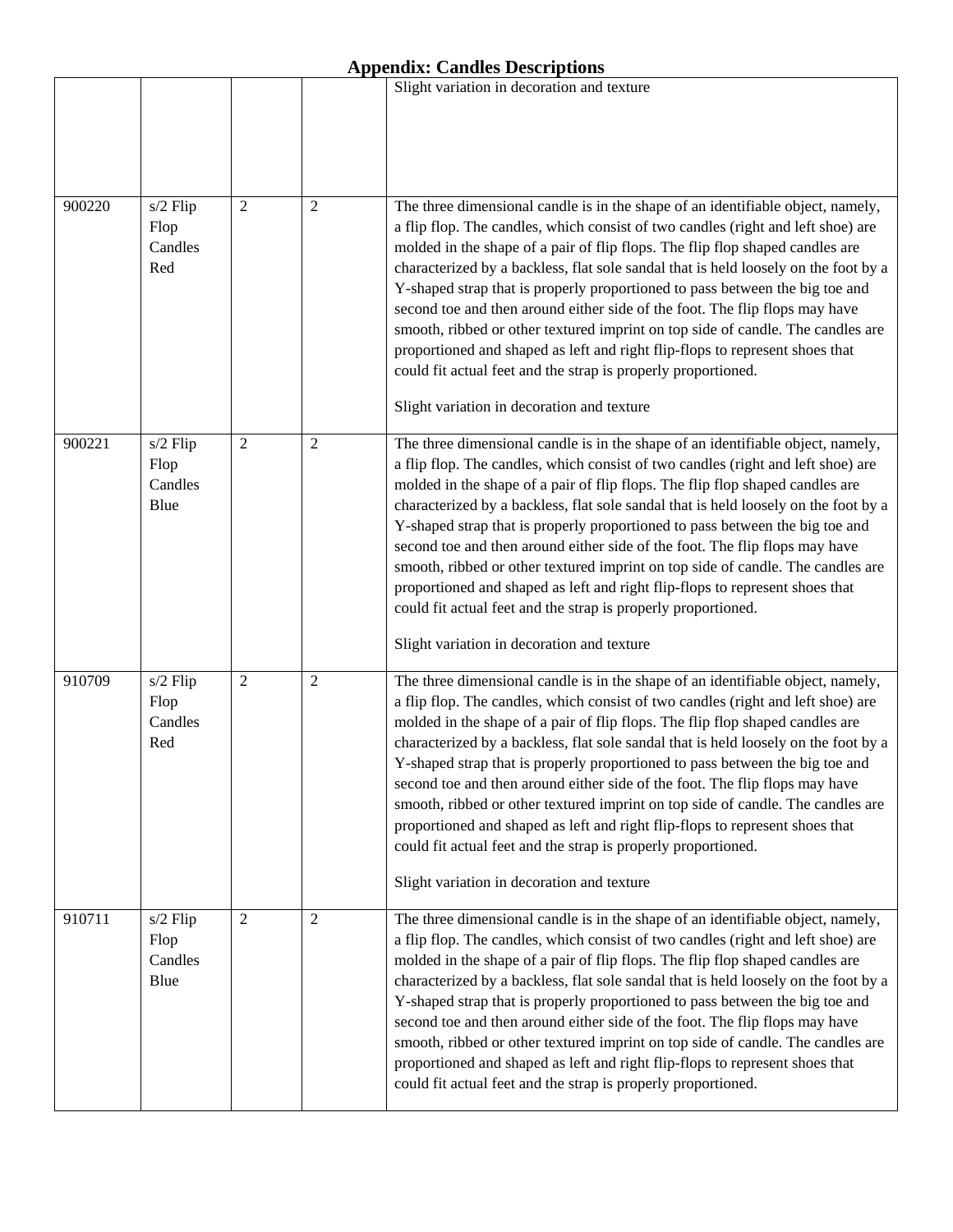## Appendix: Candles Descriptions

| | | | | |
|---|---|---|---|---|
| | | | | Slight variation in decoration and texture |
| 900220 | s/2 Flip Flop Candles Red | 2 | 2 | The three dimensional candle is in the shape of an identifiable object, namely, a flip flop. The candles, which consist of two candles (right and left shoe) are molded in the shape of a pair of flip flops. The flip flop shaped candles are characterized by a backless, flat sole sandal that is held loosely on the foot by a Y-shaped strap that is properly proportioned to pass between the big toe and second toe and then around either side of the foot. The flip flops may have smooth, ribbed or other textured imprint on top side of candle. The candles are proportioned and shaped as left and right flip-flops to represent shoes that could fit actual feet and the strap is properly proportioned.<br><br>Slight variation in decoration and texture |
| 900221 | s/2 Flip Flop Candles Blue | 2 | 2 | The three dimensional candle is in the shape of an identifiable object, namely, a flip flop. The candles, which consist of two candles (right and left shoe) are molded in the shape of a pair of flip flops. The flip flop shaped candles are characterized by a backless, flat sole sandal that is held loosely on the foot by a Y-shaped strap that is properly proportioned to pass between the big toe and second toe and then around either side of the foot. The flip flops may have smooth, ribbed or other textured imprint on top side of candle. The candles are proportioned and shaped as left and right flip-flops to represent shoes that could fit actual feet and the strap is properly proportioned.<br><br>Slight variation in decoration and texture |
| 910709 | s/2 Flip Flop Candles Red | 2 | 2 | The three dimensional candle is in the shape of an identifiable object, namely, a flip flop. The candles, which consist of two candles (right and left shoe) are molded in the shape of a pair of flip flops. The flip flop shaped candles are characterized by a backless, flat sole sandal that is held loosely on the foot by a Y-shaped strap that is properly proportioned to pass between the big toe and second toe and then around either side of the foot. The flip flops may have smooth, ribbed or other textured imprint on top side of candle. The candles are proportioned and shaped as left and right flip-flops to represent shoes that could fit actual feet and the strap is properly proportioned.<br><br>Slight variation in decoration and texture |
| 910711 | s/2 Flip Flop Candles Blue | 2 | 2 | The three dimensional candle is in the shape of an identifiable object, namely, a flip flop. The candles, which consist of two candles (right and left shoe) are molded in the shape of a pair of flip flops. The flip flop shaped candles are characterized by a backless, flat sole sandal that is held loosely on the foot by a Y-shaped strap that is properly proportioned to pass between the big toe and second toe and then around either side of the foot. The flip flops may have smooth, ribbed or other textured imprint on top side of candle. The candles are proportioned and shaped as left and right flip-flops to represent shoes that could fit actual feet and the strap is properly proportioned. |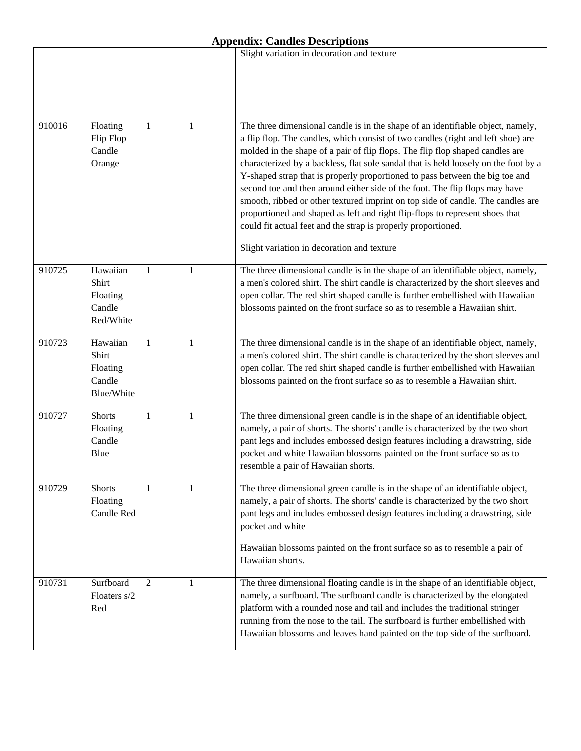## Appendix: Candles Descriptions

| | | | | |
|---|---|---|---|---|
| | | | | Slight variation in decoration and texture |
| 910016 | Floating Flip Flop Candle Orange | 1 | 1 | The three dimensional candle is in the shape of an identifiable object, namely, a flip flop. The candles, which consist of two candles (right and left shoe) are molded in the shape of a pair of flip flops. The flip flop shaped candles are characterized by a backless, flat sole sandal that is held loosely on the foot by a Y-shaped strap that is properly proportioned to pass between the big toe and second toe and then around either side of the foot. The flip flops may have smooth, ribbed or other textured imprint on top side of candle. The candles are proportioned and shaped as left and right flip-flops to represent shoes that could fit actual feet and the strap is properly proportioned.<br><br>Slight variation in decoration and texture |
| 910725 | Hawaiian Shirt Floating Candle Red/White | 1 | 1 | The three dimensional candle is in the shape of an identifiable object, namely, a men's colored shirt. The shirt candle is characterized by the short sleeves and open collar. The red shirt shaped candle is further embellished with Hawaiian blossoms painted on the front surface so as to resemble a Hawaiian shirt. |
| 910723 | Hawaiian Shirt Floating Candle Blue/White | 1 | 1 | The three dimensional candle is in the shape of an identifiable object, namely, a men's colored shirt. The shirt candle is characterized by the short sleeves and open collar. The red shirt shaped candle is further embellished with Hawaiian blossoms painted on the front surface so as to resemble a Hawaiian shirt. |
| 910727 | Shorts Floating Candle Blue | 1 | 1 | The three dimensional green candle is in the shape of an identifiable object, namely, a pair of shorts. The shorts' candle is characterized by the two short pant legs and includes embossed design features including a drawstring, side pocket and white Hawaiian blossoms painted on the front surface so as to resemble a pair of Hawaiian shorts. |
| 910729 | Shorts Floating Candle Red | 1 | 1 | The three dimensional green candle is in the shape of an identifiable object, namely, a pair of shorts. The shorts' candle is characterized by the two short pant legs and includes embossed design features including a drawstring, side pocket and white<br><br>Hawaiian blossoms painted on the front surface so as to resemble a pair of Hawaiian shorts. |
| 910731 | Surfboard Floaters s/2 Red | 2 | 1 | The three dimensional floating candle is in the shape of an identifiable object, namely, a surfboard. The surfboard candle is characterized by the elongated platform with a rounded nose and tail and includes the traditional stringer running from the nose to the tail. The surfboard is further embellished with Hawaiian blossoms and leaves hand painted on the top side of the surfboard. |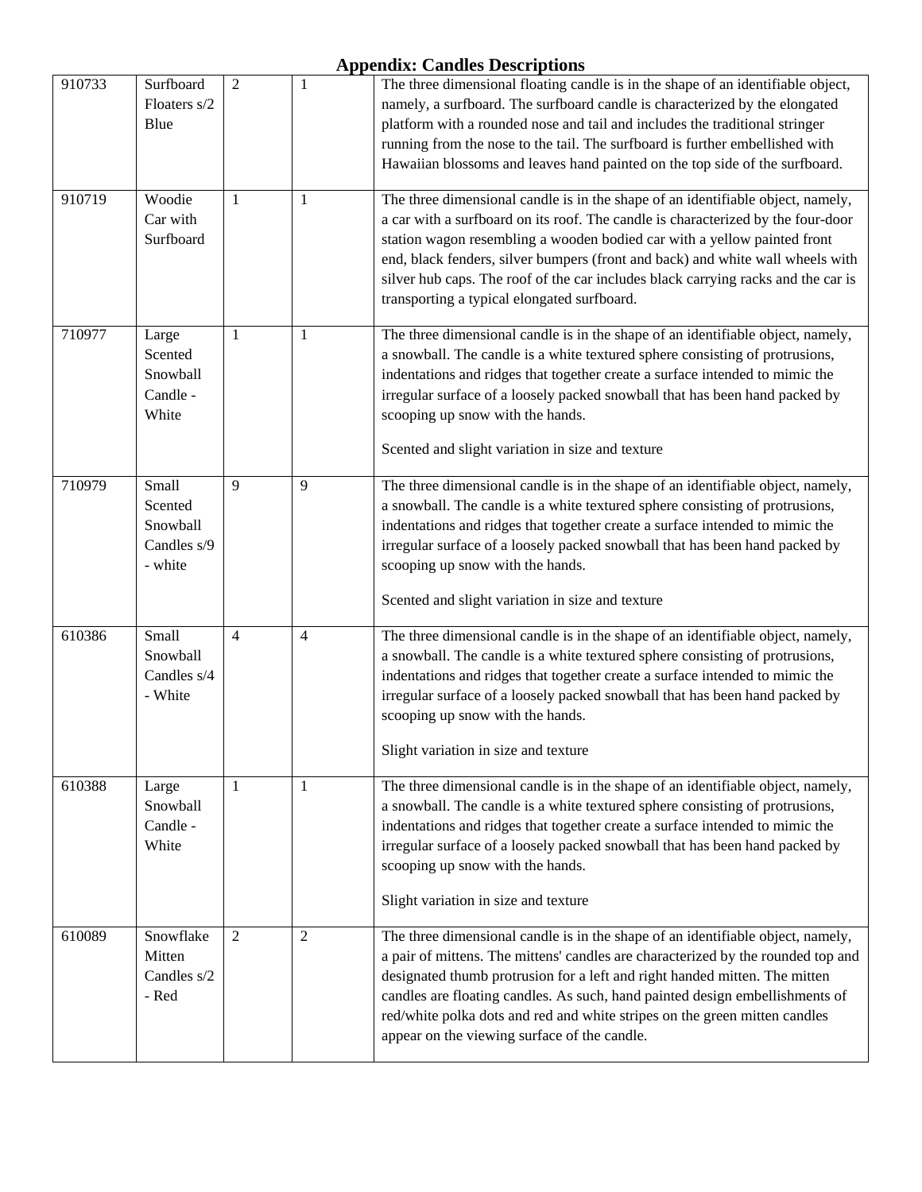## Appendix: Candles Descriptions

| | | | | |
|---|---|---|---|---|
| 910733 | Surfboard Floaters s/2 Blue | 2 | 1 | The three dimensional floating candle is in the shape of an identifiable object, namely, a surfboard. The surfboard candle is characterized by the elongated platform with a rounded nose and tail and includes the traditional stringer running from the nose to the tail. The surfboard is further embellished with Hawaiian blossoms and leaves hand painted on the top side of the surfboard. |
| 910719 | Woodie Car with Surfboard | 1 | 1 | The three dimensional candle is in the shape of an identifiable object, namely, a car with a surfboard on its roof. The candle is characterized by the four-door station wagon resembling a wooden bodied car with a yellow painted front end, black fenders, silver bumpers (front and back) and white wall wheels with silver hub caps. The roof of the car includes black carrying racks and the car is transporting a typical elongated surfboard. |
| 710977 | Large Scented Snowball Candle - White | 1 | 1 | The three dimensional candle is in the shape of an identifiable object, namely, a snowball. The candle is a white textured sphere consisting of protrusions, indentations and ridges that together create a surface intended to mimic the irregular surface of a loosely packed snowball that has been hand packed by scooping up snow with the hands.<br><br>Scented and slight variation in size and texture |
| 710979 | Small Scented Snowball Candles s/9 - white | 9 | 9 | The three dimensional candle is in the shape of an identifiable object, namely, a snowball. The candle is a white textured sphere consisting of protrusions, indentations and ridges that together create a surface intended to mimic the irregular surface of a loosely packed snowball that has been hand packed by scooping up snow with the hands.<br><br>Scented and slight variation in size and texture |
| 610386 | Small Snowball Candles s/4 - White | 4 | 4 | The three dimensional candle is in the shape of an identifiable object, namely, a snowball. The candle is a white textured sphere consisting of protrusions, indentations and ridges that together create a surface intended to mimic the irregular surface of a loosely packed snowball that has been hand packed by scooping up snow with the hands.<br><br>Slight variation in size and texture |
| 610388 | Large Snowball Candle - White | 1 | 1 | The three dimensional candle is in the shape of an identifiable object, namely, a snowball. The candle is a white textured sphere consisting of protrusions, indentations and ridges that together create a surface intended to mimic the irregular surface of a loosely packed snowball that has been hand packed by scooping up snow with the hands.<br><br>Slight variation in size and texture |
| 610089 | Snowflake Mitten Candles s/2 - Red | 2 | 2 | The three dimensional candle is in the shape of an identifiable object, namely, a pair of mittens. The mittens' candles are characterized by the rounded top and designated thumb protrusion for a left and right handed mitten. The mitten candles are floating candles. As such, hand painted design embellishments of red/white polka dots and red and white stripes on the green mitten candles appear on the viewing surface of the candle. |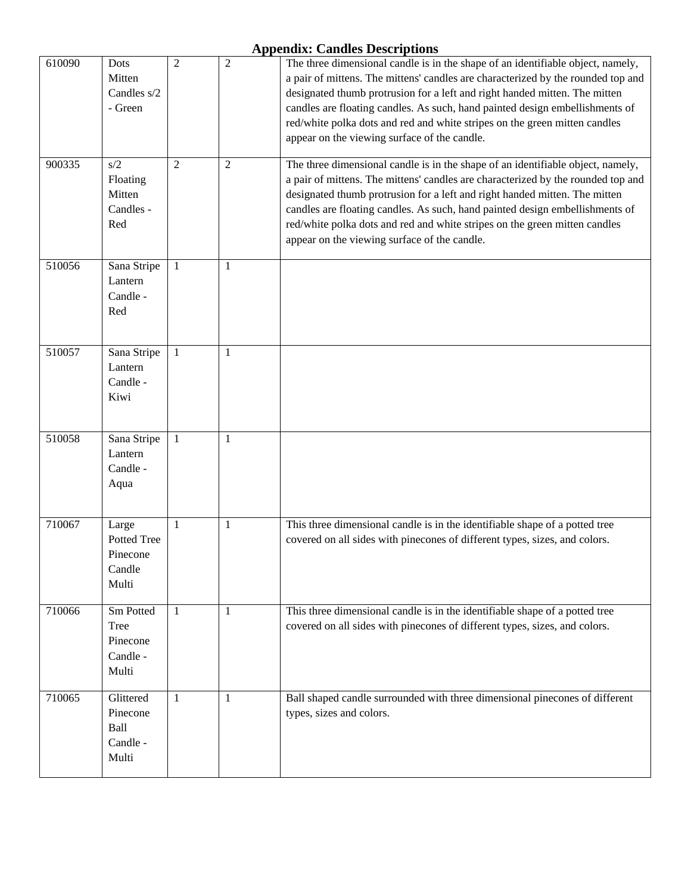## Appendix: Candles Descriptions

| | | | | |
|---|---|---|---|---|
| 610090 | Dots Mitten Candles s/2 - Green | 2 | 2 | The three dimensional candle is in the shape of an identifiable object, namely, a pair of mittens. The mittens' candles are characterized by the rounded top and designated thumb protrusion for a left and right handed mitten. The mitten candles are floating candles. As such, hand painted design embellishments of red/white polka dots and red and white stripes on the green mitten candles appear on the viewing surface of the candle. |
| 900335 | s/2 Floating Mitten Candles - Red | 2 | 2 | The three dimensional candle is in the shape of an identifiable object, namely, a pair of mittens. The mittens' candles are characterized by the rounded top and designated thumb protrusion for a left and right handed mitten. The mitten candles are floating candles. As such, hand painted design embellishments of red/white polka dots and red and white stripes on the green mitten candles appear on the viewing surface of the candle. |
| 510056 | Sana Stripe Lantern Candle - Red | 1 | 1 | |
| 510057 | Sana Stripe Lantern Candle - Kiwi | 1 | 1 | |
| 510058 | Sana Stripe Lantern Candle - Aqua | 1 | 1 | |
| 710067 | Large Potted Tree Pinecone Candle Multi | 1 | 1 | This three dimensional candle is in the identifiable shape of a potted tree covered on all sides with pinecones of different types, sizes, and colors. |
| 710066 | Sm Potted Tree Pinecone Candle - Multi | 1 | 1 | This three dimensional candle is in the identifiable shape of a potted tree covered on all sides with pinecones of different types, sizes, and colors. |
| 710065 | Glittered Pinecone Ball Candle - Multi | 1 | 1 | Ball shaped candle surrounded with three dimensional pinecones of different types, sizes and colors. |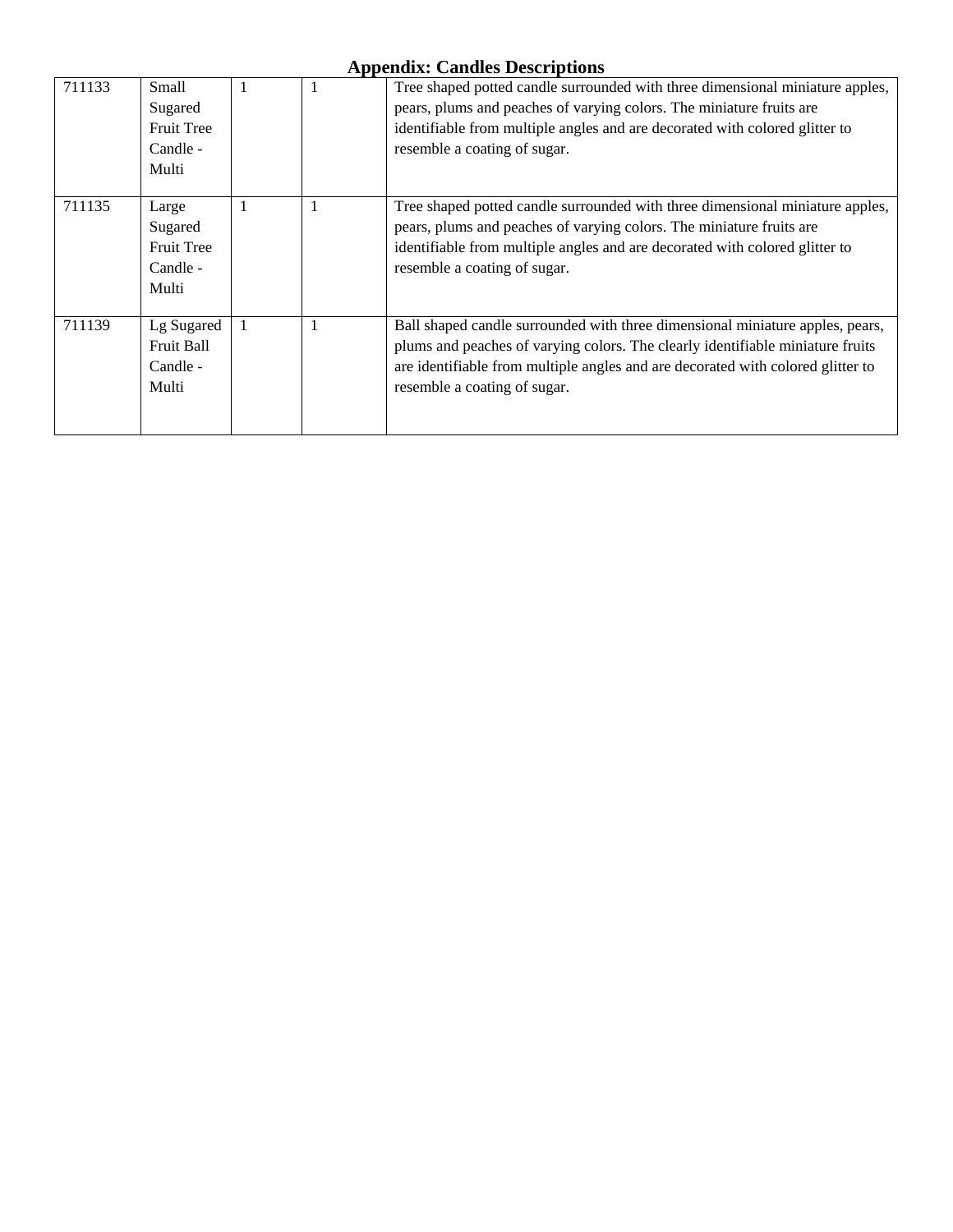**Appendix: Candles Descriptions**

| | | | | |
|---|---|---|---|---|
| 711133 | Small Sugared Fruit Tree Candle - Multi | 1 | 1 | Tree shaped potted candle surrounded with three dimensional miniature apples, pears, plums and peaches of varying colors. The miniature fruits are identifiable from multiple angles and are decorated with colored glitter to resemble a coating of sugar. |
| 711135 | Large Sugared Fruit Tree Candle - Multi | 1 | 1 | Tree shaped potted candle surrounded with three dimensional miniature apples, pears, plums and peaches of varying colors. The miniature fruits are identifiable from multiple angles and are decorated with colored glitter to resemble a coating of sugar. |
| 711139 | Lg Sugared Fruit Ball Candle - Multi | 1 | 1 | Ball shaped candle surrounded with three dimensional miniature apples, pears, plums and peaches of varying colors. The clearly identifiable miniature fruits are identifiable from multiple angles and are decorated with colored glitter to resemble a coating of sugar. |